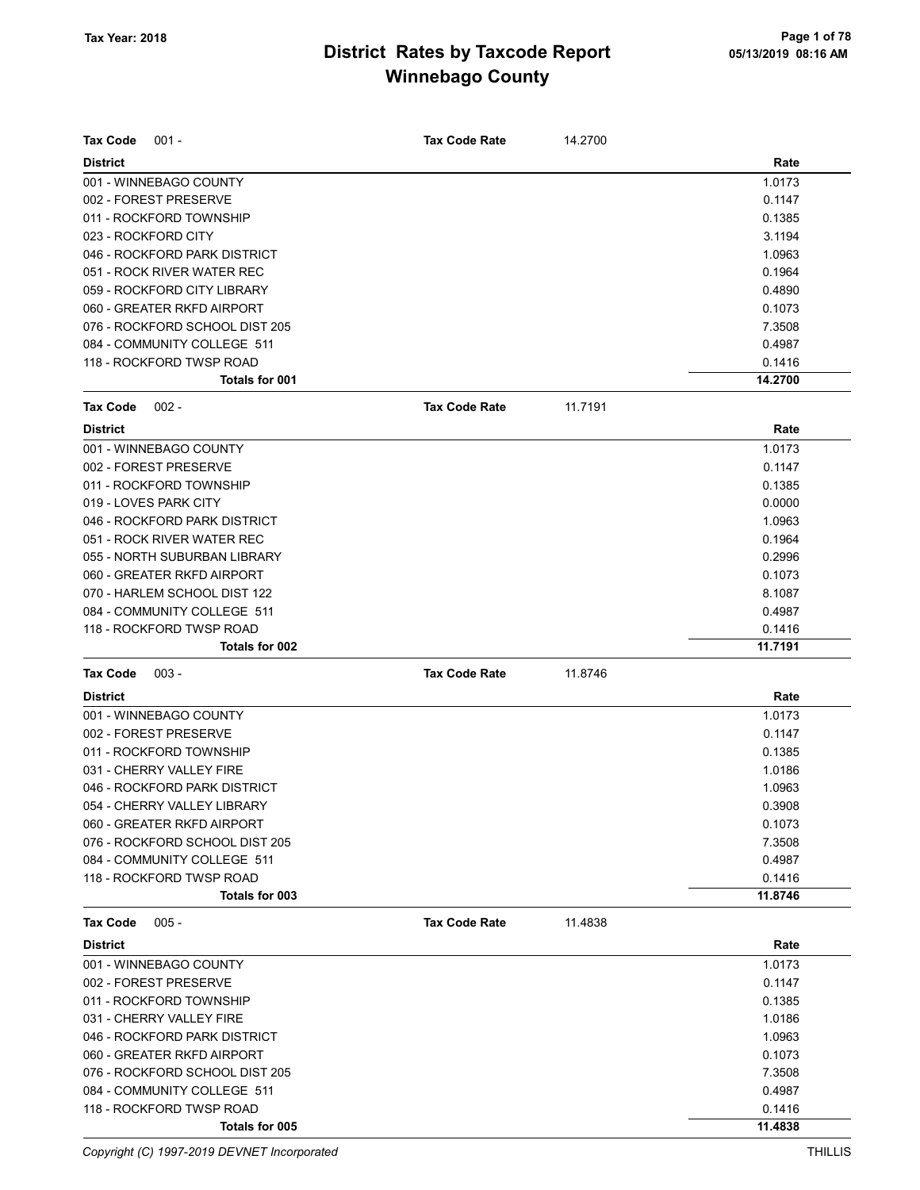# District Rates by Taxcode Report
## Winnebago County

Tax Year: 2018

05/13/2019 08:16 AM

**Tax Code** 001 - **Tax Code Rate** 14.2700

| District | Rate |
|---|---|
| 001 - WINNEBAGO COUNTY | 1.0173 |
| 002 - FOREST PRESERVE | 0.1147 |
| 011 - ROCKFORD TOWNSHIP | 0.1385 |
| 023 - ROCKFORD CITY | 3.1194 |
| 046 - ROCKFORD PARK DISTRICT | 1.0963 |
| 051 - ROCK RIVER WATER REC | 0.1964 |
| 059 - ROCKFORD CITY LIBRARY | 0.4890 |
| 060 - GREATER RKFD AIRPORT | 0.1073 |
| 076 - ROCKFORD SCHOOL DIST 205 | 7.3508 |
| 084 - COMMUNITY COLLEGE 511 | 0.4987 |
| 118 - ROCKFORD TWSP ROAD | 0.1416 |
| **Totals for 001** | **14.2700** |

**Tax Code** 002 - **Tax Code Rate** 11.7191

| District | Rate |
|---|---|
| 001 - WINNEBAGO COUNTY | 1.0173 |
| 002 - FOREST PRESERVE | 0.1147 |
| 011 - ROCKFORD TOWNSHIP | 0.1385 |
| 019 - LOVES PARK CITY | 0.0000 |
| 046 - ROCKFORD PARK DISTRICT | 1.0963 |
| 051 - ROCK RIVER WATER REC | 0.1964 |
| 055 - NORTH SUBURBAN LIBRARY | 0.2996 |
| 060 - GREATER RKFD AIRPORT | 0.1073 |
| 070 - HARLEM SCHOOL DIST 122 | 8.1087 |
| 084 - COMMUNITY COLLEGE 511 | 0.4987 |
| 118 - ROCKFORD TWSP ROAD | 0.1416 |
| **Totals for 002** | **11.7191** |

**Tax Code** 003 - **Tax Code Rate** 11.8746

| District | Rate |
|---|---|
| 001 - WINNEBAGO COUNTY | 1.0173 |
| 002 - FOREST PRESERVE | 0.1147 |
| 011 - ROCKFORD TOWNSHIP | 0.1385 |
| 031 - CHERRY VALLEY FIRE | 1.0186 |
| 046 - ROCKFORD PARK DISTRICT | 1.0963 |
| 054 - CHERRY VALLEY LIBRARY | 0.3908 |
| 060 - GREATER RKFD AIRPORT | 0.1073 |
| 076 - ROCKFORD SCHOOL DIST 205 | 7.3508 |
| 084 - COMMUNITY COLLEGE 511 | 0.4987 |
| 118 - ROCKFORD TWSP ROAD | 0.1416 |
| **Totals for 003** | **11.8746** |

**Tax Code** 005 - **Tax Code Rate** 11.4838

| District | Rate |
|---|---|
| 001 - WINNEBAGO COUNTY | 1.0173 |
| 002 - FOREST PRESERVE | 0.1147 |
| 011 - ROCKFORD TOWNSHIP | 0.1385 |
| 031 - CHERRY VALLEY FIRE | 1.0186 |
| 046 - ROCKFORD PARK DISTRICT | 1.0963 |
| 060 - GREATER RKFD AIRPORT | 0.1073 |
| 076 - ROCKFORD SCHOOL DIST 205 | 7.3508 |
| 084 - COMMUNITY COLLEGE 511 | 0.4987 |
| 118 - ROCKFORD TWSP ROAD | 0.1416 |
| **Totals for 005** | **11.4838** |

*Copyright (C) 1997-2019 DEVNET Incorporated*

THILLIS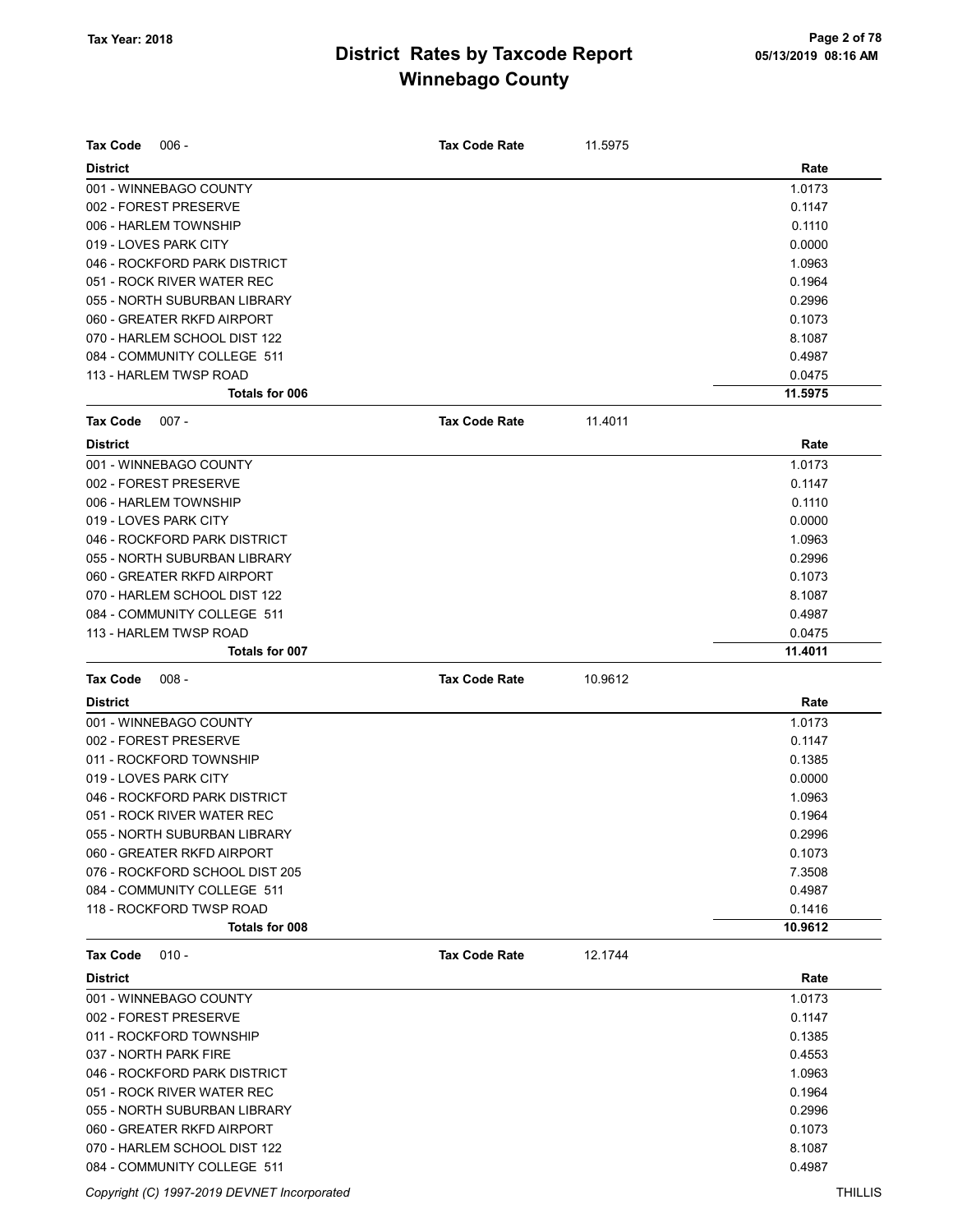# District Rates by Taxcode Report
# Winnebago County

Tax Year: 2018

**Tax Code** 006 - **Tax Code Rate** 11.5975

| District | Rate |
|---|---|
| 001 - WINNEBAGO COUNTY | 1.0173 |
| 002 - FOREST PRESERVE | 0.1147 |
| 006 - HARLEM TOWNSHIP | 0.1110 |
| 019 - LOVES PARK CITY | 0.0000 |
| 046 - ROCKFORD PARK DISTRICT | 1.0963 |
| 051 - ROCK RIVER WATER REC | 0.1964 |
| 055 - NORTH SUBURBAN LIBRARY | 0.2996 |
| 060 - GREATER RKFD AIRPORT | 0.1073 |
| 070 - HARLEM SCHOOL DIST 122 | 8.1087 |
| 084 - COMMUNITY COLLEGE 511 | 0.4987 |
| 113 - HARLEM TWSP ROAD | 0.0475 |
| **Totals for 006** | **11.5975** |

**Tax Code** 007 - **Tax Code Rate** 11.4011

| District | Rate |
|---|---|
| 001 - WINNEBAGO COUNTY | 1.0173 |
| 002 - FOREST PRESERVE | 0.1147 |
| 006 - HARLEM TOWNSHIP | 0.1110 |
| 019 - LOVES PARK CITY | 0.0000 |
| 046 - ROCKFORD PARK DISTRICT | 1.0963 |
| 055 - NORTH SUBURBAN LIBRARY | 0.2996 |
| 060 - GREATER RKFD AIRPORT | 0.1073 |
| 070 - HARLEM SCHOOL DIST 122 | 8.1087 |
| 084 - COMMUNITY COLLEGE 511 | 0.4987 |
| 113 - HARLEM TWSP ROAD | 0.0475 |
| **Totals for 007** | **11.4011** |

**Tax Code** 008 - **Tax Code Rate** 10.9612

| District | Rate |
|---|---|
| 001 - WINNEBAGO COUNTY | 1.0173 |
| 002 - FOREST PRESERVE | 0.1147 |
| 011 - ROCKFORD TOWNSHIP | 0.1385 |
| 019 - LOVES PARK CITY | 0.0000 |
| 046 - ROCKFORD PARK DISTRICT | 1.0963 |
| 051 - ROCK RIVER WATER REC | 0.1964 |
| 055 - NORTH SUBURBAN LIBRARY | 0.2996 |
| 060 - GREATER RKFD AIRPORT | 0.1073 |
| 076 - ROCKFORD SCHOOL DIST 205 | 7.3508 |
| 084 - COMMUNITY COLLEGE 511 | 0.4987 |
| 118 - ROCKFORD TWSP ROAD | 0.1416 |
| **Totals for 008** | **10.9612** |

**Tax Code** 010 - **Tax Code Rate** 12.1744

| District | Rate |
|---|---|
| 001 - WINNEBAGO COUNTY | 1.0173 |
| 002 - FOREST PRESERVE | 0.1147 |
| 011 - ROCKFORD TOWNSHIP | 0.1385 |
| 037 - NORTH PARK FIRE | 0.4553 |
| 046 - ROCKFORD PARK DISTRICT | 1.0963 |
| 051 - ROCK RIVER WATER REC | 0.1964 |
| 055 - NORTH SUBURBAN LIBRARY | 0.2996 |
| 060 - GREATER RKFD AIRPORT | 0.1073 |
| 070 - HARLEM SCHOOL DIST 122 | 8.1087 |
| 084 - COMMUNITY COLLEGE 511 | 0.4987 |

Copyright (C) 1997-2019 DEVNET Incorporated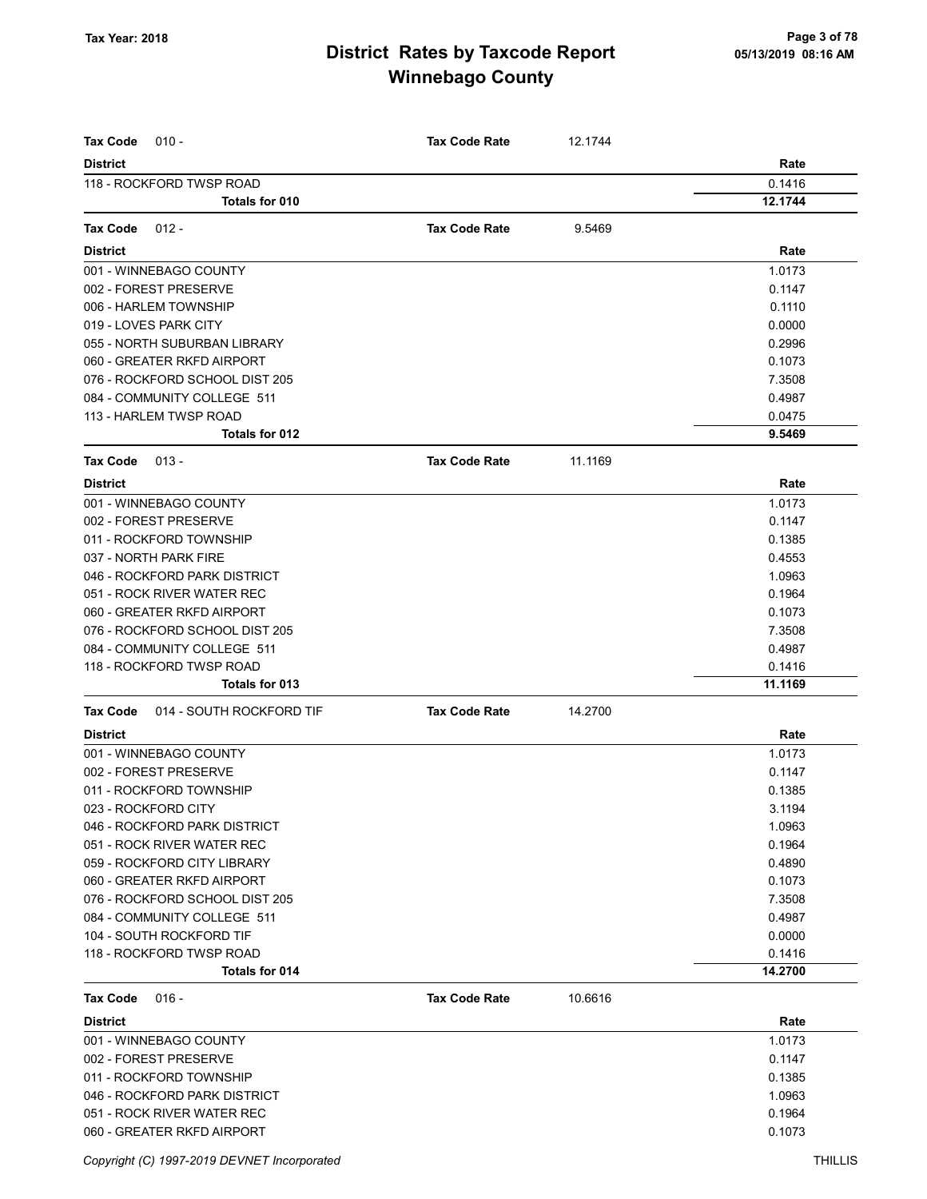# District Rates by Taxcode Report

## Winnebago County

Tax Year: 2018

**Tax Code** 010 - **Tax Code Rate** 12.1744

| District | Rate |
|---|---|
| 118 - ROCKFORD TWSP ROAD | 0.1416 |
| **Totals for 010** | **12.1744** |

**Tax Code** 012 - **Tax Code Rate** 9.5469

| District | Rate |
|---|---|
| 001 - WINNEBAGO COUNTY | 1.0173 |
| 002 - FOREST PRESERVE | 0.1147 |
| 006 - HARLEM TOWNSHIP | 0.1110 |
| 019 - LOVES PARK CITY | 0.0000 |
| 055 - NORTH SUBURBAN LIBRARY | 0.2996 |
| 060 - GREATER RKFD AIRPORT | 0.1073 |
| 076 - ROCKFORD SCHOOL DIST 205 | 7.3508 |
| 084 - COMMUNITY COLLEGE 511 | 0.4987 |
| 113 - HARLEM TWSP ROAD | 0.0475 |
| **Totals for 012** | **9.5469** |

**Tax Code** 013 - **Tax Code Rate** 11.1169

| District | Rate |
|---|---|
| 001 - WINNEBAGO COUNTY | 1.0173 |
| 002 - FOREST PRESERVE | 0.1147 |
| 011 - ROCKFORD TOWNSHIP | 0.1385 |
| 037 - NORTH PARK FIRE | 0.4553 |
| 046 - ROCKFORD PARK DISTRICT | 1.0963 |
| 051 - ROCK RIVER WATER REC | 0.1964 |
| 060 - GREATER RKFD AIRPORT | 0.1073 |
| 076 - ROCKFORD SCHOOL DIST 205 | 7.3508 |
| 084 - COMMUNITY COLLEGE 511 | 0.4987 |
| 118 - ROCKFORD TWSP ROAD | 0.1416 |
| **Totals for 013** | **11.1169** |

**Tax Code** 014 - SOUTH ROCKFORD TIF **Tax Code Rate** 14.2700

| District | Rate |
|---|---|
| 001 - WINNEBAGO COUNTY | 1.0173 |
| 002 - FOREST PRESERVE | 0.1147 |
| 011 - ROCKFORD TOWNSHIP | 0.1385 |
| 023 - ROCKFORD CITY | 3.1194 |
| 046 - ROCKFORD PARK DISTRICT | 1.0963 |
| 051 - ROCK RIVER WATER REC | 0.1964 |
| 059 - ROCKFORD CITY LIBRARY | 0.4890 |
| 060 - GREATER RKFD AIRPORT | 0.1073 |
| 076 - ROCKFORD SCHOOL DIST 205 | 7.3508 |
| 084 - COMMUNITY COLLEGE 511 | 0.4987 |
| 104 - SOUTH ROCKFORD TIF | 0.0000 |
| 118 - ROCKFORD TWSP ROAD | 0.1416 |
| **Totals for 014** | **14.2700** |

**Tax Code** 016 - **Tax Code Rate** 10.6616

| District | Rate |
|---|---|
| 001 - WINNEBAGO COUNTY | 1.0173 |
| 002 - FOREST PRESERVE | 0.1147 |
| 011 - ROCKFORD TOWNSHIP | 0.1385 |
| 046 - ROCKFORD PARK DISTRICT | 1.0963 |
| 051 - ROCK RIVER WATER REC | 0.1964 |
| 060 - GREATER RKFD AIRPORT | 0.1073 |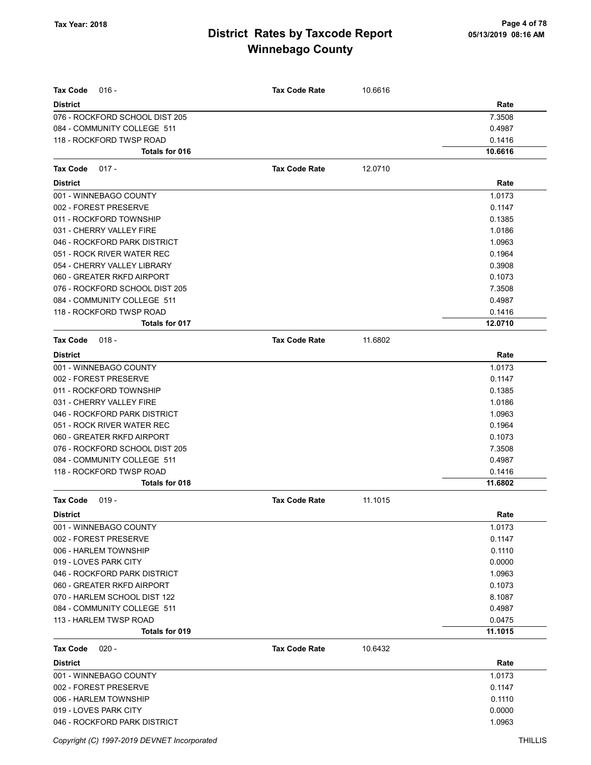Tax Year: 2018

# District Rates by Taxcode Report
## Winnebago County

**Tax Code** 016 - **Tax Code Rate** 10.6616

| District | Rate |
|---|---|
| 076 - ROCKFORD SCHOOL DIST 205 | 7.3508 |
| 084 - COMMUNITY COLLEGE 511 | 0.4987 |
| 118 - ROCKFORD TWSP ROAD | 0.1416 |
| **Totals for 016** | **10.6616** |

**Tax Code** 017 - **Tax Code Rate** 12.0710

| District | Rate |
|---|---|
| 001 - WINNEBAGO COUNTY | 1.0173 |
| 002 - FOREST PRESERVE | 0.1147 |
| 011 - ROCKFORD TOWNSHIP | 0.1385 |
| 031 - CHERRY VALLEY FIRE | 1.0186 |
| 046 - ROCKFORD PARK DISTRICT | 1.0963 |
| 051 - ROCK RIVER WATER REC | 0.1964 |
| 054 - CHERRY VALLEY LIBRARY | 0.3908 |
| 060 - GREATER RKFD AIRPORT | 0.1073 |
| 076 - ROCKFORD SCHOOL DIST 205 | 7.3508 |
| 084 - COMMUNITY COLLEGE 511 | 0.4987 |
| 118 - ROCKFORD TWSP ROAD | 0.1416 |
| **Totals for 017** | **12.0710** |

**Tax Code** 018 - **Tax Code Rate** 11.6802

| District | Rate |
|---|---|
| 001 - WINNEBAGO COUNTY | 1.0173 |
| 002 - FOREST PRESERVE | 0.1147 |
| 011 - ROCKFORD TOWNSHIP | 0.1385 |
| 031 - CHERRY VALLEY FIRE | 1.0186 |
| 046 - ROCKFORD PARK DISTRICT | 1.0963 |
| 051 - ROCK RIVER WATER REC | 0.1964 |
| 060 - GREATER RKFD AIRPORT | 0.1073 |
| 076 - ROCKFORD SCHOOL DIST 205 | 7.3508 |
| 084 - COMMUNITY COLLEGE 511 | 0.4987 |
| 118 - ROCKFORD TWSP ROAD | 0.1416 |
| **Totals for 018** | **11.6802** |

**Tax Code** 019 - **Tax Code Rate** 11.1015

| District | Rate |
|---|---|
| 001 - WINNEBAGO COUNTY | 1.0173 |
| 002 - FOREST PRESERVE | 0.1147 |
| 006 - HARLEM TOWNSHIP | 0.1110 |
| 019 - LOVES PARK CITY | 0.0000 |
| 046 - ROCKFORD PARK DISTRICT | 1.0963 |
| 060 - GREATER RKFD AIRPORT | 0.1073 |
| 070 - HARLEM SCHOOL DIST 122 | 8.1087 |
| 084 - COMMUNITY COLLEGE 511 | 0.4987 |
| 113 - HARLEM TWSP ROAD | 0.0475 |
| **Totals for 019** | **11.1015** |

**Tax Code** 020 - **Tax Code Rate** 10.6432

| District | Rate |
|---|---|
| 001 - WINNEBAGO COUNTY | 1.0173 |
| 002 - FOREST PRESERVE | 0.1147 |
| 006 - HARLEM TOWNSHIP | 0.1110 |
| 019 - LOVES PARK CITY | 0.0000 |
| 046 - ROCKFORD PARK DISTRICT | 1.0963 |

Copyright (C) 1997-2019 DEVNET Incorporated THILLIS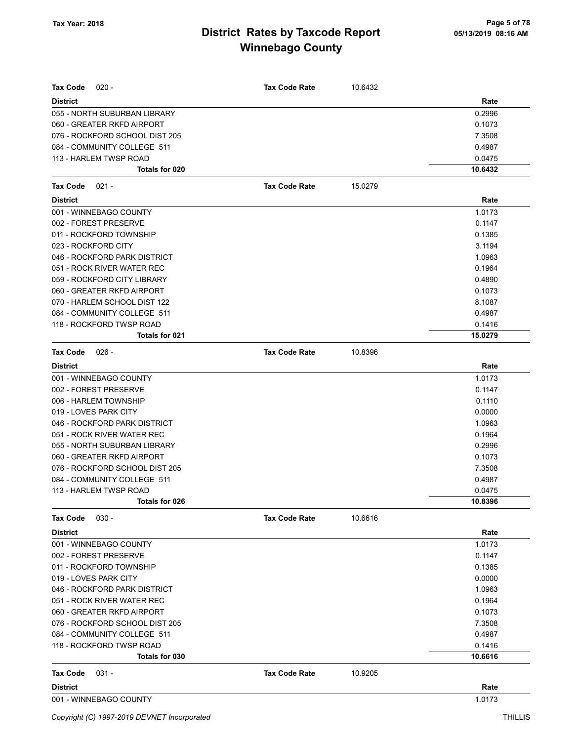# District Rates by Taxcode Report
## Winnebago County

Tax Year: 2018

05/13/2019 08:16 AM

**Tax Code** 020 - **Tax Code Rate** 10.6432

| District | Rate |
|---|---|
| 055 - NORTH SUBURBAN LIBRARY | 0.2996 |
| 060 - GREATER RKFD AIRPORT | 0.1073 |
| 076 - ROCKFORD SCHOOL DIST 205 | 7.3508 |
| 084 - COMMUNITY COLLEGE 511 | 0.4987 |
| 113 - HARLEM TWSP ROAD | 0.0475 |
| **Totals for 020** | **10.6432** |

**Tax Code** 021 - **Tax Code Rate** 15.0279

| District | Rate |
|---|---|
| 001 - WINNEBAGO COUNTY | 1.0173 |
| 002 - FOREST PRESERVE | 0.1147 |
| 011 - ROCKFORD TOWNSHIP | 0.1385 |
| 023 - ROCKFORD CITY | 3.1194 |
| 046 - ROCKFORD PARK DISTRICT | 1.0963 |
| 051 - ROCK RIVER WATER REC | 0.1964 |
| 059 - ROCKFORD CITY LIBRARY | 0.4890 |
| 060 - GREATER RKFD AIRPORT | 0.1073 |
| 070 - HARLEM SCHOOL DIST 122 | 8.1087 |
| 084 - COMMUNITY COLLEGE 511 | 0.4987 |
| 118 - ROCKFORD TWSP ROAD | 0.1416 |
| **Totals for 021** | **15.0279** |

**Tax Code** 026 - **Tax Code Rate** 10.8396

| District | Rate |
|---|---|
| 001 - WINNEBAGO COUNTY | 1.0173 |
| 002 - FOREST PRESERVE | 0.1147 |
| 006 - HARLEM TOWNSHIP | 0.1110 |
| 019 - LOVES PARK CITY | 0.0000 |
| 046 - ROCKFORD PARK DISTRICT | 1.0963 |
| 051 - ROCK RIVER WATER REC | 0.1964 |
| 055 - NORTH SUBURBAN LIBRARY | 0.2996 |
| 060 - GREATER RKFD AIRPORT | 0.1073 |
| 076 - ROCKFORD SCHOOL DIST 205 | 7.3508 |
| 084 - COMMUNITY COLLEGE 511 | 0.4987 |
| 113 - HARLEM TWSP ROAD | 0.0475 |
| **Totals for 026** | **10.8396** |

**Tax Code** 030 - **Tax Code Rate** 10.6616

| District | Rate |
|---|---|
| 001 - WINNEBAGO COUNTY | 1.0173 |
| 002 - FOREST PRESERVE | 0.1147 |
| 011 - ROCKFORD TOWNSHIP | 0.1385 |
| 019 - LOVES PARK CITY | 0.0000 |
| 046 - ROCKFORD PARK DISTRICT | 1.0963 |
| 051 - ROCK RIVER WATER REC | 0.1964 |
| 060 - GREATER RKFD AIRPORT | 0.1073 |
| 076 - ROCKFORD SCHOOL DIST 205 | 7.3508 |
| 084 - COMMUNITY COLLEGE 511 | 0.4987 |
| 118 - ROCKFORD TWSP ROAD | 0.1416 |
| **Totals for 030** | **10.6616** |

**Tax Code** 031 - **Tax Code Rate** 10.9205

| District | Rate |
|---|---|
| 001 - WINNEBAGO COUNTY | 1.0173 |

Copyright (C) 1997-2019 DEVNET Incorporated THILLIS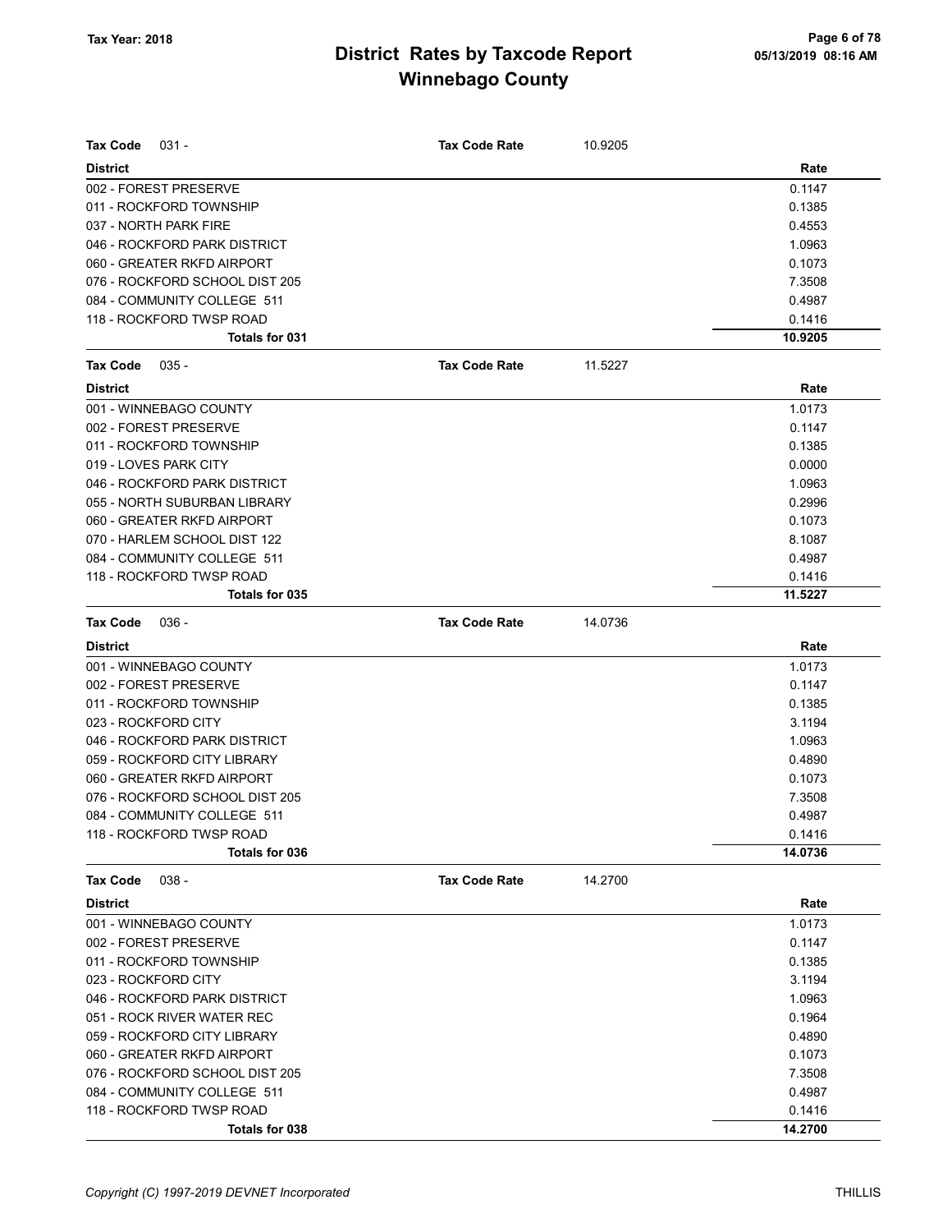# District Rates by Taxcode Report
## Winnebago County

Tax Year: 2018

**Tax Code** 031 - **Tax Code Rate** 10.9205

| District | Rate |
|---|---|
| 002 - FOREST PRESERVE | 0.1147 |
| 011 - ROCKFORD TOWNSHIP | 0.1385 |
| 037 - NORTH PARK FIRE | 0.4553 |
| 046 - ROCKFORD PARK DISTRICT | 1.0963 |
| 060 - GREATER RKFD AIRPORT | 0.1073 |
| 076 - ROCKFORD SCHOOL DIST 205 | 7.3508 |
| 084 - COMMUNITY COLLEGE 511 | 0.4987 |
| 118 - ROCKFORD TWSP ROAD | 0.1416 |
| **Totals for 031** | **10.9205** |

**Tax Code** 035 - **Tax Code Rate** 11.5227

| District | Rate |
|---|---|
| 001 - WINNEBAGO COUNTY | 1.0173 |
| 002 - FOREST PRESERVE | 0.1147 |
| 011 - ROCKFORD TOWNSHIP | 0.1385 |
| 019 - LOVES PARK CITY | 0.0000 |
| 046 - ROCKFORD PARK DISTRICT | 1.0963 |
| 055 - NORTH SUBURBAN LIBRARY | 0.2996 |
| 060 - GREATER RKFD AIRPORT | 0.1073 |
| 070 - HARLEM SCHOOL DIST 122 | 8.1087 |
| 084 - COMMUNITY COLLEGE 511 | 0.4987 |
| 118 - ROCKFORD TWSP ROAD | 0.1416 |
| **Totals for 035** | **11.5227** |

**Tax Code** 036 - **Tax Code Rate** 14.0736

| District | Rate |
|---|---|
| 001 - WINNEBAGO COUNTY | 1.0173 |
| 002 - FOREST PRESERVE | 0.1147 |
| 011 - ROCKFORD TOWNSHIP | 0.1385 |
| 023 - ROCKFORD CITY | 3.1194 |
| 046 - ROCKFORD PARK DISTRICT | 1.0963 |
| 059 - ROCKFORD CITY LIBRARY | 0.4890 |
| 060 - GREATER RKFD AIRPORT | 0.1073 |
| 076 - ROCKFORD SCHOOL DIST 205 | 7.3508 |
| 084 - COMMUNITY COLLEGE 511 | 0.4987 |
| 118 - ROCKFORD TWSP ROAD | 0.1416 |
| **Totals for 036** | **14.0736** |

**Tax Code** 038 - **Tax Code Rate** 14.2700

| District | Rate |
|---|---|
| 001 - WINNEBAGO COUNTY | 1.0173 |
| 002 - FOREST PRESERVE | 0.1147 |
| 011 - ROCKFORD TOWNSHIP | 0.1385 |
| 023 - ROCKFORD CITY | 3.1194 |
| 046 - ROCKFORD PARK DISTRICT | 1.0963 |
| 051 - ROCK RIVER WATER REC | 0.1964 |
| 059 - ROCKFORD CITY LIBRARY | 0.4890 |
| 060 - GREATER RKFD AIRPORT | 0.1073 |
| 076 - ROCKFORD SCHOOL DIST 205 | 7.3508 |
| 084 - COMMUNITY COLLEGE 511 | 0.4987 |
| 118 - ROCKFORD TWSP ROAD | 0.1416 |
| **Totals for 038** | **14.2700** |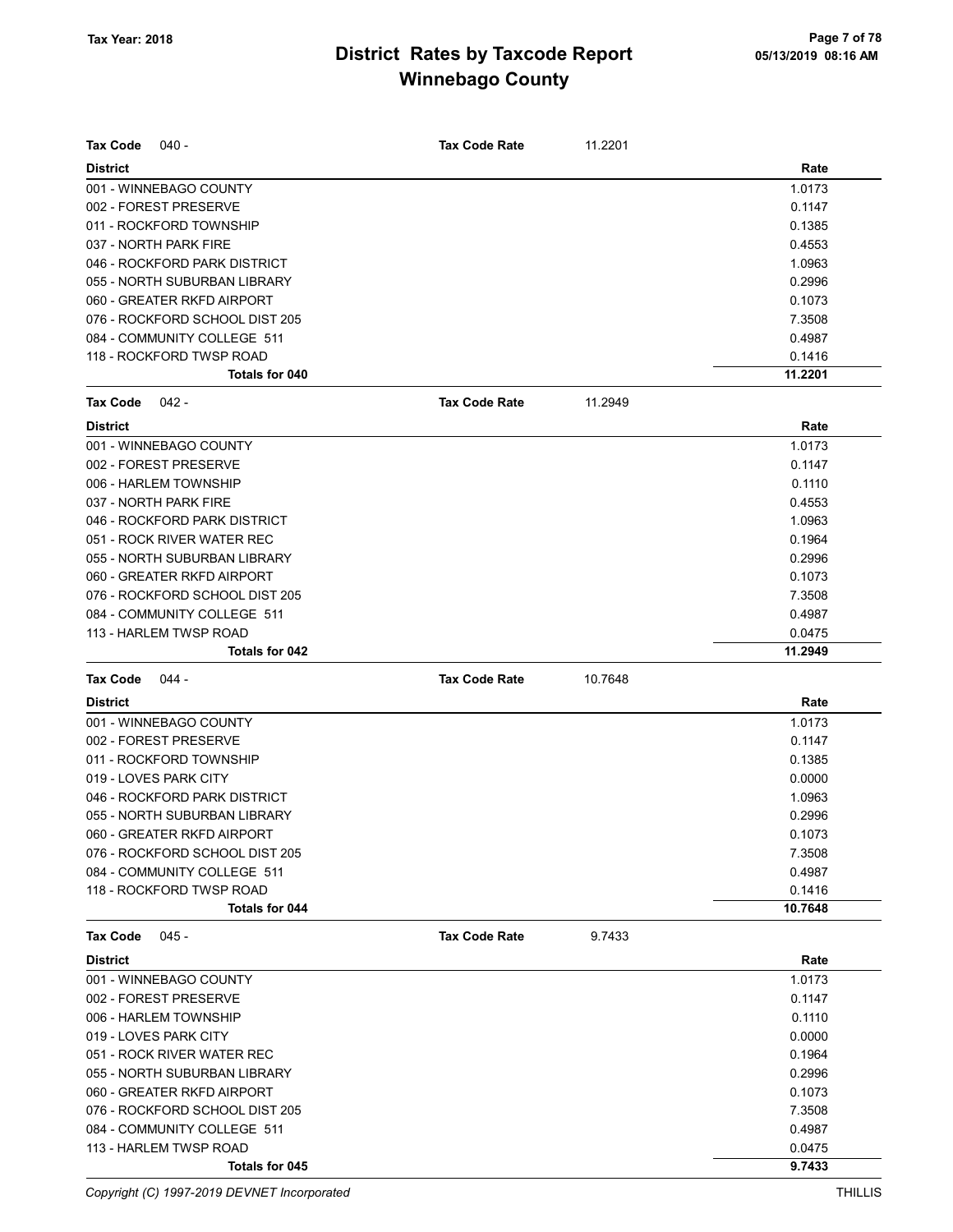# District Rates by Taxcode Report
## Winnebago County

Tax Year: 2018

**Tax Code** 040 - **Tax Code Rate** 11.2201

| District | Rate |
|---|---|
| 001 - WINNEBAGO COUNTY | 1.0173 |
| 002 - FOREST PRESERVE | 0.1147 |
| 011 - ROCKFORD TOWNSHIP | 0.1385 |
| 037 - NORTH PARK FIRE | 0.4553 |
| 046 - ROCKFORD PARK DISTRICT | 1.0963 |
| 055 - NORTH SUBURBAN LIBRARY | 0.2996 |
| 060 - GREATER RKFD AIRPORT | 0.1073 |
| 076 - ROCKFORD SCHOOL DIST 205 | 7.3508 |
| 084 - COMMUNITY COLLEGE 511 | 0.4987 |
| 118 - ROCKFORD TWSP ROAD | 0.1416 |
| **Totals for 040** | **11.2201** |

**Tax Code** 042 - **Tax Code Rate** 11.2949

| District | Rate |
|---|---|
| 001 - WINNEBAGO COUNTY | 1.0173 |
| 002 - FOREST PRESERVE | 0.1147 |
| 006 - HARLEM TOWNSHIP | 0.1110 |
| 037 - NORTH PARK FIRE | 0.4553 |
| 046 - ROCKFORD PARK DISTRICT | 1.0963 |
| 051 - ROCK RIVER WATER REC | 0.1964 |
| 055 - NORTH SUBURBAN LIBRARY | 0.2996 |
| 060 - GREATER RKFD AIRPORT | 0.1073 |
| 076 - ROCKFORD SCHOOL DIST 205 | 7.3508 |
| 084 - COMMUNITY COLLEGE 511 | 0.4987 |
| 113 - HARLEM TWSP ROAD | 0.0475 |
| **Totals for 042** | **11.2949** |

**Tax Code** 044 - **Tax Code Rate** 10.7648

| District | Rate |
|---|---|
| 001 - WINNEBAGO COUNTY | 1.0173 |
| 002 - FOREST PRESERVE | 0.1147 |
| 011 - ROCKFORD TOWNSHIP | 0.1385 |
| 019 - LOVES PARK CITY | 0.0000 |
| 046 - ROCKFORD PARK DISTRICT | 1.0963 |
| 055 - NORTH SUBURBAN LIBRARY | 0.2996 |
| 060 - GREATER RKFD AIRPORT | 0.1073 |
| 076 - ROCKFORD SCHOOL DIST 205 | 7.3508 |
| 084 - COMMUNITY COLLEGE 511 | 0.4987 |
| 118 - ROCKFORD TWSP ROAD | 0.1416 |
| **Totals for 044** | **10.7648** |

**Tax Code** 045 - **Tax Code Rate** 9.7433

| District | Rate |
|---|---|
| 001 - WINNEBAGO COUNTY | 1.0173 |
| 002 - FOREST PRESERVE | 0.1147 |
| 006 - HARLEM TOWNSHIP | 0.1110 |
| 019 - LOVES PARK CITY | 0.0000 |
| 051 - ROCK RIVER WATER REC | 0.1964 |
| 055 - NORTH SUBURBAN LIBRARY | 0.2996 |
| 060 - GREATER RKFD AIRPORT | 0.1073 |
| 076 - ROCKFORD SCHOOL DIST 205 | 7.3508 |
| 084 - COMMUNITY COLLEGE 511 | 0.4987 |
| 113 - HARLEM TWSP ROAD | 0.0475 |
| **Totals for 045** | **9.7433** |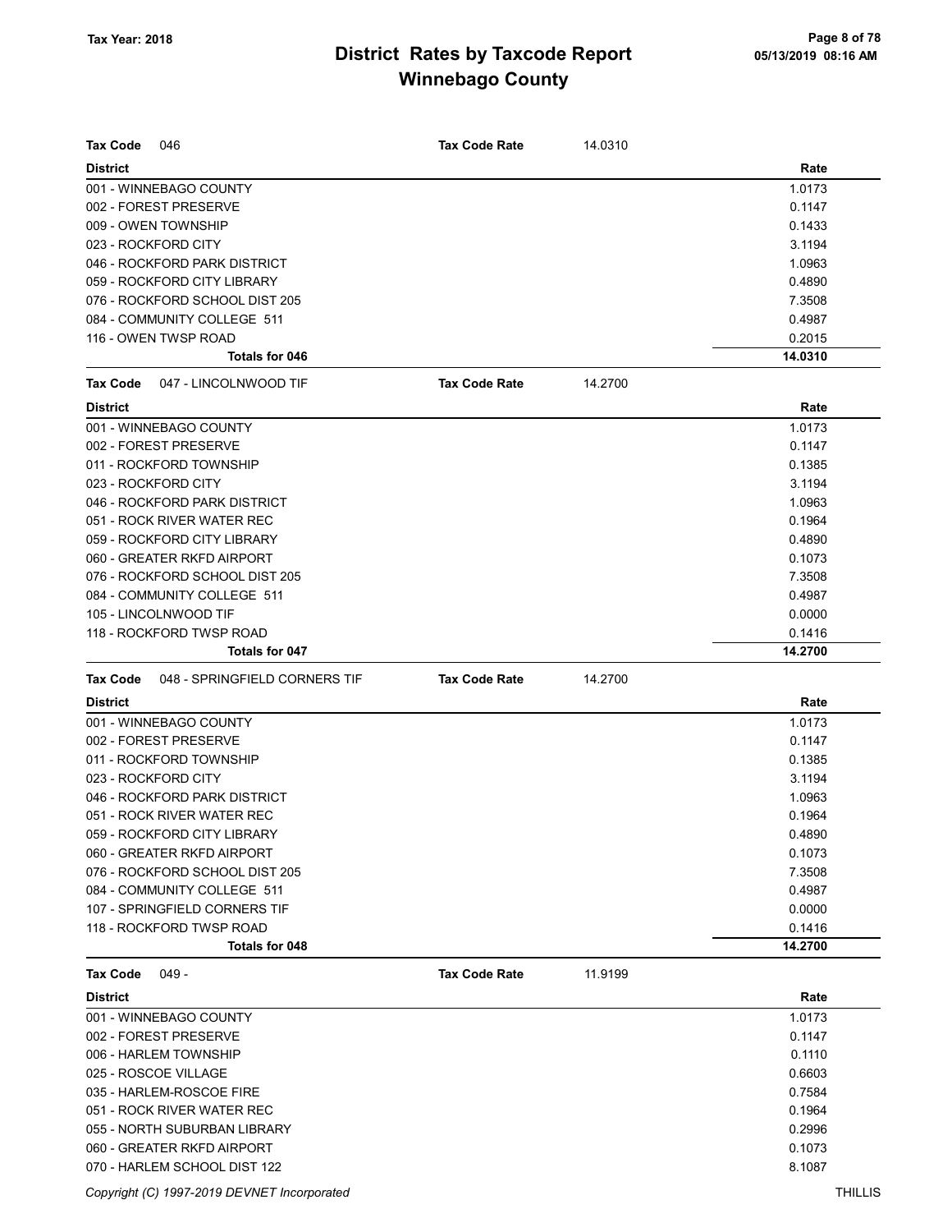| Tax Code | 046 | Tax Code Rate | 14.0310 |
|---|---|---|---|
| **District** | | | **Rate** |
| 001 - WINNEBAGO COUNTY | | | 1.0173 |
| 002 - FOREST PRESERVE | | | 0.1147 |
| 009 - OWEN TOWNSHIP | | | 0.1433 |
| 023 - ROCKFORD CITY | | | 3.1194 |
| 046 - ROCKFORD PARK DISTRICT | | | 1.0963 |
| 059 - ROCKFORD CITY LIBRARY | | | 0.4890 |
| 076 - ROCKFORD SCHOOL DIST 205 | | | 7.3508 |
| 084 - COMMUNITY COLLEGE 511 | | | 0.4987 |
| 116 - OWEN TWSP ROAD | | | 0.2015 |
| **Totals for 046** | | | **14.0310** |

| Tax Code | 047 - LINCOLNWOOD TIF | Tax Code Rate | 14.2700 |
|---|---|---|---|
| **District** | | | **Rate** |
| 001 - WINNEBAGO COUNTY | | | 1.0173 |
| 002 - FOREST PRESERVE | | | 0.1147 |
| 011 - ROCKFORD TOWNSHIP | | | 0.1385 |
| 023 - ROCKFORD CITY | | | 3.1194 |
| 046 - ROCKFORD PARK DISTRICT | | | 1.0963 |
| 051 - ROCK RIVER WATER REC | | | 0.1964 |
| 059 - ROCKFORD CITY LIBRARY | | | 0.4890 |
| 060 - GREATER RKFD AIRPORT | | | 0.1073 |
| 076 - ROCKFORD SCHOOL DIST 205 | | | 7.3508 |
| 084 - COMMUNITY COLLEGE 511 | | | 0.4987 |
| 105 - LINCOLNWOOD TIF | | | 0.0000 |
| 118 - ROCKFORD TWSP ROAD | | | 0.1416 |
| **Totals for 047** | | | **14.2700** |

| Tax Code | 048 - SPRINGFIELD CORNERS TIF | Tax Code Rate | 14.2700 |
|---|---|---|---|
| **District** | | | **Rate** |
| 001 - WINNEBAGO COUNTY | | | 1.0173 |
| 002 - FOREST PRESERVE | | | 0.1147 |
| 011 - ROCKFORD TOWNSHIP | | | 0.1385 |
| 023 - ROCKFORD CITY | | | 3.1194 |
| 046 - ROCKFORD PARK DISTRICT | | | 1.0963 |
| 051 - ROCK RIVER WATER REC | | | 0.1964 |
| 059 - ROCKFORD CITY LIBRARY | | | 0.4890 |
| 060 - GREATER RKFD AIRPORT | | | 0.1073 |
| 076 - ROCKFORD SCHOOL DIST 205 | | | 7.3508 |
| 084 - COMMUNITY COLLEGE 511 | | | 0.4987 |
| 107 - SPRINGFIELD CORNERS TIF | | | 0.0000 |
| 118 - ROCKFORD TWSP ROAD | | | 0.1416 |
| **Totals for 048** | | | **14.2700** |

| Tax Code | 049 - | Tax Code Rate | 11.9199 |
|---|---|---|---|
| **District** | | | **Rate** |
| 001 - WINNEBAGO COUNTY | | | 1.0173 |
| 002 - FOREST PRESERVE | | | 0.1147 |
| 006 - HARLEM TOWNSHIP | | | 0.1110 |
| 025 - ROSCOE VILLAGE | | | 0.6603 |
| 035 - HARLEM-ROSCOE FIRE | | | 0.7584 |
| 051 - ROCK RIVER WATER REC | | | 0.1964 |
| 055 - NORTH SUBURBAN LIBRARY | | | 0.2996 |
| 060 - GREATER RKFD AIRPORT | | | 0.1073 |
| 070 - HARLEM SCHOOL DIST 122 | | | 8.1087 |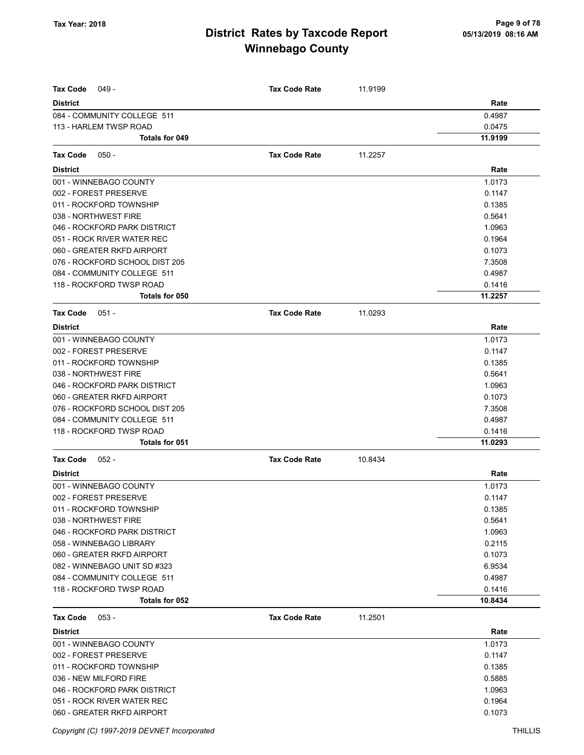# District Rates by Taxcode Report
# Winnebago County

Tax Year: 2018

| Tax Code 049 - | Tax Code Rate | 11.9199 |
|---|---|---|
| **District** | | **Rate** |
| 084 - COMMUNITY COLLEGE 511 | | 0.4987 |
| 113 - HARLEM TWSP ROAD | | 0.0475 |
| **Totals for 049** | | **11.9199** |

| Tax Code 050 - | Tax Code Rate | 11.2257 |
|---|---|---|
| **District** | | **Rate** |
| 001 - WINNEBAGO COUNTY | | 1.0173 |
| 002 - FOREST PRESERVE | | 0.1147 |
| 011 - ROCKFORD TOWNSHIP | | 0.1385 |
| 038 - NORTHWEST FIRE | | 0.5641 |
| 046 - ROCKFORD PARK DISTRICT | | 1.0963 |
| 051 - ROCK RIVER WATER REC | | 0.1964 |
| 060 - GREATER RKFD AIRPORT | | 0.1073 |
| 076 - ROCKFORD SCHOOL DIST 205 | | 7.3508 |
| 084 - COMMUNITY COLLEGE 511 | | 0.4987 |
| 118 - ROCKFORD TWSP ROAD | | 0.1416 |
| **Totals for 050** | | **11.2257** |

| Tax Code 051 - | Tax Code Rate | 11.0293 |
|---|---|---|
| **District** | | **Rate** |
| 001 - WINNEBAGO COUNTY | | 1.0173 |
| 002 - FOREST PRESERVE | | 0.1147 |
| 011 - ROCKFORD TOWNSHIP | | 0.1385 |
| 038 - NORTHWEST FIRE | | 0.5641 |
| 046 - ROCKFORD PARK DISTRICT | | 1.0963 |
| 060 - GREATER RKFD AIRPORT | | 0.1073 |
| 076 - ROCKFORD SCHOOL DIST 205 | | 7.3508 |
| 084 - COMMUNITY COLLEGE 511 | | 0.4987 |
| 118 - ROCKFORD TWSP ROAD | | 0.1416 |
| **Totals for 051** | | **11.0293** |

| Tax Code 052 - | Tax Code Rate | 10.8434 |
|---|---|---|
| **District** | | **Rate** |
| 001 - WINNEBAGO COUNTY | | 1.0173 |
| 002 - FOREST PRESERVE | | 0.1147 |
| 011 - ROCKFORD TOWNSHIP | | 0.1385 |
| 038 - NORTHWEST FIRE | | 0.5641 |
| 046 - ROCKFORD PARK DISTRICT | | 1.0963 |
| 058 - WINNEBAGO LIBRARY | | 0.2115 |
| 060 - GREATER RKFD AIRPORT | | 0.1073 |
| 082 - WINNEBAGO UNIT SD #323 | | 6.9534 |
| 084 - COMMUNITY COLLEGE 511 | | 0.4987 |
| 118 - ROCKFORD TWSP ROAD | | 0.1416 |
| **Totals for 052** | | **10.8434** |

| Tax Code 053 - | Tax Code Rate | 11.2501 |
|---|---|---|
| **District** | | **Rate** |
| 001 - WINNEBAGO COUNTY | | 1.0173 |
| 002 - FOREST PRESERVE | | 0.1147 |
| 011 - ROCKFORD TOWNSHIP | | 0.1385 |
| 036 - NEW MILFORD FIRE | | 0.5885 |
| 046 - ROCKFORD PARK DISTRICT | | 1.0963 |
| 051 - ROCK RIVER WATER REC | | 0.1964 |
| 060 - GREATER RKFD AIRPORT | | 0.1073 |

Copyright (C) 1997-2019 DEVNET Incorporated

THILLIS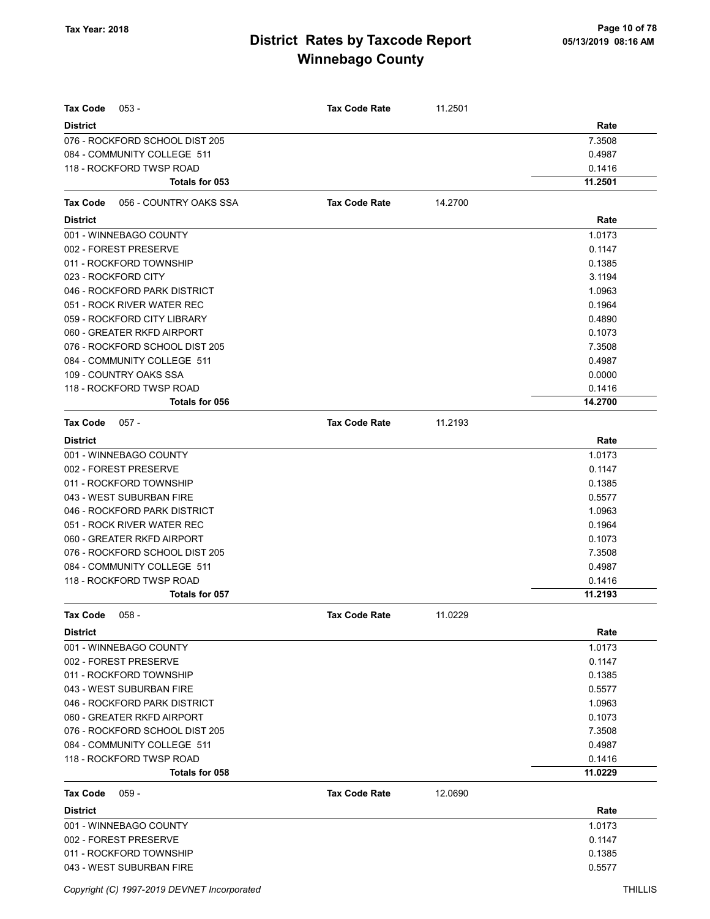# District Rates by Taxcode Report
# Winnebago County

**Tax Year: 2018**

05/13/2019 08:16 AM

**Tax Code** 053 - **Tax Code Rate** 11.2501

| District | Rate |
|---|---|
| 076 - ROCKFORD SCHOOL DIST 205 | 7.3508 |
| 084 - COMMUNITY COLLEGE 511 | 0.4987 |
| 118 - ROCKFORD TWSP ROAD | 0.1416 |
| **Totals for 053** | **11.2501** |

**Tax Code** 056 - COUNTRY OAKS SSA **Tax Code Rate** 14.2700

| District | Rate |
|---|---|
| 001 - WINNEBAGO COUNTY | 1.0173 |
| 002 - FOREST PRESERVE | 0.1147 |
| 011 - ROCKFORD TOWNSHIP | 0.1385 |
| 023 - ROCKFORD CITY | 3.1194 |
| 046 - ROCKFORD PARK DISTRICT | 1.0963 |
| 051 - ROCK RIVER WATER REC | 0.1964 |
| 059 - ROCKFORD CITY LIBRARY | 0.4890 |
| 060 - GREATER RKFD AIRPORT | 0.1073 |
| 076 - ROCKFORD SCHOOL DIST 205 | 7.3508 |
| 084 - COMMUNITY COLLEGE 511 | 0.4987 |
| 109 - COUNTRY OAKS SSA | 0.0000 |
| 118 - ROCKFORD TWSP ROAD | 0.1416 |
| **Totals for 056** | **14.2700** |

**Tax Code** 057 - **Tax Code Rate** 11.2193

| District | Rate |
|---|---|
| 001 - WINNEBAGO COUNTY | 1.0173 |
| 002 - FOREST PRESERVE | 0.1147 |
| 011 - ROCKFORD TOWNSHIP | 0.1385 |
| 043 - WEST SUBURBAN FIRE | 0.5577 |
| 046 - ROCKFORD PARK DISTRICT | 1.0963 |
| 051 - ROCK RIVER WATER REC | 0.1964 |
| 060 - GREATER RKFD AIRPORT | 0.1073 |
| 076 - ROCKFORD SCHOOL DIST 205 | 7.3508 |
| 084 - COMMUNITY COLLEGE 511 | 0.4987 |
| 118 - ROCKFORD TWSP ROAD | 0.1416 |
| **Totals for 057** | **11.2193** |

**Tax Code** 058 - **Tax Code Rate** 11.0229

| District | Rate |
|---|---|
| 001 - WINNEBAGO COUNTY | 1.0173 |
| 002 - FOREST PRESERVE | 0.1147 |
| 011 - ROCKFORD TOWNSHIP | 0.1385 |
| 043 - WEST SUBURBAN FIRE | 0.5577 |
| 046 - ROCKFORD PARK DISTRICT | 1.0963 |
| 060 - GREATER RKFD AIRPORT | 0.1073 |
| 076 - ROCKFORD SCHOOL DIST 205 | 7.3508 |
| 084 - COMMUNITY COLLEGE 511 | 0.4987 |
| 118 - ROCKFORD TWSP ROAD | 0.1416 |
| **Totals for 058** | **11.0229** |

**Tax Code** 059 - **Tax Code Rate** 12.0690

| District | Rate |
|---|---|
| 001 - WINNEBAGO COUNTY | 1.0173 |
| 002 - FOREST PRESERVE | 0.1147 |
| 011 - ROCKFORD TOWNSHIP | 0.1385 |
| 043 - WEST SUBURBAN FIRE | 0.5577 |

Copyright (C) 1997-2019 DEVNET Incorporated THILLIS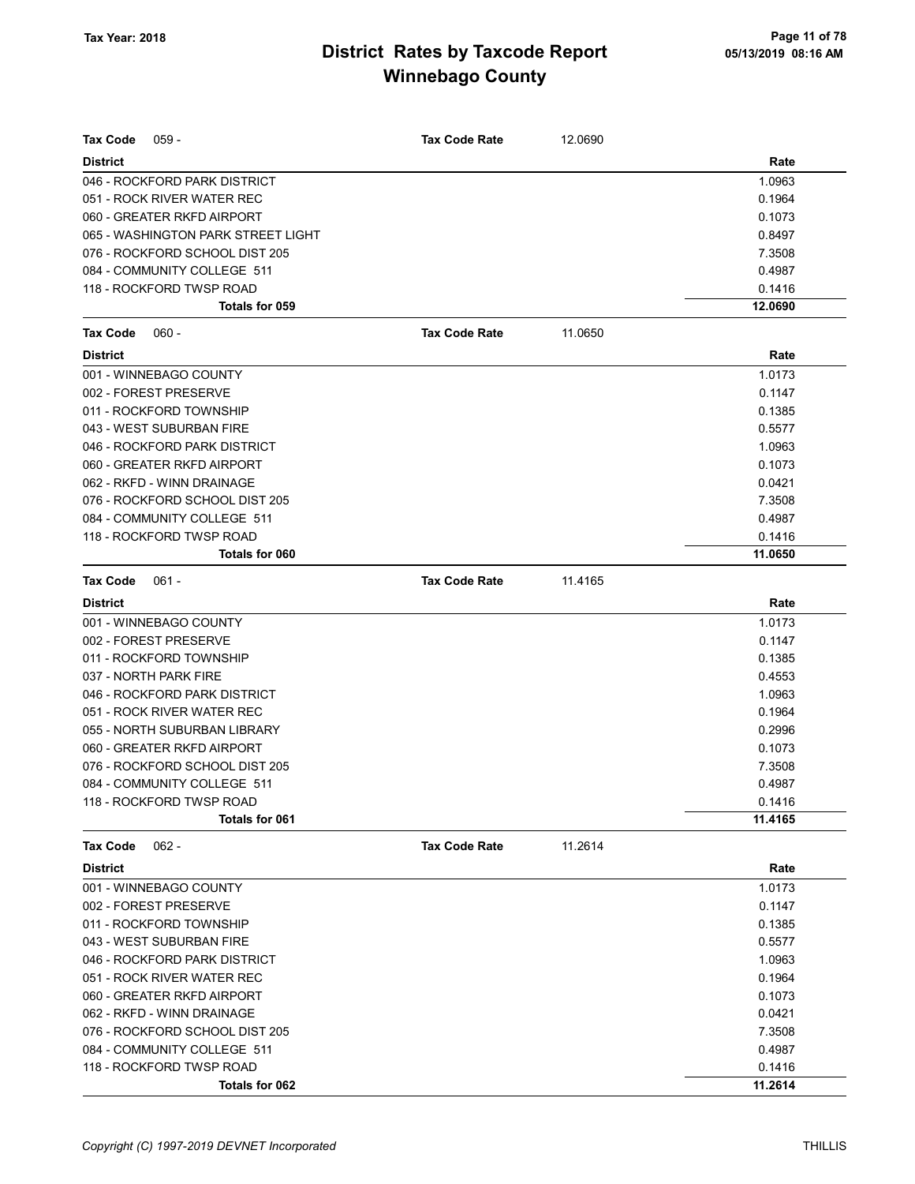# District Rates by Taxcode Report
# Winnebago County

Tax Year: 2018

**Tax Code** 059 - **Tax Code Rate** 12.0690

| District | Rate |
|---|---|
| 046 - ROCKFORD PARK DISTRICT | 1.0963 |
| 051 - ROCK RIVER WATER REC | 0.1964 |
| 060 - GREATER RKFD AIRPORT | 0.1073 |
| 065 - WASHINGTON PARK STREET LIGHT | 0.8497 |
| 076 - ROCKFORD SCHOOL DIST 205 | 7.3508 |
| 084 - COMMUNITY COLLEGE 511 | 0.4987 |
| 118 - ROCKFORD TWSP ROAD | 0.1416 |
| **Totals for 059** | **12.0690** |

**Tax Code** 060 - **Tax Code Rate** 11.0650

| District | Rate |
|---|---|
| 001 - WINNEBAGO COUNTY | 1.0173 |
| 002 - FOREST PRESERVE | 0.1147 |
| 011 - ROCKFORD TOWNSHIP | 0.1385 |
| 043 - WEST SUBURBAN FIRE | 0.5577 |
| 046 - ROCKFORD PARK DISTRICT | 1.0963 |
| 060 - GREATER RKFD AIRPORT | 0.1073 |
| 062 - RKFD - WINN DRAINAGE | 0.0421 |
| 076 - ROCKFORD SCHOOL DIST 205 | 7.3508 |
| 084 - COMMUNITY COLLEGE 511 | 0.4987 |
| 118 - ROCKFORD TWSP ROAD | 0.1416 |
| **Totals for 060** | **11.0650** |

**Tax Code** 061 - **Tax Code Rate** 11.4165

| District | Rate |
|---|---|
| 001 - WINNEBAGO COUNTY | 1.0173 |
| 002 - FOREST PRESERVE | 0.1147 |
| 011 - ROCKFORD TOWNSHIP | 0.1385 |
| 037 - NORTH PARK FIRE | 0.4553 |
| 046 - ROCKFORD PARK DISTRICT | 1.0963 |
| 051 - ROCK RIVER WATER REC | 0.1964 |
| 055 - NORTH SUBURBAN LIBRARY | 0.2996 |
| 060 - GREATER RKFD AIRPORT | 0.1073 |
| 076 - ROCKFORD SCHOOL DIST 205 | 7.3508 |
| 084 - COMMUNITY COLLEGE 511 | 0.4987 |
| 118 - ROCKFORD TWSP ROAD | 0.1416 |
| **Totals for 061** | **11.4165** |

**Tax Code** 062 - **Tax Code Rate** 11.2614

| District | Rate |
|---|---|
| 001 - WINNEBAGO COUNTY | 1.0173 |
| 002 - FOREST PRESERVE | 0.1147 |
| 011 - ROCKFORD TOWNSHIP | 0.1385 |
| 043 - WEST SUBURBAN FIRE | 0.5577 |
| 046 - ROCKFORD PARK DISTRICT | 1.0963 |
| 051 - ROCK RIVER WATER REC | 0.1964 |
| 060 - GREATER RKFD AIRPORT | 0.1073 |
| 062 - RKFD - WINN DRAINAGE | 0.0421 |
| 076 - ROCKFORD SCHOOL DIST 205 | 7.3508 |
| 084 - COMMUNITY COLLEGE 511 | 0.4987 |
| 118 - ROCKFORD TWSP ROAD | 0.1416 |
| **Totals for 062** | **11.2614** |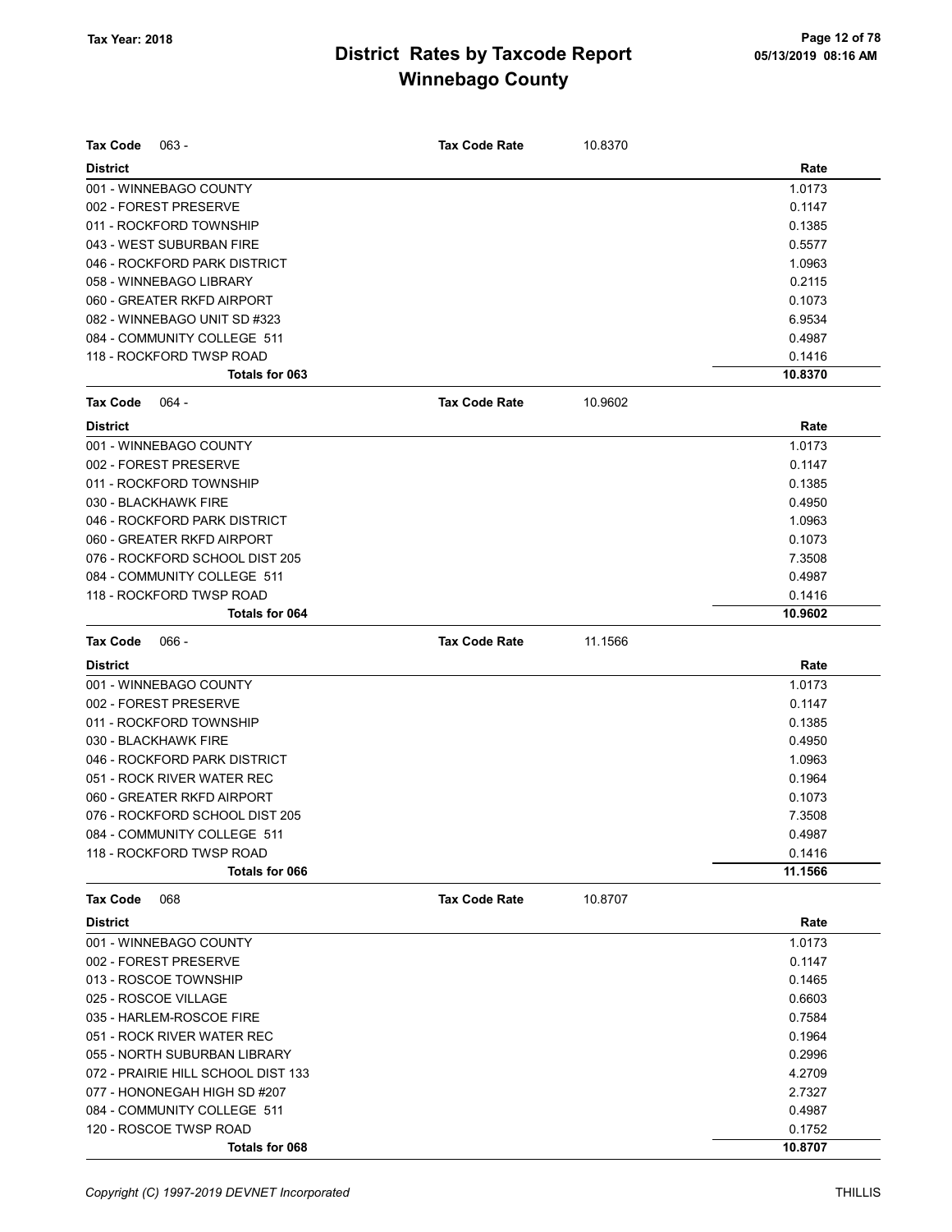# District Rates by Taxcode Report
## Winnebago County

Tax Year: 2018

| Tax Code 063 - | Tax Code Rate | 10.8370 |
|---|---|---|
| **District** | | **Rate** |
| 001 - WINNEBAGO COUNTY | | 1.0173 |
| 002 - FOREST PRESERVE | | 0.1147 |
| 011 - ROCKFORD TOWNSHIP | | 0.1385 |
| 043 - WEST SUBURBAN FIRE | | 0.5577 |
| 046 - ROCKFORD PARK DISTRICT | | 1.0963 |
| 058 - WINNEBAGO LIBRARY | | 0.2115 |
| 060 - GREATER RKFD AIRPORT | | 0.1073 |
| 082 - WINNEBAGO UNIT SD #323 | | 6.9534 |
| 084 - COMMUNITY COLLEGE 511 | | 0.4987 |
| 118 - ROCKFORD TWSP ROAD | | 0.1416 |
| **Totals for 063** | | **10.8370** |

| Tax Code 064 - | Tax Code Rate | 10.9602 |
|---|---|---|
| **District** | | **Rate** |
| 001 - WINNEBAGO COUNTY | | 1.0173 |
| 002 - FOREST PRESERVE | | 0.1147 |
| 011 - ROCKFORD TOWNSHIP | | 0.1385 |
| 030 - BLACKHAWK FIRE | | 0.4950 |
| 046 - ROCKFORD PARK DISTRICT | | 1.0963 |
| 060 - GREATER RKFD AIRPORT | | 0.1073 |
| 076 - ROCKFORD SCHOOL DIST 205 | | 7.3508 |
| 084 - COMMUNITY COLLEGE 511 | | 0.4987 |
| 118 - ROCKFORD TWSP ROAD | | 0.1416 |
| **Totals for 064** | | **10.9602** |

| Tax Code 066 - | Tax Code Rate | 11.1566 |
|---|---|---|
| **District** | | **Rate** |
| 001 - WINNEBAGO COUNTY | | 1.0173 |
| 002 - FOREST PRESERVE | | 0.1147 |
| 011 - ROCKFORD TOWNSHIP | | 0.1385 |
| 030 - BLACKHAWK FIRE | | 0.4950 |
| 046 - ROCKFORD PARK DISTRICT | | 1.0963 |
| 051 - ROCK RIVER WATER REC | | 0.1964 |
| 060 - GREATER RKFD AIRPORT | | 0.1073 |
| 076 - ROCKFORD SCHOOL DIST 205 | | 7.3508 |
| 084 - COMMUNITY COLLEGE 511 | | 0.4987 |
| 118 - ROCKFORD TWSP ROAD | | 0.1416 |
| **Totals for 066** | | **11.1566** |

| Tax Code 068 | Tax Code Rate | 10.8707 |
|---|---|---|
| **District** | | **Rate** |
| 001 - WINNEBAGO COUNTY | | 1.0173 |
| 002 - FOREST PRESERVE | | 0.1147 |
| 013 - ROSCOE TOWNSHIP | | 0.1465 |
| 025 - ROSCOE VILLAGE | | 0.6603 |
| 035 - HARLEM-ROSCOE FIRE | | 0.7584 |
| 051 - ROCK RIVER WATER REC | | 0.1964 |
| 055 - NORTH SUBURBAN LIBRARY | | 0.2996 |
| 072 - PRAIRIE HILL SCHOOL DIST 133 | | 4.2709 |
| 077 - HONONEGAH HIGH SD #207 | | 2.7327 |
| 084 - COMMUNITY COLLEGE 511 | | 0.4987 |
| 120 - ROSCOE TWSP ROAD | | 0.1752 |
| **Totals for 068** | | **10.8707** |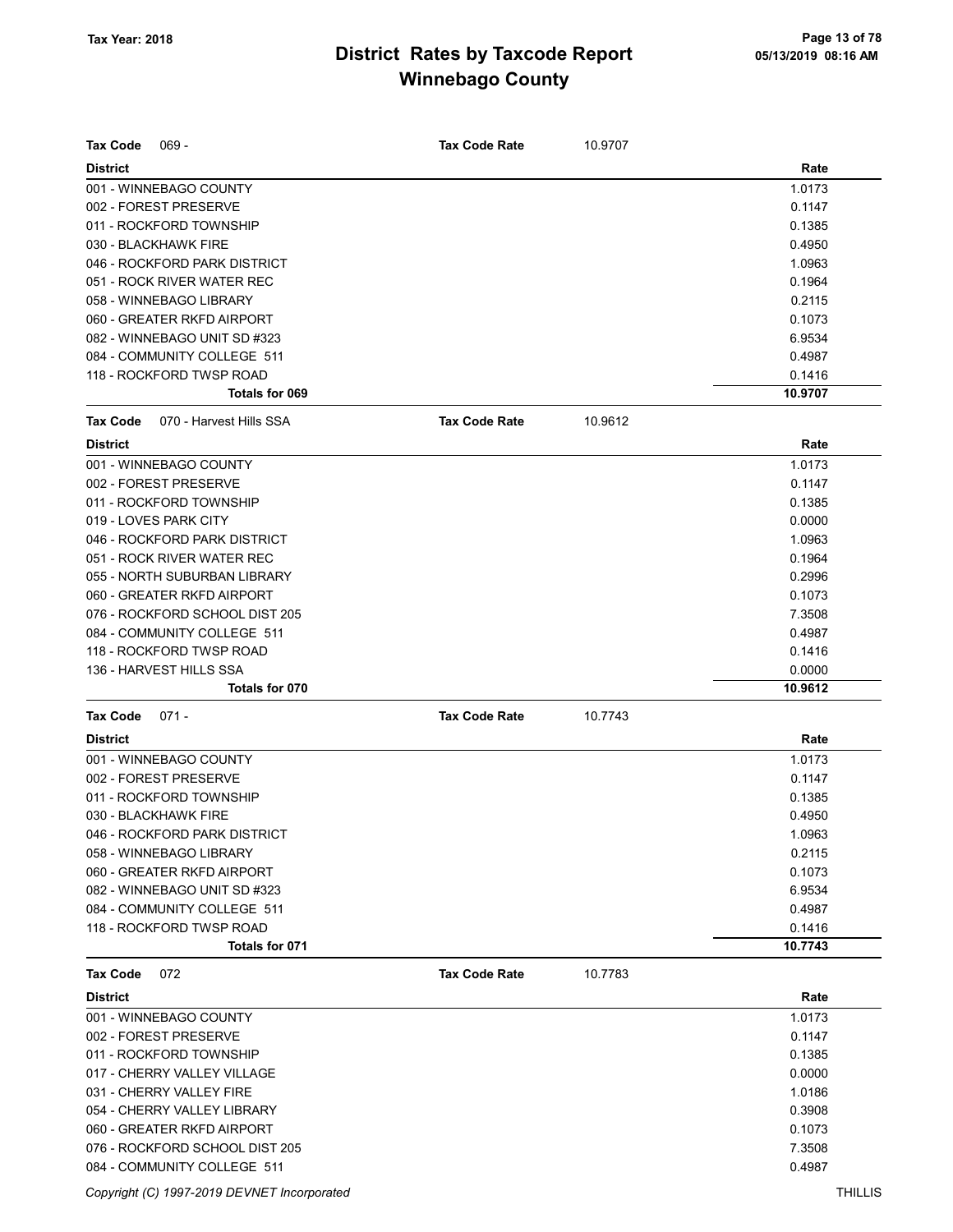# District Rates by Taxcode Report

## Winnebago County

Tax Year: 2018

05/13/2019 08:16 AM

**Tax Code** 069 - **Tax Code Rate** 10.9707

| District | Rate |
|---|---|
| 001 - WINNEBAGO COUNTY | 1.0173 |
| 002 - FOREST PRESERVE | 0.1147 |
| 011 - ROCKFORD TOWNSHIP | 0.1385 |
| 030 - BLACKHAWK FIRE | 0.4950 |
| 046 - ROCKFORD PARK DISTRICT | 1.0963 |
| 051 - ROCK RIVER WATER REC | 0.1964 |
| 058 - WINNEBAGO LIBRARY | 0.2115 |
| 060 - GREATER RKFD AIRPORT | 0.1073 |
| 082 - WINNEBAGO UNIT SD #323 | 6.9534 |
| 084 - COMMUNITY COLLEGE 511 | 0.4987 |
| 118 - ROCKFORD TWSP ROAD | 0.1416 |
| **Totals for 069** | **10.9707** |

**Tax Code** 070 - Harvest Hills SSA **Tax Code Rate** 10.9612

| District | Rate |
|---|---|
| 001 - WINNEBAGO COUNTY | 1.0173 |
| 002 - FOREST PRESERVE | 0.1147 |
| 011 - ROCKFORD TOWNSHIP | 0.1385 |
| 019 - LOVES PARK CITY | 0.0000 |
| 046 - ROCKFORD PARK DISTRICT | 1.0963 |
| 051 - ROCK RIVER WATER REC | 0.1964 |
| 055 - NORTH SUBURBAN LIBRARY | 0.2996 |
| 060 - GREATER RKFD AIRPORT | 0.1073 |
| 076 - ROCKFORD SCHOOL DIST 205 | 7.3508 |
| 084 - COMMUNITY COLLEGE 511 | 0.4987 |
| 118 - ROCKFORD TWSP ROAD | 0.1416 |
| 136 - HARVEST HILLS SSA | 0.0000 |
| **Totals for 070** | **10.9612** |

**Tax Code** 071 - **Tax Code Rate** 10.7743

| District | Rate |
|---|---|
| 001 - WINNEBAGO COUNTY | 1.0173 |
| 002 - FOREST PRESERVE | 0.1147 |
| 011 - ROCKFORD TOWNSHIP | 0.1385 |
| 030 - BLACKHAWK FIRE | 0.4950 |
| 046 - ROCKFORD PARK DISTRICT | 1.0963 |
| 058 - WINNEBAGO LIBRARY | 0.2115 |
| 060 - GREATER RKFD AIRPORT | 0.1073 |
| 082 - WINNEBAGO UNIT SD #323 | 6.9534 |
| 084 - COMMUNITY COLLEGE 511 | 0.4987 |
| 118 - ROCKFORD TWSP ROAD | 0.1416 |
| **Totals for 071** | **10.7743** |

**Tax Code** 072 **Tax Code Rate** 10.7783

| District | Rate |
|---|---|
| 001 - WINNEBAGO COUNTY | 1.0173 |
| 002 - FOREST PRESERVE | 0.1147 |
| 011 - ROCKFORD TOWNSHIP | 0.1385 |
| 017 - CHERRY VALLEY VILLAGE | 0.0000 |
| 031 - CHERRY VALLEY FIRE | 1.0186 |
| 054 - CHERRY VALLEY LIBRARY | 0.3908 |
| 060 - GREATER RKFD AIRPORT | 0.1073 |
| 076 - ROCKFORD SCHOOL DIST 205 | 7.3508 |
| 084 - COMMUNITY COLLEGE 511 | 0.4987 |

Copyright (C) 1997-2019 DEVNET Incorporated THILLIS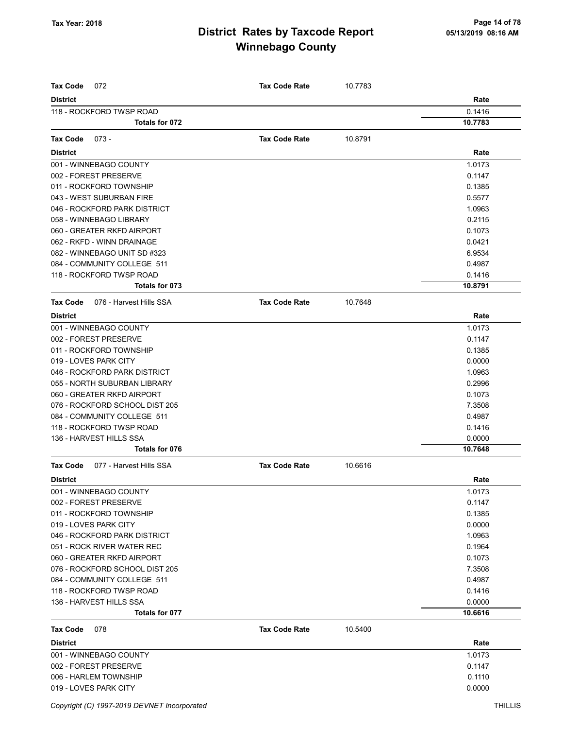# District Rates by Taxcode Report

## Winnebago County

Tax Year: 2018

05/13/2019 08:16 AM

**Tax Code** 072 **Tax Code Rate** 10.7783

| District | Rate |
|---|---|
| 118 - ROCKFORD TWSP ROAD | 0.1416 |
| **Totals for 072** | **10.7783** |

**Tax Code** 073 - **Tax Code Rate** 10.8791

| District | Rate |
|---|---|
| 001 - WINNEBAGO COUNTY | 1.0173 |
| 002 - FOREST PRESERVE | 0.1147 |
| 011 - ROCKFORD TOWNSHIP | 0.1385 |
| 043 - WEST SUBURBAN FIRE | 0.5577 |
| 046 - ROCKFORD PARK DISTRICT | 1.0963 |
| 058 - WINNEBAGO LIBRARY | 0.2115 |
| 060 - GREATER RKFD AIRPORT | 0.1073 |
| 062 - RKFD - WINN DRAINAGE | 0.0421 |
| 082 - WINNEBAGO UNIT SD #323 | 6.9534 |
| 084 - COMMUNITY COLLEGE 511 | 0.4987 |
| 118 - ROCKFORD TWSP ROAD | 0.1416 |
| **Totals for 073** | **10.8791** |

**Tax Code** 076 - Harvest Hills SSA **Tax Code Rate** 10.7648

| District | Rate |
|---|---|
| 001 - WINNEBAGO COUNTY | 1.0173 |
| 002 - FOREST PRESERVE | 0.1147 |
| 011 - ROCKFORD TOWNSHIP | 0.1385 |
| 019 - LOVES PARK CITY | 0.0000 |
| 046 - ROCKFORD PARK DISTRICT | 1.0963 |
| 055 - NORTH SUBURBAN LIBRARY | 0.2996 |
| 060 - GREATER RKFD AIRPORT | 0.1073 |
| 076 - ROCKFORD SCHOOL DIST 205 | 7.3508 |
| 084 - COMMUNITY COLLEGE 511 | 0.4987 |
| 118 - ROCKFORD TWSP ROAD | 0.1416 |
| 136 - HARVEST HILLS SSA | 0.0000 |
| **Totals for 076** | **10.7648** |

**Tax Code** 077 - Harvest Hills SSA **Tax Code Rate** 10.6616

| District | Rate |
|---|---|
| 001 - WINNEBAGO COUNTY | 1.0173 |
| 002 - FOREST PRESERVE | 0.1147 |
| 011 - ROCKFORD TOWNSHIP | 0.1385 |
| 019 - LOVES PARK CITY | 0.0000 |
| 046 - ROCKFORD PARK DISTRICT | 1.0963 |
| 051 - ROCK RIVER WATER REC | 0.1964 |
| 060 - GREATER RKFD AIRPORT | 0.1073 |
| 076 - ROCKFORD SCHOOL DIST 205 | 7.3508 |
| 084 - COMMUNITY COLLEGE 511 | 0.4987 |
| 118 - ROCKFORD TWSP ROAD | 0.1416 |
| 136 - HARVEST HILLS SSA | 0.0000 |
| **Totals for 077** | **10.6616** |

**Tax Code** 078 **Tax Code Rate** 10.5400

| District | Rate |
|---|---|
| 001 - WINNEBAGO COUNTY | 1.0173 |
| 002 - FOREST PRESERVE | 0.1147 |
| 006 - HARLEM TOWNSHIP | 0.1110 |
| 019 - LOVES PARK CITY | 0.0000 |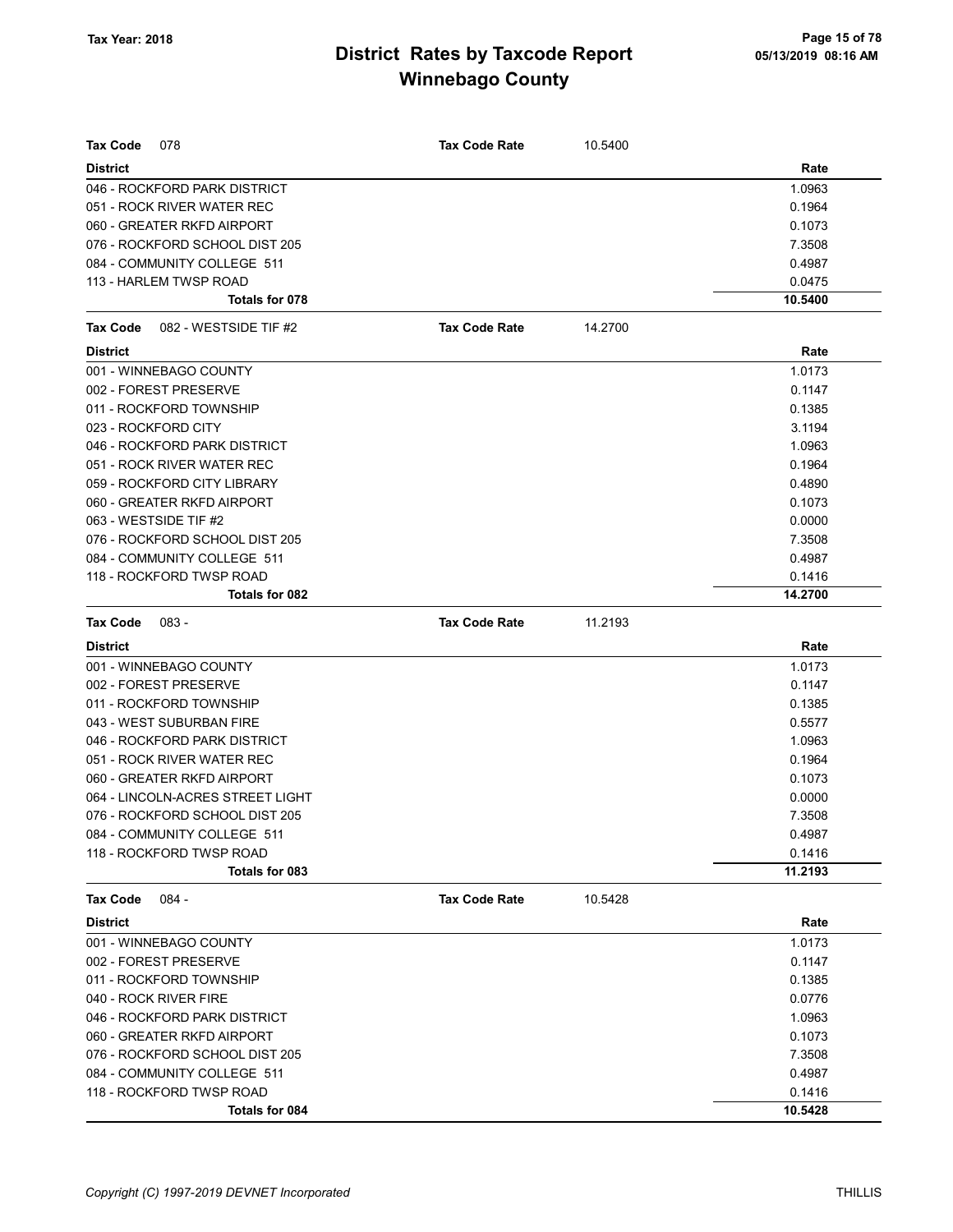# District Rates by Taxcode Report
# Winnebago County

Tax Year: 2018

05/13/2019 08:16 AM

**Tax Code** 078 **Tax Code Rate** 10.5400

| District | Rate |
|---|---|
| 046 - ROCKFORD PARK DISTRICT | 1.0963 |
| 051 - ROCK RIVER WATER REC | 0.1964 |
| 060 - GREATER RKFD AIRPORT | 0.1073 |
| 076 - ROCKFORD SCHOOL DIST 205 | 7.3508 |
| 084 - COMMUNITY COLLEGE 511 | 0.4987 |
| 113 - HARLEM TWSP ROAD | 0.0475 |
| **Totals for 078** | **10.5400** |

**Tax Code** 082 - WESTSIDE TIF #2 **Tax Code Rate** 14.2700

| District | Rate |
|---|---|
| 001 - WINNEBAGO COUNTY | 1.0173 |
| 002 - FOREST PRESERVE | 0.1147 |
| 011 - ROCKFORD TOWNSHIP | 0.1385 |
| 023 - ROCKFORD CITY | 3.1194 |
| 046 - ROCKFORD PARK DISTRICT | 1.0963 |
| 051 - ROCK RIVER WATER REC | 0.1964 |
| 059 - ROCKFORD CITY LIBRARY | 0.4890 |
| 060 - GREATER RKFD AIRPORT | 0.1073 |
| 063 - WESTSIDE TIF #2 | 0.0000 |
| 076 - ROCKFORD SCHOOL DIST 205 | 7.3508 |
| 084 - COMMUNITY COLLEGE 511 | 0.4987 |
| 118 - ROCKFORD TWSP ROAD | 0.1416 |
| **Totals for 082** | **14.2700** |

**Tax Code** 083 - **Tax Code Rate** 11.2193

| District | Rate |
|---|---|
| 001 - WINNEBAGO COUNTY | 1.0173 |
| 002 - FOREST PRESERVE | 0.1147 |
| 011 - ROCKFORD TOWNSHIP | 0.1385 |
| 043 - WEST SUBURBAN FIRE | 0.5577 |
| 046 - ROCKFORD PARK DISTRICT | 1.0963 |
| 051 - ROCK RIVER WATER REC | 0.1964 |
| 060 - GREATER RKFD AIRPORT | 0.1073 |
| 064 - LINCOLN-ACRES STREET LIGHT | 0.0000 |
| 076 - ROCKFORD SCHOOL DIST 205 | 7.3508 |
| 084 - COMMUNITY COLLEGE 511 | 0.4987 |
| 118 - ROCKFORD TWSP ROAD | 0.1416 |
| **Totals for 083** | **11.2193** |

**Tax Code** 084 - **Tax Code Rate** 10.5428

| District | Rate |
|---|---|
| 001 - WINNEBAGO COUNTY | 1.0173 |
| 002 - FOREST PRESERVE | 0.1147 |
| 011 - ROCKFORD TOWNSHIP | 0.1385 |
| 040 - ROCK RIVER FIRE | 0.0776 |
| 046 - ROCKFORD PARK DISTRICT | 1.0963 |
| 060 - GREATER RKFD AIRPORT | 0.1073 |
| 076 - ROCKFORD SCHOOL DIST 205 | 7.3508 |
| 084 - COMMUNITY COLLEGE 511 | 0.4987 |
| 118 - ROCKFORD TWSP ROAD | 0.1416 |
| **Totals for 084** | **10.5428** |

*Copyright (C) 1997-2019 DEVNET Incorporated* THILLIS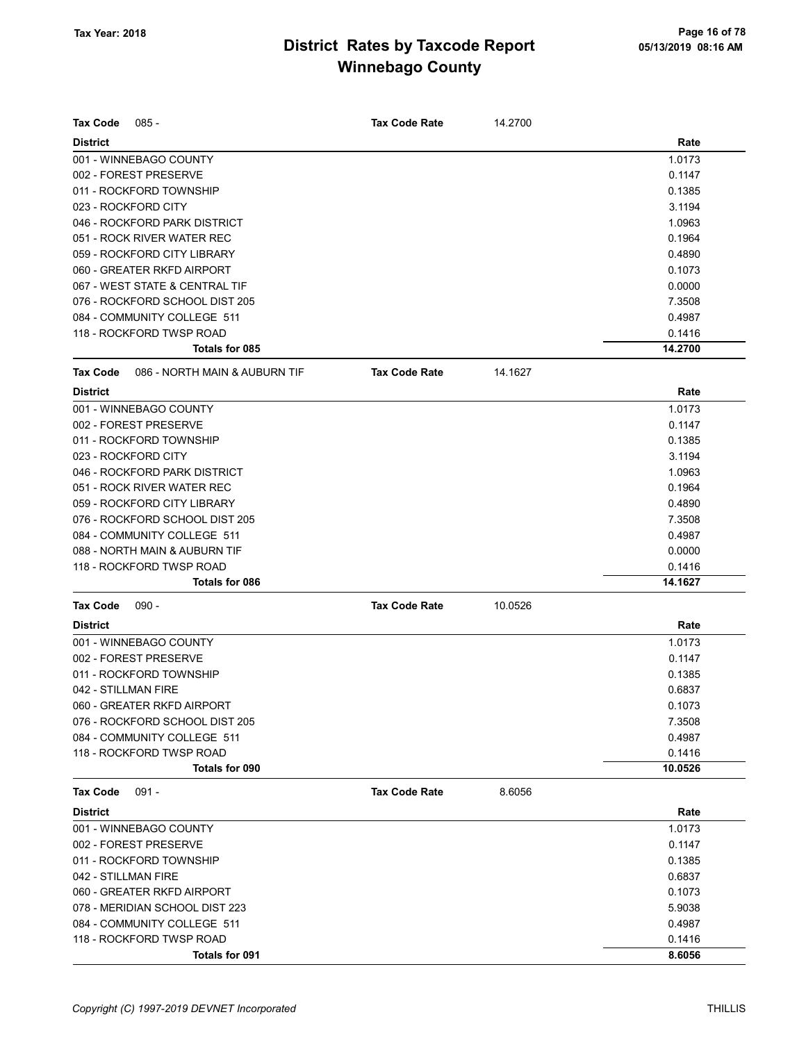# District Rates by Taxcode Report
# Winnebago County

Tax Year: 2018

05/13/2019 08:16 AM

**Tax Code** 085 - **Tax Code Rate** 14.2700

| District | Rate |
|---|---|
| 001 - WINNEBAGO COUNTY | 1.0173 |
| 002 - FOREST PRESERVE | 0.1147 |
| 011 - ROCKFORD TOWNSHIP | 0.1385 |
| 023 - ROCKFORD CITY | 3.1194 |
| 046 - ROCKFORD PARK DISTRICT | 1.0963 |
| 051 - ROCK RIVER WATER REC | 0.1964 |
| 059 - ROCKFORD CITY LIBRARY | 0.4890 |
| 060 - GREATER RKFD AIRPORT | 0.1073 |
| 067 - WEST STATE & CENTRAL TIF | 0.0000 |
| 076 - ROCKFORD SCHOOL DIST 205 | 7.3508 |
| 084 - COMMUNITY COLLEGE 511 | 0.4987 |
| 118 - ROCKFORD TWSP ROAD | 0.1416 |
| **Totals for 085** | **14.2700** |

**Tax Code** 086 - NORTH MAIN & AUBURN TIF **Tax Code Rate** 14.1627

| District | Rate |
|---|---|
| 001 - WINNEBAGO COUNTY | 1.0173 |
| 002 - FOREST PRESERVE | 0.1147 |
| 011 - ROCKFORD TOWNSHIP | 0.1385 |
| 023 - ROCKFORD CITY | 3.1194 |
| 046 - ROCKFORD PARK DISTRICT | 1.0963 |
| 051 - ROCK RIVER WATER REC | 0.1964 |
| 059 - ROCKFORD CITY LIBRARY | 0.4890 |
| 076 - ROCKFORD SCHOOL DIST 205 | 7.3508 |
| 084 - COMMUNITY COLLEGE 511 | 0.4987 |
| 088 - NORTH MAIN & AUBURN TIF | 0.0000 |
| 118 - ROCKFORD TWSP ROAD | 0.1416 |
| **Totals for 086** | **14.1627** |

**Tax Code** 090 - **Tax Code Rate** 10.0526

| District | Rate |
|---|---|
| 001 - WINNEBAGO COUNTY | 1.0173 |
| 002 - FOREST PRESERVE | 0.1147 |
| 011 - ROCKFORD TOWNSHIP | 0.1385 |
| 042 - STILLMAN FIRE | 0.6837 |
| 060 - GREATER RKFD AIRPORT | 0.1073 |
| 076 - ROCKFORD SCHOOL DIST 205 | 7.3508 |
| 084 - COMMUNITY COLLEGE 511 | 0.4987 |
| 118 - ROCKFORD TWSP ROAD | 0.1416 |
| **Totals for 090** | **10.0526** |

**Tax Code** 091 - **Tax Code Rate** 8.6056

| District | Rate |
|---|---|
| 001 - WINNEBAGO COUNTY | 1.0173 |
| 002 - FOREST PRESERVE | 0.1147 |
| 011 - ROCKFORD TOWNSHIP | 0.1385 |
| 042 - STILLMAN FIRE | 0.6837 |
| 060 - GREATER RKFD AIRPORT | 0.1073 |
| 078 - MERIDIAN SCHOOL DIST 223 | 5.9038 |
| 084 - COMMUNITY COLLEGE 511 | 0.4987 |
| 118 - ROCKFORD TWSP ROAD | 0.1416 |
| **Totals for 091** | **8.6056** |

*Copyright (C) 1997-2019 DEVNET Incorporated* THILLIS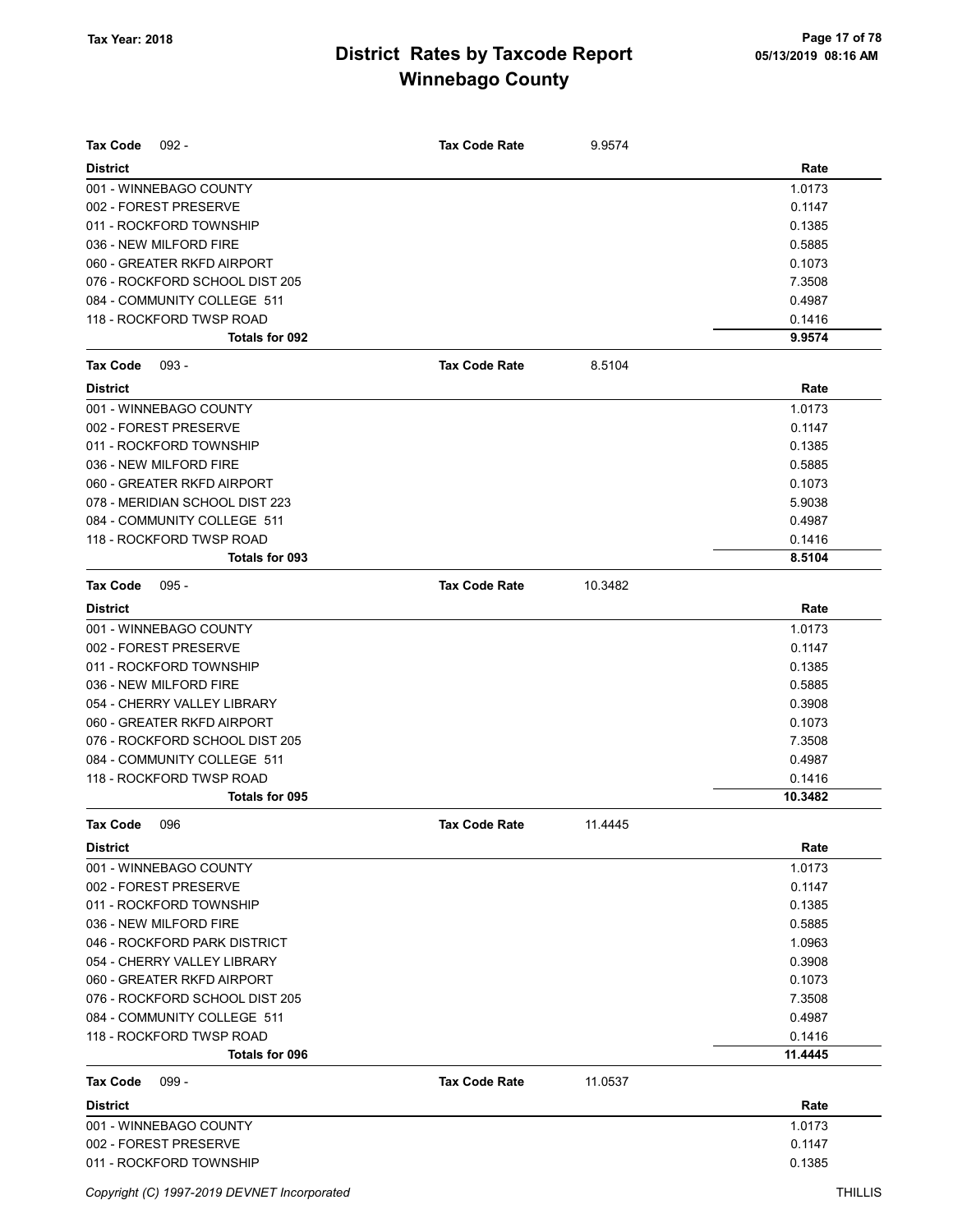# District Rates by Taxcode Report
## Winnebago County

Tax Year: 2018

05/13/2019 08:16 AM

| Tax Code 092 - | Tax Code Rate 9.9574 |
|---|---|
| **District** | **Rate** |
| 001 - WINNEBAGO COUNTY | 1.0173 |
| 002 - FOREST PRESERVE | 0.1147 |
| 011 - ROCKFORD TOWNSHIP | 0.1385 |
| 036 - NEW MILFORD FIRE | 0.5885 |
| 060 - GREATER RKFD AIRPORT | 0.1073 |
| 076 - ROCKFORD SCHOOL DIST 205 | 7.3508 |
| 084 - COMMUNITY COLLEGE 511 | 0.4987 |
| 118 - ROCKFORD TWSP ROAD | 0.1416 |
| **Totals for 092** | **9.9574** |

| Tax Code 093 - | Tax Code Rate 8.5104 |
|---|---|
| **District** | **Rate** |
| 001 - WINNEBAGO COUNTY | 1.0173 |
| 002 - FOREST PRESERVE | 0.1147 |
| 011 - ROCKFORD TOWNSHIP | 0.1385 |
| 036 - NEW MILFORD FIRE | 0.5885 |
| 060 - GREATER RKFD AIRPORT | 0.1073 |
| 078 - MERIDIAN SCHOOL DIST 223 | 5.9038 |
| 084 - COMMUNITY COLLEGE 511 | 0.4987 |
| 118 - ROCKFORD TWSP ROAD | 0.1416 |
| **Totals for 093** | **8.5104** |

| Tax Code 095 - | Tax Code Rate 10.3482 |
|---|---|
| **District** | **Rate** |
| 001 - WINNEBAGO COUNTY | 1.0173 |
| 002 - FOREST PRESERVE | 0.1147 |
| 011 - ROCKFORD TOWNSHIP | 0.1385 |
| 036 - NEW MILFORD FIRE | 0.5885 |
| 054 - CHERRY VALLEY LIBRARY | 0.3908 |
| 060 - GREATER RKFD AIRPORT | 0.1073 |
| 076 - ROCKFORD SCHOOL DIST 205 | 7.3508 |
| 084 - COMMUNITY COLLEGE 511 | 0.4987 |
| 118 - ROCKFORD TWSP ROAD | 0.1416 |
| **Totals for 095** | **10.3482** |

| Tax Code 096 | Tax Code Rate 11.4445 |
|---|---|
| **District** | **Rate** |
| 001 - WINNEBAGO COUNTY | 1.0173 |
| 002 - FOREST PRESERVE | 0.1147 |
| 011 - ROCKFORD TOWNSHIP | 0.1385 |
| 036 - NEW MILFORD FIRE | 0.5885 |
| 046 - ROCKFORD PARK DISTRICT | 1.0963 |
| 054 - CHERRY VALLEY LIBRARY | 0.3908 |
| 060 - GREATER RKFD AIRPORT | 0.1073 |
| 076 - ROCKFORD SCHOOL DIST 205 | 7.3508 |
| 084 - COMMUNITY COLLEGE 511 | 0.4987 |
| 118 - ROCKFORD TWSP ROAD | 0.1416 |
| **Totals for 096** | **11.4445** |

| Tax Code 099 - | Tax Code Rate 11.0537 |
|---|---|
| **District** | **Rate** |
| 001 - WINNEBAGO COUNTY | 1.0173 |
| 002 - FOREST PRESERVE | 0.1147 |
| 011 - ROCKFORD TOWNSHIP | 0.1385 |

Copyright (C) 1997-2019 DEVNET Incorporated

THILLIS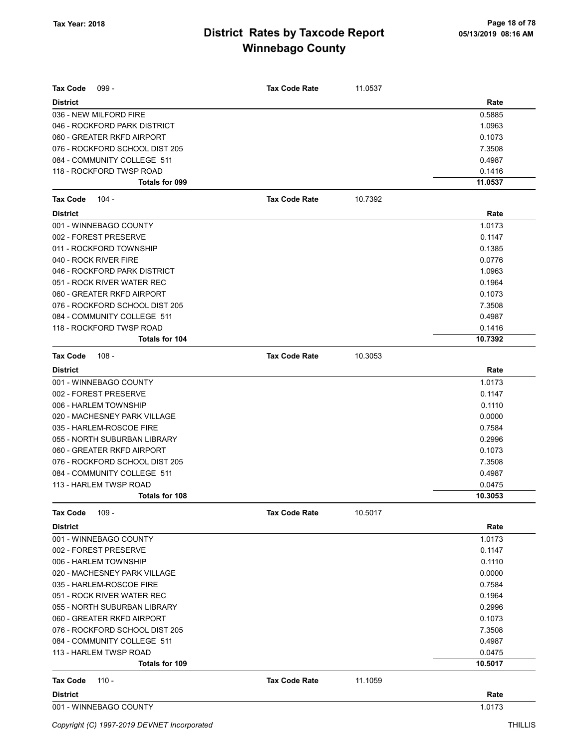# District Rates by Taxcode Report
# Winnebago County

Tax Year: 2018

| Tax Code 099 - | Tax Code Rate | 11.0537 |
|---|---|---|
| **District** | | **Rate** |
| 036 - NEW MILFORD FIRE | | 0.5885 |
| 046 - ROCKFORD PARK DISTRICT | | 1.0963 |
| 060 - GREATER RKFD AIRPORT | | 0.1073 |
| 076 - ROCKFORD SCHOOL DIST 205 | | 7.3508 |
| 084 - COMMUNITY COLLEGE 511 | | 0.4987 |
| 118 - ROCKFORD TWSP ROAD | | 0.1416 |
| **Totals for 099** | | **11.0537** |

| Tax Code 104 - | Tax Code Rate | 10.7392 |
|---|---|---|
| **District** | | **Rate** |
| 001 - WINNEBAGO COUNTY | | 1.0173 |
| 002 - FOREST PRESERVE | | 0.1147 |
| 011 - ROCKFORD TOWNSHIP | | 0.1385 |
| 040 - ROCK RIVER FIRE | | 0.0776 |
| 046 - ROCKFORD PARK DISTRICT | | 1.0963 |
| 051 - ROCK RIVER WATER REC | | 0.1964 |
| 060 - GREATER RKFD AIRPORT | | 0.1073 |
| 076 - ROCKFORD SCHOOL DIST 205 | | 7.3508 |
| 084 - COMMUNITY COLLEGE 511 | | 0.4987 |
| 118 - ROCKFORD TWSP ROAD | | 0.1416 |
| **Totals for 104** | | **10.7392** |

| Tax Code 108 - | Tax Code Rate | 10.3053 |
|---|---|---|
| **District** | | **Rate** |
| 001 - WINNEBAGO COUNTY | | 1.0173 |
| 002 - FOREST PRESERVE | | 0.1147 |
| 006 - HARLEM TOWNSHIP | | 0.1110 |
| 020 - MACHESNEY PARK VILLAGE | | 0.0000 |
| 035 - HARLEM-ROSCOE FIRE | | 0.7584 |
| 055 - NORTH SUBURBAN LIBRARY | | 0.2996 |
| 060 - GREATER RKFD AIRPORT | | 0.1073 |
| 076 - ROCKFORD SCHOOL DIST 205 | | 7.3508 |
| 084 - COMMUNITY COLLEGE 511 | | 0.4987 |
| 113 - HARLEM TWSP ROAD | | 0.0475 |
| **Totals for 108** | | **10.3053** |

| Tax Code 109 - | Tax Code Rate | 10.5017 |
|---|---|---|
| **District** | | **Rate** |
| 001 - WINNEBAGO COUNTY | | 1.0173 |
| 002 - FOREST PRESERVE | | 0.1147 |
| 006 - HARLEM TOWNSHIP | | 0.1110 |
| 020 - MACHESNEY PARK VILLAGE | | 0.0000 |
| 035 - HARLEM-ROSCOE FIRE | | 0.7584 |
| 051 - ROCK RIVER WATER REC | | 0.1964 |
| 055 - NORTH SUBURBAN LIBRARY | | 0.2996 |
| 060 - GREATER RKFD AIRPORT | | 0.1073 |
| 076 - ROCKFORD SCHOOL DIST 205 | | 7.3508 |
| 084 - COMMUNITY COLLEGE 511 | | 0.4987 |
| 113 - HARLEM TWSP ROAD | | 0.0475 |
| **Totals for 109** | | **10.5017** |

| Tax Code 110 - | Tax Code Rate | 11.1059 |
|---|---|---|
| **District** | | **Rate** |
| 001 - WINNEBAGO COUNTY | | 1.0173 |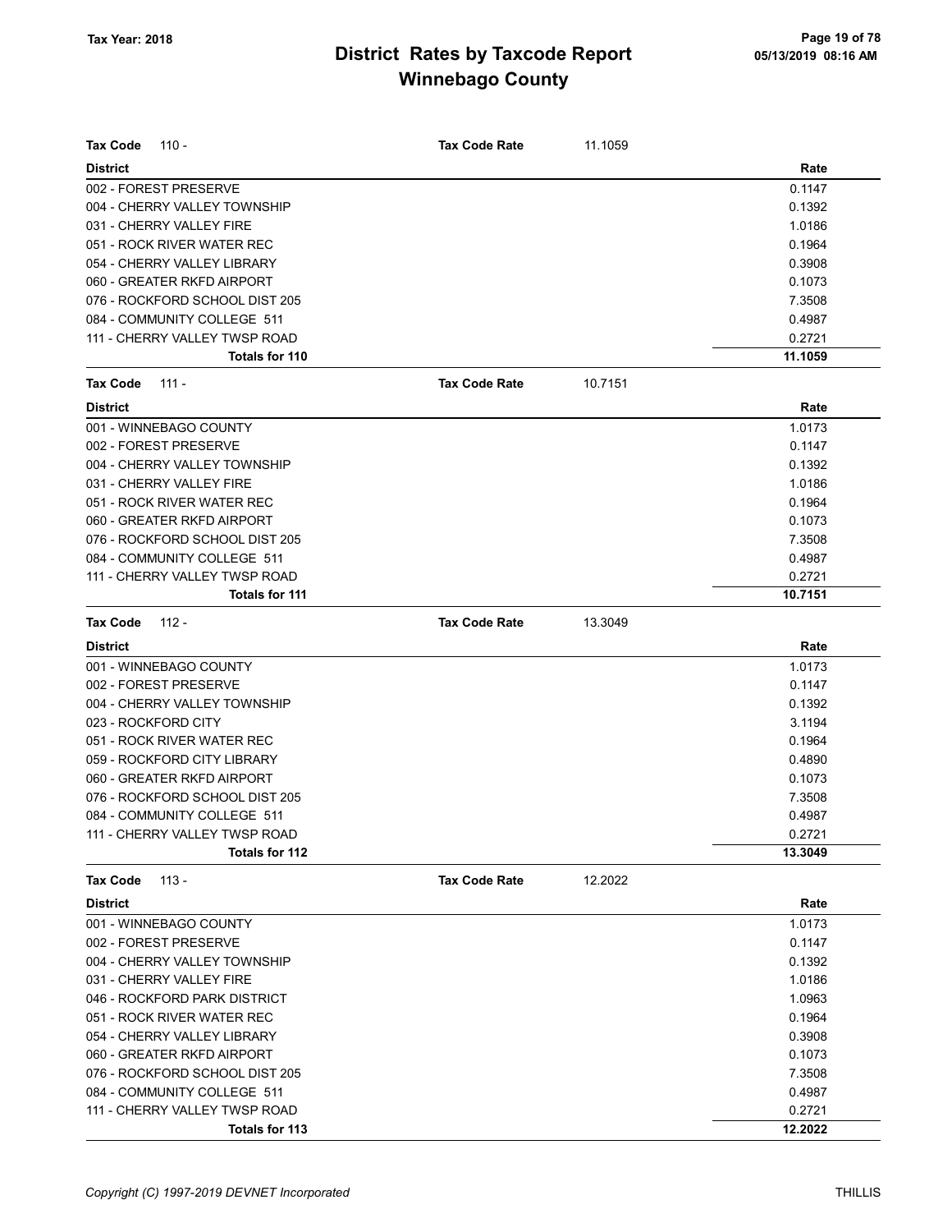# District Rates by Taxcode Report
# Winnebago County

Tax Year: 2018

05/13/2019 08:16 AM

**Tax Code** 110 - **Tax Code Rate** 11.1059

| District | Rate |
|---|---|
| 002 - FOREST PRESERVE | 0.1147 |
| 004 - CHERRY VALLEY TOWNSHIP | 0.1392 |
| 031 - CHERRY VALLEY FIRE | 1.0186 |
| 051 - ROCK RIVER WATER REC | 0.1964 |
| 054 - CHERRY VALLEY LIBRARY | 0.3908 |
| 060 - GREATER RKFD AIRPORT | 0.1073 |
| 076 - ROCKFORD SCHOOL DIST 205 | 7.3508 |
| 084 - COMMUNITY COLLEGE 511 | 0.4987 |
| 111 - CHERRY VALLEY TWSP ROAD | 0.2721 |
| **Totals for 110** | **11.1059** |

**Tax Code** 111 - **Tax Code Rate** 10.7151

| District | Rate |
|---|---|
| 001 - WINNEBAGO COUNTY | 1.0173 |
| 002 - FOREST PRESERVE | 0.1147 |
| 004 - CHERRY VALLEY TOWNSHIP | 0.1392 |
| 031 - CHERRY VALLEY FIRE | 1.0186 |
| 051 - ROCK RIVER WATER REC | 0.1964 |
| 060 - GREATER RKFD AIRPORT | 0.1073 |
| 076 - ROCKFORD SCHOOL DIST 205 | 7.3508 |
| 084 - COMMUNITY COLLEGE 511 | 0.4987 |
| 111 - CHERRY VALLEY TWSP ROAD | 0.2721 |
| **Totals for 111** | **10.7151** |

**Tax Code** 112 - **Tax Code Rate** 13.3049

| District | Rate |
|---|---|
| 001 - WINNEBAGO COUNTY | 1.0173 |
| 002 - FOREST PRESERVE | 0.1147 |
| 004 - CHERRY VALLEY TOWNSHIP | 0.1392 |
| 023 - ROCKFORD CITY | 3.1194 |
| 051 - ROCK RIVER WATER REC | 0.1964 |
| 059 - ROCKFORD CITY LIBRARY | 0.4890 |
| 060 - GREATER RKFD AIRPORT | 0.1073 |
| 076 - ROCKFORD SCHOOL DIST 205 | 7.3508 |
| 084 - COMMUNITY COLLEGE 511 | 0.4987 |
| 111 - CHERRY VALLEY TWSP ROAD | 0.2721 |
| **Totals for 112** | **13.3049** |

**Tax Code** 113 - **Tax Code Rate** 12.2022

| District | Rate |
|---|---|
| 001 - WINNEBAGO COUNTY | 1.0173 |
| 002 - FOREST PRESERVE | 0.1147 |
| 004 - CHERRY VALLEY TOWNSHIP | 0.1392 |
| 031 - CHERRY VALLEY FIRE | 1.0186 |
| 046 - ROCKFORD PARK DISTRICT | 1.0963 |
| 051 - ROCK RIVER WATER REC | 0.1964 |
| 054 - CHERRY VALLEY LIBRARY | 0.3908 |
| 060 - GREATER RKFD AIRPORT | 0.1073 |
| 076 - ROCKFORD SCHOOL DIST 205 | 7.3508 |
| 084 - COMMUNITY COLLEGE 511 | 0.4987 |
| 111 - CHERRY VALLEY TWSP ROAD | 0.2721 |
| **Totals for 113** | **12.2022** |

*Copyright (C) 1997-2019 DEVNET Incorporated* THILLIS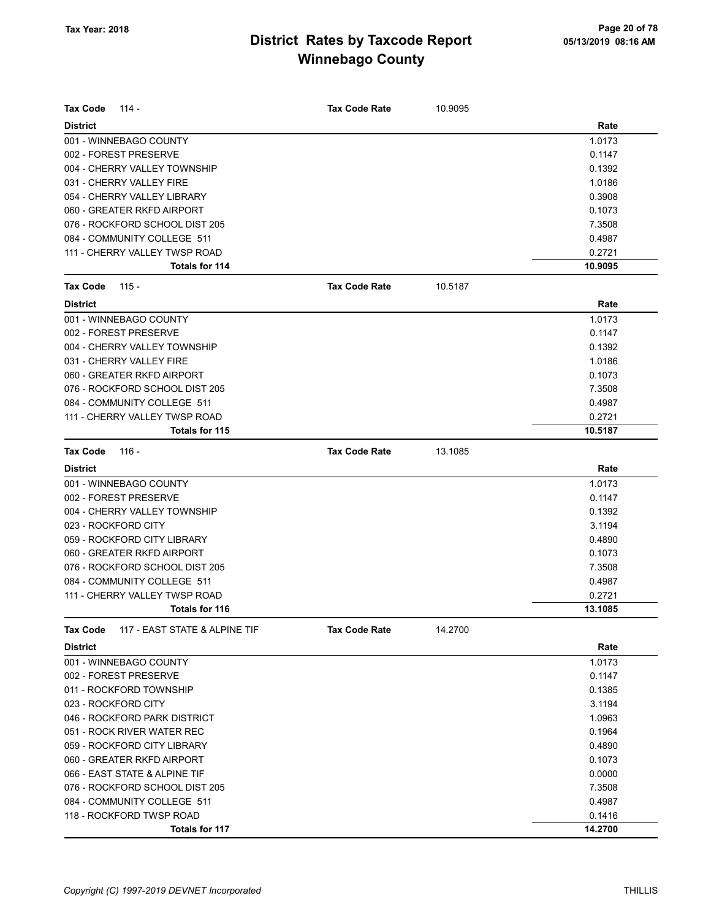# District Rates by Taxcode Report
## Winnebago County

Tax Year: 2018

**Tax Code** 114 - **Tax Code Rate** 10.9095

| District | Rate |
|---|---|
| 001 - WINNEBAGO COUNTY | 1.0173 |
| 002 - FOREST PRESERVE | 0.1147 |
| 004 - CHERRY VALLEY TOWNSHIP | 0.1392 |
| 031 - CHERRY VALLEY FIRE | 1.0186 |
| 054 - CHERRY VALLEY LIBRARY | 0.3908 |
| 060 - GREATER RKFD AIRPORT | 0.1073 |
| 076 - ROCKFORD SCHOOL DIST 205 | 7.3508 |
| 084 - COMMUNITY COLLEGE 511 | 0.4987 |
| 111 - CHERRY VALLEY TWSP ROAD | 0.2721 |
| **Totals for 114** | **10.9095** |

**Tax Code** 115 - **Tax Code Rate** 10.5187

| District | Rate |
|---|---|
| 001 - WINNEBAGO COUNTY | 1.0173 |
| 002 - FOREST PRESERVE | 0.1147 |
| 004 - CHERRY VALLEY TOWNSHIP | 0.1392 |
| 031 - CHERRY VALLEY FIRE | 1.0186 |
| 060 - GREATER RKFD AIRPORT | 0.1073 |
| 076 - ROCKFORD SCHOOL DIST 205 | 7.3508 |
| 084 - COMMUNITY COLLEGE 511 | 0.4987 |
| 111 - CHERRY VALLEY TWSP ROAD | 0.2721 |
| **Totals for 115** | **10.5187** |

**Tax Code** 116 - **Tax Code Rate** 13.1085

| District | Rate |
|---|---|
| 001 - WINNEBAGO COUNTY | 1.0173 |
| 002 - FOREST PRESERVE | 0.1147 |
| 004 - CHERRY VALLEY TOWNSHIP | 0.1392 |
| 023 - ROCKFORD CITY | 3.1194 |
| 059 - ROCKFORD CITY LIBRARY | 0.4890 |
| 060 - GREATER RKFD AIRPORT | 0.1073 |
| 076 - ROCKFORD SCHOOL DIST 205 | 7.3508 |
| 084 - COMMUNITY COLLEGE 511 | 0.4987 |
| 111 - CHERRY VALLEY TWSP ROAD | 0.2721 |
| **Totals for 116** | **13.1085** |

**Tax Code** 117 - EAST STATE & ALPINE TIF **Tax Code Rate** 14.2700

| District | Rate |
|---|---|
| 001 - WINNEBAGO COUNTY | 1.0173 |
| 002 - FOREST PRESERVE | 0.1147 |
| 011 - ROCKFORD TOWNSHIP | 0.1385 |
| 023 - ROCKFORD CITY | 3.1194 |
| 046 - ROCKFORD PARK DISTRICT | 1.0963 |
| 051 - ROCK RIVER WATER REC | 0.1964 |
| 059 - ROCKFORD CITY LIBRARY | 0.4890 |
| 060 - GREATER RKFD AIRPORT | 0.1073 |
| 066 - EAST STATE & ALPINE TIF | 0.0000 |
| 076 - ROCKFORD SCHOOL DIST 205 | 7.3508 |
| 084 - COMMUNITY COLLEGE 511 | 0.4987 |
| 118 - ROCKFORD TWSP ROAD | 0.1416 |
| **Totals for 117** | **14.2700** |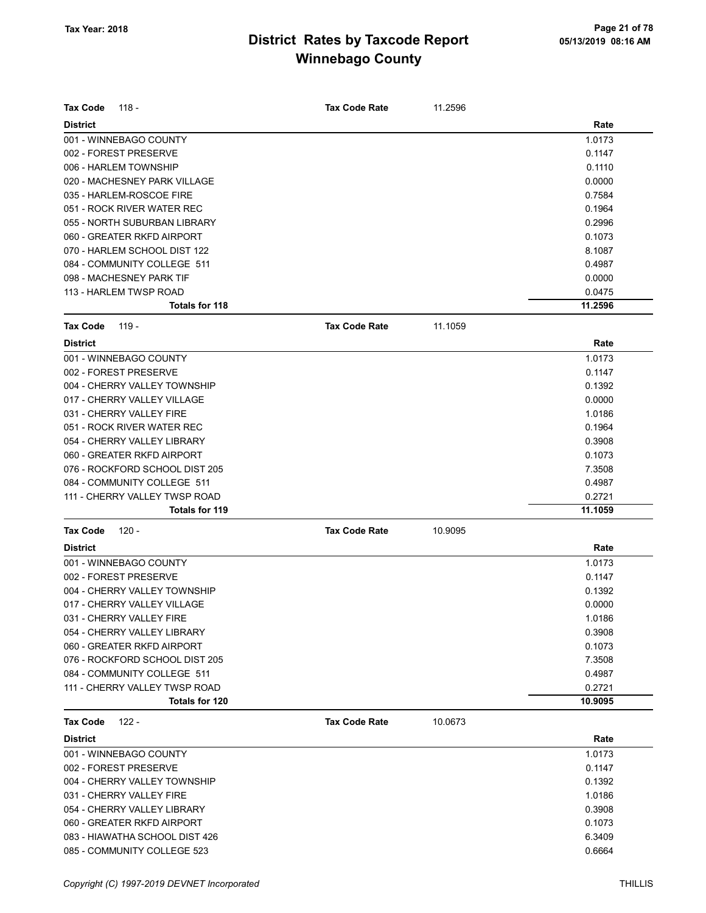# District Rates by Taxcode Report
# Winnebago County

Tax Year: 2018

05/13/2019 08:16 AM

| Tax Code 118 - | Tax Code Rate | 11.2596 |
|---|---|---|
| **District** | | **Rate** |
| 001 - WINNEBAGO COUNTY | | 1.0173 |
| 002 - FOREST PRESERVE | | 0.1147 |
| 006 - HARLEM TOWNSHIP | | 0.1110 |
| 020 - MACHESNEY PARK VILLAGE | | 0.0000 |
| 035 - HARLEM-ROSCOE FIRE | | 0.7584 |
| 051 - ROCK RIVER WATER REC | | 0.1964 |
| 055 - NORTH SUBURBAN LIBRARY | | 0.2996 |
| 060 - GREATER RKFD AIRPORT | | 0.1073 |
| 070 - HARLEM SCHOOL DIST 122 | | 8.1087 |
| 084 - COMMUNITY COLLEGE 511 | | 0.4987 |
| 098 - MACHESNEY PARK TIF | | 0.0000 |
| 113 - HARLEM TWSP ROAD | | 0.0475 |
| **Totals for 118** | | **11.2596** |

| Tax Code 119 - | Tax Code Rate | 11.1059 |
|---|---|---|
| **District** | | **Rate** |
| 001 - WINNEBAGO COUNTY | | 1.0173 |
| 002 - FOREST PRESERVE | | 0.1147 |
| 004 - CHERRY VALLEY TOWNSHIP | | 0.1392 |
| 017 - CHERRY VALLEY VILLAGE | | 0.0000 |
| 031 - CHERRY VALLEY FIRE | | 1.0186 |
| 051 - ROCK RIVER WATER REC | | 0.1964 |
| 054 - CHERRY VALLEY LIBRARY | | 0.3908 |
| 060 - GREATER RKFD AIRPORT | | 0.1073 |
| 076 - ROCKFORD SCHOOL DIST 205 | | 7.3508 |
| 084 - COMMUNITY COLLEGE 511 | | 0.4987 |
| 111 - CHERRY VALLEY TWSP ROAD | | 0.2721 |
| **Totals for 119** | | **11.1059** |

| Tax Code 120 - | Tax Code Rate | 10.9095 |
|---|---|---|
| **District** | | **Rate** |
| 001 - WINNEBAGO COUNTY | | 1.0173 |
| 002 - FOREST PRESERVE | | 0.1147 |
| 004 - CHERRY VALLEY TOWNSHIP | | 0.1392 |
| 017 - CHERRY VALLEY VILLAGE | | 0.0000 |
| 031 - CHERRY VALLEY FIRE | | 1.0186 |
| 054 - CHERRY VALLEY LIBRARY | | 0.3908 |
| 060 - GREATER RKFD AIRPORT | | 0.1073 |
| 076 - ROCKFORD SCHOOL DIST 205 | | 7.3508 |
| 084 - COMMUNITY COLLEGE 511 | | 0.4987 |
| 111 - CHERRY VALLEY TWSP ROAD | | 0.2721 |
| **Totals for 120** | | **10.9095** |

| Tax Code 122 - | Tax Code Rate | 10.0673 |
|---|---|---|
| **District** | | **Rate** |
| 001 - WINNEBAGO COUNTY | | 1.0173 |
| 002 - FOREST PRESERVE | | 0.1147 |
| 004 - CHERRY VALLEY TOWNSHIP | | 0.1392 |
| 031 - CHERRY VALLEY FIRE | | 1.0186 |
| 054 - CHERRY VALLEY LIBRARY | | 0.3908 |
| 060 - GREATER RKFD AIRPORT | | 0.1073 |
| 083 - HIAWATHA SCHOOL DIST 426 | | 6.3409 |
| 085 - COMMUNITY COLLEGE 523 | | 0.6664 |

Copyright (C) 1997-2019 DEVNET Incorporated

THILLIS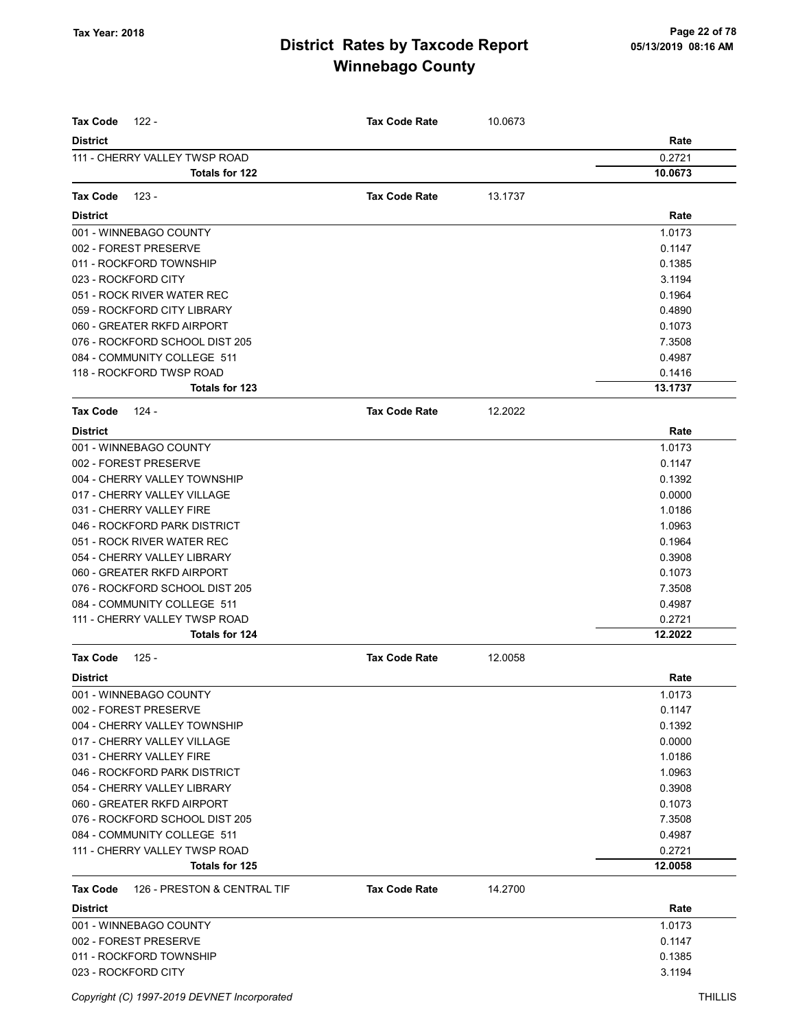# District Rates by Taxcode Report
# Winnebago County

Tax Year: 2018

**Tax Code** 122 - **Tax Code Rate** 10.0673

| District | Rate |
|---|---|
| 111 - CHERRY VALLEY TWSP ROAD | 0.2721 |
| **Totals for 122** | **10.0673** |

**Tax Code** 123 - **Tax Code Rate** 13.1737

| District | Rate |
|---|---|
| 001 - WINNEBAGO COUNTY | 1.0173 |
| 002 - FOREST PRESERVE | 0.1147 |
| 011 - ROCKFORD TOWNSHIP | 0.1385 |
| 023 - ROCKFORD CITY | 3.1194 |
| 051 - ROCK RIVER WATER REC | 0.1964 |
| 059 - ROCKFORD CITY LIBRARY | 0.4890 |
| 060 - GREATER RKFD AIRPORT | 0.1073 |
| 076 - ROCKFORD SCHOOL DIST 205 | 7.3508 |
| 084 - COMMUNITY COLLEGE 511 | 0.4987 |
| 118 - ROCKFORD TWSP ROAD | 0.1416 |
| **Totals for 123** | **13.1737** |

**Tax Code** 124 - **Tax Code Rate** 12.2022

| District | Rate |
|---|---|
| 001 - WINNEBAGO COUNTY | 1.0173 |
| 002 - FOREST PRESERVE | 0.1147 |
| 004 - CHERRY VALLEY TOWNSHIP | 0.1392 |
| 017 - CHERRY VALLEY VILLAGE | 0.0000 |
| 031 - CHERRY VALLEY FIRE | 1.0186 |
| 046 - ROCKFORD PARK DISTRICT | 1.0963 |
| 051 - ROCK RIVER WATER REC | 0.1964 |
| 054 - CHERRY VALLEY LIBRARY | 0.3908 |
| 060 - GREATER RKFD AIRPORT | 0.1073 |
| 076 - ROCKFORD SCHOOL DIST 205 | 7.3508 |
| 084 - COMMUNITY COLLEGE 511 | 0.4987 |
| 111 - CHERRY VALLEY TWSP ROAD | 0.2721 |
| **Totals for 124** | **12.2022** |

**Tax Code** 125 - **Tax Code Rate** 12.0058

| District | Rate |
|---|---|
| 001 - WINNEBAGO COUNTY | 1.0173 |
| 002 - FOREST PRESERVE | 0.1147 |
| 004 - CHERRY VALLEY TOWNSHIP | 0.1392 |
| 017 - CHERRY VALLEY VILLAGE | 0.0000 |
| 031 - CHERRY VALLEY FIRE | 1.0186 |
| 046 - ROCKFORD PARK DISTRICT | 1.0963 |
| 054 - CHERRY VALLEY LIBRARY | 0.3908 |
| 060 - GREATER RKFD AIRPORT | 0.1073 |
| 076 - ROCKFORD SCHOOL DIST 205 | 7.3508 |
| 084 - COMMUNITY COLLEGE 511 | 0.4987 |
| 111 - CHERRY VALLEY TWSP ROAD | 0.2721 |
| **Totals for 125** | **12.0058** |

**Tax Code** 126 - PRESTON & CENTRAL TIF **Tax Code Rate** 14.2700

| District | Rate |
|---|---|
| 001 - WINNEBAGO COUNTY | 1.0173 |
| 002 - FOREST PRESERVE | 0.1147 |
| 011 - ROCKFORD TOWNSHIP | 0.1385 |
| 023 - ROCKFORD CITY | 3.1194 |

Copyright (C) 1997-2019 DEVNET Incorporated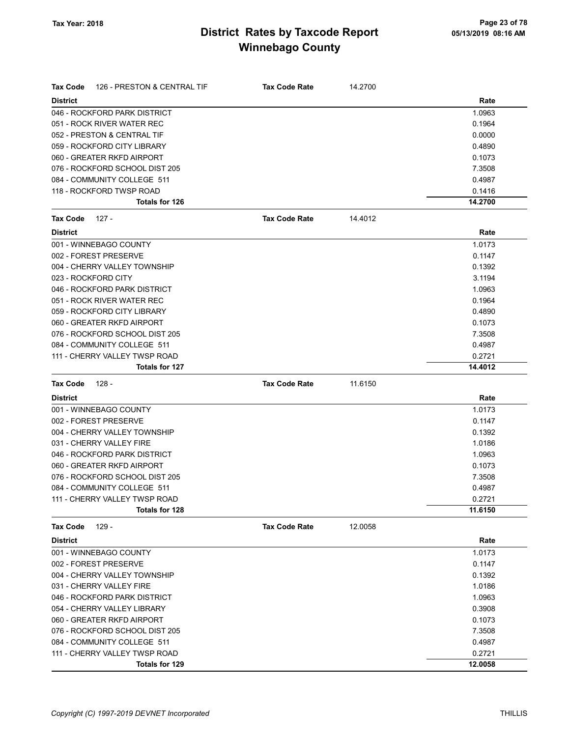# District Rates by Taxcode Report

## Winnebago County

Tax Year: 2018

**Tax Code** 126 - PRESTON & CENTRAL TIF — **Tax Code Rate** 14.2700

| District | Rate |
|---|---|
| 046 - ROCKFORD PARK DISTRICT | 1.0963 |
| 051 - ROCK RIVER WATER REC | 0.1964 |
| 052 - PRESTON & CENTRAL TIF | 0.0000 |
| 059 - ROCKFORD CITY LIBRARY | 0.4890 |
| 060 - GREATER RKFD AIRPORT | 0.1073 |
| 076 - ROCKFORD SCHOOL DIST 205 | 7.3508 |
| 084 - COMMUNITY COLLEGE 511 | 0.4987 |
| 118 - ROCKFORD TWSP ROAD | 0.1416 |
| **Totals for 126** | **14.2700** |

**Tax Code** 127 - — **Tax Code Rate** 14.4012

| District | Rate |
|---|---|
| 001 - WINNEBAGO COUNTY | 1.0173 |
| 002 - FOREST PRESERVE | 0.1147 |
| 004 - CHERRY VALLEY TOWNSHIP | 0.1392 |
| 023 - ROCKFORD CITY | 3.1194 |
| 046 - ROCKFORD PARK DISTRICT | 1.0963 |
| 051 - ROCK RIVER WATER REC | 0.1964 |
| 059 - ROCKFORD CITY LIBRARY | 0.4890 |
| 060 - GREATER RKFD AIRPORT | 0.1073 |
| 076 - ROCKFORD SCHOOL DIST 205 | 7.3508 |
| 084 - COMMUNITY COLLEGE 511 | 0.4987 |
| 111 - CHERRY VALLEY TWSP ROAD | 0.2721 |
| **Totals for 127** | **14.4012** |

**Tax Code** 128 - — **Tax Code Rate** 11.6150

| District | Rate |
|---|---|
| 001 - WINNEBAGO COUNTY | 1.0173 |
| 002 - FOREST PRESERVE | 0.1147 |
| 004 - CHERRY VALLEY TOWNSHIP | 0.1392 |
| 031 - CHERRY VALLEY FIRE | 1.0186 |
| 046 - ROCKFORD PARK DISTRICT | 1.0963 |
| 060 - GREATER RKFD AIRPORT | 0.1073 |
| 076 - ROCKFORD SCHOOL DIST 205 | 7.3508 |
| 084 - COMMUNITY COLLEGE 511 | 0.4987 |
| 111 - CHERRY VALLEY TWSP ROAD | 0.2721 |
| **Totals for 128** | **11.6150** |

**Tax Code** 129 - — **Tax Code Rate** 12.0058

| District | Rate |
|---|---|
| 001 - WINNEBAGO COUNTY | 1.0173 |
| 002 - FOREST PRESERVE | 0.1147 |
| 004 - CHERRY VALLEY TOWNSHIP | 0.1392 |
| 031 - CHERRY VALLEY FIRE | 1.0186 |
| 046 - ROCKFORD PARK DISTRICT | 1.0963 |
| 054 - CHERRY VALLEY LIBRARY | 0.3908 |
| 060 - GREATER RKFD AIRPORT | 0.1073 |
| 076 - ROCKFORD SCHOOL DIST 205 | 7.3508 |
| 084 - COMMUNITY COLLEGE 511 | 0.4987 |
| 111 - CHERRY VALLEY TWSP ROAD | 0.2721 |
| **Totals for 129** | **12.0058** |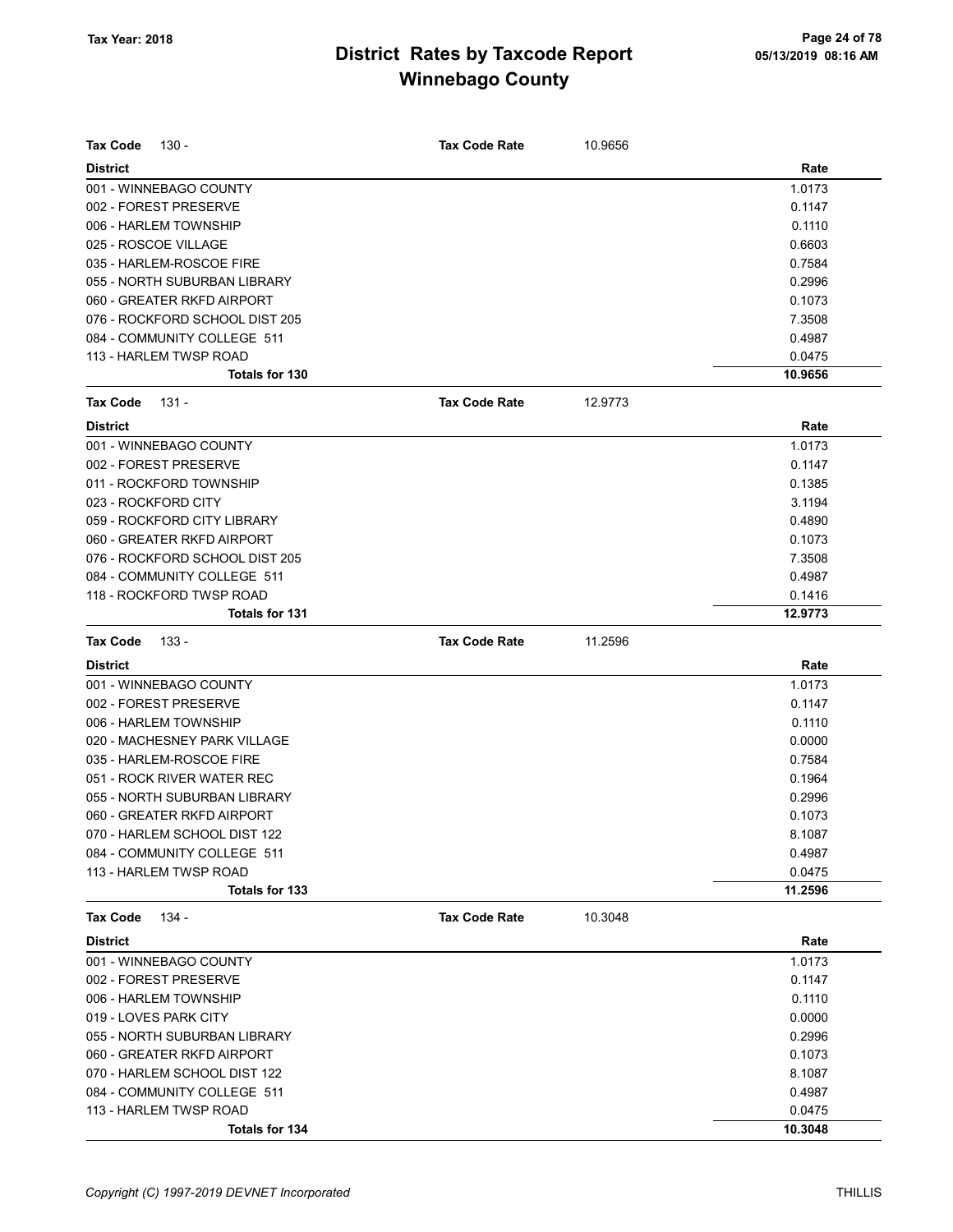# District Rates by Taxcode Report
## Winnebago County

Tax Year: 2018

05/13/2019 08:16 AM

**Tax Code** 130 - **Tax Code Rate** 10.9656

| District | Rate |
|---|---|
| 001 - WINNEBAGO COUNTY | 1.0173 |
| 002 - FOREST PRESERVE | 0.1147 |
| 006 - HARLEM TOWNSHIP | 0.1110 |
| 025 - ROSCOE VILLAGE | 0.6603 |
| 035 - HARLEM-ROSCOE FIRE | 0.7584 |
| 055 - NORTH SUBURBAN LIBRARY | 0.2996 |
| 060 - GREATER RKFD AIRPORT | 0.1073 |
| 076 - ROCKFORD SCHOOL DIST 205 | 7.3508 |
| 084 - COMMUNITY COLLEGE 511 | 0.4987 |
| 113 - HARLEM TWSP ROAD | 0.0475 |
| **Totals for 130** | **10.9656** |

**Tax Code** 131 - **Tax Code Rate** 12.9773

| District | Rate |
|---|---|
| 001 - WINNEBAGO COUNTY | 1.0173 |
| 002 - FOREST PRESERVE | 0.1147 |
| 011 - ROCKFORD TOWNSHIP | 0.1385 |
| 023 - ROCKFORD CITY | 3.1194 |
| 059 - ROCKFORD CITY LIBRARY | 0.4890 |
| 060 - GREATER RKFD AIRPORT | 0.1073 |
| 076 - ROCKFORD SCHOOL DIST 205 | 7.3508 |
| 084 - COMMUNITY COLLEGE 511 | 0.4987 |
| 118 - ROCKFORD TWSP ROAD | 0.1416 |
| **Totals for 131** | **12.9773** |

**Tax Code** 133 - **Tax Code Rate** 11.2596

| District | Rate |
|---|---|
| 001 - WINNEBAGO COUNTY | 1.0173 |
| 002 - FOREST PRESERVE | 0.1147 |
| 006 - HARLEM TOWNSHIP | 0.1110 |
| 020 - MACHESNEY PARK VILLAGE | 0.0000 |
| 035 - HARLEM-ROSCOE FIRE | 0.7584 |
| 051 - ROCK RIVER WATER REC | 0.1964 |
| 055 - NORTH SUBURBAN LIBRARY | 0.2996 |
| 060 - GREATER RKFD AIRPORT | 0.1073 |
| 070 - HARLEM SCHOOL DIST 122 | 8.1087 |
| 084 - COMMUNITY COLLEGE 511 | 0.4987 |
| 113 - HARLEM TWSP ROAD | 0.0475 |
| **Totals for 133** | **11.2596** |

**Tax Code** 134 - **Tax Code Rate** 10.3048

| District | Rate |
|---|---|
| 001 - WINNEBAGO COUNTY | 1.0173 |
| 002 - FOREST PRESERVE | 0.1147 |
| 006 - HARLEM TOWNSHIP | 0.1110 |
| 019 - LOVES PARK CITY | 0.0000 |
| 055 - NORTH SUBURBAN LIBRARY | 0.2996 |
| 060 - GREATER RKFD AIRPORT | 0.1073 |
| 070 - HARLEM SCHOOL DIST 122 | 8.1087 |
| 084 - COMMUNITY COLLEGE 511 | 0.4987 |
| 113 - HARLEM TWSP ROAD | 0.0475 |
| **Totals for 134** | **10.3048** |

*Copyright (C) 1997-2019 DEVNET Incorporated* THILLIS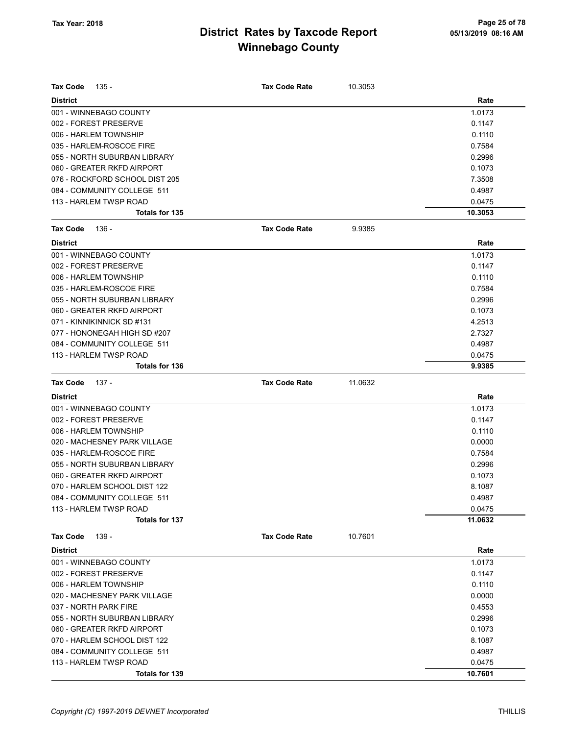# District Rates by Taxcode Report
## Winnebago County

Tax Year: 2018

**Tax Code** 135 - **Tax Code Rate** 10.3053

| District | Rate |
|---|---|
| 001 - WINNEBAGO COUNTY | 1.0173 |
| 002 - FOREST PRESERVE | 0.1147 |
| 006 - HARLEM TOWNSHIP | 0.1110 |
| 035 - HARLEM-ROSCOE FIRE | 0.7584 |
| 055 - NORTH SUBURBAN LIBRARY | 0.2996 |
| 060 - GREATER RKFD AIRPORT | 0.1073 |
| 076 - ROCKFORD SCHOOL DIST 205 | 7.3508 |
| 084 - COMMUNITY COLLEGE 511 | 0.4987 |
| 113 - HARLEM TWSP ROAD | 0.0475 |
| **Totals for 135** | **10.3053** |

**Tax Code** 136 - **Tax Code Rate** 9.9385

| District | Rate |
|---|---|
| 001 - WINNEBAGO COUNTY | 1.0173 |
| 002 - FOREST PRESERVE | 0.1147 |
| 006 - HARLEM TOWNSHIP | 0.1110 |
| 035 - HARLEM-ROSCOE FIRE | 0.7584 |
| 055 - NORTH SUBURBAN LIBRARY | 0.2996 |
| 060 - GREATER RKFD AIRPORT | 0.1073 |
| 071 - KINNIKINNICK SD #131 | 4.2513 |
| 077 - HONONEGAH HIGH SD #207 | 2.7327 |
| 084 - COMMUNITY COLLEGE 511 | 0.4987 |
| 113 - HARLEM TWSP ROAD | 0.0475 |
| **Totals for 136** | **9.9385** |

**Tax Code** 137 - **Tax Code Rate** 11.0632

| District | Rate |
|---|---|
| 001 - WINNEBAGO COUNTY | 1.0173 |
| 002 - FOREST PRESERVE | 0.1147 |
| 006 - HARLEM TOWNSHIP | 0.1110 |
| 020 - MACHESNEY PARK VILLAGE | 0.0000 |
| 035 - HARLEM-ROSCOE FIRE | 0.7584 |
| 055 - NORTH SUBURBAN LIBRARY | 0.2996 |
| 060 - GREATER RKFD AIRPORT | 0.1073 |
| 070 - HARLEM SCHOOL DIST 122 | 8.1087 |
| 084 - COMMUNITY COLLEGE 511 | 0.4987 |
| 113 - HARLEM TWSP ROAD | 0.0475 |
| **Totals for 137** | **11.0632** |

**Tax Code** 139 - **Tax Code Rate** 10.7601

| District | Rate |
|---|---|
| 001 - WINNEBAGO COUNTY | 1.0173 |
| 002 - FOREST PRESERVE | 0.1147 |
| 006 - HARLEM TOWNSHIP | 0.1110 |
| 020 - MACHESNEY PARK VILLAGE | 0.0000 |
| 037 - NORTH PARK FIRE | 0.4553 |
| 055 - NORTH SUBURBAN LIBRARY | 0.2996 |
| 060 - GREATER RKFD AIRPORT | 0.1073 |
| 070 - HARLEM SCHOOL DIST 122 | 8.1087 |
| 084 - COMMUNITY COLLEGE 511 | 0.4987 |
| 113 - HARLEM TWSP ROAD | 0.0475 |
| **Totals for 139** | **10.7601** |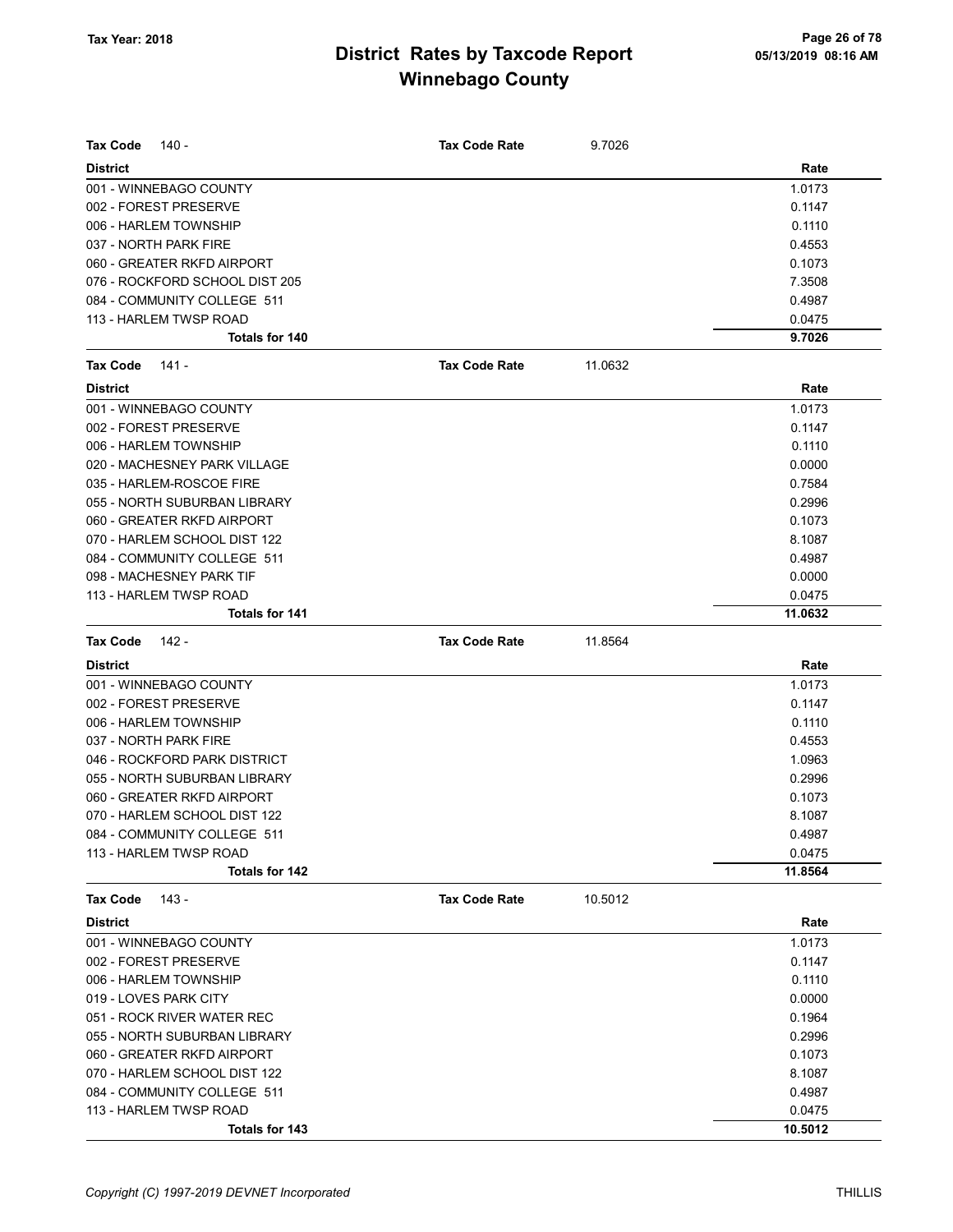# District Rates by Taxcode Report
## Winnebago County

Tax Year: 2018

| Tax Code 140 - | Tax Code Rate | 9.7026 |
|---|---|---|
| **District** | | **Rate** |
| 001 - WINNEBAGO COUNTY | | 1.0173 |
| 002 - FOREST PRESERVE | | 0.1147 |
| 006 - HARLEM TOWNSHIP | | 0.1110 |
| 037 - NORTH PARK FIRE | | 0.4553 |
| 060 - GREATER RKFD AIRPORT | | 0.1073 |
| 076 - ROCKFORD SCHOOL DIST 205 | | 7.3508 |
| 084 - COMMUNITY COLLEGE 511 | | 0.4987 |
| 113 - HARLEM TWSP ROAD | | 0.0475 |
| **Totals for 140** | | **9.7026** |

| Tax Code 141 - | Tax Code Rate | 11.0632 |
|---|---|---|
| **District** | | **Rate** |
| 001 - WINNEBAGO COUNTY | | 1.0173 |
| 002 - FOREST PRESERVE | | 0.1147 |
| 006 - HARLEM TOWNSHIP | | 0.1110 |
| 020 - MACHESNEY PARK VILLAGE | | 0.0000 |
| 035 - HARLEM-ROSCOE FIRE | | 0.7584 |
| 055 - NORTH SUBURBAN LIBRARY | | 0.2996 |
| 060 - GREATER RKFD AIRPORT | | 0.1073 |
| 070 - HARLEM SCHOOL DIST 122 | | 8.1087 |
| 084 - COMMUNITY COLLEGE 511 | | 0.4987 |
| 098 - MACHESNEY PARK TIF | | 0.0000 |
| 113 - HARLEM TWSP ROAD | | 0.0475 |
| **Totals for 141** | | **11.0632** |

| Tax Code 142 - | Tax Code Rate | 11.8564 |
|---|---|---|
| **District** | | **Rate** |
| 001 - WINNEBAGO COUNTY | | 1.0173 |
| 002 - FOREST PRESERVE | | 0.1147 |
| 006 - HARLEM TOWNSHIP | | 0.1110 |
| 037 - NORTH PARK FIRE | | 0.4553 |
| 046 - ROCKFORD PARK DISTRICT | | 1.0963 |
| 055 - NORTH SUBURBAN LIBRARY | | 0.2996 |
| 060 - GREATER RKFD AIRPORT | | 0.1073 |
| 070 - HARLEM SCHOOL DIST 122 | | 8.1087 |
| 084 - COMMUNITY COLLEGE 511 | | 0.4987 |
| 113 - HARLEM TWSP ROAD | | 0.0475 |
| **Totals for 142** | | **11.8564** |

| Tax Code 143 - | Tax Code Rate | 10.5012 |
|---|---|---|
| **District** | | **Rate** |
| 001 - WINNEBAGO COUNTY | | 1.0173 |
| 002 - FOREST PRESERVE | | 0.1147 |
| 006 - HARLEM TOWNSHIP | | 0.1110 |
| 019 - LOVES PARK CITY | | 0.0000 |
| 051 - ROCK RIVER WATER REC | | 0.1964 |
| 055 - NORTH SUBURBAN LIBRARY | | 0.2996 |
| 060 - GREATER RKFD AIRPORT | | 0.1073 |
| 070 - HARLEM SCHOOL DIST 122 | | 8.1087 |
| 084 - COMMUNITY COLLEGE 511 | | 0.4987 |
| 113 - HARLEM TWSP ROAD | | 0.0475 |
| **Totals for 143** | | **10.5012** |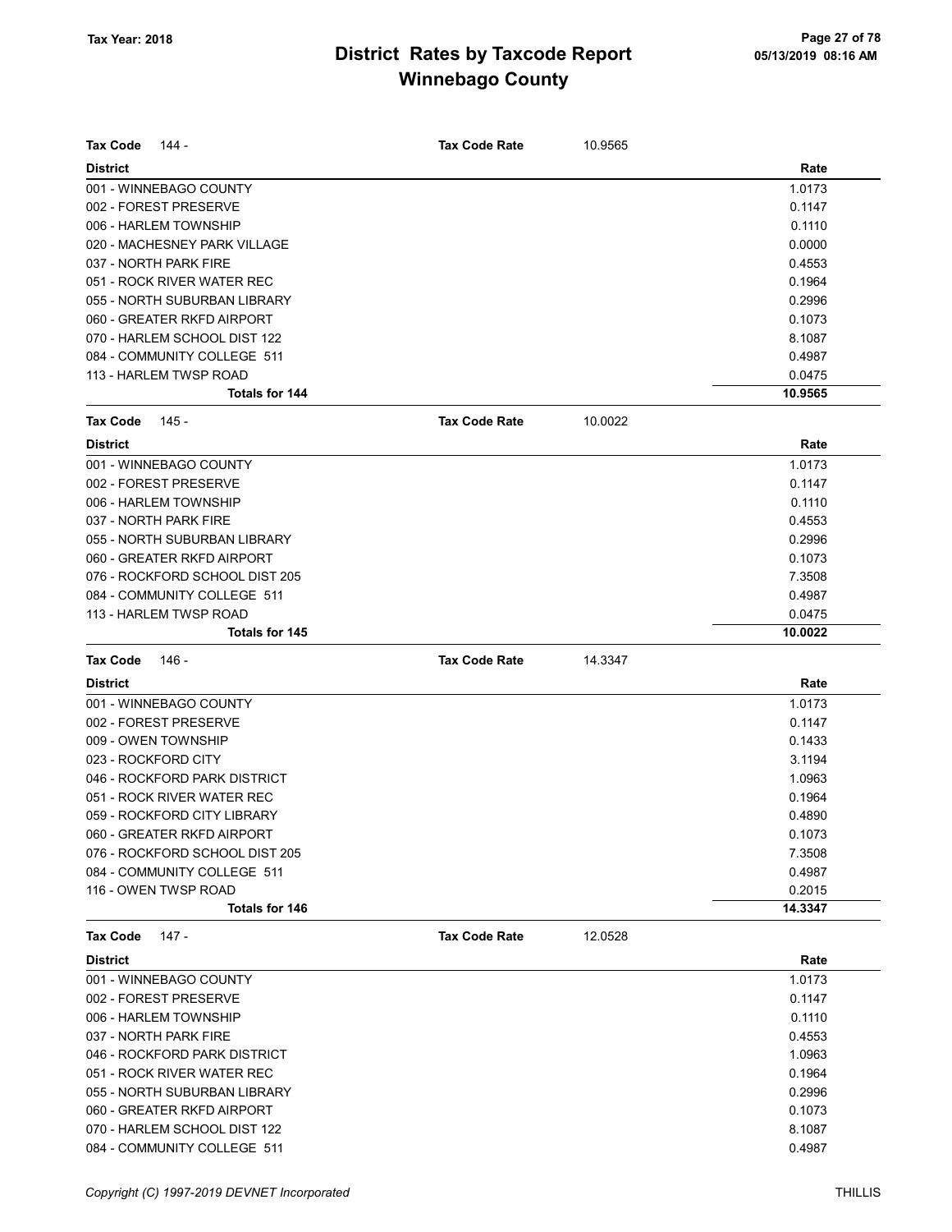# District Rates by Taxcode Report
## Winnebago County

Tax Year: 2018

05/13/2019 08:16 AM

**Tax Code** 144 - **Tax Code Rate** 10.9565

| District | Rate |
|---|---|
| 001 - WINNEBAGO COUNTY | 1.0173 |
| 002 - FOREST PRESERVE | 0.1147 |
| 006 - HARLEM TOWNSHIP | 0.1110 |
| 020 - MACHESNEY PARK VILLAGE | 0.0000 |
| 037 - NORTH PARK FIRE | 0.4553 |
| 051 - ROCK RIVER WATER REC | 0.1964 |
| 055 - NORTH SUBURBAN LIBRARY | 0.2996 |
| 060 - GREATER RKFD AIRPORT | 0.1073 |
| 070 - HARLEM SCHOOL DIST 122 | 8.1087 |
| 084 - COMMUNITY COLLEGE 511 | 0.4987 |
| 113 - HARLEM TWSP ROAD | 0.0475 |
| **Totals for 144** | **10.9565** |

**Tax Code** 145 - **Tax Code Rate** 10.0022

| District | Rate |
|---|---|
| 001 - WINNEBAGO COUNTY | 1.0173 |
| 002 - FOREST PRESERVE | 0.1147 |
| 006 - HARLEM TOWNSHIP | 0.1110 |
| 037 - NORTH PARK FIRE | 0.4553 |
| 055 - NORTH SUBURBAN LIBRARY | 0.2996 |
| 060 - GREATER RKFD AIRPORT | 0.1073 |
| 076 - ROCKFORD SCHOOL DIST 205 | 7.3508 |
| 084 - COMMUNITY COLLEGE 511 | 0.4987 |
| 113 - HARLEM TWSP ROAD | 0.0475 |
| **Totals for 145** | **10.0022** |

**Tax Code** 146 - **Tax Code Rate** 14.3347

| District | Rate |
|---|---|
| 001 - WINNEBAGO COUNTY | 1.0173 |
| 002 - FOREST PRESERVE | 0.1147 |
| 009 - OWEN TOWNSHIP | 0.1433 |
| 023 - ROCKFORD CITY | 3.1194 |
| 046 - ROCKFORD PARK DISTRICT | 1.0963 |
| 051 - ROCK RIVER WATER REC | 0.1964 |
| 059 - ROCKFORD CITY LIBRARY | 0.4890 |
| 060 - GREATER RKFD AIRPORT | 0.1073 |
| 076 - ROCKFORD SCHOOL DIST 205 | 7.3508 |
| 084 - COMMUNITY COLLEGE 511 | 0.4987 |
| 116 - OWEN TWSP ROAD | 0.2015 |
| **Totals for 146** | **14.3347** |

**Tax Code** 147 - **Tax Code Rate** 12.0528

| District | Rate |
|---|---|
| 001 - WINNEBAGO COUNTY | 1.0173 |
| 002 - FOREST PRESERVE | 0.1147 |
| 006 - HARLEM TOWNSHIP | 0.1110 |
| 037 - NORTH PARK FIRE | 0.4553 |
| 046 - ROCKFORD PARK DISTRICT | 1.0963 |
| 051 - ROCK RIVER WATER REC | 0.1964 |
| 055 - NORTH SUBURBAN LIBRARY | 0.2996 |
| 060 - GREATER RKFD AIRPORT | 0.1073 |
| 070 - HARLEM SCHOOL DIST 122 | 8.1087 |
| 084 - COMMUNITY COLLEGE 511 | 0.4987 |

*Copyright (C) 1997-2019 DEVNET Incorporated* THILLIS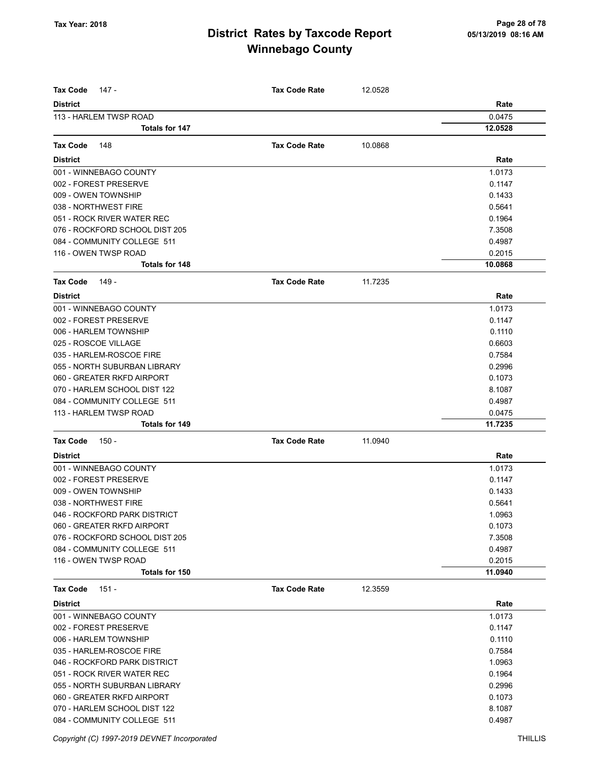# District Rates by Taxcode Report
## Winnebago County

Tax Year: 2018

| **Tax Code** 147 - | **Tax Code Rate** | 12.0528 |
|---|---|---|
| **District** | | **Rate** |
| 113 - HARLEM TWSP ROAD | | 0.0475 |
| **Totals for 147** | | **12.0528** |

| **Tax Code** 148 | **Tax Code Rate** | 10.0868 |
|---|---|---|
| **District** | | **Rate** |
| 001 - WINNEBAGO COUNTY | | 1.0173 |
| 002 - FOREST PRESERVE | | 0.1147 |
| 009 - OWEN TOWNSHIP | | 0.1433 |
| 038 - NORTHWEST FIRE | | 0.5641 |
| 051 - ROCK RIVER WATER REC | | 0.1964 |
| 076 - ROCKFORD SCHOOL DIST 205 | | 7.3508 |
| 084 - COMMUNITY COLLEGE 511 | | 0.4987 |
| 116 - OWEN TWSP ROAD | | 0.2015 |
| **Totals for 148** | | **10.0868** |

| **Tax Code** 149 - | **Tax Code Rate** | 11.7235 |
|---|---|---|
| **District** | | **Rate** |
| 001 - WINNEBAGO COUNTY | | 1.0173 |
| 002 - FOREST PRESERVE | | 0.1147 |
| 006 - HARLEM TOWNSHIP | | 0.1110 |
| 025 - ROSCOE VILLAGE | | 0.6603 |
| 035 - HARLEM-ROSCOE FIRE | | 0.7584 |
| 055 - NORTH SUBURBAN LIBRARY | | 0.2996 |
| 060 - GREATER RKFD AIRPORT | | 0.1073 |
| 070 - HARLEM SCHOOL DIST 122 | | 8.1087 |
| 084 - COMMUNITY COLLEGE 511 | | 0.4987 |
| 113 - HARLEM TWSP ROAD | | 0.0475 |
| **Totals for 149** | | **11.7235** |

| **Tax Code** 150 - | **Tax Code Rate** | 11.0940 |
|---|---|---|
| **District** | | **Rate** |
| 001 - WINNEBAGO COUNTY | | 1.0173 |
| 002 - FOREST PRESERVE | | 0.1147 |
| 009 - OWEN TOWNSHIP | | 0.1433 |
| 038 - NORTHWEST FIRE | | 0.5641 |
| 046 - ROCKFORD PARK DISTRICT | | 1.0963 |
| 060 - GREATER RKFD AIRPORT | | 0.1073 |
| 076 - ROCKFORD SCHOOL DIST 205 | | 7.3508 |
| 084 - COMMUNITY COLLEGE 511 | | 0.4987 |
| 116 - OWEN TWSP ROAD | | 0.2015 |
| **Totals for 150** | | **11.0940** |

| **Tax Code** 151 - | **Tax Code Rate** | 12.3559 |
|---|---|---|
| **District** | | **Rate** |
| 001 - WINNEBAGO COUNTY | | 1.0173 |
| 002 - FOREST PRESERVE | | 0.1147 |
| 006 - HARLEM TOWNSHIP | | 0.1110 |
| 035 - HARLEM-ROSCOE FIRE | | 0.7584 |
| 046 - ROCKFORD PARK DISTRICT | | 1.0963 |
| 051 - ROCK RIVER WATER REC | | 0.1964 |
| 055 - NORTH SUBURBAN LIBRARY | | 0.2996 |
| 060 - GREATER RKFD AIRPORT | | 0.1073 |
| 070 - HARLEM SCHOOL DIST 122 | | 8.1087 |
| 084 - COMMUNITY COLLEGE 511 | | 0.4987 |

Copyright (C) 1997-2019 DEVNET Incorporated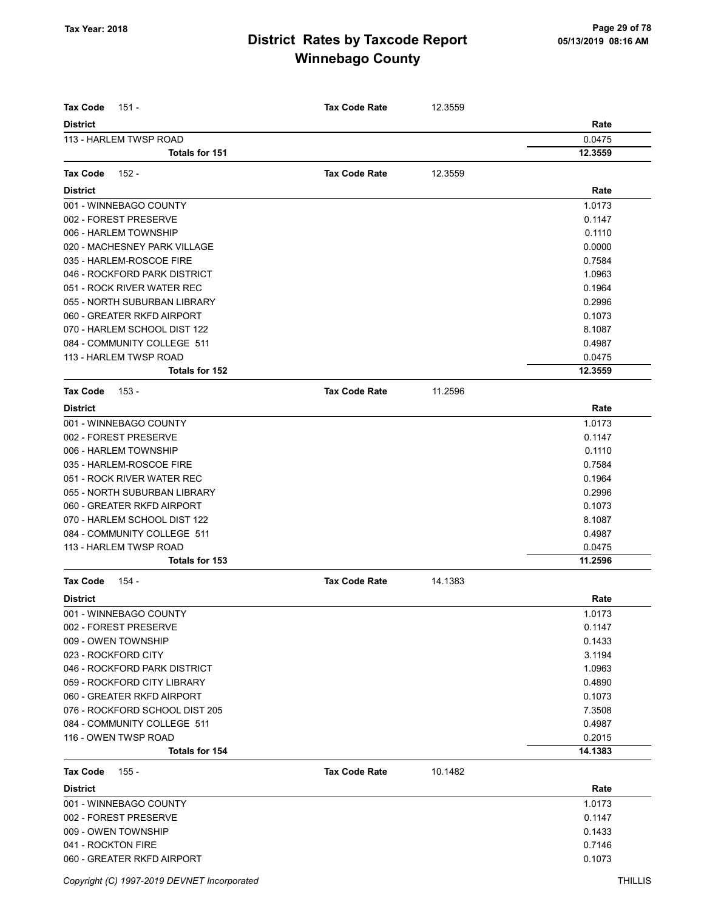**Tax Year: 2018**

# District Rates by Taxcode Report
## Winnebago County

**Tax Code** 151 - **Tax Code Rate** 12.3559

| District | Rate |
|---|---|
| 113 - HARLEM TWSP ROAD | 0.0475 |
| **Totals for 151** | **12.3559** |

**Tax Code** 152 - **Tax Code Rate** 12.3559

| District | Rate |
|---|---|
| 001 - WINNEBAGO COUNTY | 1.0173 |
| 002 - FOREST PRESERVE | 0.1147 |
| 006 - HARLEM TOWNSHIP | 0.1110 |
| 020 - MACHESNEY PARK VILLAGE | 0.0000 |
| 035 - HARLEM-ROSCOE FIRE | 0.7584 |
| 046 - ROCKFORD PARK DISTRICT | 1.0963 |
| 051 - ROCK RIVER WATER REC | 0.1964 |
| 055 - NORTH SUBURBAN LIBRARY | 0.2996 |
| 060 - GREATER RKFD AIRPORT | 0.1073 |
| 070 - HARLEM SCHOOL DIST 122 | 8.1087 |
| 084 - COMMUNITY COLLEGE 511 | 0.4987 |
| 113 - HARLEM TWSP ROAD | 0.0475 |
| **Totals for 152** | **12.3559** |

**Tax Code** 153 - **Tax Code Rate** 11.2596

| District | Rate |
|---|---|
| 001 - WINNEBAGO COUNTY | 1.0173 |
| 002 - FOREST PRESERVE | 0.1147 |
| 006 - HARLEM TOWNSHIP | 0.1110 |
| 035 - HARLEM-ROSCOE FIRE | 0.7584 |
| 051 - ROCK RIVER WATER REC | 0.1964 |
| 055 - NORTH SUBURBAN LIBRARY | 0.2996 |
| 060 - GREATER RKFD AIRPORT | 0.1073 |
| 070 - HARLEM SCHOOL DIST 122 | 8.1087 |
| 084 - COMMUNITY COLLEGE 511 | 0.4987 |
| 113 - HARLEM TWSP ROAD | 0.0475 |
| **Totals for 153** | **11.2596** |

**Tax Code** 154 - **Tax Code Rate** 14.1383

| District | Rate |
|---|---|
| 001 - WINNEBAGO COUNTY | 1.0173 |
| 002 - FOREST PRESERVE | 0.1147 |
| 009 - OWEN TOWNSHIP | 0.1433 |
| 023 - ROCKFORD CITY | 3.1194 |
| 046 - ROCKFORD PARK DISTRICT | 1.0963 |
| 059 - ROCKFORD CITY LIBRARY | 0.4890 |
| 060 - GREATER RKFD AIRPORT | 0.1073 |
| 076 - ROCKFORD SCHOOL DIST 205 | 7.3508 |
| 084 - COMMUNITY COLLEGE 511 | 0.4987 |
| 116 - OWEN TWSP ROAD | 0.2015 |
| **Totals for 154** | **14.1383** |

**Tax Code** 155 - **Tax Code Rate** 10.1482

| District | Rate |
|---|---|
| 001 - WINNEBAGO COUNTY | 1.0173 |
| 002 - FOREST PRESERVE | 0.1147 |
| 009 - OWEN TOWNSHIP | 0.1433 |
| 041 - ROCKTON FIRE | 0.7146 |
| 060 - GREATER RKFD AIRPORT | 0.1073 |

Copyright (C) 1997-2019 DEVNET Incorporated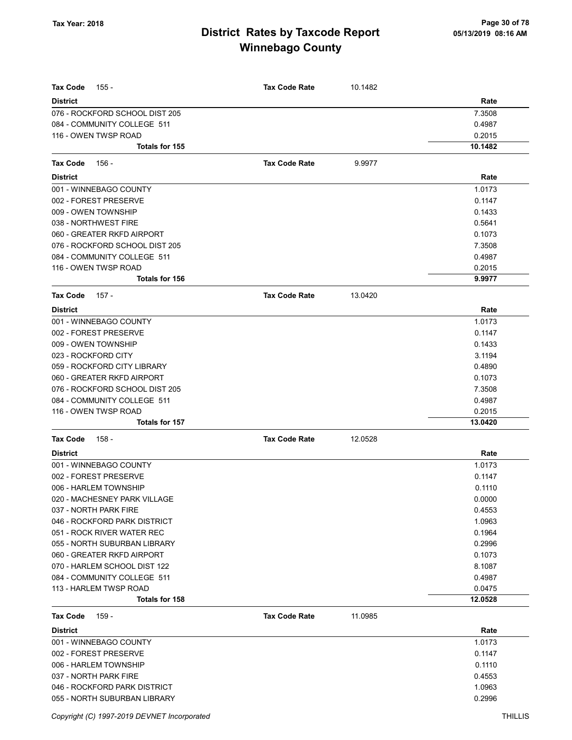**Tax Year: 2018**

# District Rates by Taxcode Report
## Winnebago County

05/13/2019 08:16 AM

**Tax Code** 155 - **Tax Code Rate** 10.1482

| District | Rate |
|---|---|
| 076 - ROCKFORD SCHOOL DIST 205 | 7.3508 |
| 084 - COMMUNITY COLLEGE 511 | 0.4987 |
| 116 - OWEN TWSP ROAD | 0.2015 |
| **Totals for 155** | **10.1482** |

**Tax Code** 156 - **Tax Code Rate** 9.9977

| District | Rate |
|---|---|
| 001 - WINNEBAGO COUNTY | 1.0173 |
| 002 - FOREST PRESERVE | 0.1147 |
| 009 - OWEN TOWNSHIP | 0.1433 |
| 038 - NORTHWEST FIRE | 0.5641 |
| 060 - GREATER RKFD AIRPORT | 0.1073 |
| 076 - ROCKFORD SCHOOL DIST 205 | 7.3508 |
| 084 - COMMUNITY COLLEGE 511 | 0.4987 |
| 116 - OWEN TWSP ROAD | 0.2015 |
| **Totals for 156** | **9.9977** |

**Tax Code** 157 - **Tax Code Rate** 13.0420

| District | Rate |
|---|---|
| 001 - WINNEBAGO COUNTY | 1.0173 |
| 002 - FOREST PRESERVE | 0.1147 |
| 009 - OWEN TOWNSHIP | 0.1433 |
| 023 - ROCKFORD CITY | 3.1194 |
| 059 - ROCKFORD CITY LIBRARY | 0.4890 |
| 060 - GREATER RKFD AIRPORT | 0.1073 |
| 076 - ROCKFORD SCHOOL DIST 205 | 7.3508 |
| 084 - COMMUNITY COLLEGE 511 | 0.4987 |
| 116 - OWEN TWSP ROAD | 0.2015 |
| **Totals for 157** | **13.0420** |

**Tax Code** 158 - **Tax Code Rate** 12.0528

| District | Rate |
|---|---|
| 001 - WINNEBAGO COUNTY | 1.0173 |
| 002 - FOREST PRESERVE | 0.1147 |
| 006 - HARLEM TOWNSHIP | 0.1110 |
| 020 - MACHESNEY PARK VILLAGE | 0.0000 |
| 037 - NORTH PARK FIRE | 0.4553 |
| 046 - ROCKFORD PARK DISTRICT | 1.0963 |
| 051 - ROCK RIVER WATER REC | 0.1964 |
| 055 - NORTH SUBURBAN LIBRARY | 0.2996 |
| 060 - GREATER RKFD AIRPORT | 0.1073 |
| 070 - HARLEM SCHOOL DIST 122 | 8.1087 |
| 084 - COMMUNITY COLLEGE 511 | 0.4987 |
| 113 - HARLEM TWSP ROAD | 0.0475 |
| **Totals for 158** | **12.0528** |

**Tax Code** 159 - **Tax Code Rate** 11.0985

| District | Rate |
|---|---|
| 001 - WINNEBAGO COUNTY | 1.0173 |
| 002 - FOREST PRESERVE | 0.1147 |
| 006 - HARLEM TOWNSHIP | 0.1110 |
| 037 - NORTH PARK FIRE | 0.4553 |
| 046 - ROCKFORD PARK DISTRICT | 1.0963 |
| 055 - NORTH SUBURBAN LIBRARY | 0.2996 |

Copyright (C) 1997-2019 DEVNET Incorporated THILLIS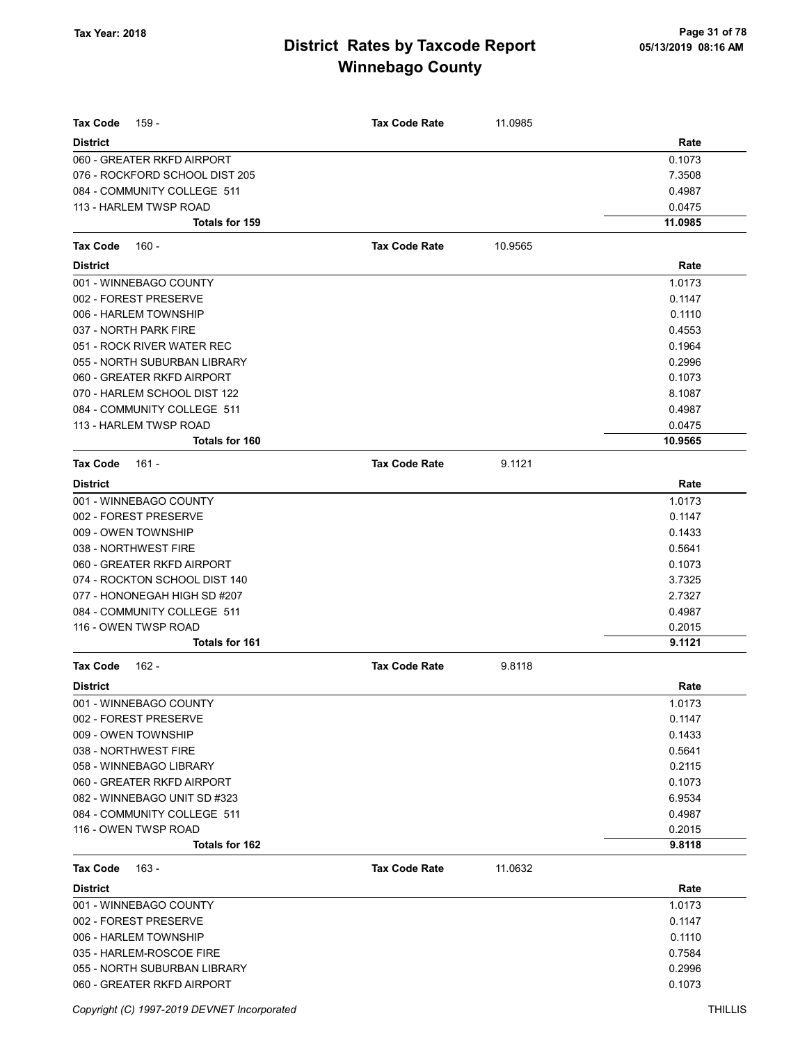# District Rates by Taxcode Report
## Winnebago County

Tax Year: 2018

| Tax Code 159 - | Tax Code Rate | 11.0985 |
|---|---|---|
| **District** | | **Rate** |
| 060 - GREATER RKFD AIRPORT | | 0.1073 |
| 076 - ROCKFORD SCHOOL DIST 205 | | 7.3508 |
| 084 - COMMUNITY COLLEGE 511 | | 0.4987 |
| 113 - HARLEM TWSP ROAD | | 0.0475 |
| **Totals for 159** | | **11.0985** |

| Tax Code 160 - | Tax Code Rate | 10.9565 |
|---|---|---|
| **District** | | **Rate** |
| 001 - WINNEBAGO COUNTY | | 1.0173 |
| 002 - FOREST PRESERVE | | 0.1147 |
| 006 - HARLEM TOWNSHIP | | 0.1110 |
| 037 - NORTH PARK FIRE | | 0.4553 |
| 051 - ROCK RIVER WATER REC | | 0.1964 |
| 055 - NORTH SUBURBAN LIBRARY | | 0.2996 |
| 060 - GREATER RKFD AIRPORT | | 0.1073 |
| 070 - HARLEM SCHOOL DIST 122 | | 8.1087 |
| 084 - COMMUNITY COLLEGE 511 | | 0.4987 |
| 113 - HARLEM TWSP ROAD | | 0.0475 |
| **Totals for 160** | | **10.9565** |

| Tax Code 161 - | Tax Code Rate | 9.1121 |
|---|---|---|
| **District** | | **Rate** |
| 001 - WINNEBAGO COUNTY | | 1.0173 |
| 002 - FOREST PRESERVE | | 0.1147 |
| 009 - OWEN TOWNSHIP | | 0.1433 |
| 038 - NORTHWEST FIRE | | 0.5641 |
| 060 - GREATER RKFD AIRPORT | | 0.1073 |
| 074 - ROCKTON SCHOOL DIST 140 | | 3.7325 |
| 077 - HONONEGAH HIGH SD #207 | | 2.7327 |
| 084 - COMMUNITY COLLEGE 511 | | 0.4987 |
| 116 - OWEN TWSP ROAD | | 0.2015 |
| **Totals for 161** | | **9.1121** |

| Tax Code 162 - | Tax Code Rate | 9.8118 |
|---|---|---|
| **District** | | **Rate** |
| 001 - WINNEBAGO COUNTY | | 1.0173 |
| 002 - FOREST PRESERVE | | 0.1147 |
| 009 - OWEN TOWNSHIP | | 0.1433 |
| 038 - NORTHWEST FIRE | | 0.5641 |
| 058 - WINNEBAGO LIBRARY | | 0.2115 |
| 060 - GREATER RKFD AIRPORT | | 0.1073 |
| 082 - WINNEBAGO UNIT SD #323 | | 6.9534 |
| 084 - COMMUNITY COLLEGE 511 | | 0.4987 |
| 116 - OWEN TWSP ROAD | | 0.2015 |
| **Totals for 162** | | **9.8118** |

| Tax Code 163 - | Tax Code Rate | 11.0632 |
|---|---|---|
| **District** | | **Rate** |
| 001 - WINNEBAGO COUNTY | | 1.0173 |
| 002 - FOREST PRESERVE | | 0.1147 |
| 006 - HARLEM TOWNSHIP | | 0.1110 |
| 035 - HARLEM-ROSCOE FIRE | | 0.7584 |
| 055 - NORTH SUBURBAN LIBRARY | | 0.2996 |
| 060 - GREATER RKFD AIRPORT | | 0.1073 |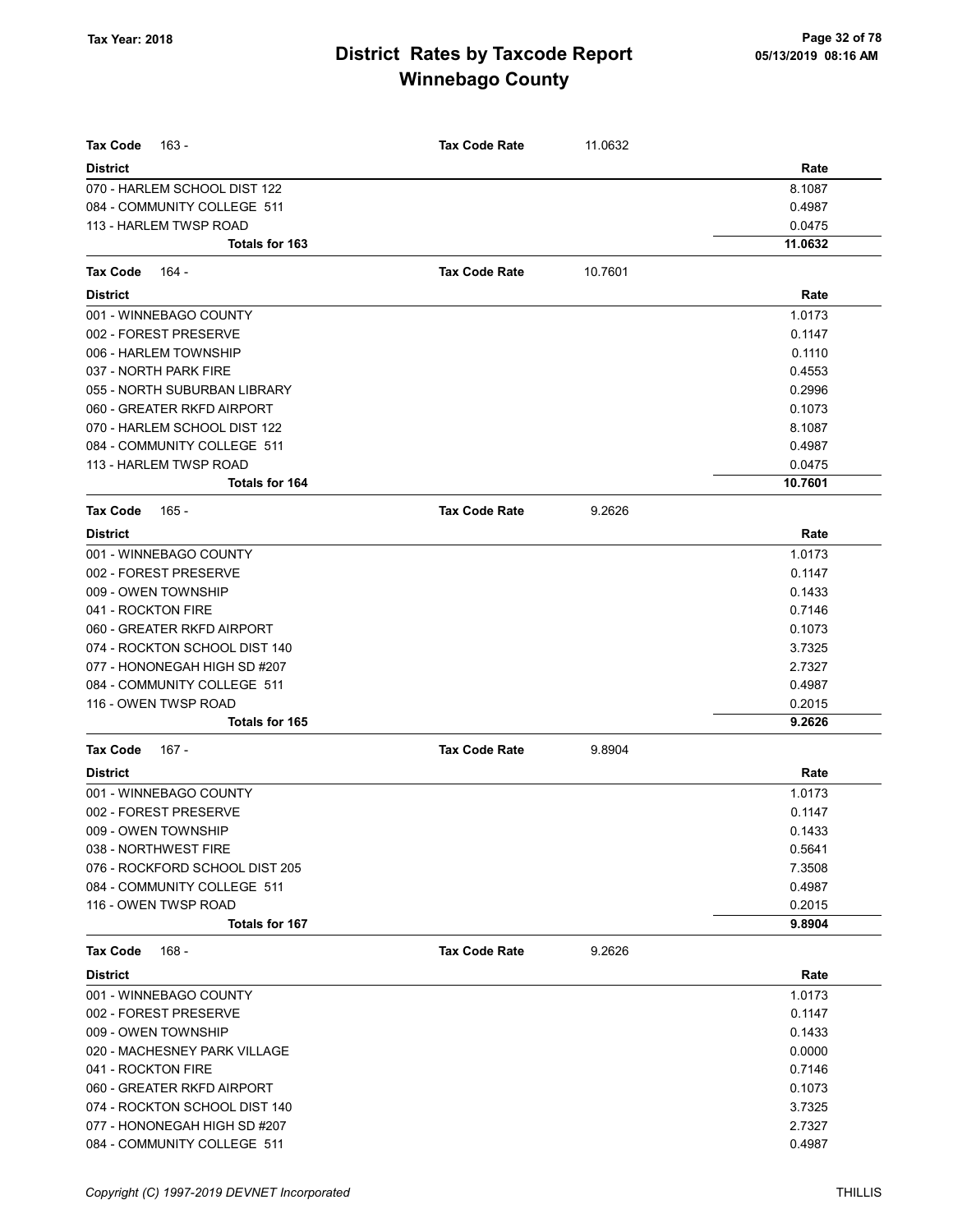**Tax Year: 2018**

# District Rates by Taxcode Report
## Winnebago County

05/13/2019 08:16 AM

**Tax Code** 163 - **Tax Code Rate** 11.0632

| District | Rate |
|---|---|
| 070 - HARLEM SCHOOL DIST 122 | 8.1087 |
| 084 - COMMUNITY COLLEGE 511 | 0.4987 |
| 113 - HARLEM TWSP ROAD | 0.0475 |
| **Totals for 163** | **11.0632** |

**Tax Code** 164 - **Tax Code Rate** 10.7601

| District | Rate |
|---|---|
| 001 - WINNEBAGO COUNTY | 1.0173 |
| 002 - FOREST PRESERVE | 0.1147 |
| 006 - HARLEM TOWNSHIP | 0.1110 |
| 037 - NORTH PARK FIRE | 0.4553 |
| 055 - NORTH SUBURBAN LIBRARY | 0.2996 |
| 060 - GREATER RKFD AIRPORT | 0.1073 |
| 070 - HARLEM SCHOOL DIST 122 | 8.1087 |
| 084 - COMMUNITY COLLEGE 511 | 0.4987 |
| 113 - HARLEM TWSP ROAD | 0.0475 |
| **Totals for 164** | **10.7601** |

**Tax Code** 165 - **Tax Code Rate** 9.2626

| District | Rate |
|---|---|
| 001 - WINNEBAGO COUNTY | 1.0173 |
| 002 - FOREST PRESERVE | 0.1147 |
| 009 - OWEN TOWNSHIP | 0.1433 |
| 041 - ROCKTON FIRE | 0.7146 |
| 060 - GREATER RKFD AIRPORT | 0.1073 |
| 074 - ROCKTON SCHOOL DIST 140 | 3.7325 |
| 077 - HONONEGAH HIGH SD #207 | 2.7327 |
| 084 - COMMUNITY COLLEGE 511 | 0.4987 |
| 116 - OWEN TWSP ROAD | 0.2015 |
| **Totals for 165** | **9.2626** |

**Tax Code** 167 - **Tax Code Rate** 9.8904

| District | Rate |
|---|---|
| 001 - WINNEBAGO COUNTY | 1.0173 |
| 002 - FOREST PRESERVE | 0.1147 |
| 009 - OWEN TOWNSHIP | 0.1433 |
| 038 - NORTHWEST FIRE | 0.5641 |
| 076 - ROCKFORD SCHOOL DIST 205 | 7.3508 |
| 084 - COMMUNITY COLLEGE 511 | 0.4987 |
| 116 - OWEN TWSP ROAD | 0.2015 |
| **Totals for 167** | **9.8904** |

**Tax Code** 168 - **Tax Code Rate** 9.2626

| District | Rate |
|---|---|
| 001 - WINNEBAGO COUNTY | 1.0173 |
| 002 - FOREST PRESERVE | 0.1147 |
| 009 - OWEN TOWNSHIP | 0.1433 |
| 020 - MACHESNEY PARK VILLAGE | 0.0000 |
| 041 - ROCKTON FIRE | 0.7146 |
| 060 - GREATER RKFD AIRPORT | 0.1073 |
| 074 - ROCKTON SCHOOL DIST 140 | 3.7325 |
| 077 - HONONEGAH HIGH SD #207 | 2.7327 |
| 084 - COMMUNITY COLLEGE 511 | 0.4987 |

*Copyright (C) 1997-2019 DEVNET Incorporated* THILLIS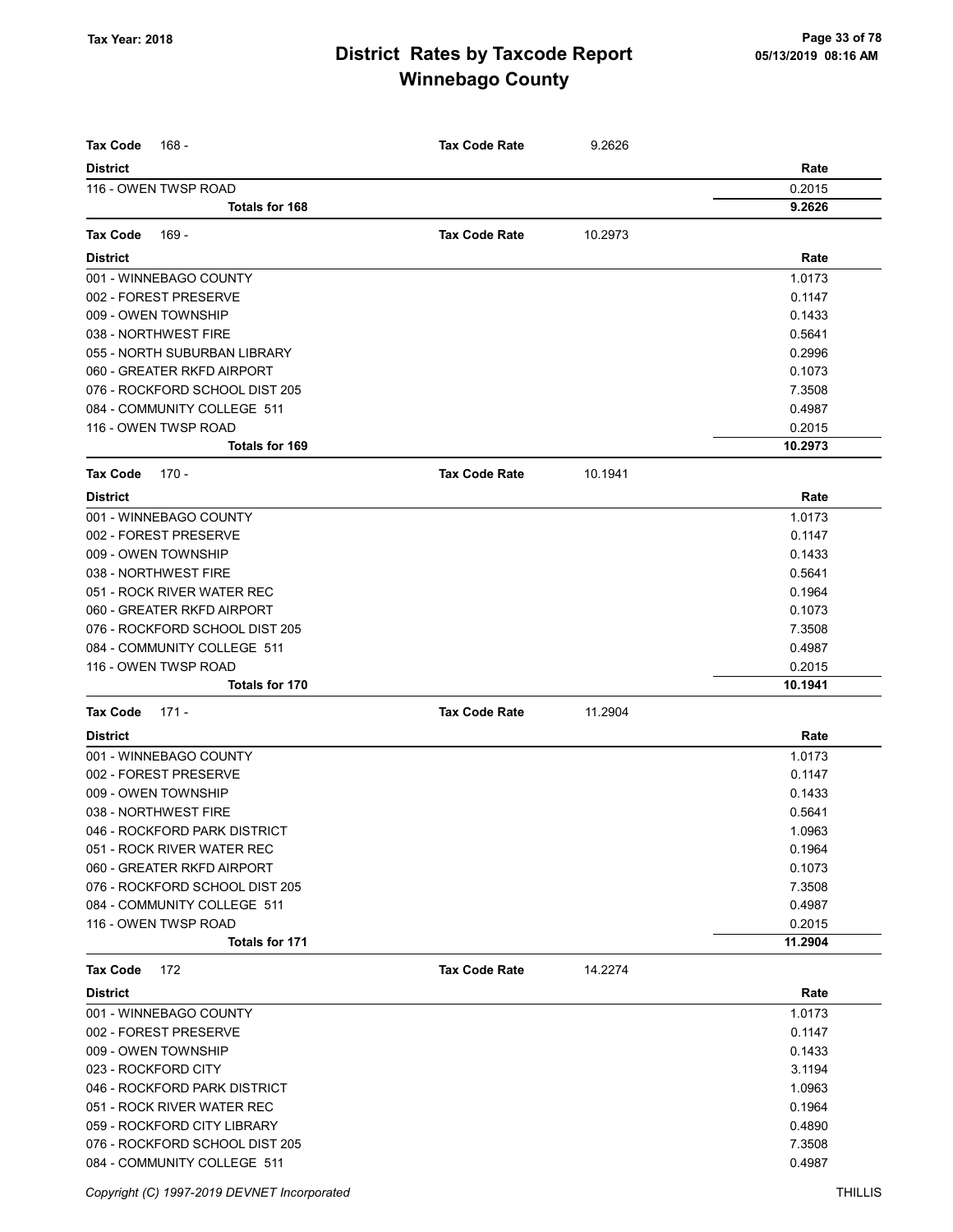# District Rates by Taxcode Report
# Winnebago County

Tax Year: 2018

**Tax Code** 168 - **Tax Code Rate** 9.2626

| District | Rate |
|---|---|
| 116 - OWEN TWSP ROAD | 0.2015 |
| **Totals for 168** | **9.2626** |

**Tax Code** 169 - **Tax Code Rate** 10.2973

| District | Rate |
|---|---|
| 001 - WINNEBAGO COUNTY | 1.0173 |
| 002 - FOREST PRESERVE | 0.1147 |
| 009 - OWEN TOWNSHIP | 0.1433 |
| 038 - NORTHWEST FIRE | 0.5641 |
| 055 - NORTH SUBURBAN LIBRARY | 0.2996 |
| 060 - GREATER RKFD AIRPORT | 0.1073 |
| 076 - ROCKFORD SCHOOL DIST 205 | 7.3508 |
| 084 - COMMUNITY COLLEGE 511 | 0.4987 |
| 116 - OWEN TWSP ROAD | 0.2015 |
| **Totals for 169** | **10.2973** |

**Tax Code** 170 - **Tax Code Rate** 10.1941

| District | Rate |
|---|---|
| 001 - WINNEBAGO COUNTY | 1.0173 |
| 002 - FOREST PRESERVE | 0.1147 |
| 009 - OWEN TOWNSHIP | 0.1433 |
| 038 - NORTHWEST FIRE | 0.5641 |
| 051 - ROCK RIVER WATER REC | 0.1964 |
| 060 - GREATER RKFD AIRPORT | 0.1073 |
| 076 - ROCKFORD SCHOOL DIST 205 | 7.3508 |
| 084 - COMMUNITY COLLEGE 511 | 0.4987 |
| 116 - OWEN TWSP ROAD | 0.2015 |
| **Totals for 170** | **10.1941** |

**Tax Code** 171 - **Tax Code Rate** 11.2904

| District | Rate |
|---|---|
| 001 - WINNEBAGO COUNTY | 1.0173 |
| 002 - FOREST PRESERVE | 0.1147 |
| 009 - OWEN TOWNSHIP | 0.1433 |
| 038 - NORTHWEST FIRE | 0.5641 |
| 046 - ROCKFORD PARK DISTRICT | 1.0963 |
| 051 - ROCK RIVER WATER REC | 0.1964 |
| 060 - GREATER RKFD AIRPORT | 0.1073 |
| 076 - ROCKFORD SCHOOL DIST 205 | 7.3508 |
| 084 - COMMUNITY COLLEGE 511 | 0.4987 |
| 116 - OWEN TWSP ROAD | 0.2015 |
| **Totals for 171** | **11.2904** |

**Tax Code** 172 **Tax Code Rate** 14.2274

| District | Rate |
|---|---|
| 001 - WINNEBAGO COUNTY | 1.0173 |
| 002 - FOREST PRESERVE | 0.1147 |
| 009 - OWEN TOWNSHIP | 0.1433 |
| 023 - ROCKFORD CITY | 3.1194 |
| 046 - ROCKFORD PARK DISTRICT | 1.0963 |
| 051 - ROCK RIVER WATER REC | 0.1964 |
| 059 - ROCKFORD CITY LIBRARY | 0.4890 |
| 076 - ROCKFORD SCHOOL DIST 205 | 7.3508 |
| 084 - COMMUNITY COLLEGE 511 | 0.4987 |

Copyright (C) 1997-2019 DEVNET Incorporated THILLIS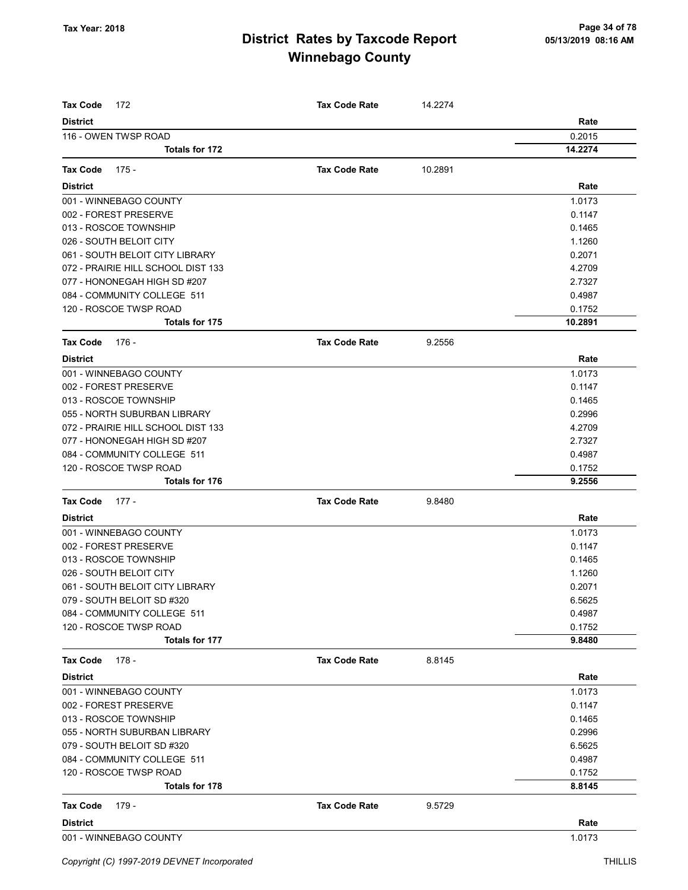# District Rates by Taxcode Report
# Winnebago County

Tax Year: 2018

05/13/2019 08:16 AM

**Tax Code** 172 — **Tax Code Rate** 14.2274

| District | Rate |
|---|---|
| 116 - OWEN TWSP ROAD | 0.2015 |
| **Totals for 172** | **14.2274** |

**Tax Code** 175 - — **Tax Code Rate** 10.2891

| District | Rate |
|---|---|
| 001 - WINNEBAGO COUNTY | 1.0173 |
| 002 - FOREST PRESERVE | 0.1147 |
| 013 - ROSCOE TOWNSHIP | 0.1465 |
| 026 - SOUTH BELOIT CITY | 1.1260 |
| 061 - SOUTH BELOIT CITY LIBRARY | 0.2071 |
| 072 - PRAIRIE HILL SCHOOL DIST 133 | 4.2709 |
| 077 - HONONEGAH HIGH SD #207 | 2.7327 |
| 084 - COMMUNITY COLLEGE 511 | 0.4987 |
| 120 - ROSCOE TWSP ROAD | 0.1752 |
| **Totals for 175** | **10.2891** |

**Tax Code** 176 - — **Tax Code Rate** 9.2556

| District | Rate |
|---|---|
| 001 - WINNEBAGO COUNTY | 1.0173 |
| 002 - FOREST PRESERVE | 0.1147 |
| 013 - ROSCOE TOWNSHIP | 0.1465 |
| 055 - NORTH SUBURBAN LIBRARY | 0.2996 |
| 072 - PRAIRIE HILL SCHOOL DIST 133 | 4.2709 |
| 077 - HONONEGAH HIGH SD #207 | 2.7327 |
| 084 - COMMUNITY COLLEGE 511 | 0.4987 |
| 120 - ROSCOE TWSP ROAD | 0.1752 |
| **Totals for 176** | **9.2556** |

**Tax Code** 177 - — **Tax Code Rate** 9.8480

| District | Rate |
|---|---|
| 001 - WINNEBAGO COUNTY | 1.0173 |
| 002 - FOREST PRESERVE | 0.1147 |
| 013 - ROSCOE TOWNSHIP | 0.1465 |
| 026 - SOUTH BELOIT CITY | 1.1260 |
| 061 - SOUTH BELOIT CITY LIBRARY | 0.2071 |
| 079 - SOUTH BELOIT SD #320 | 6.5625 |
| 084 - COMMUNITY COLLEGE 511 | 0.4987 |
| 120 - ROSCOE TWSP ROAD | 0.1752 |
| **Totals for 177** | **9.8480** |

**Tax Code** 178 - — **Tax Code Rate** 8.8145

| District | Rate |
|---|---|
| 001 - WINNEBAGO COUNTY | 1.0173 |
| 002 - FOREST PRESERVE | 0.1147 |
| 013 - ROSCOE TOWNSHIP | 0.1465 |
| 055 - NORTH SUBURBAN LIBRARY | 0.2996 |
| 079 - SOUTH BELOIT SD #320 | 6.5625 |
| 084 - COMMUNITY COLLEGE 511 | 0.4987 |
| 120 - ROSCOE TWSP ROAD | 0.1752 |
| **Totals for 178** | **8.8145** |

**Tax Code** 179 - — **Tax Code Rate** 9.5729

| District | Rate |
|---|---|
| 001 - WINNEBAGO COUNTY | 1.0173 |

Copyright (C) 1997-2019 DEVNET Incorporated — THILLIS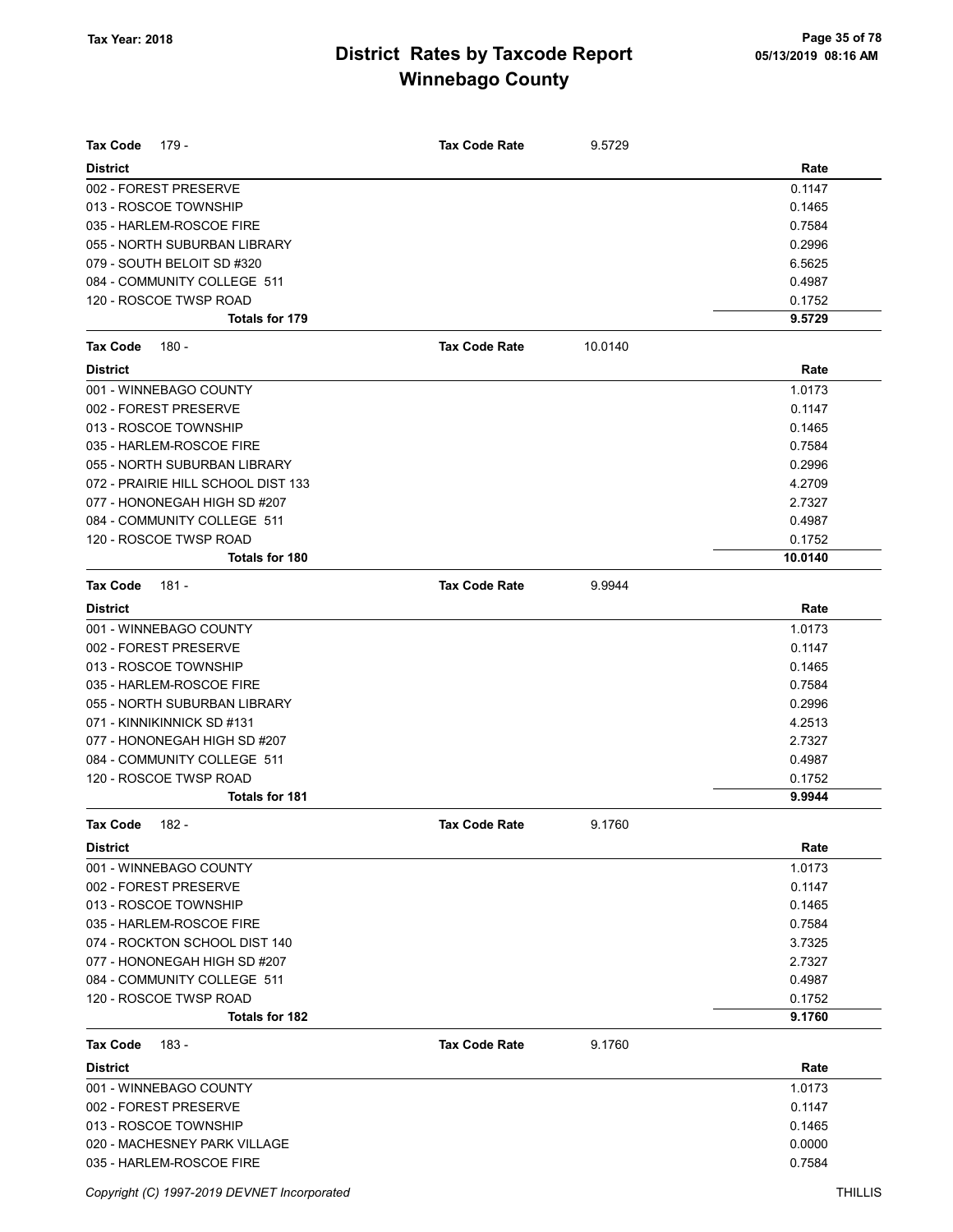# District Rates by Taxcode Report
# Winnebago County

Tax Year: 2018

05/13/2019 08:16 AM

**Tax Code** 179 - **Tax Code Rate** 9.5729

| District | Rate |
|---|---|
| 002 - FOREST PRESERVE | 0.1147 |
| 013 - ROSCOE TOWNSHIP | 0.1465 |
| 035 - HARLEM-ROSCOE FIRE | 0.7584 |
| 055 - NORTH SUBURBAN LIBRARY | 0.2996 |
| 079 - SOUTH BELOIT SD #320 | 6.5625 |
| 084 - COMMUNITY COLLEGE 511 | 0.4987 |
| 120 - ROSCOE TWSP ROAD | 0.1752 |
| **Totals for 179** | **9.5729** |

**Tax Code** 180 - **Tax Code Rate** 10.0140

| District | Rate |
|---|---|
| 001 - WINNEBAGO COUNTY | 1.0173 |
| 002 - FOREST PRESERVE | 0.1147 |
| 013 - ROSCOE TOWNSHIP | 0.1465 |
| 035 - HARLEM-ROSCOE FIRE | 0.7584 |
| 055 - NORTH SUBURBAN LIBRARY | 0.2996 |
| 072 - PRAIRIE HILL SCHOOL DIST 133 | 4.2709 |
| 077 - HONONEGAH HIGH SD #207 | 2.7327 |
| 084 - COMMUNITY COLLEGE 511 | 0.4987 |
| 120 - ROSCOE TWSP ROAD | 0.1752 |
| **Totals for 180** | **10.0140** |

**Tax Code** 181 - **Tax Code Rate** 9.9944

| District | Rate |
|---|---|
| 001 - WINNEBAGO COUNTY | 1.0173 |
| 002 - FOREST PRESERVE | 0.1147 |
| 013 - ROSCOE TOWNSHIP | 0.1465 |
| 035 - HARLEM-ROSCOE FIRE | 0.7584 |
| 055 - NORTH SUBURBAN LIBRARY | 0.2996 |
| 071 - KINNIKINNICK SD #131 | 4.2513 |
| 077 - HONONEGAH HIGH SD #207 | 2.7327 |
| 084 - COMMUNITY COLLEGE 511 | 0.4987 |
| 120 - ROSCOE TWSP ROAD | 0.1752 |
| **Totals for 181** | **9.9944** |

**Tax Code** 182 - **Tax Code Rate** 9.1760

| District | Rate |
|---|---|
| 001 - WINNEBAGO COUNTY | 1.0173 |
| 002 - FOREST PRESERVE | 0.1147 |
| 013 - ROSCOE TOWNSHIP | 0.1465 |
| 035 - HARLEM-ROSCOE FIRE | 0.7584 |
| 074 - ROCKTON SCHOOL DIST 140 | 3.7325 |
| 077 - HONONEGAH HIGH SD #207 | 2.7327 |
| 084 - COMMUNITY COLLEGE 511 | 0.4987 |
| 120 - ROSCOE TWSP ROAD | 0.1752 |
| **Totals for 182** | **9.1760** |

**Tax Code** 183 - **Tax Code Rate** 9.1760

| District | Rate |
|---|---|
| 001 - WINNEBAGO COUNTY | 1.0173 |
| 002 - FOREST PRESERVE | 0.1147 |
| 013 - ROSCOE TOWNSHIP | 0.1465 |
| 020 - MACHESNEY PARK VILLAGE | 0.0000 |
| 035 - HARLEM-ROSCOE FIRE | 0.7584 |

Copyright (C) 1997-2019 DEVNET Incorporated

THILLIS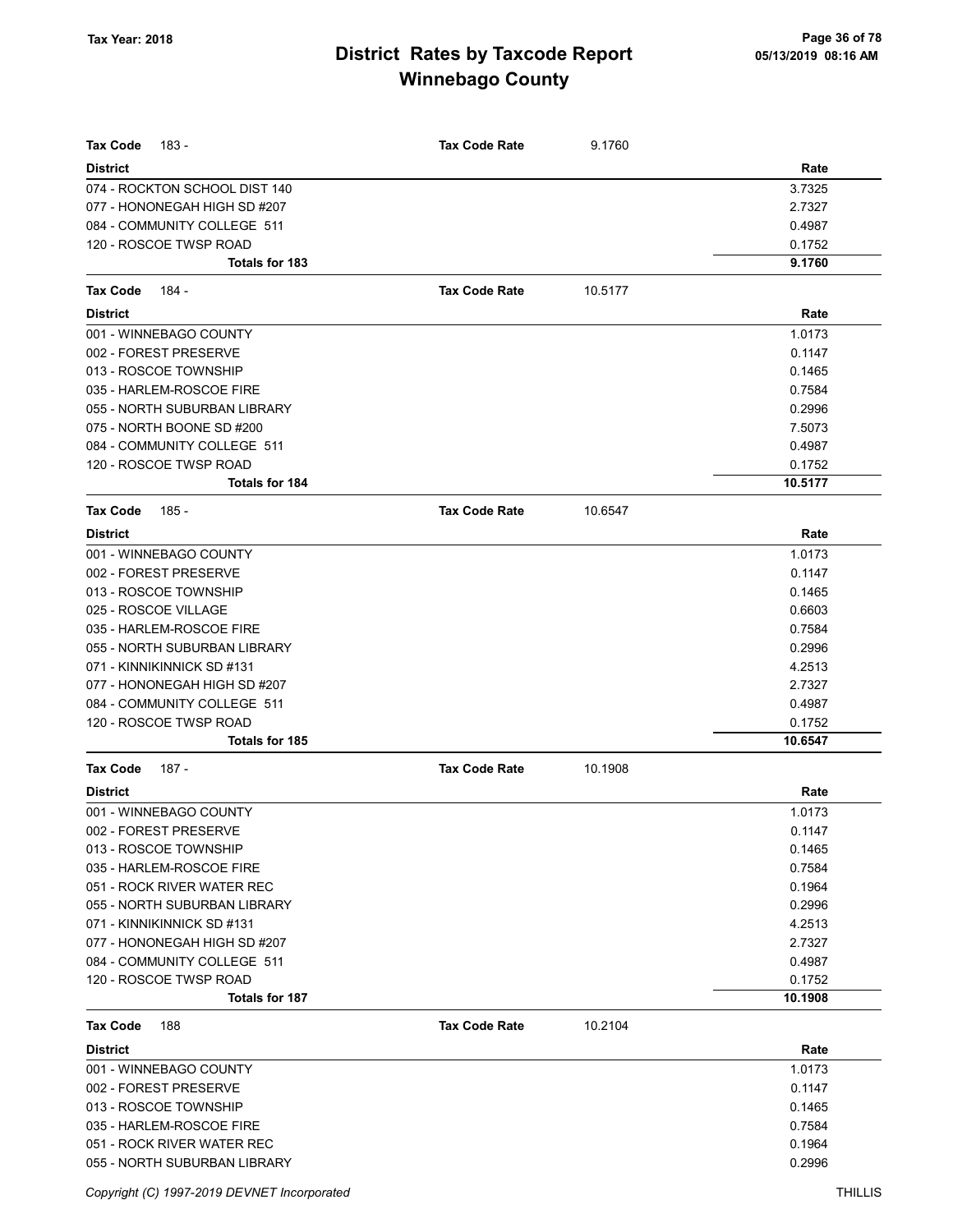# District Rates by Taxcode Report
# Winnebago County

Tax Year: 2018

05/13/2019 08:16 AM

**Tax Code** 183 - **Tax Code Rate** 9.1760

| District | Rate |
|---|---|
| 074 - ROCKTON SCHOOL DIST 140 | 3.7325 |
| 077 - HONONEGAH HIGH SD #207 | 2.7327 |
| 084 - COMMUNITY COLLEGE 511 | 0.4987 |
| 120 - ROSCOE TWSP ROAD | 0.1752 |
| **Totals for 183** | **9.1760** |

**Tax Code** 184 - **Tax Code Rate** 10.5177

| District | Rate |
|---|---|
| 001 - WINNEBAGO COUNTY | 1.0173 |
| 002 - FOREST PRESERVE | 0.1147 |
| 013 - ROSCOE TOWNSHIP | 0.1465 |
| 035 - HARLEM-ROSCOE FIRE | 0.7584 |
| 055 - NORTH SUBURBAN LIBRARY | 0.2996 |
| 075 - NORTH BOONE SD #200 | 7.5073 |
| 084 - COMMUNITY COLLEGE 511 | 0.4987 |
| 120 - ROSCOE TWSP ROAD | 0.1752 |
| **Totals for 184** | **10.5177** |

**Tax Code** 185 - **Tax Code Rate** 10.6547

| District | Rate |
|---|---|
| 001 - WINNEBAGO COUNTY | 1.0173 |
| 002 - FOREST PRESERVE | 0.1147 |
| 013 - ROSCOE TOWNSHIP | 0.1465 |
| 025 - ROSCOE VILLAGE | 0.6603 |
| 035 - HARLEM-ROSCOE FIRE | 0.7584 |
| 055 - NORTH SUBURBAN LIBRARY | 0.2996 |
| 071 - KINNIKINNICK SD #131 | 4.2513 |
| 077 - HONONEGAH HIGH SD #207 | 2.7327 |
| 084 - COMMUNITY COLLEGE 511 | 0.4987 |
| 120 - ROSCOE TWSP ROAD | 0.1752 |
| **Totals for 185** | **10.6547** |

**Tax Code** 187 - **Tax Code Rate** 10.1908

| District | Rate |
|---|---|
| 001 - WINNEBAGO COUNTY | 1.0173 |
| 002 - FOREST PRESERVE | 0.1147 |
| 013 - ROSCOE TOWNSHIP | 0.1465 |
| 035 - HARLEM-ROSCOE FIRE | 0.7584 |
| 051 - ROCK RIVER WATER REC | 0.1964 |
| 055 - NORTH SUBURBAN LIBRARY | 0.2996 |
| 071 - KINNIKINNICK SD #131 | 4.2513 |
| 077 - HONONEGAH HIGH SD #207 | 2.7327 |
| 084 - COMMUNITY COLLEGE 511 | 0.4987 |
| 120 - ROSCOE TWSP ROAD | 0.1752 |
| **Totals for 187** | **10.1908** |

**Tax Code** 188 **Tax Code Rate** 10.2104

| District | Rate |
|---|---|
| 001 - WINNEBAGO COUNTY | 1.0173 |
| 002 - FOREST PRESERVE | 0.1147 |
| 013 - ROSCOE TOWNSHIP | 0.1465 |
| 035 - HARLEM-ROSCOE FIRE | 0.7584 |
| 051 - ROCK RIVER WATER REC | 0.1964 |
| 055 - NORTH SUBURBAN LIBRARY | 0.2996 |

Copyright (C) 1997-2019 DEVNET Incorporated THILLIS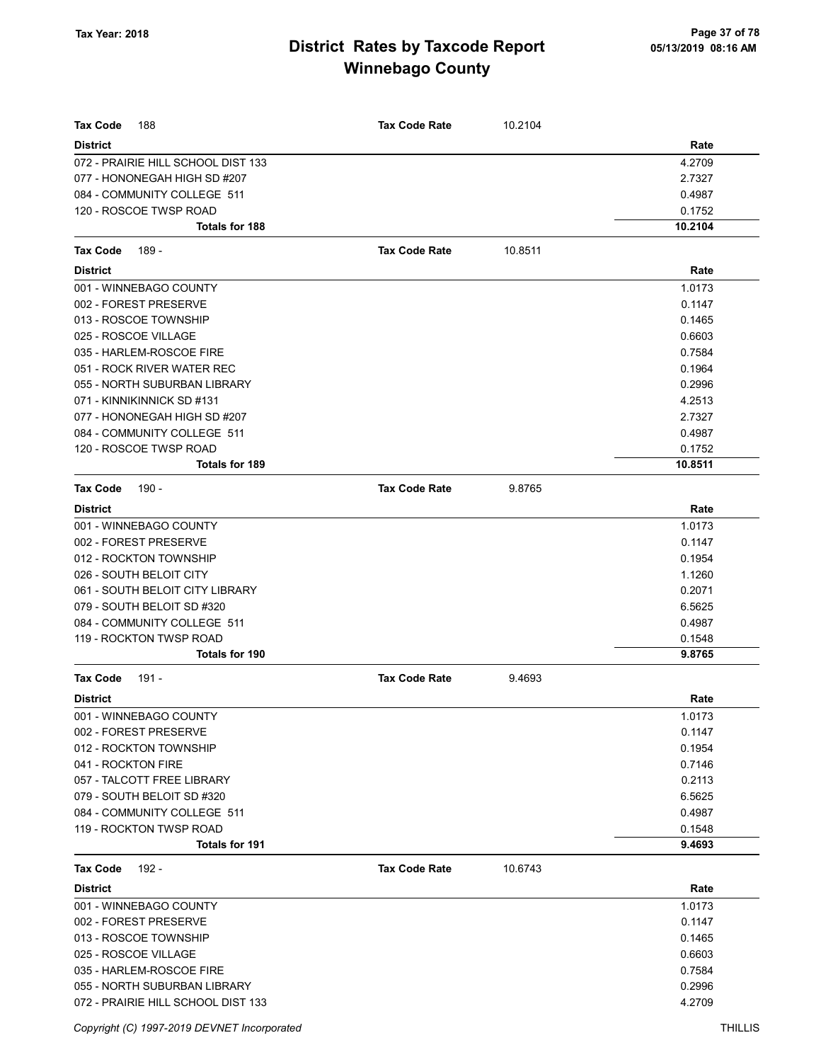# District Rates by Taxcode Report
# Winnebago County

Tax Year: 2018

| Tax Code 188 | Tax Code Rate 10.2104 | |
|---|---|---|
| **District** | | **Rate** |
| 072 - PRAIRIE HILL SCHOOL DIST 133 | | 4.2709 |
| 077 - HONONEGAH HIGH SD #207 | | 2.7327 |
| 084 - COMMUNITY COLLEGE 511 | | 0.4987 |
| 120 - ROSCOE TWSP ROAD | | 0.1752 |
| **Totals for 188** | | **10.2104** |

| Tax Code 189 - | Tax Code Rate 10.8511 | |
|---|---|---|
| **District** | | **Rate** |
| 001 - WINNEBAGO COUNTY | | 1.0173 |
| 002 - FOREST PRESERVE | | 0.1147 |
| 013 - ROSCOE TOWNSHIP | | 0.1465 |
| 025 - ROSCOE VILLAGE | | 0.6603 |
| 035 - HARLEM-ROSCOE FIRE | | 0.7584 |
| 051 - ROCK RIVER WATER REC | | 0.1964 |
| 055 - NORTH SUBURBAN LIBRARY | | 0.2996 |
| 071 - KINNIKINNICK SD #131 | | 4.2513 |
| 077 - HONONEGAH HIGH SD #207 | | 2.7327 |
| 084 - COMMUNITY COLLEGE 511 | | 0.4987 |
| 120 - ROSCOE TWSP ROAD | | 0.1752 |
| **Totals for 189** | | **10.8511** |

| Tax Code 190 - | Tax Code Rate 9.8765 | |
|---|---|---|
| **District** | | **Rate** |
| 001 - WINNEBAGO COUNTY | | 1.0173 |
| 002 - FOREST PRESERVE | | 0.1147 |
| 012 - ROCKTON TOWNSHIP | | 0.1954 |
| 026 - SOUTH BELOIT CITY | | 1.1260 |
| 061 - SOUTH BELOIT CITY LIBRARY | | 0.2071 |
| 079 - SOUTH BELOIT SD #320 | | 6.5625 |
| 084 - COMMUNITY COLLEGE 511 | | 0.4987 |
| 119 - ROCKTON TWSP ROAD | | 0.1548 |
| **Totals for 190** | | **9.8765** |

| Tax Code 191 - | Tax Code Rate 9.4693 | |
|---|---|---|
| **District** | | **Rate** |
| 001 - WINNEBAGO COUNTY | | 1.0173 |
| 002 - FOREST PRESERVE | | 0.1147 |
| 012 - ROCKTON TOWNSHIP | | 0.1954 |
| 041 - ROCKTON FIRE | | 0.7146 |
| 057 - TALCOTT FREE LIBRARY | | 0.2113 |
| 079 - SOUTH BELOIT SD #320 | | 6.5625 |
| 084 - COMMUNITY COLLEGE 511 | | 0.4987 |
| 119 - ROCKTON TWSP ROAD | | 0.1548 |
| **Totals for 191** | | **9.4693** |

| Tax Code 192 - | Tax Code Rate 10.6743 | |
|---|---|---|
| **District** | | **Rate** |
| 001 - WINNEBAGO COUNTY | | 1.0173 |
| 002 - FOREST PRESERVE | | 0.1147 |
| 013 - ROSCOE TOWNSHIP | | 0.1465 |
| 025 - ROSCOE VILLAGE | | 0.6603 |
| 035 - HARLEM-ROSCOE FIRE | | 0.7584 |
| 055 - NORTH SUBURBAN LIBRARY | | 0.2996 |
| 072 - PRAIRIE HILL SCHOOL DIST 133 | | 4.2709 |

Copyright (C) 1997-2019 DEVNET Incorporated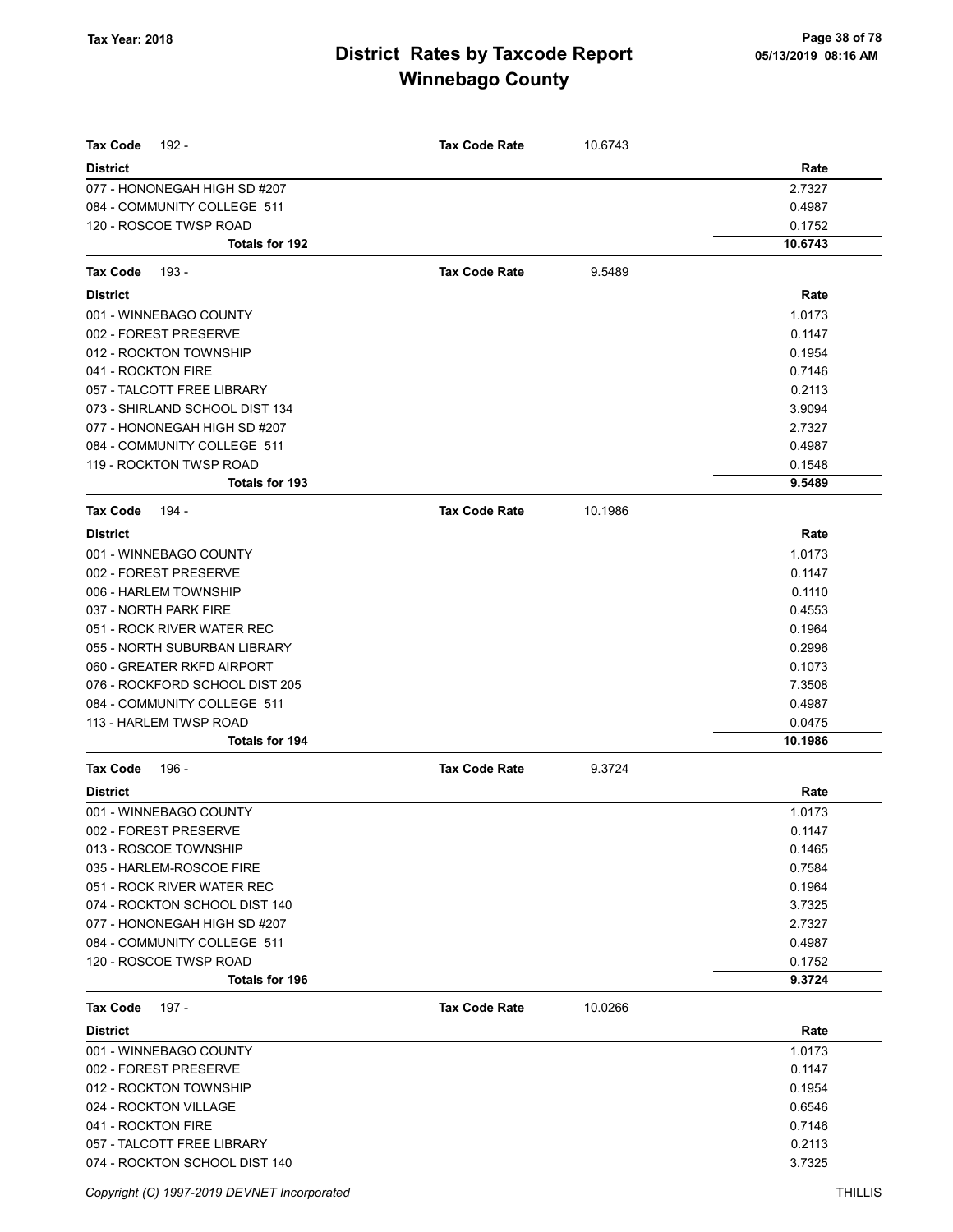| **Tax Code** 192 - | **Tax Code Rate** | 10.6743 |
|---|---|---|
| **District** | | **Rate** |
| 077 - HONONEGAH HIGH SD #207 | | 2.7327 |
| 084 - COMMUNITY COLLEGE 511 | | 0.4987 |
| 120 - ROSCOE TWSP ROAD | | 0.1752 |
| **Totals for 192** | | **10.6743** |

| **Tax Code** 193 - | **Tax Code Rate** | 9.5489 |
|---|---|---|
| **District** | | **Rate** |
| 001 - WINNEBAGO COUNTY | | 1.0173 |
| 002 - FOREST PRESERVE | | 0.1147 |
| 012 - ROCKTON TOWNSHIP | | 0.1954 |
| 041 - ROCKTON FIRE | | 0.7146 |
| 057 - TALCOTT FREE LIBRARY | | 0.2113 |
| 073 - SHIRLAND SCHOOL DIST 134 | | 3.9094 |
| 077 - HONONEGAH HIGH SD #207 | | 2.7327 |
| 084 - COMMUNITY COLLEGE 511 | | 0.4987 |
| 119 - ROCKTON TWSP ROAD | | 0.1548 |
| **Totals for 193** | | **9.5489** |

| **Tax Code** 194 - | **Tax Code Rate** | 10.1986 |
|---|---|---|
| **District** | | **Rate** |
| 001 - WINNEBAGO COUNTY | | 1.0173 |
| 002 - FOREST PRESERVE | | 0.1147 |
| 006 - HARLEM TOWNSHIP | | 0.1110 |
| 037 - NORTH PARK FIRE | | 0.4553 |
| 051 - ROCK RIVER WATER REC | | 0.1964 |
| 055 - NORTH SUBURBAN LIBRARY | | 0.2996 |
| 060 - GREATER RKFD AIRPORT | | 0.1073 |
| 076 - ROCKFORD SCHOOL DIST 205 | | 7.3508 |
| 084 - COMMUNITY COLLEGE 511 | | 0.4987 |
| 113 - HARLEM TWSP ROAD | | 0.0475 |
| **Totals for 194** | | **10.1986** |

| **Tax Code** 196 - | **Tax Code Rate** | 9.3724 |
|---|---|---|
| **District** | | **Rate** |
| 001 - WINNEBAGO COUNTY | | 1.0173 |
| 002 - FOREST PRESERVE | | 0.1147 |
| 013 - ROSCOE TOWNSHIP | | 0.1465 |
| 035 - HARLEM-ROSCOE FIRE | | 0.7584 |
| 051 - ROCK RIVER WATER REC | | 0.1964 |
| 074 - ROCKTON SCHOOL DIST 140 | | 3.7325 |
| 077 - HONONEGAH HIGH SD #207 | | 2.7327 |
| 084 - COMMUNITY COLLEGE 511 | | 0.4987 |
| 120 - ROSCOE TWSP ROAD | | 0.1752 |
| **Totals for 196** | | **9.3724** |

| **Tax Code** 197 - | **Tax Code Rate** | 10.0266 |
|---|---|---|
| **District** | | **Rate** |
| 001 - WINNEBAGO COUNTY | | 1.0173 |
| 002 - FOREST PRESERVE | | 0.1147 |
| 012 - ROCKTON TOWNSHIP | | 0.1954 |
| 024 - ROCKTON VILLAGE | | 0.6546 |
| 041 - ROCKTON FIRE | | 0.7146 |
| 057 - TALCOTT FREE LIBRARY | | 0.2113 |
| 074 - ROCKTON SCHOOL DIST 140 | | 3.7325 |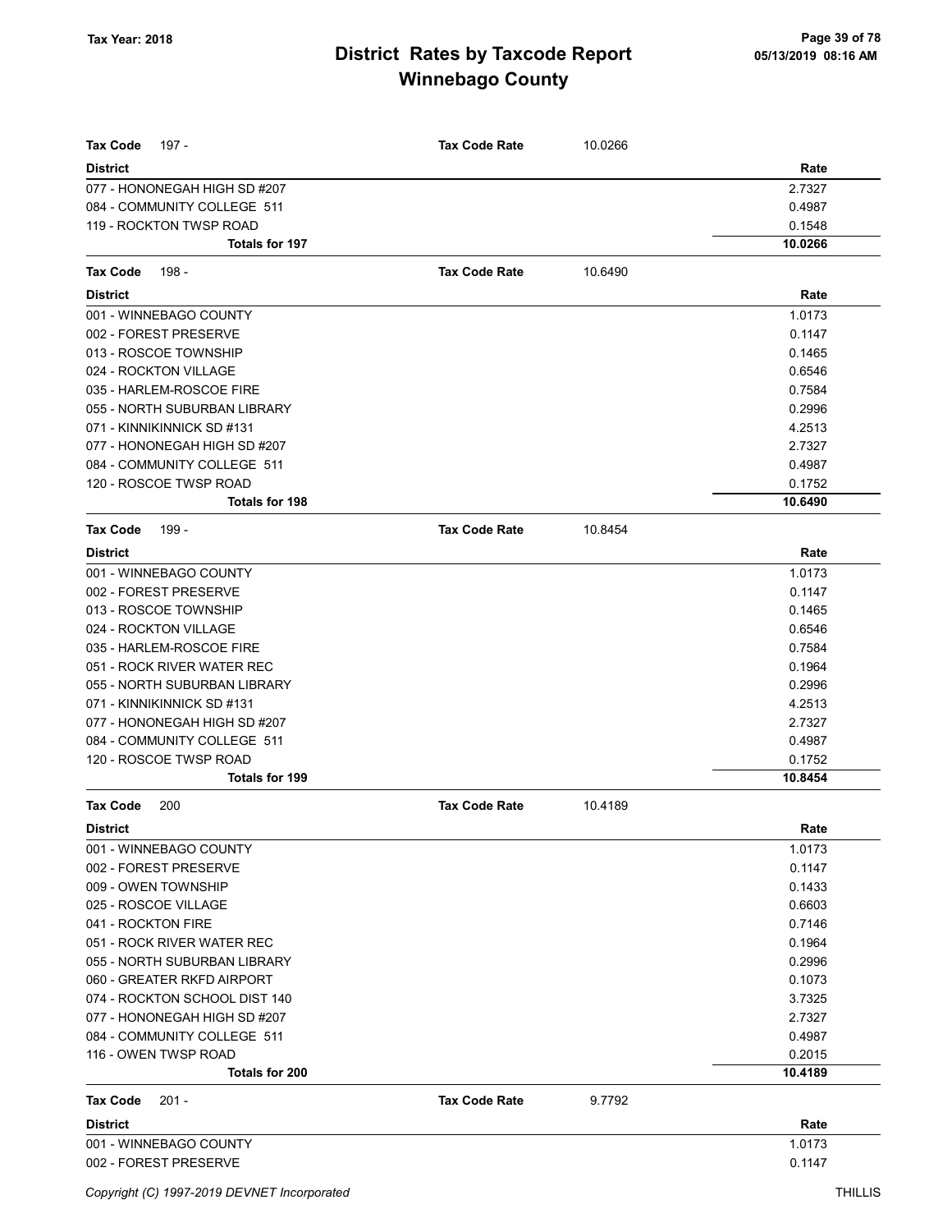# District Rates by Taxcode Report
# Winnebago County

Tax Year: 2018

05/13/2019 08:16 AM

**Tax Code** 197 - **Tax Code Rate** 10.0266

| District | Rate |
|---|---|
| 077 - HONONEGAH HIGH SD #207 | 2.7327 |
| 084 - COMMUNITY COLLEGE 511 | 0.4987 |
| 119 - ROCKTON TWSP ROAD | 0.1548 |
| **Totals for 197** | **10.0266** |

**Tax Code** 198 - **Tax Code Rate** 10.6490

| District | Rate |
|---|---|
| 001 - WINNEBAGO COUNTY | 1.0173 |
| 002 - FOREST PRESERVE | 0.1147 |
| 013 - ROSCOE TOWNSHIP | 0.1465 |
| 024 - ROCKTON VILLAGE | 0.6546 |
| 035 - HARLEM-ROSCOE FIRE | 0.7584 |
| 055 - NORTH SUBURBAN LIBRARY | 0.2996 |
| 071 - KINNIKINNICK SD #131 | 4.2513 |
| 077 - HONONEGAH HIGH SD #207 | 2.7327 |
| 084 - COMMUNITY COLLEGE 511 | 0.4987 |
| 120 - ROSCOE TWSP ROAD | 0.1752 |
| **Totals for 198** | **10.6490** |

**Tax Code** 199 - **Tax Code Rate** 10.8454

| District | Rate |
|---|---|
| 001 - WINNEBAGO COUNTY | 1.0173 |
| 002 - FOREST PRESERVE | 0.1147 |
| 013 - ROSCOE TOWNSHIP | 0.1465 |
| 024 - ROCKTON VILLAGE | 0.6546 |
| 035 - HARLEM-ROSCOE FIRE | 0.7584 |
| 051 - ROCK RIVER WATER REC | 0.1964 |
| 055 - NORTH SUBURBAN LIBRARY | 0.2996 |
| 071 - KINNIKINNICK SD #131 | 4.2513 |
| 077 - HONONEGAH HIGH SD #207 | 2.7327 |
| 084 - COMMUNITY COLLEGE 511 | 0.4987 |
| 120 - ROSCOE TWSP ROAD | 0.1752 |
| **Totals for 199** | **10.8454** |

**Tax Code** 200 **Tax Code Rate** 10.4189

| District | Rate |
|---|---|
| 001 - WINNEBAGO COUNTY | 1.0173 |
| 002 - FOREST PRESERVE | 0.1147 |
| 009 - OWEN TOWNSHIP | 0.1433 |
| 025 - ROSCOE VILLAGE | 0.6603 |
| 041 - ROCKTON FIRE | 0.7146 |
| 051 - ROCK RIVER WATER REC | 0.1964 |
| 055 - NORTH SUBURBAN LIBRARY | 0.2996 |
| 060 - GREATER RKFD AIRPORT | 0.1073 |
| 074 - ROCKTON SCHOOL DIST 140 | 3.7325 |
| 077 - HONONEGAH HIGH SD #207 | 2.7327 |
| 084 - COMMUNITY COLLEGE 511 | 0.4987 |
| 116 - OWEN TWSP ROAD | 0.2015 |
| **Totals for 200** | **10.4189** |

**Tax Code** 201 - **Tax Code Rate** 9.7792

| District | Rate |
|---|---|
| 001 - WINNEBAGO COUNTY | 1.0173 |
| 002 - FOREST PRESERVE | 0.1147 |

Copyright (C) 1997-2019 DEVNET Incorporated

THILLIS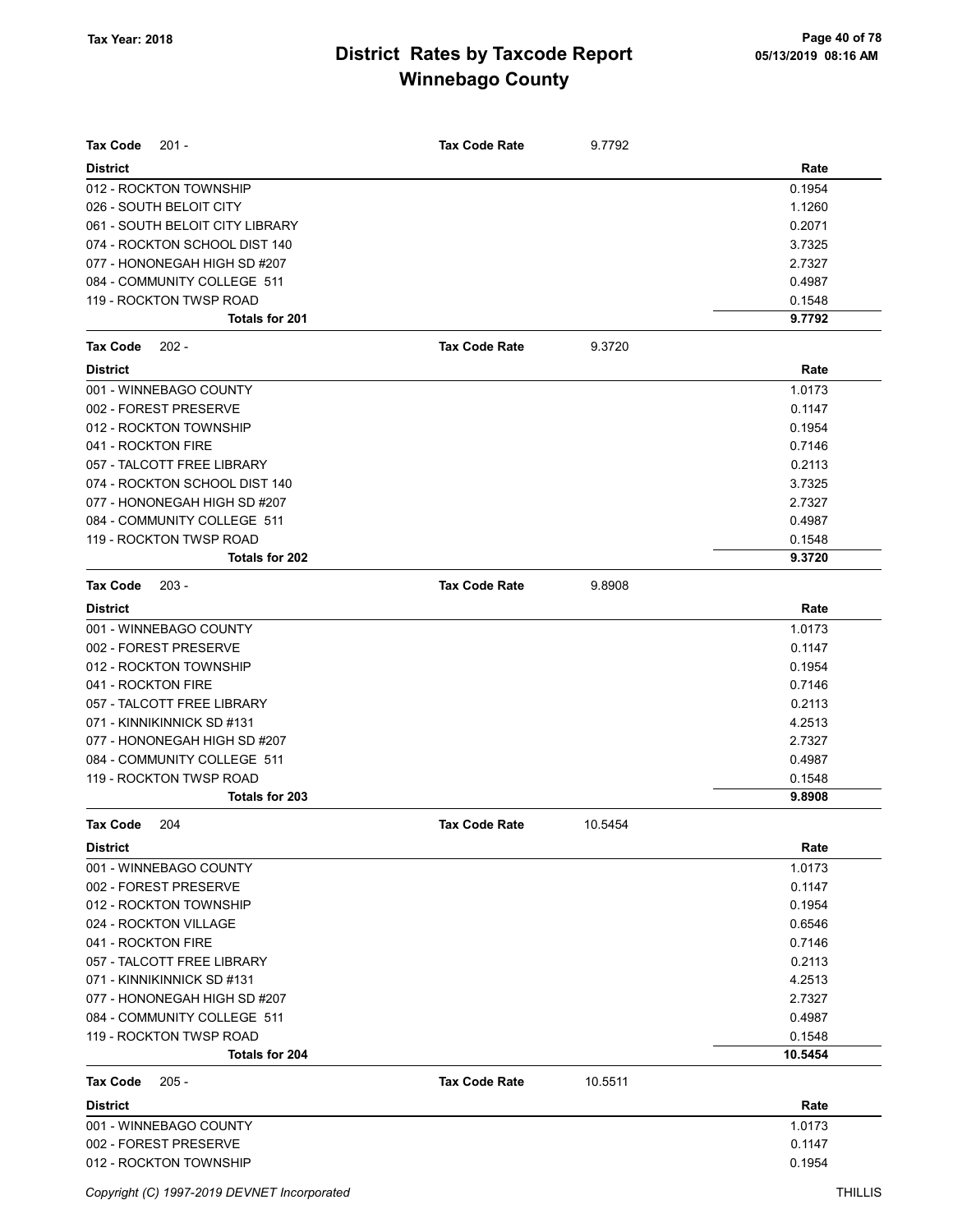# District Rates by Taxcode Report

## Winnebago County

Tax Year: 2018

05/13/2019 08:16 AM

**Tax Code** 201 - **Tax Code Rate** 9.7792

| District | Rate |
|---|---|
| 012 - ROCKTON TOWNSHIP | 0.1954 |
| 026 - SOUTH BELOIT CITY | 1.1260 |
| 061 - SOUTH BELOIT CITY LIBRARY | 0.2071 |
| 074 - ROCKTON SCHOOL DIST 140 | 3.7325 |
| 077 - HONONEGAH HIGH SD #207 | 2.7327 |
| 084 - COMMUNITY COLLEGE 511 | 0.4987 |
| 119 - ROCKTON TWSP ROAD | 0.1548 |
| **Totals for 201** | **9.7792** |

**Tax Code** 202 - **Tax Code Rate** 9.3720

| District | Rate |
|---|---|
| 001 - WINNEBAGO COUNTY | 1.0173 |
| 002 - FOREST PRESERVE | 0.1147 |
| 012 - ROCKTON TOWNSHIP | 0.1954 |
| 041 - ROCKTON FIRE | 0.7146 |
| 057 - TALCOTT FREE LIBRARY | 0.2113 |
| 074 - ROCKTON SCHOOL DIST 140 | 3.7325 |
| 077 - HONONEGAH HIGH SD #207 | 2.7327 |
| 084 - COMMUNITY COLLEGE 511 | 0.4987 |
| 119 - ROCKTON TWSP ROAD | 0.1548 |
| **Totals for 202** | **9.3720** |

**Tax Code** 203 - **Tax Code Rate** 9.8908

| District | Rate |
|---|---|
| 001 - WINNEBAGO COUNTY | 1.0173 |
| 002 - FOREST PRESERVE | 0.1147 |
| 012 - ROCKTON TOWNSHIP | 0.1954 |
| 041 - ROCKTON FIRE | 0.7146 |
| 057 - TALCOTT FREE LIBRARY | 0.2113 |
| 071 - KINNIKINNICK SD #131 | 4.2513 |
| 077 - HONONEGAH HIGH SD #207 | 2.7327 |
| 084 - COMMUNITY COLLEGE 511 | 0.4987 |
| 119 - ROCKTON TWSP ROAD | 0.1548 |
| **Totals for 203** | **9.8908** |

**Tax Code** 204 **Tax Code Rate** 10.5454

| District | Rate |
|---|---|
| 001 - WINNEBAGO COUNTY | 1.0173 |
| 002 - FOREST PRESERVE | 0.1147 |
| 012 - ROCKTON TOWNSHIP | 0.1954 |
| 024 - ROCKTON VILLAGE | 0.6546 |
| 041 - ROCKTON FIRE | 0.7146 |
| 057 - TALCOTT FREE LIBRARY | 0.2113 |
| 071 - KINNIKINNICK SD #131 | 4.2513 |
| 077 - HONONEGAH HIGH SD #207 | 2.7327 |
| 084 - COMMUNITY COLLEGE 511 | 0.4987 |
| 119 - ROCKTON TWSP ROAD | 0.1548 |
| **Totals for 204** | **10.5454** |

**Tax Code** 205 - **Tax Code Rate** 10.5511

| District | Rate |
|---|---|
| 001 - WINNEBAGO COUNTY | 1.0173 |
| 002 - FOREST PRESERVE | 0.1147 |
| 012 - ROCKTON TOWNSHIP | 0.1954 |

Copyright (C) 1997-2019 DEVNET Incorporated

THILLIS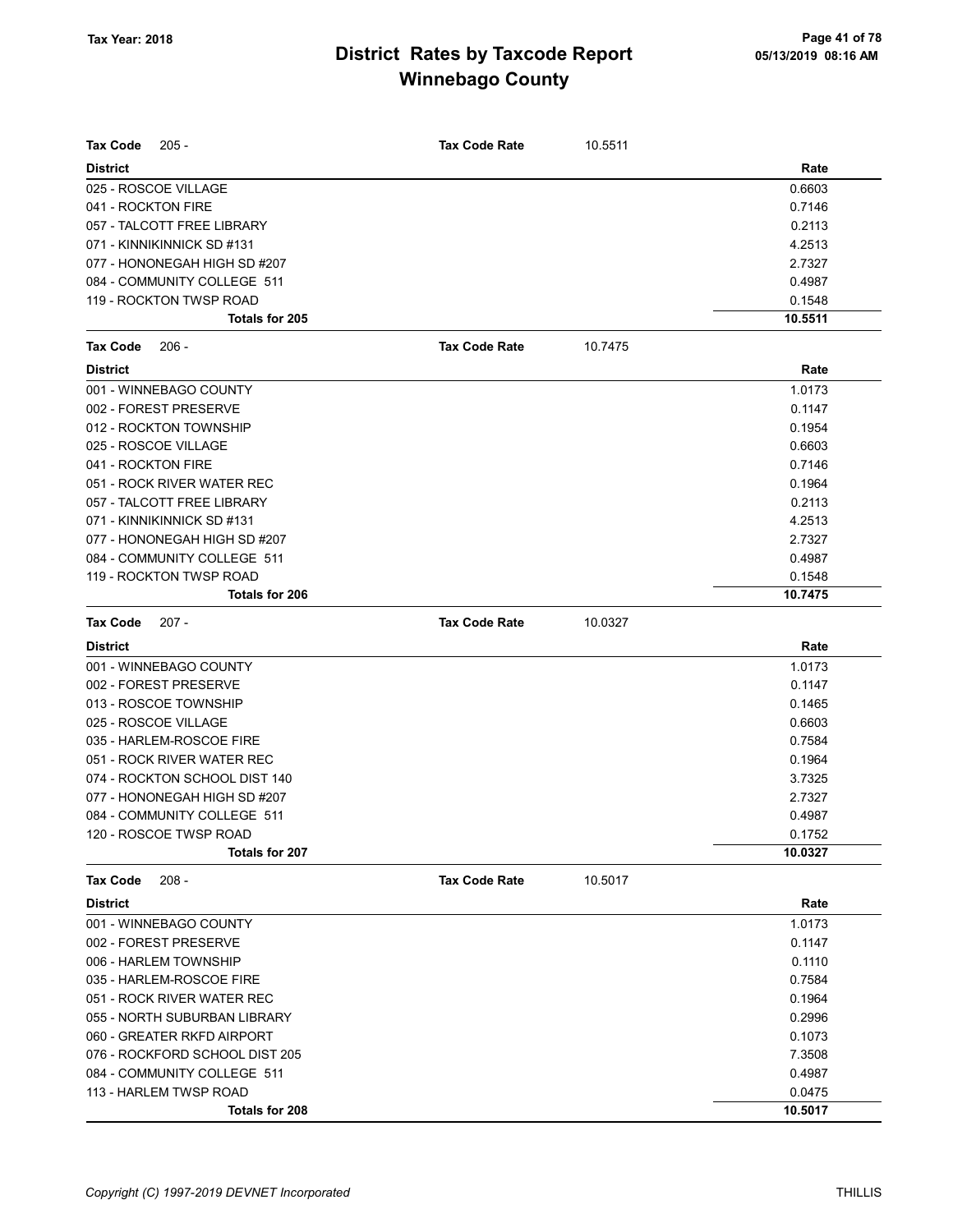**Tax Year: 2018**

# District Rates by Taxcode Report
## Winnebago County

05/13/2019 08:16 AM

**Tax Code** 205 - **Tax Code Rate** 10.5511

| District | Rate |
|---|---|
| 025 - ROSCOE VILLAGE | 0.6603 |
| 041 - ROCKTON FIRE | 0.7146 |
| 057 - TALCOTT FREE LIBRARY | 0.2113 |
| 071 - KINNIKINNICK SD #131 | 4.2513 |
| 077 - HONONEGAH HIGH SD #207 | 2.7327 |
| 084 - COMMUNITY COLLEGE 511 | 0.4987 |
| 119 - ROCKTON TWSP ROAD | 0.1548 |
| **Totals for 205** | **10.5511** |

**Tax Code** 206 - **Tax Code Rate** 10.7475

| District | Rate |
|---|---|
| 001 - WINNEBAGO COUNTY | 1.0173 |
| 002 - FOREST PRESERVE | 0.1147 |
| 012 - ROCKTON TOWNSHIP | 0.1954 |
| 025 - ROSCOE VILLAGE | 0.6603 |
| 041 - ROCKTON FIRE | 0.7146 |
| 051 - ROCK RIVER WATER REC | 0.1964 |
| 057 - TALCOTT FREE LIBRARY | 0.2113 |
| 071 - KINNIKINNICK SD #131 | 4.2513 |
| 077 - HONONEGAH HIGH SD #207 | 2.7327 |
| 084 - COMMUNITY COLLEGE 511 | 0.4987 |
| 119 - ROCKTON TWSP ROAD | 0.1548 |
| **Totals for 206** | **10.7475** |

**Tax Code** 207 - **Tax Code Rate** 10.0327

| District | Rate |
|---|---|
| 001 - WINNEBAGO COUNTY | 1.0173 |
| 002 - FOREST PRESERVE | 0.1147 |
| 013 - ROSCOE TOWNSHIP | 0.1465 |
| 025 - ROSCOE VILLAGE | 0.6603 |
| 035 - HARLEM-ROSCOE FIRE | 0.7584 |
| 051 - ROCK RIVER WATER REC | 0.1964 |
| 074 - ROCKTON SCHOOL DIST 140 | 3.7325 |
| 077 - HONONEGAH HIGH SD #207 | 2.7327 |
| 084 - COMMUNITY COLLEGE 511 | 0.4987 |
| 120 - ROSCOE TWSP ROAD | 0.1752 |
| **Totals for 207** | **10.0327** |

**Tax Code** 208 - **Tax Code Rate** 10.5017

| District | Rate |
|---|---|
| 001 - WINNEBAGO COUNTY | 1.0173 |
| 002 - FOREST PRESERVE | 0.1147 |
| 006 - HARLEM TOWNSHIP | 0.1110 |
| 035 - HARLEM-ROSCOE FIRE | 0.7584 |
| 051 - ROCK RIVER WATER REC | 0.1964 |
| 055 - NORTH SUBURBAN LIBRARY | 0.2996 |
| 060 - GREATER RKFD AIRPORT | 0.1073 |
| 076 - ROCKFORD SCHOOL DIST 205 | 7.3508 |
| 084 - COMMUNITY COLLEGE 511 | 0.4987 |
| 113 - HARLEM TWSP ROAD | 0.0475 |
| **Totals for 208** | **10.5017** |

*Copyright (C) 1997-2019 DEVNET Incorporated* THILLIS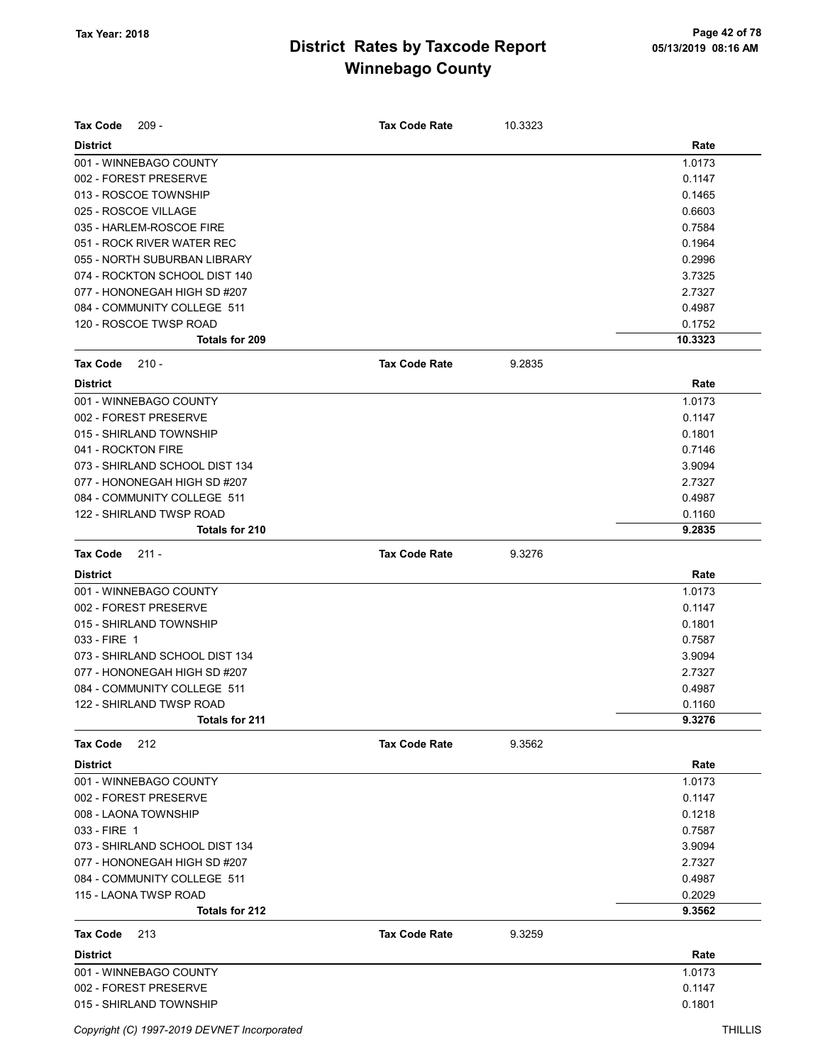**Tax Year: 2018**

# District Rates by Taxcode Report
## Winnebago County

**Tax Code** 209 - **Tax Code Rate** 10.3323

| District | Rate |
|---|---|
| 001 - WINNEBAGO COUNTY | 1.0173 |
| 002 - FOREST PRESERVE | 0.1147 |
| 013 - ROSCOE TOWNSHIP | 0.1465 |
| 025 - ROSCOE VILLAGE | 0.6603 |
| 035 - HARLEM-ROSCOE FIRE | 0.7584 |
| 051 - ROCK RIVER WATER REC | 0.1964 |
| 055 - NORTH SUBURBAN LIBRARY | 0.2996 |
| 074 - ROCKTON SCHOOL DIST 140 | 3.7325 |
| 077 - HONONEGAH HIGH SD #207 | 2.7327 |
| 084 - COMMUNITY COLLEGE 511 | 0.4987 |
| 120 - ROSCOE TWSP ROAD | 0.1752 |
| **Totals for 209** | **10.3323** |

**Tax Code** 210 - **Tax Code Rate** 9.2835

| District | Rate |
|---|---|
| 001 - WINNEBAGO COUNTY | 1.0173 |
| 002 - FOREST PRESERVE | 0.1147 |
| 015 - SHIRLAND TOWNSHIP | 0.1801 |
| 041 - ROCKTON FIRE | 0.7146 |
| 073 - SHIRLAND SCHOOL DIST 134 | 3.9094 |
| 077 - HONONEGAH HIGH SD #207 | 2.7327 |
| 084 - COMMUNITY COLLEGE 511 | 0.4987 |
| 122 - SHIRLAND TWSP ROAD | 0.1160 |
| **Totals for 210** | **9.2835** |

**Tax Code** 211 - **Tax Code Rate** 9.3276

| District | Rate |
|---|---|
| 001 - WINNEBAGO COUNTY | 1.0173 |
| 002 - FOREST PRESERVE | 0.1147 |
| 015 - SHIRLAND TOWNSHIP | 0.1801 |
| 033 - FIRE 1 | 0.7587 |
| 073 - SHIRLAND SCHOOL DIST 134 | 3.9094 |
| 077 - HONONEGAH HIGH SD #207 | 2.7327 |
| 084 - COMMUNITY COLLEGE 511 | 0.4987 |
| 122 - SHIRLAND TWSP ROAD | 0.1160 |
| **Totals for 211** | **9.3276** |

**Tax Code** 212 **Tax Code Rate** 9.3562

| District | Rate |
|---|---|
| 001 - WINNEBAGO COUNTY | 1.0173 |
| 002 - FOREST PRESERVE | 0.1147 |
| 008 - LAONA TOWNSHIP | 0.1218 |
| 033 - FIRE 1 | 0.7587 |
| 073 - SHIRLAND SCHOOL DIST 134 | 3.9094 |
| 077 - HONONEGAH HIGH SD #207 | 2.7327 |
| 084 - COMMUNITY COLLEGE 511 | 0.4987 |
| 115 - LAONA TWSP ROAD | 0.2029 |
| **Totals for 212** | **9.3562** |

**Tax Code** 213 **Tax Code Rate** 9.3259

| District | Rate |
|---|---|
| 001 - WINNEBAGO COUNTY | 1.0173 |
| 002 - FOREST PRESERVE | 0.1147 |
| 015 - SHIRLAND TOWNSHIP | 0.1801 |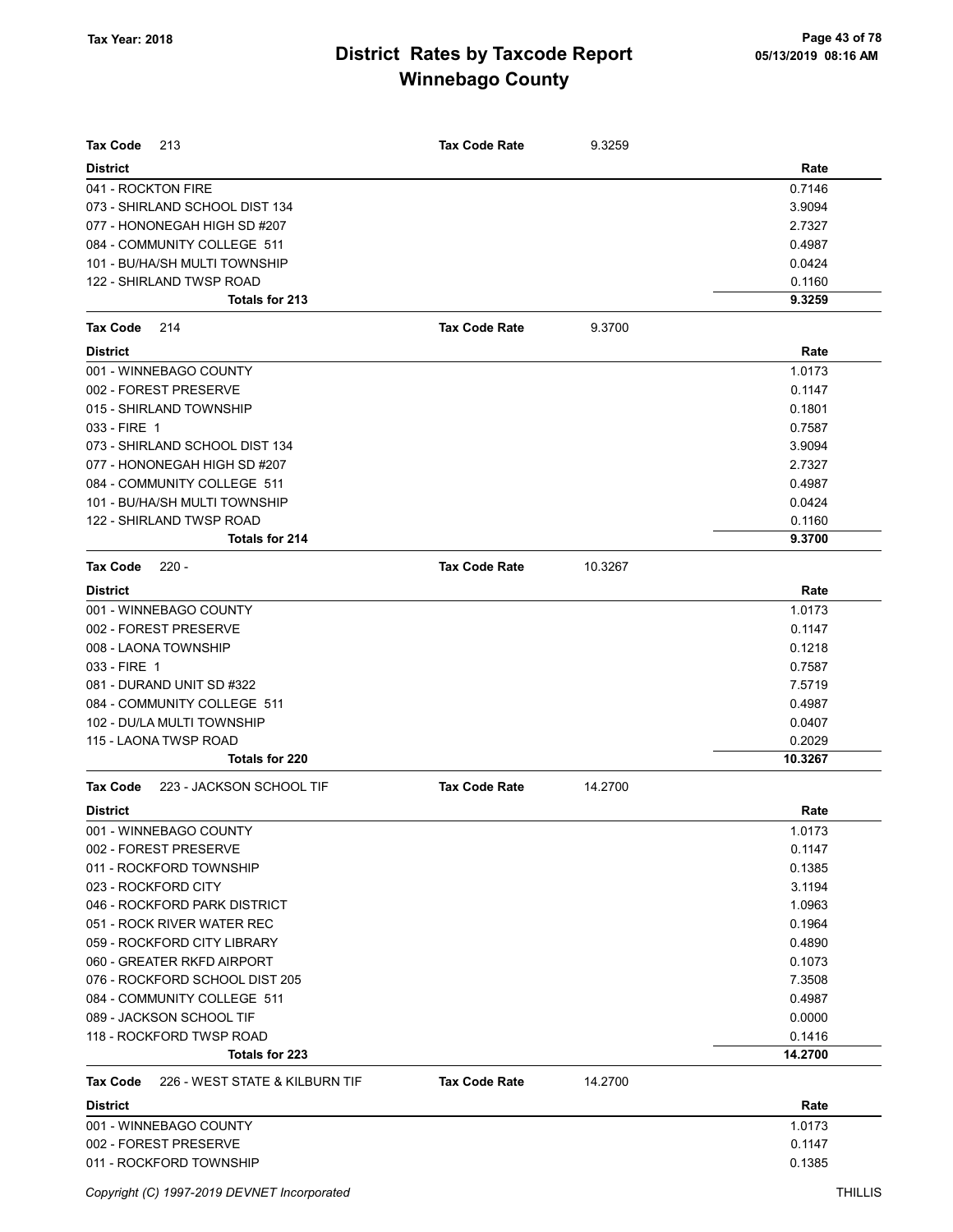| Tax Code 213 | Tax Code Rate | 9.3259 |
|---|---|---|
| **District** | | **Rate** |
| 041 - ROCKTON FIRE | | 0.7146 |
| 073 - SHIRLAND SCHOOL DIST 134 | | 3.9094 |
| 077 - HONONEGAH HIGH SD #207 | | 2.7327 |
| 084 - COMMUNITY COLLEGE 511 | | 0.4987 |
| 101 - BU/HA/SH MULTI TOWNSHIP | | 0.0424 |
| 122 - SHIRLAND TWSP ROAD | | 0.1160 |
| **Totals for 213** | | **9.3259** |

| Tax Code 214 | Tax Code Rate | 9.3700 |
|---|---|---|
| **District** | | **Rate** |
| 001 - WINNEBAGO COUNTY | | 1.0173 |
| 002 - FOREST PRESERVE | | 0.1147 |
| 015 - SHIRLAND TOWNSHIP | | 0.1801 |
| 033 - FIRE 1 | | 0.7587 |
| 073 - SHIRLAND SCHOOL DIST 134 | | 3.9094 |
| 077 - HONONEGAH HIGH SD #207 | | 2.7327 |
| 084 - COMMUNITY COLLEGE 511 | | 0.4987 |
| 101 - BU/HA/SH MULTI TOWNSHIP | | 0.0424 |
| 122 - SHIRLAND TWSP ROAD | | 0.1160 |
| **Totals for 214** | | **9.3700** |

| Tax Code 220 - | Tax Code Rate | 10.3267 |
|---|---|---|
| **District** | | **Rate** |
| 001 - WINNEBAGO COUNTY | | 1.0173 |
| 002 - FOREST PRESERVE | | 0.1147 |
| 008 - LAONA TOWNSHIP | | 0.1218 |
| 033 - FIRE 1 | | 0.7587 |
| 081 - DURAND UNIT SD #322 | | 7.5719 |
| 084 - COMMUNITY COLLEGE 511 | | 0.4987 |
| 102 - DU/LA MULTI TOWNSHIP | | 0.0407 |
| 115 - LAONA TWSP ROAD | | 0.2029 |
| **Totals for 220** | | **10.3267** |

| Tax Code 223 - JACKSON SCHOOL TIF | Tax Code Rate | 14.2700 |
|---|---|---|
| **District** | | **Rate** |
| 001 - WINNEBAGO COUNTY | | 1.0173 |
| 002 - FOREST PRESERVE | | 0.1147 |
| 011 - ROCKFORD TOWNSHIP | | 0.1385 |
| 023 - ROCKFORD CITY | | 3.1194 |
| 046 - ROCKFORD PARK DISTRICT | | 1.0963 |
| 051 - ROCK RIVER WATER REC | | 0.1964 |
| 059 - ROCKFORD CITY LIBRARY | | 0.4890 |
| 060 - GREATER RKFD AIRPORT | | 0.1073 |
| 076 - ROCKFORD SCHOOL DIST 205 | | 7.3508 |
| 084 - COMMUNITY COLLEGE 511 | | 0.4987 |
| 089 - JACKSON SCHOOL TIF | | 0.0000 |
| 118 - ROCKFORD TWSP ROAD | | 0.1416 |
| **Totals for 223** | | **14.2700** |

| Tax Code 226 - WEST STATE & KILBURN TIF | Tax Code Rate | 14.2700 |
|---|---|---|
| **District** | | **Rate** |
| 001 - WINNEBAGO COUNTY | | 1.0173 |
| 002 - FOREST PRESERVE | | 0.1147 |
| 011 - ROCKFORD TOWNSHIP | | 0.1385 |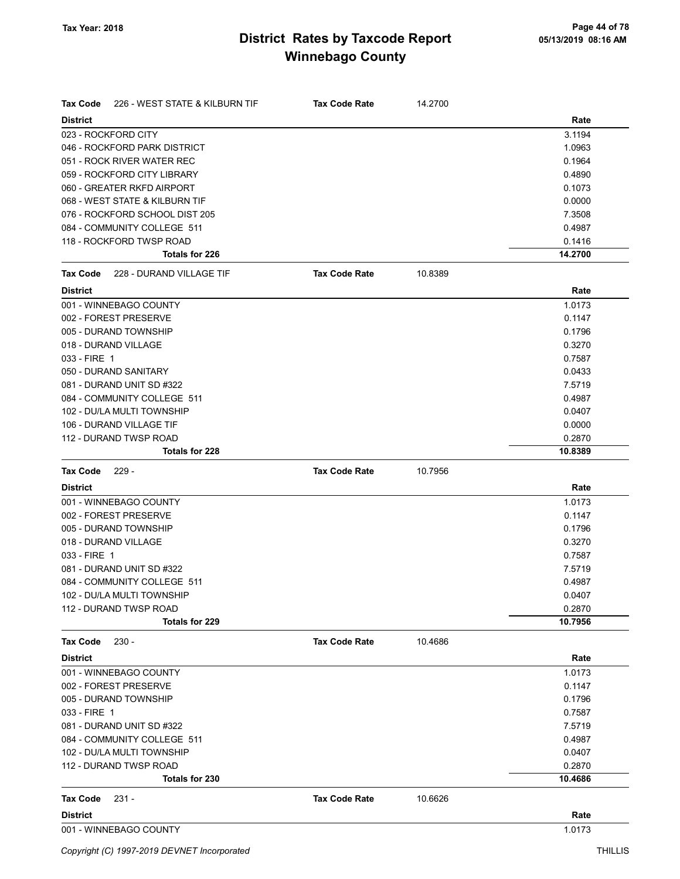# District Rates by Taxcode Report
## Winnebago County

Tax Year: 2018

**Tax Code** 226 - WEST STATE & KILBURN TIF — **Tax Code Rate** 14.2700

| District | Rate |
|---|---|
| 023 - ROCKFORD CITY | 3.1194 |
| 046 - ROCKFORD PARK DISTRICT | 1.0963 |
| 051 - ROCK RIVER WATER REC | 0.1964 |
| 059 - ROCKFORD CITY LIBRARY | 0.4890 |
| 060 - GREATER RKFD AIRPORT | 0.1073 |
| 068 - WEST STATE & KILBURN TIF | 0.0000 |
| 076 - ROCKFORD SCHOOL DIST 205 | 7.3508 |
| 084 - COMMUNITY COLLEGE 511 | 0.4987 |
| 118 - ROCKFORD TWSP ROAD | 0.1416 |
| **Totals for 226** | **14.2700** |

**Tax Code** 228 - DURAND VILLAGE TIF — **Tax Code Rate** 10.8389

| District | Rate |
|---|---|
| 001 - WINNEBAGO COUNTY | 1.0173 |
| 002 - FOREST PRESERVE | 0.1147 |
| 005 - DURAND TOWNSHIP | 0.1796 |
| 018 - DURAND VILLAGE | 0.3270 |
| 033 - FIRE 1 | 0.7587 |
| 050 - DURAND SANITARY | 0.0433 |
| 081 - DURAND UNIT SD #322 | 7.5719 |
| 084 - COMMUNITY COLLEGE 511 | 0.4987 |
| 102 - DU/LA MULTI TOWNSHIP | 0.0407 |
| 106 - DURAND VILLAGE TIF | 0.0000 |
| 112 - DURAND TWSP ROAD | 0.2870 |
| **Totals for 228** | **10.8389** |

**Tax Code** 229 - — **Tax Code Rate** 10.7956

| District | Rate |
|---|---|
| 001 - WINNEBAGO COUNTY | 1.0173 |
| 002 - FOREST PRESERVE | 0.1147 |
| 005 - DURAND TOWNSHIP | 0.1796 |
| 018 - DURAND VILLAGE | 0.3270 |
| 033 - FIRE 1 | 0.7587 |
| 081 - DURAND UNIT SD #322 | 7.5719 |
| 084 - COMMUNITY COLLEGE 511 | 0.4987 |
| 102 - DU/LA MULTI TOWNSHIP | 0.0407 |
| 112 - DURAND TWSP ROAD | 0.2870 |
| **Totals for 229** | **10.7956** |

**Tax Code** 230 - — **Tax Code Rate** 10.4686

| District | Rate |
|---|---|
| 001 - WINNEBAGO COUNTY | 1.0173 |
| 002 - FOREST PRESERVE | 0.1147 |
| 005 - DURAND TOWNSHIP | 0.1796 |
| 033 - FIRE 1 | 0.7587 |
| 081 - DURAND UNIT SD #322 | 7.5719 |
| 084 - COMMUNITY COLLEGE 511 | 0.4987 |
| 102 - DU/LA MULTI TOWNSHIP | 0.0407 |
| 112 - DURAND TWSP ROAD | 0.2870 |
| **Totals for 230** | **10.4686** |

**Tax Code** 231 - — **Tax Code Rate** 10.6626

| District | Rate |
|---|---|
| 001 - WINNEBAGO COUNTY | 1.0173 |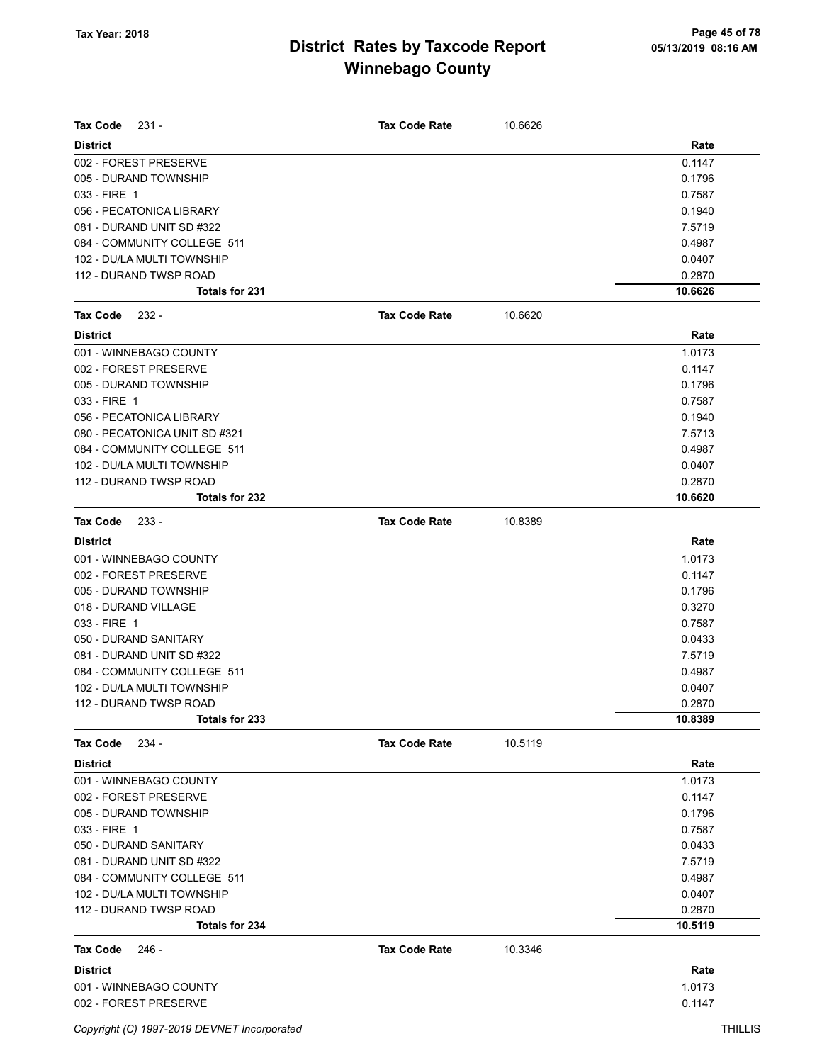# District Rates by Taxcode Report
## Winnebago County

Tax Year: 2018

**Tax Code** 231 - **Tax Code Rate** 10.6626

| District | Rate |
|---|---|
| 002 - FOREST PRESERVE | 0.1147 |
| 005 - DURAND TOWNSHIP | 0.1796 |
| 033 - FIRE 1 | 0.7587 |
| 056 - PECATONICA LIBRARY | 0.1940 |
| 081 - DURAND UNIT SD #322 | 7.5719 |
| 084 - COMMUNITY COLLEGE 511 | 0.4987 |
| 102 - DU/LA MULTI TOWNSHIP | 0.0407 |
| 112 - DURAND TWSP ROAD | 0.2870 |
| **Totals for 231** | **10.6626** |

**Tax Code** 232 - **Tax Code Rate** 10.6620

| District | Rate |
|---|---|
| 001 - WINNEBAGO COUNTY | 1.0173 |
| 002 - FOREST PRESERVE | 0.1147 |
| 005 - DURAND TOWNSHIP | 0.1796 |
| 033 - FIRE 1 | 0.7587 |
| 056 - PECATONICA LIBRARY | 0.1940 |
| 080 - PECATONICA UNIT SD #321 | 7.5713 |
| 084 - COMMUNITY COLLEGE 511 | 0.4987 |
| 102 - DU/LA MULTI TOWNSHIP | 0.0407 |
| 112 - DURAND TWSP ROAD | 0.2870 |
| **Totals for 232** | **10.6620** |

**Tax Code** 233 - **Tax Code Rate** 10.8389

| District | Rate |
|---|---|
| 001 - WINNEBAGO COUNTY | 1.0173 |
| 002 - FOREST PRESERVE | 0.1147 |
| 005 - DURAND TOWNSHIP | 0.1796 |
| 018 - DURAND VILLAGE | 0.3270 |
| 033 - FIRE 1 | 0.7587 |
| 050 - DURAND SANITARY | 0.0433 |
| 081 - DURAND UNIT SD #322 | 7.5719 |
| 084 - COMMUNITY COLLEGE 511 | 0.4987 |
| 102 - DU/LA MULTI TOWNSHIP | 0.0407 |
| 112 - DURAND TWSP ROAD | 0.2870 |
| **Totals for 233** | **10.8389** |

**Tax Code** 234 - **Tax Code Rate** 10.5119

| District | Rate |
|---|---|
| 001 - WINNEBAGO COUNTY | 1.0173 |
| 002 - FOREST PRESERVE | 0.1147 |
| 005 - DURAND TOWNSHIP | 0.1796 |
| 033 - FIRE 1 | 0.7587 |
| 050 - DURAND SANITARY | 0.0433 |
| 081 - DURAND UNIT SD #322 | 7.5719 |
| 084 - COMMUNITY COLLEGE 511 | 0.4987 |
| 102 - DU/LA MULTI TOWNSHIP | 0.0407 |
| 112 - DURAND TWSP ROAD | 0.2870 |
| **Totals for 234** | **10.5119** |

**Tax Code** 246 - **Tax Code Rate** 10.3346

| District | Rate |
|---|---|
| 001 - WINNEBAGO COUNTY | 1.0173 |
| 002 - FOREST PRESERVE | 0.1147 |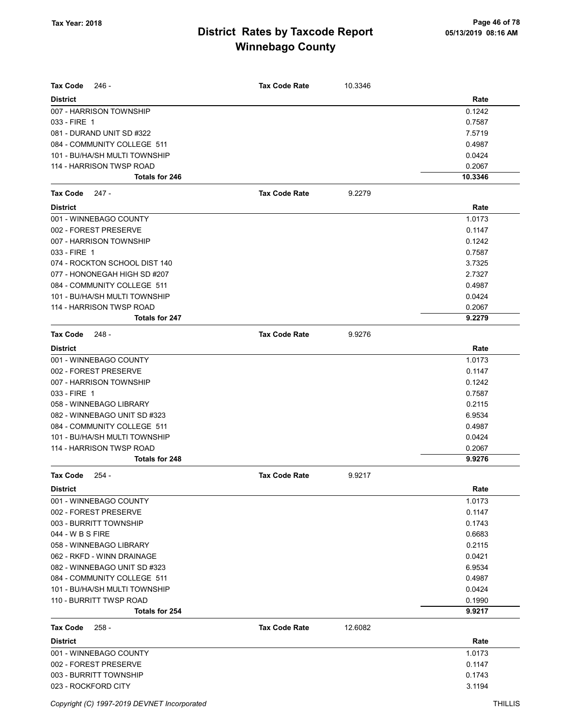**Tax Year: 2018**

# District Rates by Taxcode Report
## Winnebago County

**Tax Code** 246 - **Tax Code Rate** 10.3346

| District | Rate |
|---|---|
| 007 - HARRISON TOWNSHIP | 0.1242 |
| 033 - FIRE 1 | 0.7587 |
| 081 - DURAND UNIT SD #322 | 7.5719 |
| 084 - COMMUNITY COLLEGE 511 | 0.4987 |
| 101 - BU/HA/SH MULTI TOWNSHIP | 0.0424 |
| 114 - HARRISON TWSP ROAD | 0.2067 |
| **Totals for 246** | **10.3346** |

**Tax Code** 247 - **Tax Code Rate** 9.2279

| District | Rate |
|---|---|
| 001 - WINNEBAGO COUNTY | 1.0173 |
| 002 - FOREST PRESERVE | 0.1147 |
| 007 - HARRISON TOWNSHIP | 0.1242 |
| 033 - FIRE 1 | 0.7587 |
| 074 - ROCKTON SCHOOL DIST 140 | 3.7325 |
| 077 - HONONEGAH HIGH SD #207 | 2.7327 |
| 084 - COMMUNITY COLLEGE 511 | 0.4987 |
| 101 - BU/HA/SH MULTI TOWNSHIP | 0.0424 |
| 114 - HARRISON TWSP ROAD | 0.2067 |
| **Totals for 247** | **9.2279** |

**Tax Code** 248 - **Tax Code Rate** 9.9276

| District | Rate |
|---|---|
| 001 - WINNEBAGO COUNTY | 1.0173 |
| 002 - FOREST PRESERVE | 0.1147 |
| 007 - HARRISON TOWNSHIP | 0.1242 |
| 033 - FIRE 1 | 0.7587 |
| 058 - WINNEBAGO LIBRARY | 0.2115 |
| 082 - WINNEBAGO UNIT SD #323 | 6.9534 |
| 084 - COMMUNITY COLLEGE 511 | 0.4987 |
| 101 - BU/HA/SH MULTI TOWNSHIP | 0.0424 |
| 114 - HARRISON TWSP ROAD | 0.2067 |
| **Totals for 248** | **9.9276** |

**Tax Code** 254 - **Tax Code Rate** 9.9217

| District | Rate |
|---|---|
| 001 - WINNEBAGO COUNTY | 1.0173 |
| 002 - FOREST PRESERVE | 0.1147 |
| 003 - BURRITT TOWNSHIP | 0.1743 |
| 044 - W B S FIRE | 0.6683 |
| 058 - WINNEBAGO LIBRARY | 0.2115 |
| 062 - RKFD - WINN DRAINAGE | 0.0421 |
| 082 - WINNEBAGO UNIT SD #323 | 6.9534 |
| 084 - COMMUNITY COLLEGE 511 | 0.4987 |
| 101 - BU/HA/SH MULTI TOWNSHIP | 0.0424 |
| 110 - BURRITT TWSP ROAD | 0.1990 |
| **Totals for 254** | **9.9217** |

**Tax Code** 258 - **Tax Code Rate** 12.6082

| District | Rate |
|---|---|
| 001 - WINNEBAGO COUNTY | 1.0173 |
| 002 - FOREST PRESERVE | 0.1147 |
| 003 - BURRITT TOWNSHIP | 0.1743 |
| 023 - ROCKFORD CITY | 3.1194 |

Copyright (C) 1997-2019 DEVNET Incorporated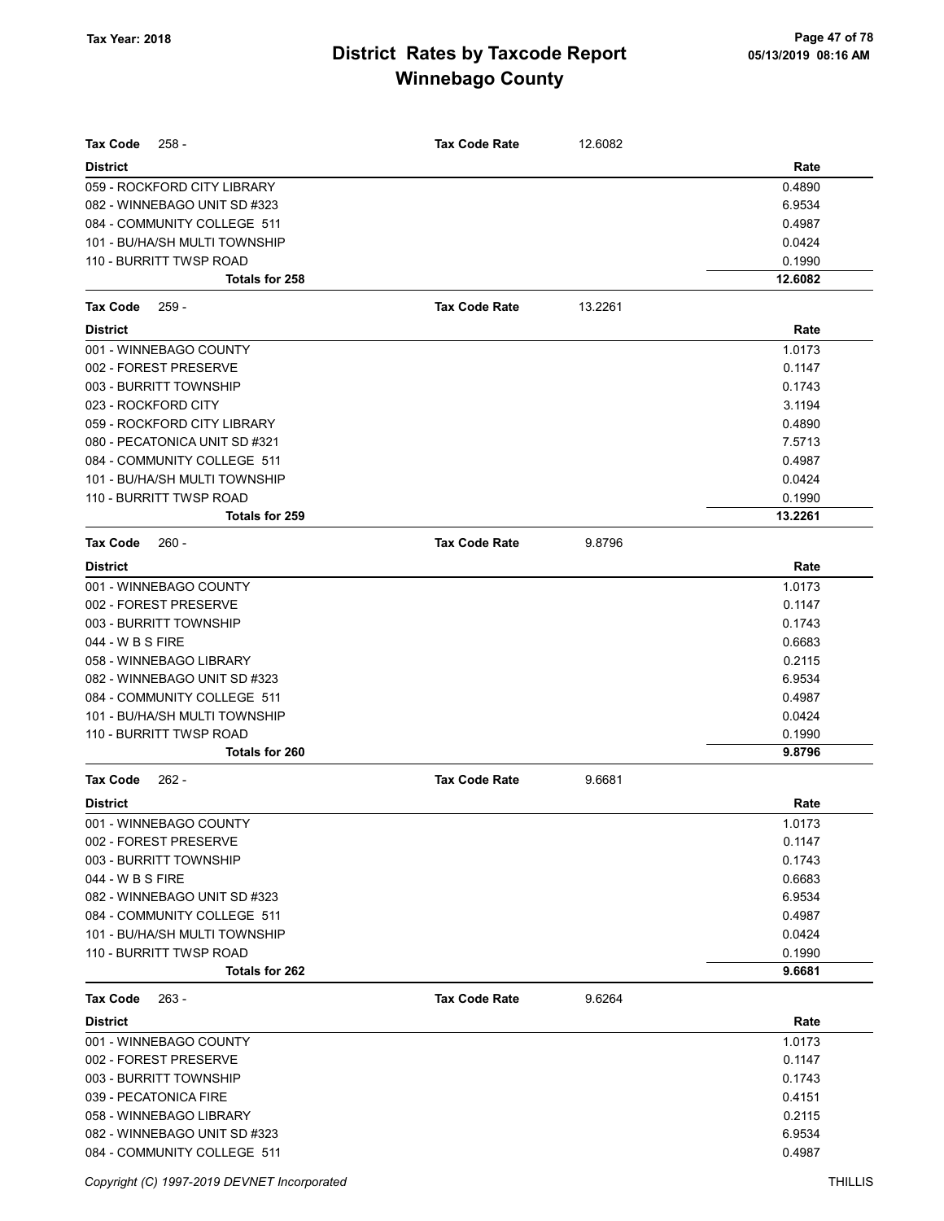# District Rates by Taxcode Report
# Winnebago County

Tax Year: 2018

**Tax Code** 258 - **Tax Code Rate** 12.6082

| District | Rate |
|---|---|
| 059 - ROCKFORD CITY LIBRARY | 0.4890 |
| 082 - WINNEBAGO UNIT SD #323 | 6.9534 |
| 084 - COMMUNITY COLLEGE 511 | 0.4987 |
| 101 - BU/HA/SH MULTI TOWNSHIP | 0.0424 |
| 110 - BURRITT TWSP ROAD | 0.1990 |
| **Totals for 258** | **12.6082** |

**Tax Code** 259 - **Tax Code Rate** 13.2261

| District | Rate |
|---|---|
| 001 - WINNEBAGO COUNTY | 1.0173 |
| 002 - FOREST PRESERVE | 0.1147 |
| 003 - BURRITT TOWNSHIP | 0.1743 |
| 023 - ROCKFORD CITY | 3.1194 |
| 059 - ROCKFORD CITY LIBRARY | 0.4890 |
| 080 - PECATONICA UNIT SD #321 | 7.5713 |
| 084 - COMMUNITY COLLEGE 511 | 0.4987 |
| 101 - BU/HA/SH MULTI TOWNSHIP | 0.0424 |
| 110 - BURRITT TWSP ROAD | 0.1990 |
| **Totals for 259** | **13.2261** |

**Tax Code** 260 - **Tax Code Rate** 9.8796

| District | Rate |
|---|---|
| 001 - WINNEBAGO COUNTY | 1.0173 |
| 002 - FOREST PRESERVE | 0.1147 |
| 003 - BURRITT TOWNSHIP | 0.1743 |
| 044 - W B S FIRE | 0.6683 |
| 058 - WINNEBAGO LIBRARY | 0.2115 |
| 082 - WINNEBAGO UNIT SD #323 | 6.9534 |
| 084 - COMMUNITY COLLEGE 511 | 0.4987 |
| 101 - BU/HA/SH MULTI TOWNSHIP | 0.0424 |
| 110 - BURRITT TWSP ROAD | 0.1990 |
| **Totals for 260** | **9.8796** |

**Tax Code** 262 - **Tax Code Rate** 9.6681

| District | Rate |
|---|---|
| 001 - WINNEBAGO COUNTY | 1.0173 |
| 002 - FOREST PRESERVE | 0.1147 |
| 003 - BURRITT TOWNSHIP | 0.1743 |
| 044 - W B S FIRE | 0.6683 |
| 082 - WINNEBAGO UNIT SD #323 | 6.9534 |
| 084 - COMMUNITY COLLEGE 511 | 0.4987 |
| 101 - BU/HA/SH MULTI TOWNSHIP | 0.0424 |
| 110 - BURRITT TWSP ROAD | 0.1990 |
| **Totals for 262** | **9.6681** |

**Tax Code** 263 - **Tax Code Rate** 9.6264

| District | Rate |
|---|---|
| 001 - WINNEBAGO COUNTY | 1.0173 |
| 002 - FOREST PRESERVE | 0.1147 |
| 003 - BURRITT TOWNSHIP | 0.1743 |
| 039 - PECATONICA FIRE | 0.4151 |
| 058 - WINNEBAGO LIBRARY | 0.2115 |
| 082 - WINNEBAGO UNIT SD #323 | 6.9534 |
| 084 - COMMUNITY COLLEGE 511 | 0.4987 |

Copyright (C) 1997-2019 DEVNET Incorporated THILLIS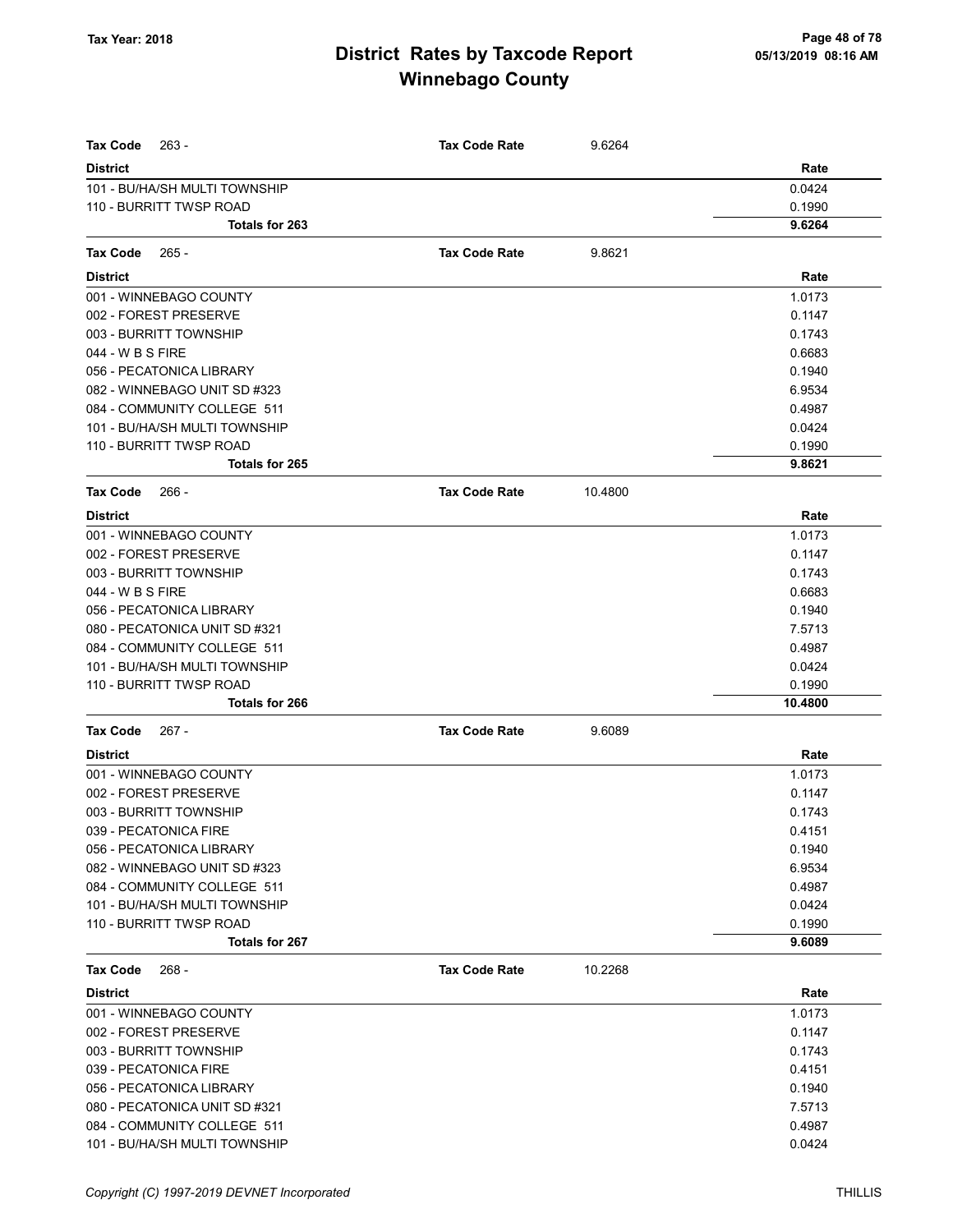# District Rates by Taxcode Report
# Winnebago County

Tax Year: 2018

| Tax Code 263 - | Tax Code Rate | 9.6264 |
|---|---|---|
| **District** | | **Rate** |
| 101 - BU/HA/SH MULTI TOWNSHIP | | 0.0424 |
| 110 - BURRITT TWSP ROAD | | 0.1990 |
| **Totals for 263** | | **9.6264** |

| Tax Code 265 - | Tax Code Rate | 9.8621 |
|---|---|---|
| **District** | | **Rate** |
| 001 - WINNEBAGO COUNTY | | 1.0173 |
| 002 - FOREST PRESERVE | | 0.1147 |
| 003 - BURRITT TOWNSHIP | | 0.1743 |
| 044 - W B S FIRE | | 0.6683 |
| 056 - PECATONICA LIBRARY | | 0.1940 |
| 082 - WINNEBAGO UNIT SD #323 | | 6.9534 |
| 084 - COMMUNITY COLLEGE 511 | | 0.4987 |
| 101 - BU/HA/SH MULTI TOWNSHIP | | 0.0424 |
| 110 - BURRITT TWSP ROAD | | 0.1990 |
| **Totals for 265** | | **9.8621** |

| Tax Code 266 - | Tax Code Rate | 10.4800 |
|---|---|---|
| **District** | | **Rate** |
| 001 - WINNEBAGO COUNTY | | 1.0173 |
| 002 - FOREST PRESERVE | | 0.1147 |
| 003 - BURRITT TOWNSHIP | | 0.1743 |
| 044 - W B S FIRE | | 0.6683 |
| 056 - PECATONICA LIBRARY | | 0.1940 |
| 080 - PECATONICA UNIT SD #321 | | 7.5713 |
| 084 - COMMUNITY COLLEGE 511 | | 0.4987 |
| 101 - BU/HA/SH MULTI TOWNSHIP | | 0.0424 |
| 110 - BURRITT TWSP ROAD | | 0.1990 |
| **Totals for 266** | | **10.4800** |

| Tax Code 267 - | Tax Code Rate | 9.6089 |
|---|---|---|
| **District** | | **Rate** |
| 001 - WINNEBAGO COUNTY | | 1.0173 |
| 002 - FOREST PRESERVE | | 0.1147 |
| 003 - BURRITT TOWNSHIP | | 0.1743 |
| 039 - PECATONICA FIRE | | 0.4151 |
| 056 - PECATONICA LIBRARY | | 0.1940 |
| 082 - WINNEBAGO UNIT SD #323 | | 6.9534 |
| 084 - COMMUNITY COLLEGE 511 | | 0.4987 |
| 101 - BU/HA/SH MULTI TOWNSHIP | | 0.0424 |
| 110 - BURRITT TWSP ROAD | | 0.1990 |
| **Totals for 267** | | **9.6089** |

| Tax Code 268 - | Tax Code Rate | 10.2268 |
|---|---|---|
| **District** | | **Rate** |
| 001 - WINNEBAGO COUNTY | | 1.0173 |
| 002 - FOREST PRESERVE | | 0.1147 |
| 003 - BURRITT TOWNSHIP | | 0.1743 |
| 039 - PECATONICA FIRE | | 0.4151 |
| 056 - PECATONICA LIBRARY | | 0.1940 |
| 080 - PECATONICA UNIT SD #321 | | 7.5713 |
| 084 - COMMUNITY COLLEGE 511 | | 0.4987 |
| 101 - BU/HA/SH MULTI TOWNSHIP | | 0.0424 |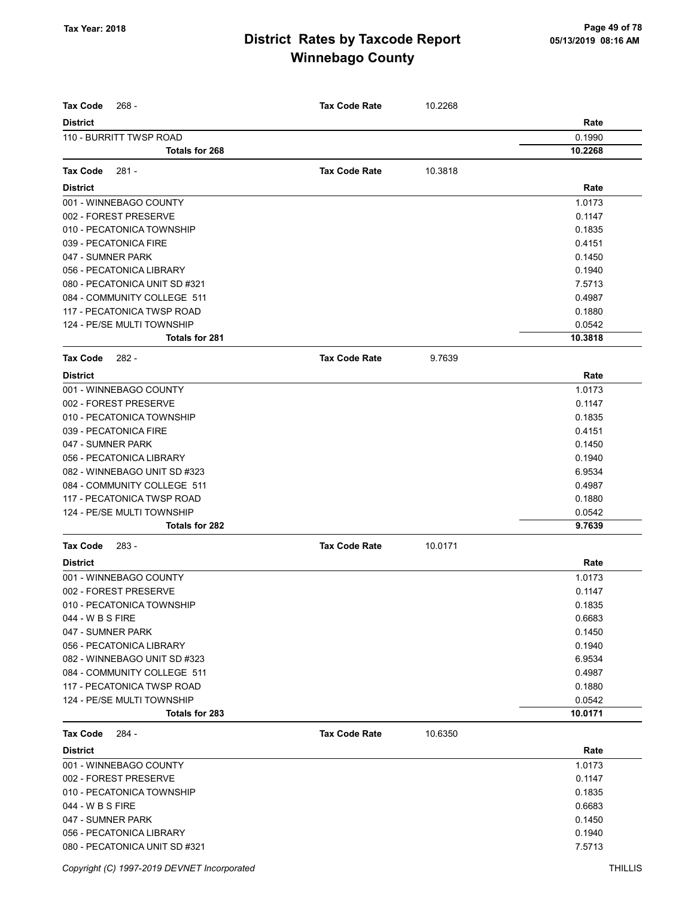# District Rates by Taxcode Report
# Winnebago County

Tax Year: 2018

| Tax Code 268 - | Tax Code Rate | 10.2268 |
|---|---|---|
| **District** | | **Rate** |
| 110 - BURRITT TWSP ROAD | | 0.1990 |
| **Totals for 268** | | **10.2268** |

| Tax Code 281 - | Tax Code Rate | 10.3818 |
|---|---|---|
| **District** | | **Rate** |
| 001 - WINNEBAGO COUNTY | | 1.0173 |
| 002 - FOREST PRESERVE | | 0.1147 |
| 010 - PECATONICA TOWNSHIP | | 0.1835 |
| 039 - PECATONICA FIRE | | 0.4151 |
| 047 - SUMNER PARK | | 0.1450 |
| 056 - PECATONICA LIBRARY | | 0.1940 |
| 080 - PECATONICA UNIT SD #321 | | 7.5713 |
| 084 - COMMUNITY COLLEGE 511 | | 0.4987 |
| 117 - PECATONICA TWSP ROAD | | 0.1880 |
| 124 - PE/SE MULTI TOWNSHIP | | 0.0542 |
| **Totals for 281** | | **10.3818** |

| Tax Code 282 - | Tax Code Rate | 9.7639 |
|---|---|---|
| **District** | | **Rate** |
| 001 - WINNEBAGO COUNTY | | 1.0173 |
| 002 - FOREST PRESERVE | | 0.1147 |
| 010 - PECATONICA TOWNSHIP | | 0.1835 |
| 039 - PECATONICA FIRE | | 0.4151 |
| 047 - SUMNER PARK | | 0.1450 |
| 056 - PECATONICA LIBRARY | | 0.1940 |
| 082 - WINNEBAGO UNIT SD #323 | | 6.9534 |
| 084 - COMMUNITY COLLEGE 511 | | 0.4987 |
| 117 - PECATONICA TWSP ROAD | | 0.1880 |
| 124 - PE/SE MULTI TOWNSHIP | | 0.0542 |
| **Totals for 282** | | **9.7639** |

| Tax Code 283 - | Tax Code Rate | 10.0171 |
|---|---|---|
| **District** | | **Rate** |
| 001 - WINNEBAGO COUNTY | | 1.0173 |
| 002 - FOREST PRESERVE | | 0.1147 |
| 010 - PECATONICA TOWNSHIP | | 0.1835 |
| 044 - W B S FIRE | | 0.6683 |
| 047 - SUMNER PARK | | 0.1450 |
| 056 - PECATONICA LIBRARY | | 0.1940 |
| 082 - WINNEBAGO UNIT SD #323 | | 6.9534 |
| 084 - COMMUNITY COLLEGE 511 | | 0.4987 |
| 117 - PECATONICA TWSP ROAD | | 0.1880 |
| 124 - PE/SE MULTI TOWNSHIP | | 0.0542 |
| **Totals for 283** | | **10.0171** |

| Tax Code 284 - | Tax Code Rate | 10.6350 |
|---|---|---|
| **District** | | **Rate** |
| 001 - WINNEBAGO COUNTY | | 1.0173 |
| 002 - FOREST PRESERVE | | 0.1147 |
| 010 - PECATONICA TOWNSHIP | | 0.1835 |
| 044 - W B S FIRE | | 0.6683 |
| 047 - SUMNER PARK | | 0.1450 |
| 056 - PECATONICA LIBRARY | | 0.1940 |
| 080 - PECATONICA UNIT SD #321 | | 7.5713 |

Copyright (C) 1997-2019 DEVNET Incorporated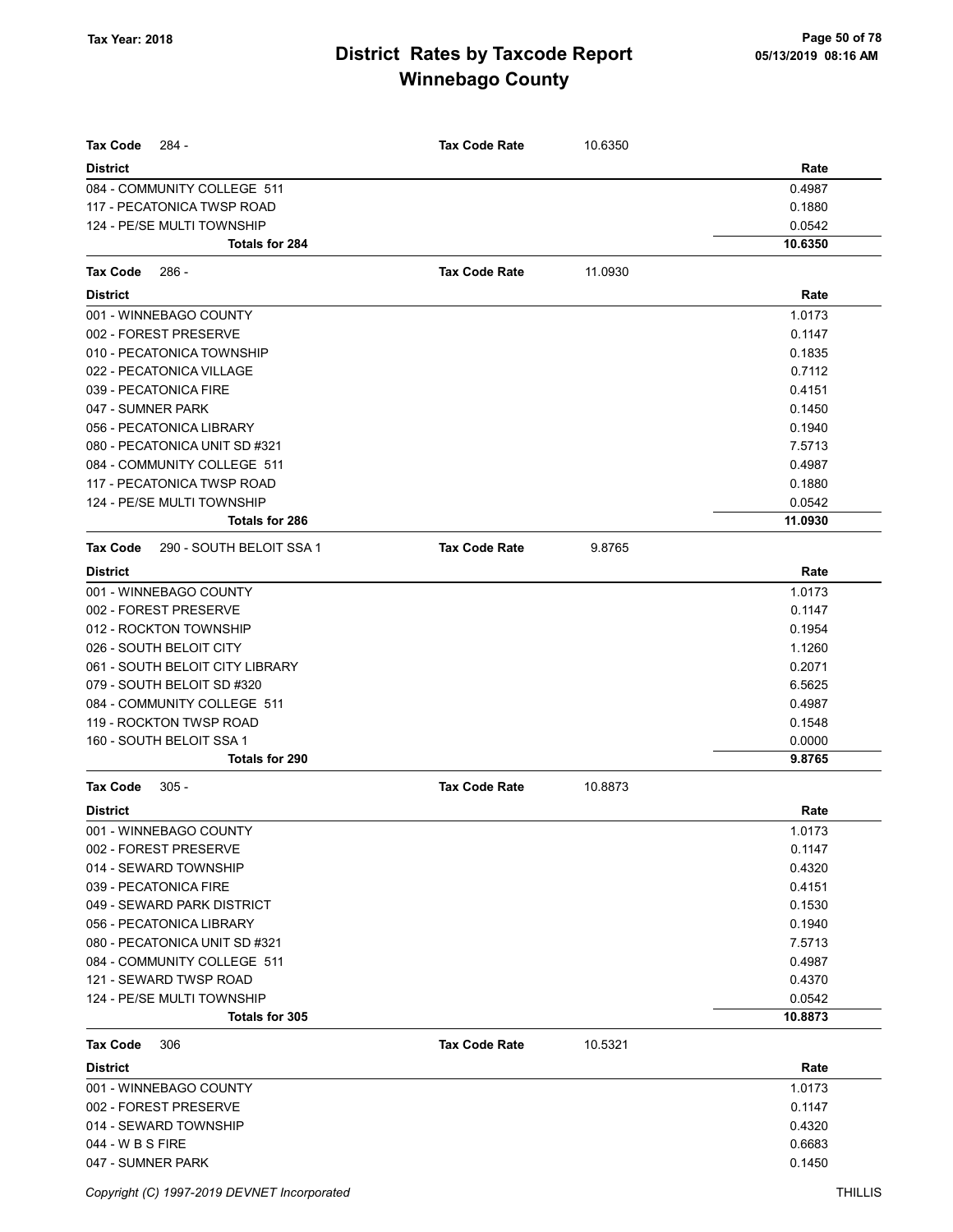| Tax Code 284 - | Tax Code Rate | 10.6350 |
|---|---|---|
| **District** | | **Rate** |
| 084 - COMMUNITY COLLEGE 511 | | 0.4987 |
| 117 - PECATONICA TWSP ROAD | | 0.1880 |
| 124 - PE/SE MULTI TOWNSHIP | | 0.0542 |
| **Totals for 284** | | **10.6350** |

| Tax Code 286 - | Tax Code Rate | 11.0930 |
|---|---|---|
| **District** | | **Rate** |
| 001 - WINNEBAGO COUNTY | | 1.0173 |
| 002 - FOREST PRESERVE | | 0.1147 |
| 010 - PECATONICA TOWNSHIP | | 0.1835 |
| 022 - PECATONICA VILLAGE | | 0.7112 |
| 039 - PECATONICA FIRE | | 0.4151 |
| 047 - SUMNER PARK | | 0.1450 |
| 056 - PECATONICA LIBRARY | | 0.1940 |
| 080 - PECATONICA UNIT SD #321 | | 7.5713 |
| 084 - COMMUNITY COLLEGE 511 | | 0.4987 |
| 117 - PECATONICA TWSP ROAD | | 0.1880 |
| 124 - PE/SE MULTI TOWNSHIP | | 0.0542 |
| **Totals for 286** | | **11.0930** |

| Tax Code 290 - SOUTH BELOIT SSA 1 | Tax Code Rate | 9.8765 |
|---|---|---|
| **District** | | **Rate** |
| 001 - WINNEBAGO COUNTY | | 1.0173 |
| 002 - FOREST PRESERVE | | 0.1147 |
| 012 - ROCKTON TOWNSHIP | | 0.1954 |
| 026 - SOUTH BELOIT CITY | | 1.1260 |
| 061 - SOUTH BELOIT CITY LIBRARY | | 0.2071 |
| 079 - SOUTH BELOIT SD #320 | | 6.5625 |
| 084 - COMMUNITY COLLEGE 511 | | 0.4987 |
| 119 - ROCKTON TWSP ROAD | | 0.1548 |
| 160 - SOUTH BELOIT SSA 1 | | 0.0000 |
| **Totals for 290** | | **9.8765** |

| Tax Code 305 - | Tax Code Rate | 10.8873 |
|---|---|---|
| **District** | | **Rate** |
| 001 - WINNEBAGO COUNTY | | 1.0173 |
| 002 - FOREST PRESERVE | | 0.1147 |
| 014 - SEWARD TOWNSHIP | | 0.4320 |
| 039 - PECATONICA FIRE | | 0.4151 |
| 049 - SEWARD PARK DISTRICT | | 0.1530 |
| 056 - PECATONICA LIBRARY | | 0.1940 |
| 080 - PECATONICA UNIT SD #321 | | 7.5713 |
| 084 - COMMUNITY COLLEGE 511 | | 0.4987 |
| 121 - SEWARD TWSP ROAD | | 0.4370 |
| 124 - PE/SE MULTI TOWNSHIP | | 0.0542 |
| **Totals for 305** | | **10.8873** |

| Tax Code 306 | Tax Code Rate | 10.5321 |
|---|---|---|
| **District** | | **Rate** |
| 001 - WINNEBAGO COUNTY | | 1.0173 |
| 002 - FOREST PRESERVE | | 0.1147 |
| 014 - SEWARD TOWNSHIP | | 0.4320 |
| 044 - W B S FIRE | | 0.6683 |
| 047 - SUMNER PARK | | 0.1450 |

Copyright (C) 1997-2019 DEVNET Incorporated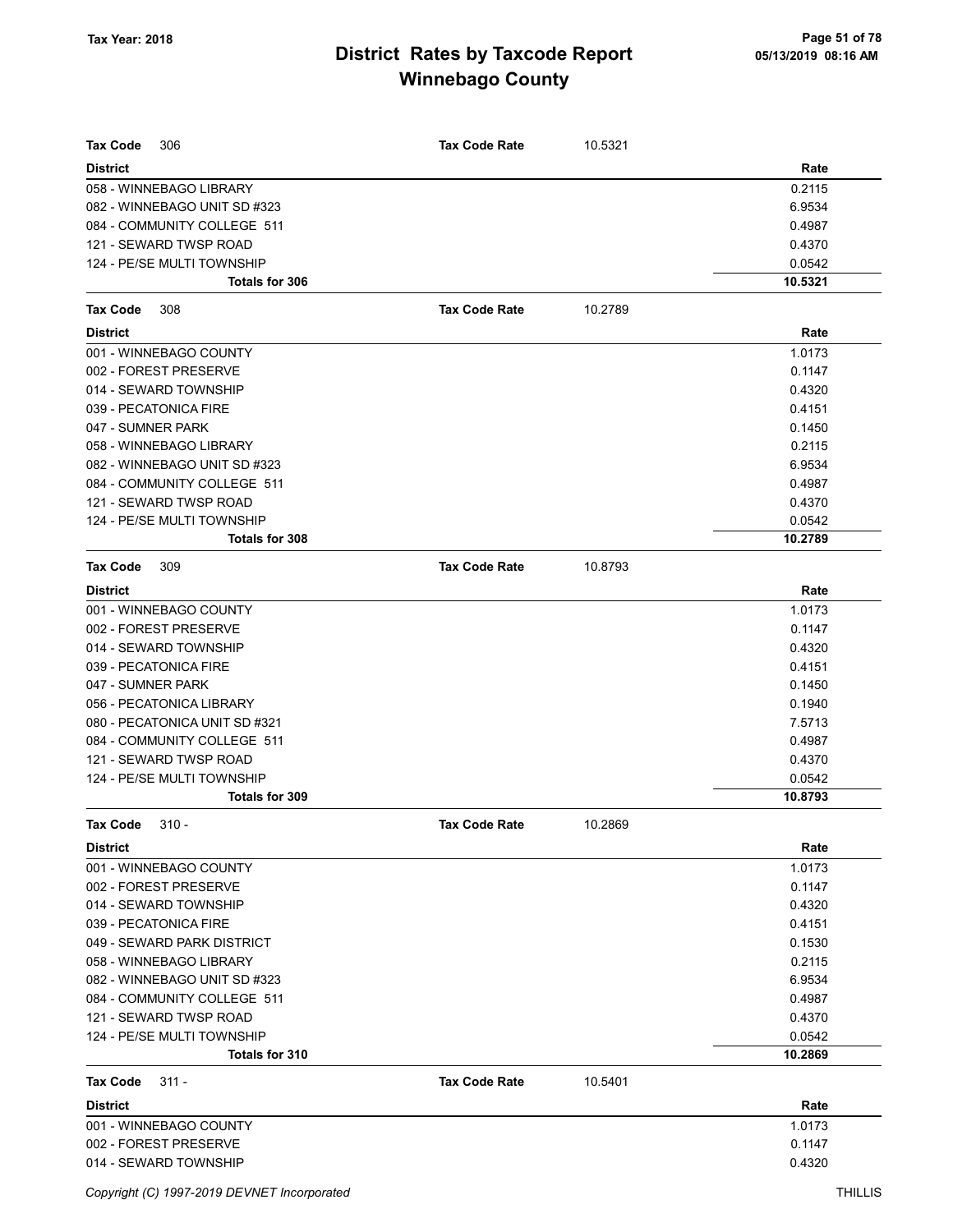# District Rates by Taxcode Report
# Winnebago County

Tax Year: 2018

05/13/2019 08:16 AM

| Tax Code 306 | Tax Code Rate | 10.5321 | |
|---|---|---|---|
| **District** | | | **Rate** |
| 058 - WINNEBAGO LIBRARY | | | 0.2115 |
| 082 - WINNEBAGO UNIT SD #323 | | | 6.9534 |
| 084 - COMMUNITY COLLEGE 511 | | | 0.4987 |
| 121 - SEWARD TWSP ROAD | | | 0.4370 |
| 124 - PE/SE MULTI TOWNSHIP | | | 0.0542 |
| **Totals for 306** | | | **10.5321** |

| Tax Code 308 | Tax Code Rate | 10.2789 | |
|---|---|---|---|
| **District** | | | **Rate** |
| 001 - WINNEBAGO COUNTY | | | 1.0173 |
| 002 - FOREST PRESERVE | | | 0.1147 |
| 014 - SEWARD TOWNSHIP | | | 0.4320 |
| 039 - PECATONICA FIRE | | | 0.4151 |
| 047 - SUMNER PARK | | | 0.1450 |
| 058 - WINNEBAGO LIBRARY | | | 0.2115 |
| 082 - WINNEBAGO UNIT SD #323 | | | 6.9534 |
| 084 - COMMUNITY COLLEGE 511 | | | 0.4987 |
| 121 - SEWARD TWSP ROAD | | | 0.4370 |
| 124 - PE/SE MULTI TOWNSHIP | | | 0.0542 |
| **Totals for 308** | | | **10.2789** |

| Tax Code 309 | Tax Code Rate | 10.8793 | |
|---|---|---|---|
| **District** | | | **Rate** |
| 001 - WINNEBAGO COUNTY | | | 1.0173 |
| 002 - FOREST PRESERVE | | | 0.1147 |
| 014 - SEWARD TOWNSHIP | | | 0.4320 |
| 039 - PECATONICA FIRE | | | 0.4151 |
| 047 - SUMNER PARK | | | 0.1450 |
| 056 - PECATONICA LIBRARY | | | 0.1940 |
| 080 - PECATONICA UNIT SD #321 | | | 7.5713 |
| 084 - COMMUNITY COLLEGE 511 | | | 0.4987 |
| 121 - SEWARD TWSP ROAD | | | 0.4370 |
| 124 - PE/SE MULTI TOWNSHIP | | | 0.0542 |
| **Totals for 309** | | | **10.8793** |

| Tax Code 310 - | Tax Code Rate | 10.2869 | |
|---|---|---|---|
| **District** | | | **Rate** |
| 001 - WINNEBAGO COUNTY | | | 1.0173 |
| 002 - FOREST PRESERVE | | | 0.1147 |
| 014 - SEWARD TOWNSHIP | | | 0.4320 |
| 039 - PECATONICA FIRE | | | 0.4151 |
| 049 - SEWARD PARK DISTRICT | | | 0.1530 |
| 058 - WINNEBAGO LIBRARY | | | 0.2115 |
| 082 - WINNEBAGO UNIT SD #323 | | | 6.9534 |
| 084 - COMMUNITY COLLEGE 511 | | | 0.4987 |
| 121 - SEWARD TWSP ROAD | | | 0.4370 |
| 124 - PE/SE MULTI TOWNSHIP | | | 0.0542 |
| **Totals for 310** | | | **10.2869** |

| Tax Code 311 - | Tax Code Rate | 10.5401 | |
|---|---|---|---|
| **District** | | | **Rate** |
| 001 - WINNEBAGO COUNTY | | | 1.0173 |
| 002 - FOREST PRESERVE | | | 0.1147 |
| 014 - SEWARD TOWNSHIP | | | 0.4320 |

Copyright (C) 1997-2019 DEVNET Incorporated

THILLIS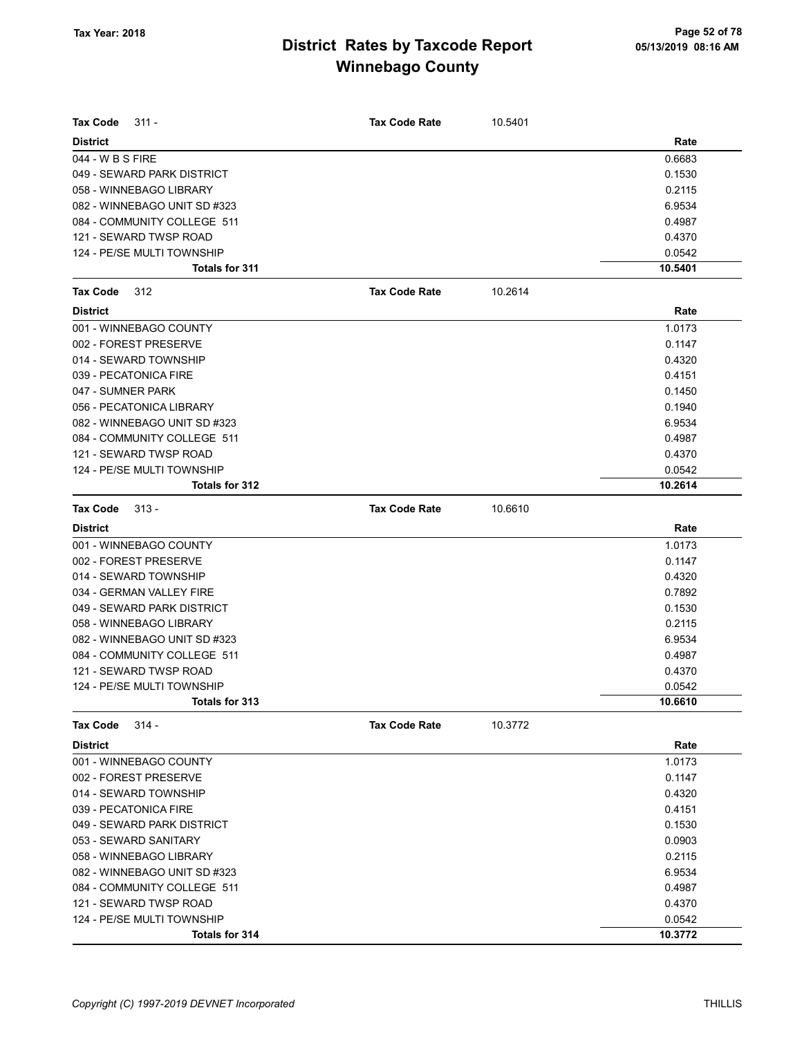# District Rates by Taxcode Report
## Winnebago County

Tax Year: 2018

**Tax Code** 311 - **Tax Code Rate** 10.5401

| District | Rate |
|---|---|
| 044 - W B S FIRE | 0.6683 |
| 049 - SEWARD PARK DISTRICT | 0.1530 |
| 058 - WINNEBAGO LIBRARY | 0.2115 |
| 082 - WINNEBAGO UNIT SD #323 | 6.9534 |
| 084 - COMMUNITY COLLEGE 511 | 0.4987 |
| 121 - SEWARD TWSP ROAD | 0.4370 |
| 124 - PE/SE MULTI TOWNSHIP | 0.0542 |
| **Totals for 311** | **10.5401** |

**Tax Code** 312 **Tax Code Rate** 10.2614

| District | Rate |
|---|---|
| 001 - WINNEBAGO COUNTY | 1.0173 |
| 002 - FOREST PRESERVE | 0.1147 |
| 014 - SEWARD TOWNSHIP | 0.4320 |
| 039 - PECATONICA FIRE | 0.4151 |
| 047 - SUMNER PARK | 0.1450 |
| 056 - PECATONICA LIBRARY | 0.1940 |
| 082 - WINNEBAGO UNIT SD #323 | 6.9534 |
| 084 - COMMUNITY COLLEGE 511 | 0.4987 |
| 121 - SEWARD TWSP ROAD | 0.4370 |
| 124 - PE/SE MULTI TOWNSHIP | 0.0542 |
| **Totals for 312** | **10.2614** |

**Tax Code** 313 - **Tax Code Rate** 10.6610

| District | Rate |
|---|---|
| 001 - WINNEBAGO COUNTY | 1.0173 |
| 002 - FOREST PRESERVE | 0.1147 |
| 014 - SEWARD TOWNSHIP | 0.4320 |
| 034 - GERMAN VALLEY FIRE | 0.7892 |
| 049 - SEWARD PARK DISTRICT | 0.1530 |
| 058 - WINNEBAGO LIBRARY | 0.2115 |
| 082 - WINNEBAGO UNIT SD #323 | 6.9534 |
| 084 - COMMUNITY COLLEGE 511 | 0.4987 |
| 121 - SEWARD TWSP ROAD | 0.4370 |
| 124 - PE/SE MULTI TOWNSHIP | 0.0542 |
| **Totals for 313** | **10.6610** |

**Tax Code** 314 - **Tax Code Rate** 10.3772

| District | Rate |
|---|---|
| 001 - WINNEBAGO COUNTY | 1.0173 |
| 002 - FOREST PRESERVE | 0.1147 |
| 014 - SEWARD TOWNSHIP | 0.4320 |
| 039 - PECATONICA FIRE | 0.4151 |
| 049 - SEWARD PARK DISTRICT | 0.1530 |
| 053 - SEWARD SANITARY | 0.0903 |
| 058 - WINNEBAGO LIBRARY | 0.2115 |
| 082 - WINNEBAGO UNIT SD #323 | 6.9534 |
| 084 - COMMUNITY COLLEGE 511 | 0.4987 |
| 121 - SEWARD TWSP ROAD | 0.4370 |
| 124 - PE/SE MULTI TOWNSHIP | 0.0542 |
| **Totals for 314** | **10.3772** |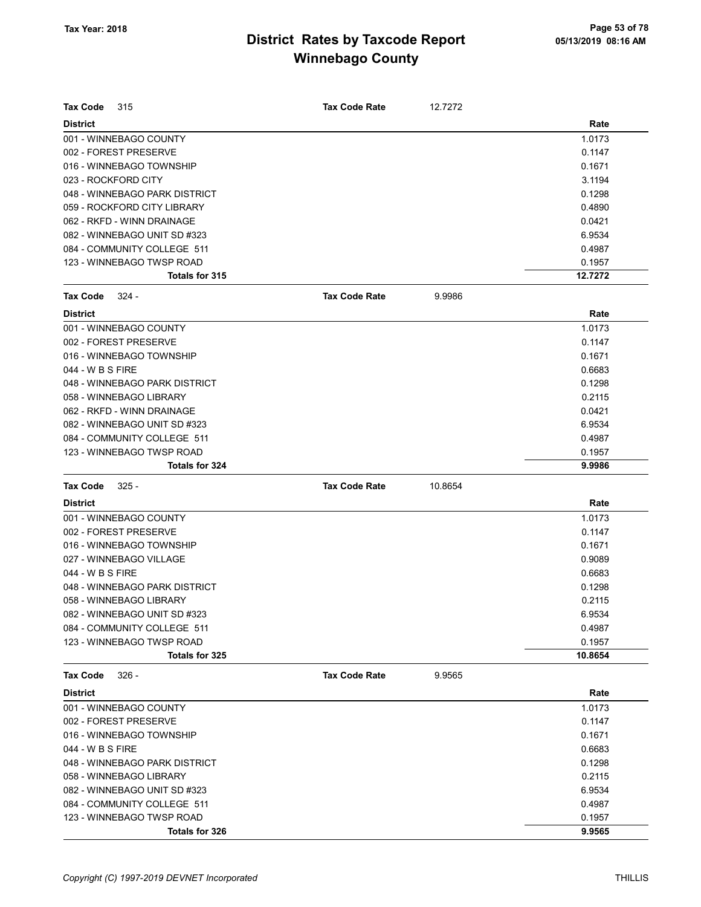# District Rates by Taxcode Report
## Winnebago County

Tax Year: 2018

05/13/2019 08:16 AM

**Tax Code** 315 — **Tax Code Rate** 12.7272

| District | Rate |
|---|---|
| 001 - WINNEBAGO COUNTY | 1.0173 |
| 002 - FOREST PRESERVE | 0.1147 |
| 016 - WINNEBAGO TOWNSHIP | 0.1671 |
| 023 - ROCKFORD CITY | 3.1194 |
| 048 - WINNEBAGO PARK DISTRICT | 0.1298 |
| 059 - ROCKFORD CITY LIBRARY | 0.4890 |
| 062 - RKFD - WINN DRAINAGE | 0.0421 |
| 082 - WINNEBAGO UNIT SD #323 | 6.9534 |
| 084 - COMMUNITY COLLEGE 511 | 0.4987 |
| 123 - WINNEBAGO TWSP ROAD | 0.1957 |
| **Totals for 315** | **12.7272** |

**Tax Code** 324 - — **Tax Code Rate** 9.9986

| District | Rate |
|---|---|
| 001 - WINNEBAGO COUNTY | 1.0173 |
| 002 - FOREST PRESERVE | 0.1147 |
| 016 - WINNEBAGO TOWNSHIP | 0.1671 |
| 044 - W B S FIRE | 0.6683 |
| 048 - WINNEBAGO PARK DISTRICT | 0.1298 |
| 058 - WINNEBAGO LIBRARY | 0.2115 |
| 062 - RKFD - WINN DRAINAGE | 0.0421 |
| 082 - WINNEBAGO UNIT SD #323 | 6.9534 |
| 084 - COMMUNITY COLLEGE 511 | 0.4987 |
| 123 - WINNEBAGO TWSP ROAD | 0.1957 |
| **Totals for 324** | **9.9986** |

**Tax Code** 325 - — **Tax Code Rate** 10.8654

| District | Rate |
|---|---|
| 001 - WINNEBAGO COUNTY | 1.0173 |
| 002 - FOREST PRESERVE | 0.1147 |
| 016 - WINNEBAGO TOWNSHIP | 0.1671 |
| 027 - WINNEBAGO VILLAGE | 0.9089 |
| 044 - W B S FIRE | 0.6683 |
| 048 - WINNEBAGO PARK DISTRICT | 0.1298 |
| 058 - WINNEBAGO LIBRARY | 0.2115 |
| 082 - WINNEBAGO UNIT SD #323 | 6.9534 |
| 084 - COMMUNITY COLLEGE 511 | 0.4987 |
| 123 - WINNEBAGO TWSP ROAD | 0.1957 |
| **Totals for 325** | **10.8654** |

**Tax Code** 326 - — **Tax Code Rate** 9.9565

| District | Rate |
|---|---|
| 001 - WINNEBAGO COUNTY | 1.0173 |
| 002 - FOREST PRESERVE | 0.1147 |
| 016 - WINNEBAGO TOWNSHIP | 0.1671 |
| 044 - W B S FIRE | 0.6683 |
| 048 - WINNEBAGO PARK DISTRICT | 0.1298 |
| 058 - WINNEBAGO LIBRARY | 0.2115 |
| 082 - WINNEBAGO UNIT SD #323 | 6.9534 |
| 084 - COMMUNITY COLLEGE 511 | 0.4987 |
| 123 - WINNEBAGO TWSP ROAD | 0.1957 |
| **Totals for 326** | **9.9565** |

*Copyright (C) 1997-2019 DEVNET Incorporated* THILLIS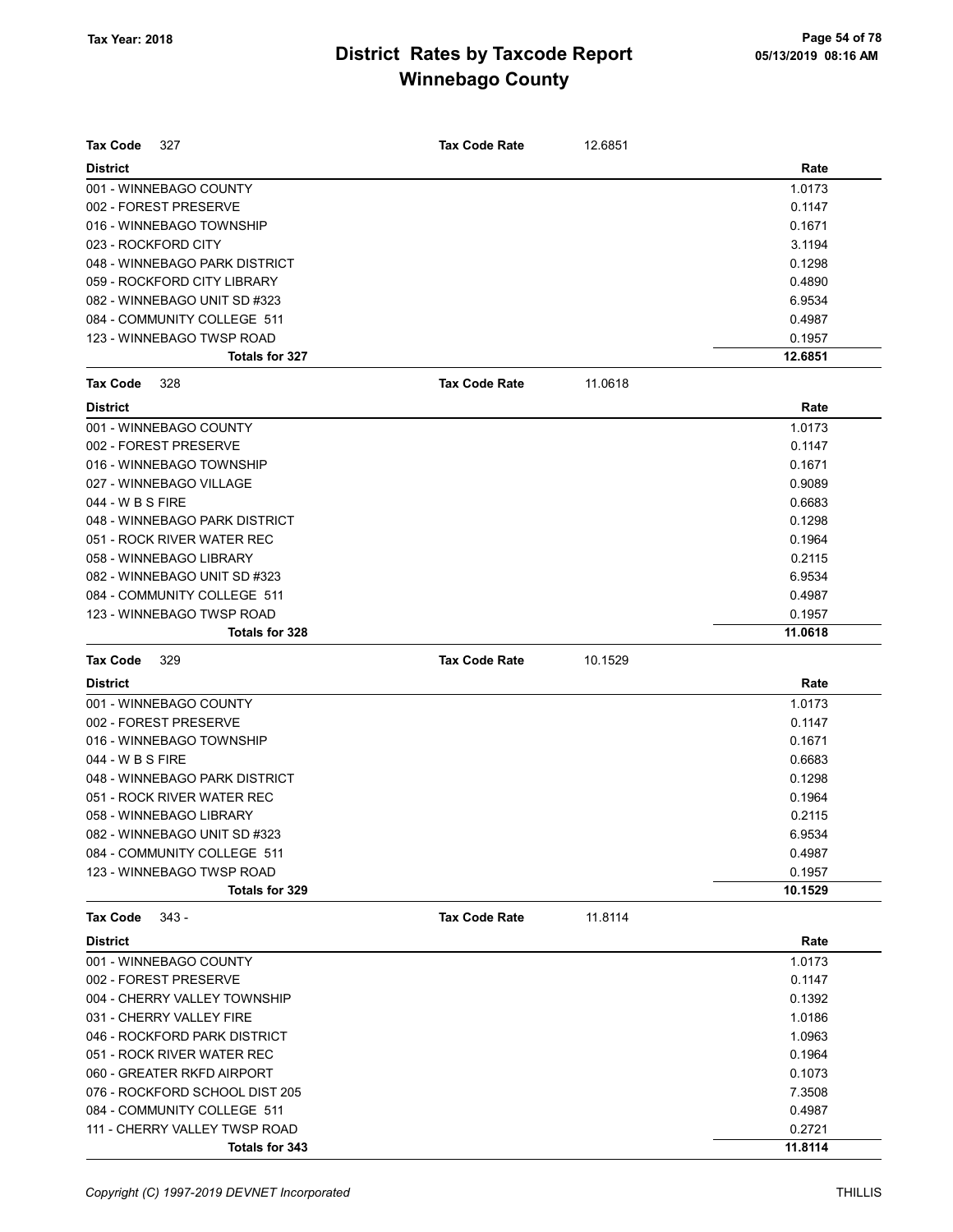# District Rates by Taxcode Report

## Winnebago County

Tax Year: 2018

05/13/2019 08:16 AM

**Tax Code** 327 — **Tax Code Rate** 12.6851

| District | Rate |
|---|---|
| 001 - WINNEBAGO COUNTY | 1.0173 |
| 002 - FOREST PRESERVE | 0.1147 |
| 016 - WINNEBAGO TOWNSHIP | 0.1671 |
| 023 - ROCKFORD CITY | 3.1194 |
| 048 - WINNEBAGO PARK DISTRICT | 0.1298 |
| 059 - ROCKFORD CITY LIBRARY | 0.4890 |
| 082 - WINNEBAGO UNIT SD #323 | 6.9534 |
| 084 - COMMUNITY COLLEGE 511 | 0.4987 |
| 123 - WINNEBAGO TWSP ROAD | 0.1957 |
| **Totals for 327** | **12.6851** |

**Tax Code** 328 — **Tax Code Rate** 11.0618

| District | Rate |
|---|---|
| 001 - WINNEBAGO COUNTY | 1.0173 |
| 002 - FOREST PRESERVE | 0.1147 |
| 016 - WINNEBAGO TOWNSHIP | 0.1671 |
| 027 - WINNEBAGO VILLAGE | 0.9089 |
| 044 - W B S FIRE | 0.6683 |
| 048 - WINNEBAGO PARK DISTRICT | 0.1298 |
| 051 - ROCK RIVER WATER REC | 0.1964 |
| 058 - WINNEBAGO LIBRARY | 0.2115 |
| 082 - WINNEBAGO UNIT SD #323 | 6.9534 |
| 084 - COMMUNITY COLLEGE 511 | 0.4987 |
| 123 - WINNEBAGO TWSP ROAD | 0.1957 |
| **Totals for 328** | **11.0618** |

**Tax Code** 329 — **Tax Code Rate** 10.1529

| District | Rate |
|---|---|
| 001 - WINNEBAGO COUNTY | 1.0173 |
| 002 - FOREST PRESERVE | 0.1147 |
| 016 - WINNEBAGO TOWNSHIP | 0.1671 |
| 044 - W B S FIRE | 0.6683 |
| 048 - WINNEBAGO PARK DISTRICT | 0.1298 |
| 051 - ROCK RIVER WATER REC | 0.1964 |
| 058 - WINNEBAGO LIBRARY | 0.2115 |
| 082 - WINNEBAGO UNIT SD #323 | 6.9534 |
| 084 - COMMUNITY COLLEGE 511 | 0.4987 |
| 123 - WINNEBAGO TWSP ROAD | 0.1957 |
| **Totals for 329** | **10.1529** |

**Tax Code** 343 - — **Tax Code Rate** 11.8114

| District | Rate |
|---|---|
| 001 - WINNEBAGO COUNTY | 1.0173 |
| 002 - FOREST PRESERVE | 0.1147 |
| 004 - CHERRY VALLEY TOWNSHIP | 0.1392 |
| 031 - CHERRY VALLEY FIRE | 1.0186 |
| 046 - ROCKFORD PARK DISTRICT | 1.0963 |
| 051 - ROCK RIVER WATER REC | 0.1964 |
| 060 - GREATER RKFD AIRPORT | 0.1073 |
| 076 - ROCKFORD SCHOOL DIST 205 | 7.3508 |
| 084 - COMMUNITY COLLEGE 511 | 0.4987 |
| 111 - CHERRY VALLEY TWSP ROAD | 0.2721 |
| **Totals for 343** | **11.8114** |

Copyright (C) 1997-2019 DEVNET Incorporated — THILLIS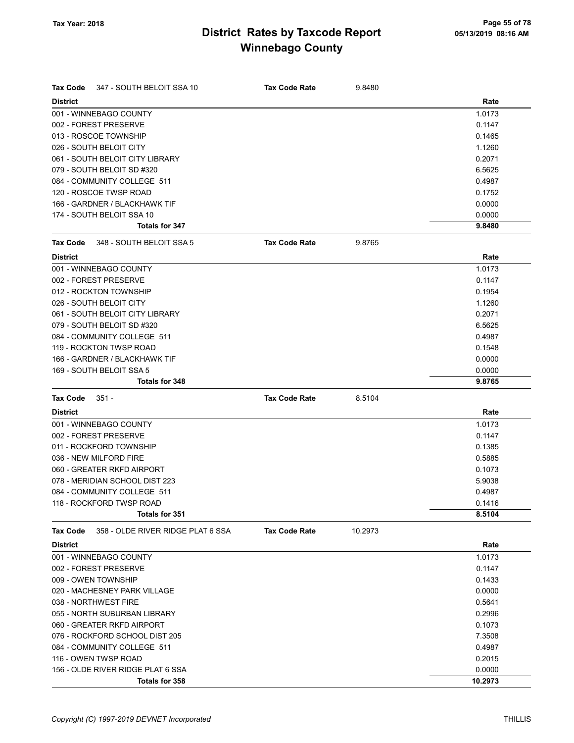# District Rates by Taxcode Report
## Winnebago County

Tax Year: 2018

05/13/2019 08:16 AM

**Tax Code** 347 - SOUTH BELOIT SSA 10 — **Tax Code Rate** 9.8480

| District | Rate |
|---|---|
| 001 - WINNEBAGO COUNTY | 1.0173 |
| 002 - FOREST PRESERVE | 0.1147 |
| 013 - ROSCOE TOWNSHIP | 0.1465 |
| 026 - SOUTH BELOIT CITY | 1.1260 |
| 061 - SOUTH BELOIT CITY LIBRARY | 0.2071 |
| 079 - SOUTH BELOIT SD #320 | 6.5625 |
| 084 - COMMUNITY COLLEGE 511 | 0.4987 |
| 120 - ROSCOE TWSP ROAD | 0.1752 |
| 166 - GARDNER / BLACKHAWK TIF | 0.0000 |
| 174 - SOUTH BELOIT SSA 10 | 0.0000 |
| **Totals for 347** | **9.8480** |

**Tax Code** 348 - SOUTH BELOIT SSA 5 — **Tax Code Rate** 9.8765

| District | Rate |
|---|---|
| 001 - WINNEBAGO COUNTY | 1.0173 |
| 002 - FOREST PRESERVE | 0.1147 |
| 012 - ROCKTON TOWNSHIP | 0.1954 |
| 026 - SOUTH BELOIT CITY | 1.1260 |
| 061 - SOUTH BELOIT CITY LIBRARY | 0.2071 |
| 079 - SOUTH BELOIT SD #320 | 6.5625 |
| 084 - COMMUNITY COLLEGE 511 | 0.4987 |
| 119 - ROCKTON TWSP ROAD | 0.1548 |
| 166 - GARDNER / BLACKHAWK TIF | 0.0000 |
| 169 - SOUTH BELOIT SSA 5 | 0.0000 |
| **Totals for 348** | **9.8765** |

**Tax Code** 351 - — **Tax Code Rate** 8.5104

| District | Rate |
|---|---|
| 001 - WINNEBAGO COUNTY | 1.0173 |
| 002 - FOREST PRESERVE | 0.1147 |
| 011 - ROCKFORD TOWNSHIP | 0.1385 |
| 036 - NEW MILFORD FIRE | 0.5885 |
| 060 - GREATER RKFD AIRPORT | 0.1073 |
| 078 - MERIDIAN SCHOOL DIST 223 | 5.9038 |
| 084 - COMMUNITY COLLEGE 511 | 0.4987 |
| 118 - ROCKFORD TWSP ROAD | 0.1416 |
| **Totals for 351** | **8.5104** |

**Tax Code** 358 - OLDE RIVER RIDGE PLAT 6 SSA — **Tax Code Rate** 10.2973

| District | Rate |
|---|---|
| 001 - WINNEBAGO COUNTY | 1.0173 |
| 002 - FOREST PRESERVE | 0.1147 |
| 009 - OWEN TOWNSHIP | 0.1433 |
| 020 - MACHESNEY PARK VILLAGE | 0.0000 |
| 038 - NORTHWEST FIRE | 0.5641 |
| 055 - NORTH SUBURBAN LIBRARY | 0.2996 |
| 060 - GREATER RKFD AIRPORT | 0.1073 |
| 076 - ROCKFORD SCHOOL DIST 205 | 7.3508 |
| 084 - COMMUNITY COLLEGE 511 | 0.4987 |
| 116 - OWEN TWSP ROAD | 0.2015 |
| 156 - OLDE RIVER RIDGE PLAT 6 SSA | 0.0000 |
| **Totals for 358** | **10.2973** |

*Copyright (C) 1997-2019 DEVNET Incorporated* THILLIS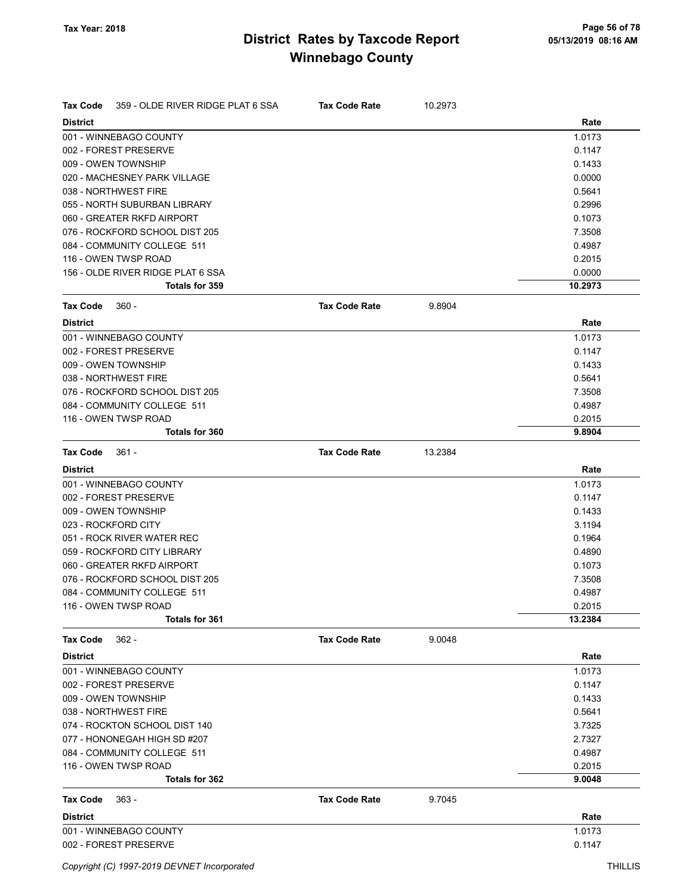# District Rates by Taxcode Report
## Winnebago County

Tax Year: 2018

05/13/2019 08:16 AM

**Tax Code** 359 - OLDE RIVER RIDGE PLAT 6 SSA — **Tax Code Rate** 10.2973

| District | Rate |
|---|---|
| 001 - WINNEBAGO COUNTY | 1.0173 |
| 002 - FOREST PRESERVE | 0.1147 |
| 009 - OWEN TOWNSHIP | 0.1433 |
| 020 - MACHESNEY PARK VILLAGE | 0.0000 |
| 038 - NORTHWEST FIRE | 0.5641 |
| 055 - NORTH SUBURBAN LIBRARY | 0.2996 |
| 060 - GREATER RKFD AIRPORT | 0.1073 |
| 076 - ROCKFORD SCHOOL DIST 205 | 7.3508 |
| 084 - COMMUNITY COLLEGE 511 | 0.4987 |
| 116 - OWEN TWSP ROAD | 0.2015 |
| 156 - OLDE RIVER RIDGE PLAT 6 SSA | 0.0000 |
| **Totals for 359** | **10.2973** |

**Tax Code** 360 - — **Tax Code Rate** 9.8904

| District | Rate |
|---|---|
| 001 - WINNEBAGO COUNTY | 1.0173 |
| 002 - FOREST PRESERVE | 0.1147 |
| 009 - OWEN TOWNSHIP | 0.1433 |
| 038 - NORTHWEST FIRE | 0.5641 |
| 076 - ROCKFORD SCHOOL DIST 205 | 7.3508 |
| 084 - COMMUNITY COLLEGE 511 | 0.4987 |
| 116 - OWEN TWSP ROAD | 0.2015 |
| **Totals for 360** | **9.8904** |

**Tax Code** 361 - — **Tax Code Rate** 13.2384

| District | Rate |
|---|---|
| 001 - WINNEBAGO COUNTY | 1.0173 |
| 002 - FOREST PRESERVE | 0.1147 |
| 009 - OWEN TOWNSHIP | 0.1433 |
| 023 - ROCKFORD CITY | 3.1194 |
| 051 - ROCK RIVER WATER REC | 0.1964 |
| 059 - ROCKFORD CITY LIBRARY | 0.4890 |
| 060 - GREATER RKFD AIRPORT | 0.1073 |
| 076 - ROCKFORD SCHOOL DIST 205 | 7.3508 |
| 084 - COMMUNITY COLLEGE 511 | 0.4987 |
| 116 - OWEN TWSP ROAD | 0.2015 |
| **Totals for 361** | **13.2384** |

**Tax Code** 362 - — **Tax Code Rate** 9.0048

| District | Rate |
|---|---|
| 001 - WINNEBAGO COUNTY | 1.0173 |
| 002 - FOREST PRESERVE | 0.1147 |
| 009 - OWEN TOWNSHIP | 0.1433 |
| 038 - NORTHWEST FIRE | 0.5641 |
| 074 - ROCKTON SCHOOL DIST 140 | 3.7325 |
| 077 - HONONEGAH HIGH SD #207 | 2.7327 |
| 084 - COMMUNITY COLLEGE 511 | 0.4987 |
| 116 - OWEN TWSP ROAD | 0.2015 |
| **Totals for 362** | **9.0048** |

**Tax Code** 363 - — **Tax Code Rate** 9.7045

| District | Rate |
|---|---|
| 001 - WINNEBAGO COUNTY | 1.0173 |
| 002 - FOREST PRESERVE | 0.1147 |

Copyright (C) 1997-2019 DEVNET Incorporated — THILLIS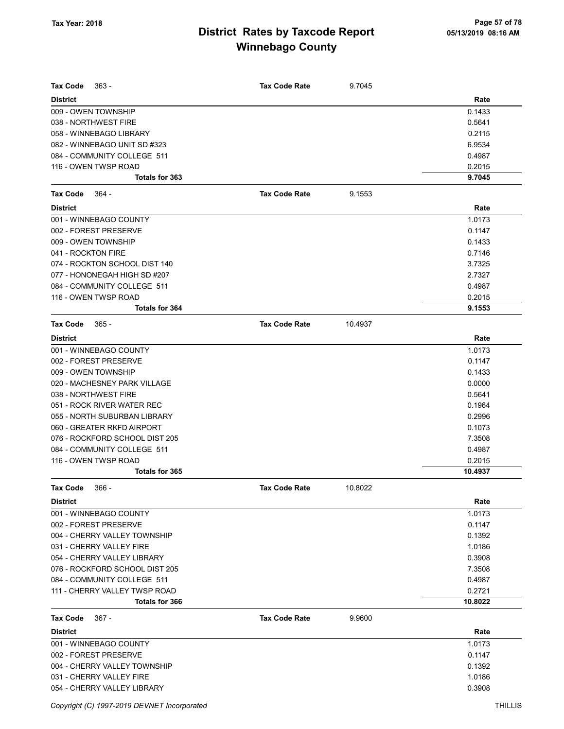# District Rates by Taxcode Report
## Winnebago County

Tax Year: 2018

| Tax Code 363 - | Tax Code Rate | 9.7045 |
|---|---|---|
| **District** | | **Rate** |
| 009 - OWEN TOWNSHIP | | 0.1433 |
| 038 - NORTHWEST FIRE | | 0.5641 |
| 058 - WINNEBAGO LIBRARY | | 0.2115 |
| 082 - WINNEBAGO UNIT SD #323 | | 6.9534 |
| 084 - COMMUNITY COLLEGE 511 | | 0.4987 |
| 116 - OWEN TWSP ROAD | | 0.2015 |
| **Totals for 363** | | **9.7045** |

| Tax Code 364 - | Tax Code Rate | 9.1553 |
|---|---|---|
| **District** | | **Rate** |
| 001 - WINNEBAGO COUNTY | | 1.0173 |
| 002 - FOREST PRESERVE | | 0.1147 |
| 009 - OWEN TOWNSHIP | | 0.1433 |
| 041 - ROCKTON FIRE | | 0.7146 |
| 074 - ROCKTON SCHOOL DIST 140 | | 3.7325 |
| 077 - HONONEGAH HIGH SD #207 | | 2.7327 |
| 084 - COMMUNITY COLLEGE 511 | | 0.4987 |
| 116 - OWEN TWSP ROAD | | 0.2015 |
| **Totals for 364** | | **9.1553** |

| Tax Code 365 - | Tax Code Rate | 10.4937 |
|---|---|---|
| **District** | | **Rate** |
| 001 - WINNEBAGO COUNTY | | 1.0173 |
| 002 - FOREST PRESERVE | | 0.1147 |
| 009 - OWEN TOWNSHIP | | 0.1433 |
| 020 - MACHESNEY PARK VILLAGE | | 0.0000 |
| 038 - NORTHWEST FIRE | | 0.5641 |
| 051 - ROCK RIVER WATER REC | | 0.1964 |
| 055 - NORTH SUBURBAN LIBRARY | | 0.2996 |
| 060 - GREATER RKFD AIRPORT | | 0.1073 |
| 076 - ROCKFORD SCHOOL DIST 205 | | 7.3508 |
| 084 - COMMUNITY COLLEGE 511 | | 0.4987 |
| 116 - OWEN TWSP ROAD | | 0.2015 |
| **Totals for 365** | | **10.4937** |

| Tax Code 366 - | Tax Code Rate | 10.8022 |
|---|---|---|
| **District** | | **Rate** |
| 001 - WINNEBAGO COUNTY | | 1.0173 |
| 002 - FOREST PRESERVE | | 0.1147 |
| 004 - CHERRY VALLEY TOWNSHIP | | 0.1392 |
| 031 - CHERRY VALLEY FIRE | | 1.0186 |
| 054 - CHERRY VALLEY LIBRARY | | 0.3908 |
| 076 - ROCKFORD SCHOOL DIST 205 | | 7.3508 |
| 084 - COMMUNITY COLLEGE 511 | | 0.4987 |
| 111 - CHERRY VALLEY TWSP ROAD | | 0.2721 |
| **Totals for 366** | | **10.8022** |

| Tax Code 367 - | Tax Code Rate | 9.9600 |
|---|---|---|
| **District** | | **Rate** |
| 001 - WINNEBAGO COUNTY | | 1.0173 |
| 002 - FOREST PRESERVE | | 0.1147 |
| 004 - CHERRY VALLEY TOWNSHIP | | 0.1392 |
| 031 - CHERRY VALLEY FIRE | | 1.0186 |
| 054 - CHERRY VALLEY LIBRARY | | 0.3908 |

*Copyright (C) 1997-2019 DEVNET Incorporated*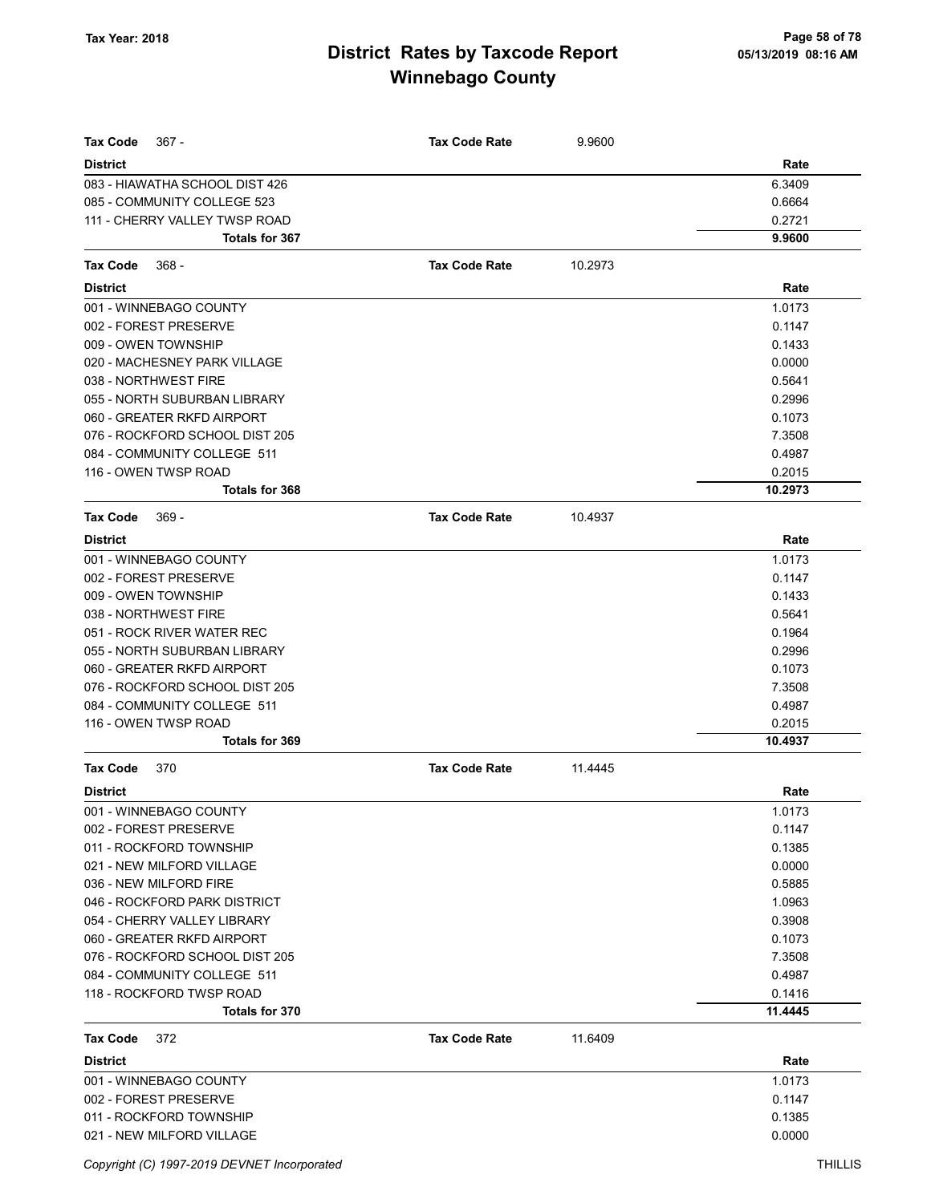# District Rates by Taxcode Report
## Winnebago County

Tax Year: 2018

| Tax Code 367 - | Tax Code Rate | 9.9600 |
|---|---|---|
| **District** | | **Rate** |
| 083 - HIAWATHA SCHOOL DIST 426 | | 6.3409 |
| 085 - COMMUNITY COLLEGE 523 | | 0.6664 |
| 111 - CHERRY VALLEY TWSP ROAD | | 0.2721 |
| **Totals for 367** | | **9.9600** |

| Tax Code 368 - | Tax Code Rate | 10.2973 |
|---|---|---|
| **District** | | **Rate** |
| 001 - WINNEBAGO COUNTY | | 1.0173 |
| 002 - FOREST PRESERVE | | 0.1147 |
| 009 - OWEN TOWNSHIP | | 0.1433 |
| 020 - MACHESNEY PARK VILLAGE | | 0.0000 |
| 038 - NORTHWEST FIRE | | 0.5641 |
| 055 - NORTH SUBURBAN LIBRARY | | 0.2996 |
| 060 - GREATER RKFD AIRPORT | | 0.1073 |
| 076 - ROCKFORD SCHOOL DIST 205 | | 7.3508 |
| 084 - COMMUNITY COLLEGE 511 | | 0.4987 |
| 116 - OWEN TWSP ROAD | | 0.2015 |
| **Totals for 368** | | **10.2973** |

| Tax Code 369 - | Tax Code Rate | 10.4937 |
|---|---|---|
| **District** | | **Rate** |
| 001 - WINNEBAGO COUNTY | | 1.0173 |
| 002 - FOREST PRESERVE | | 0.1147 |
| 009 - OWEN TOWNSHIP | | 0.1433 |
| 038 - NORTHWEST FIRE | | 0.5641 |
| 051 - ROCK RIVER WATER REC | | 0.1964 |
| 055 - NORTH SUBURBAN LIBRARY | | 0.2996 |
| 060 - GREATER RKFD AIRPORT | | 0.1073 |
| 076 - ROCKFORD SCHOOL DIST 205 | | 7.3508 |
| 084 - COMMUNITY COLLEGE 511 | | 0.4987 |
| 116 - OWEN TWSP ROAD | | 0.2015 |
| **Totals for 369** | | **10.4937** |

| Tax Code 370 | Tax Code Rate | 11.4445 |
|---|---|---|
| **District** | | **Rate** |
| 001 - WINNEBAGO COUNTY | | 1.0173 |
| 002 - FOREST PRESERVE | | 0.1147 |
| 011 - ROCKFORD TOWNSHIP | | 0.1385 |
| 021 - NEW MILFORD VILLAGE | | 0.0000 |
| 036 - NEW MILFORD FIRE | | 0.5885 |
| 046 - ROCKFORD PARK DISTRICT | | 1.0963 |
| 054 - CHERRY VALLEY LIBRARY | | 0.3908 |
| 060 - GREATER RKFD AIRPORT | | 0.1073 |
| 076 - ROCKFORD SCHOOL DIST 205 | | 7.3508 |
| 084 - COMMUNITY COLLEGE 511 | | 0.4987 |
| 118 - ROCKFORD TWSP ROAD | | 0.1416 |
| **Totals for 370** | | **11.4445** |

| Tax Code 372 | Tax Code Rate | 11.6409 |
|---|---|---|
| **District** | | **Rate** |
| 001 - WINNEBAGO COUNTY | | 1.0173 |
| 002 - FOREST PRESERVE | | 0.1147 |
| 011 - ROCKFORD TOWNSHIP | | 0.1385 |
| 021 - NEW MILFORD VILLAGE | | 0.0000 |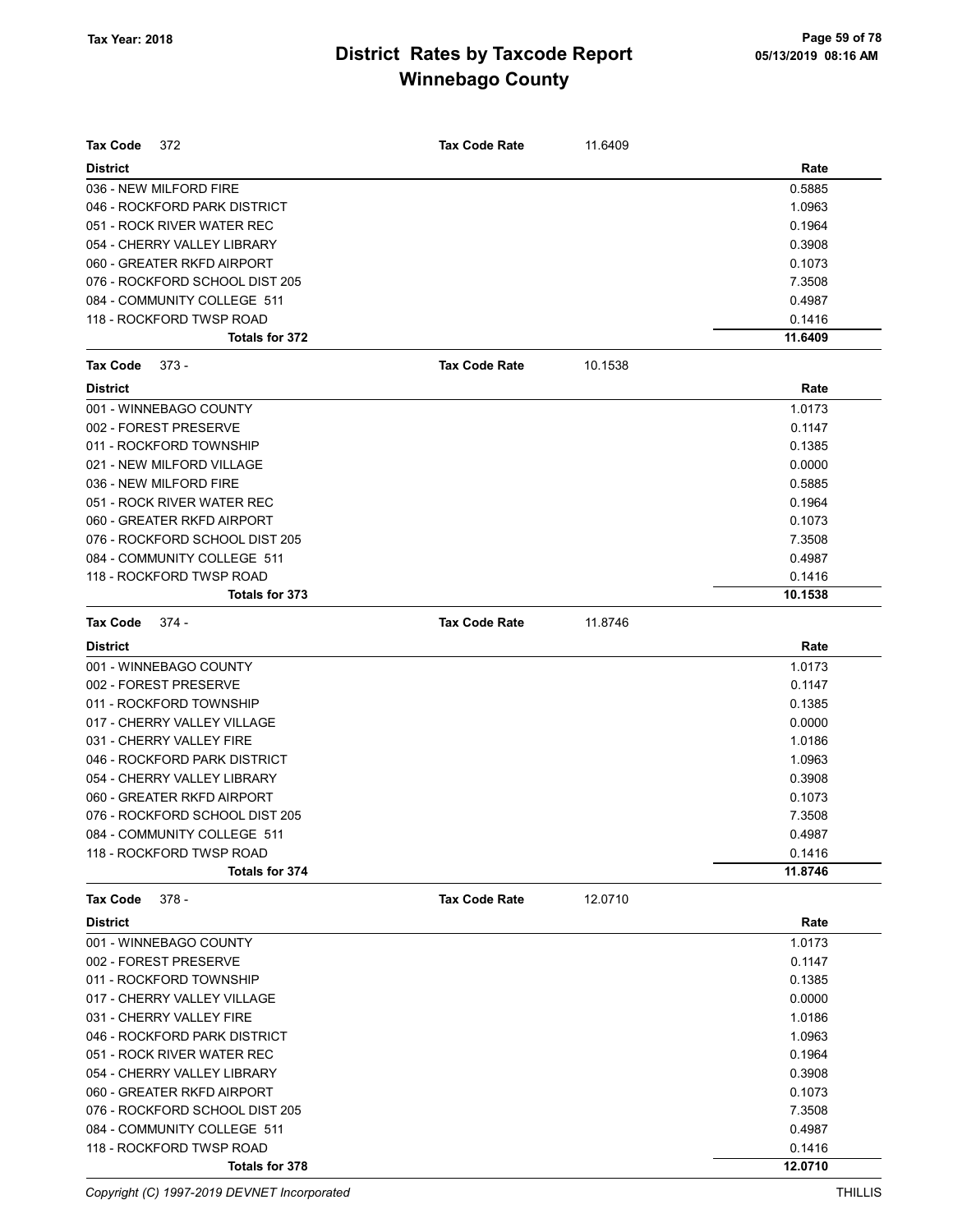# District Rates by Taxcode Report
# Winnebago County

Tax Year: 2018

| Tax Code 372 | Tax Code Rate 11.6409 |
|---|---|
| **District** | **Rate** |
| 036 - NEW MILFORD FIRE | 0.5885 |
| 046 - ROCKFORD PARK DISTRICT | 1.0963 |
| 051 - ROCK RIVER WATER REC | 0.1964 |
| 054 - CHERRY VALLEY LIBRARY | 0.3908 |
| 060 - GREATER RKFD AIRPORT | 0.1073 |
| 076 - ROCKFORD SCHOOL DIST 205 | 7.3508 |
| 084 - COMMUNITY COLLEGE 511 | 0.4987 |
| 118 - ROCKFORD TWSP ROAD | 0.1416 |
| **Totals for 372** | **11.6409** |

| Tax Code 373 - | Tax Code Rate 10.1538 |
|---|---|
| **District** | **Rate** |
| 001 - WINNEBAGO COUNTY | 1.0173 |
| 002 - FOREST PRESERVE | 0.1147 |
| 011 - ROCKFORD TOWNSHIP | 0.1385 |
| 021 - NEW MILFORD VILLAGE | 0.0000 |
| 036 - NEW MILFORD FIRE | 0.5885 |
| 051 - ROCK RIVER WATER REC | 0.1964 |
| 060 - GREATER RKFD AIRPORT | 0.1073 |
| 076 - ROCKFORD SCHOOL DIST 205 | 7.3508 |
| 084 - COMMUNITY COLLEGE 511 | 0.4987 |
| 118 - ROCKFORD TWSP ROAD | 0.1416 |
| **Totals for 373** | **10.1538** |

| Tax Code 374 - | Tax Code Rate 11.8746 |
|---|---|
| **District** | **Rate** |
| 001 - WINNEBAGO COUNTY | 1.0173 |
| 002 - FOREST PRESERVE | 0.1147 |
| 011 - ROCKFORD TOWNSHIP | 0.1385 |
| 017 - CHERRY VALLEY VILLAGE | 0.0000 |
| 031 - CHERRY VALLEY FIRE | 1.0186 |
| 046 - ROCKFORD PARK DISTRICT | 1.0963 |
| 054 - CHERRY VALLEY LIBRARY | 0.3908 |
| 060 - GREATER RKFD AIRPORT | 0.1073 |
| 076 - ROCKFORD SCHOOL DIST 205 | 7.3508 |
| 084 - COMMUNITY COLLEGE 511 | 0.4987 |
| 118 - ROCKFORD TWSP ROAD | 0.1416 |
| **Totals for 374** | **11.8746** |

| Tax Code 378 - | Tax Code Rate 12.0710 |
|---|---|
| **District** | **Rate** |
| 001 - WINNEBAGO COUNTY | 1.0173 |
| 002 - FOREST PRESERVE | 0.1147 |
| 011 - ROCKFORD TOWNSHIP | 0.1385 |
| 017 - CHERRY VALLEY VILLAGE | 0.0000 |
| 031 - CHERRY VALLEY FIRE | 1.0186 |
| 046 - ROCKFORD PARK DISTRICT | 1.0963 |
| 051 - ROCK RIVER WATER REC | 0.1964 |
| 054 - CHERRY VALLEY LIBRARY | 0.3908 |
| 060 - GREATER RKFD AIRPORT | 0.1073 |
| 076 - ROCKFORD SCHOOL DIST 205 | 7.3508 |
| 084 - COMMUNITY COLLEGE 511 | 0.4987 |
| 118 - ROCKFORD TWSP ROAD | 0.1416 |
| **Totals for 378** | **12.0710** |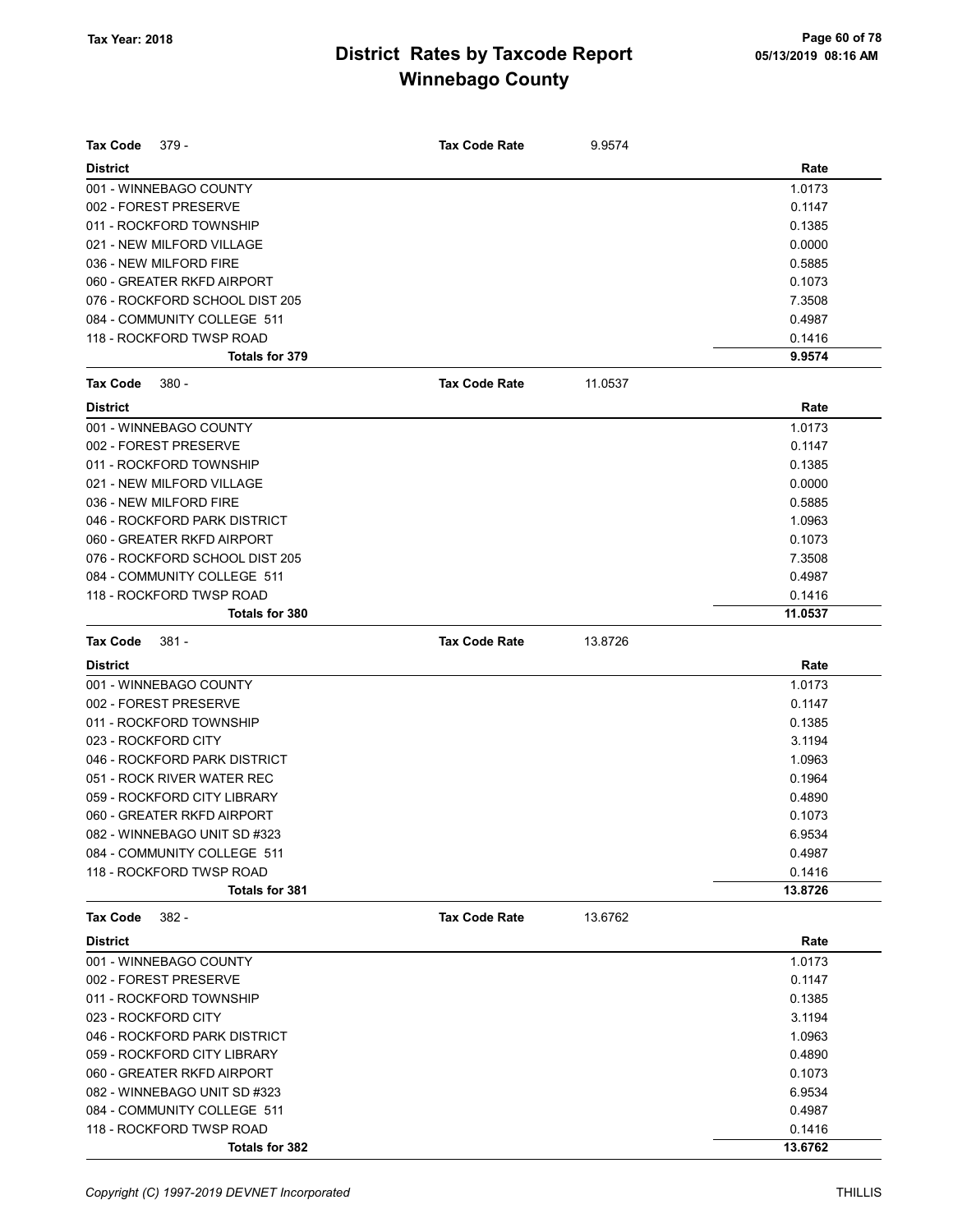# District Rates by Taxcode Report
# Winnebago County

Tax Year: 2018

05/13/2019 08:16 AM

| **Tax Code** 379 - | **Tax Code Rate** 9.9574 |
|---|---|
| **District** | **Rate** |
| 001 - WINNEBAGO COUNTY | 1.0173 |
| 002 - FOREST PRESERVE | 0.1147 |
| 011 - ROCKFORD TOWNSHIP | 0.1385 |
| 021 - NEW MILFORD VILLAGE | 0.0000 |
| 036 - NEW MILFORD FIRE | 0.5885 |
| 060 - GREATER RKFD AIRPORT | 0.1073 |
| 076 - ROCKFORD SCHOOL DIST 205 | 7.3508 |
| 084 - COMMUNITY COLLEGE 511 | 0.4987 |
| 118 - ROCKFORD TWSP ROAD | 0.1416 |
| **Totals for 379** | **9.9574** |

| **Tax Code** 380 - | **Tax Code Rate** 11.0537 |
|---|---|
| **District** | **Rate** |
| 001 - WINNEBAGO COUNTY | 1.0173 |
| 002 - FOREST PRESERVE | 0.1147 |
| 011 - ROCKFORD TOWNSHIP | 0.1385 |
| 021 - NEW MILFORD VILLAGE | 0.0000 |
| 036 - NEW MILFORD FIRE | 0.5885 |
| 046 - ROCKFORD PARK DISTRICT | 1.0963 |
| 060 - GREATER RKFD AIRPORT | 0.1073 |
| 076 - ROCKFORD SCHOOL DIST 205 | 7.3508 |
| 084 - COMMUNITY COLLEGE 511 | 0.4987 |
| 118 - ROCKFORD TWSP ROAD | 0.1416 |
| **Totals for 380** | **11.0537** |

| **Tax Code** 381 - | **Tax Code Rate** 13.8726 |
|---|---|
| **District** | **Rate** |
| 001 - WINNEBAGO COUNTY | 1.0173 |
| 002 - FOREST PRESERVE | 0.1147 |
| 011 - ROCKFORD TOWNSHIP | 0.1385 |
| 023 - ROCKFORD CITY | 3.1194 |
| 046 - ROCKFORD PARK DISTRICT | 1.0963 |
| 051 - ROCK RIVER WATER REC | 0.1964 |
| 059 - ROCKFORD CITY LIBRARY | 0.4890 |
| 060 - GREATER RKFD AIRPORT | 0.1073 |
| 082 - WINNEBAGO UNIT SD #323 | 6.9534 |
| 084 - COMMUNITY COLLEGE 511 | 0.4987 |
| 118 - ROCKFORD TWSP ROAD | 0.1416 |
| **Totals for 381** | **13.8726** |

| **Tax Code** 382 - | **Tax Code Rate** 13.6762 |
|---|---|
| **District** | **Rate** |
| 001 - WINNEBAGO COUNTY | 1.0173 |
| 002 - FOREST PRESERVE | 0.1147 |
| 011 - ROCKFORD TOWNSHIP | 0.1385 |
| 023 - ROCKFORD CITY | 3.1194 |
| 046 - ROCKFORD PARK DISTRICT | 1.0963 |
| 059 - ROCKFORD CITY LIBRARY | 0.4890 |
| 060 - GREATER RKFD AIRPORT | 0.1073 |
| 082 - WINNEBAGO UNIT SD #323 | 6.9534 |
| 084 - COMMUNITY COLLEGE 511 | 0.4987 |
| 118 - ROCKFORD TWSP ROAD | 0.1416 |
| **Totals for 382** | **13.6762** |

*Copyright (C) 1997-2019 DEVNET Incorporated* THILLIS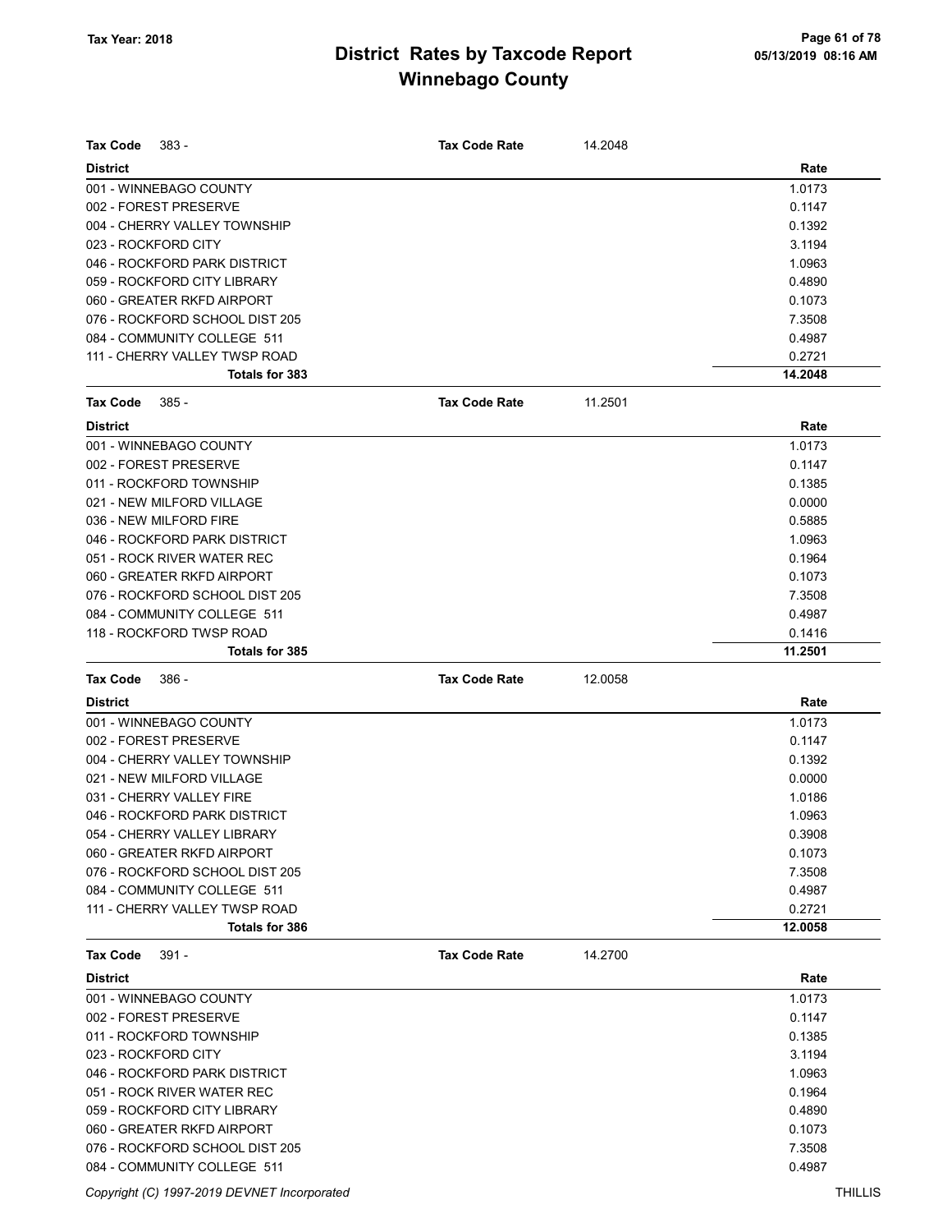# District Rates by Taxcode Report
## Winnebago County

Tax Year: 2018

05/13/2019 08:16 AM

**Tax Code** 383 - **Tax Code Rate** 14.2048

| District | Rate |
|---|---|
| 001 - WINNEBAGO COUNTY | 1.0173 |
| 002 - FOREST PRESERVE | 0.1147 |
| 004 - CHERRY VALLEY TOWNSHIP | 0.1392 |
| 023 - ROCKFORD CITY | 3.1194 |
| 046 - ROCKFORD PARK DISTRICT | 1.0963 |
| 059 - ROCKFORD CITY LIBRARY | 0.4890 |
| 060 - GREATER RKFD AIRPORT | 0.1073 |
| 076 - ROCKFORD SCHOOL DIST 205 | 7.3508 |
| 084 - COMMUNITY COLLEGE 511 | 0.4987 |
| 111 - CHERRY VALLEY TWSP ROAD | 0.2721 |
| **Totals for 383** | **14.2048** |

**Tax Code** 385 - **Tax Code Rate** 11.2501

| District | Rate |
|---|---|
| 001 - WINNEBAGO COUNTY | 1.0173 |
| 002 - FOREST PRESERVE | 0.1147 |
| 011 - ROCKFORD TOWNSHIP | 0.1385 |
| 021 - NEW MILFORD VILLAGE | 0.0000 |
| 036 - NEW MILFORD FIRE | 0.5885 |
| 046 - ROCKFORD PARK DISTRICT | 1.0963 |
| 051 - ROCK RIVER WATER REC | 0.1964 |
| 060 - GREATER RKFD AIRPORT | 0.1073 |
| 076 - ROCKFORD SCHOOL DIST 205 | 7.3508 |
| 084 - COMMUNITY COLLEGE 511 | 0.4987 |
| 118 - ROCKFORD TWSP ROAD | 0.1416 |
| **Totals for 385** | **11.2501** |

**Tax Code** 386 - **Tax Code Rate** 12.0058

| District | Rate |
|---|---|
| 001 - WINNEBAGO COUNTY | 1.0173 |
| 002 - FOREST PRESERVE | 0.1147 |
| 004 - CHERRY VALLEY TOWNSHIP | 0.1392 |
| 021 - NEW MILFORD VILLAGE | 0.0000 |
| 031 - CHERRY VALLEY FIRE | 1.0186 |
| 046 - ROCKFORD PARK DISTRICT | 1.0963 |
| 054 - CHERRY VALLEY LIBRARY | 0.3908 |
| 060 - GREATER RKFD AIRPORT | 0.1073 |
| 076 - ROCKFORD SCHOOL DIST 205 | 7.3508 |
| 084 - COMMUNITY COLLEGE 511 | 0.4987 |
| 111 - CHERRY VALLEY TWSP ROAD | 0.2721 |
| **Totals for 386** | **12.0058** |

**Tax Code** 391 - **Tax Code Rate** 14.2700

| District | Rate |
|---|---|
| 001 - WINNEBAGO COUNTY | 1.0173 |
| 002 - FOREST PRESERVE | 0.1147 |
| 011 - ROCKFORD TOWNSHIP | 0.1385 |
| 023 - ROCKFORD CITY | 3.1194 |
| 046 - ROCKFORD PARK DISTRICT | 1.0963 |
| 051 - ROCK RIVER WATER REC | 0.1964 |
| 059 - ROCKFORD CITY LIBRARY | 0.4890 |
| 060 - GREATER RKFD AIRPORT | 0.1073 |
| 076 - ROCKFORD SCHOOL DIST 205 | 7.3508 |
| 084 - COMMUNITY COLLEGE 511 | 0.4987 |

Copyright (C) 1997-2019 DEVNET Incorporated THILLIS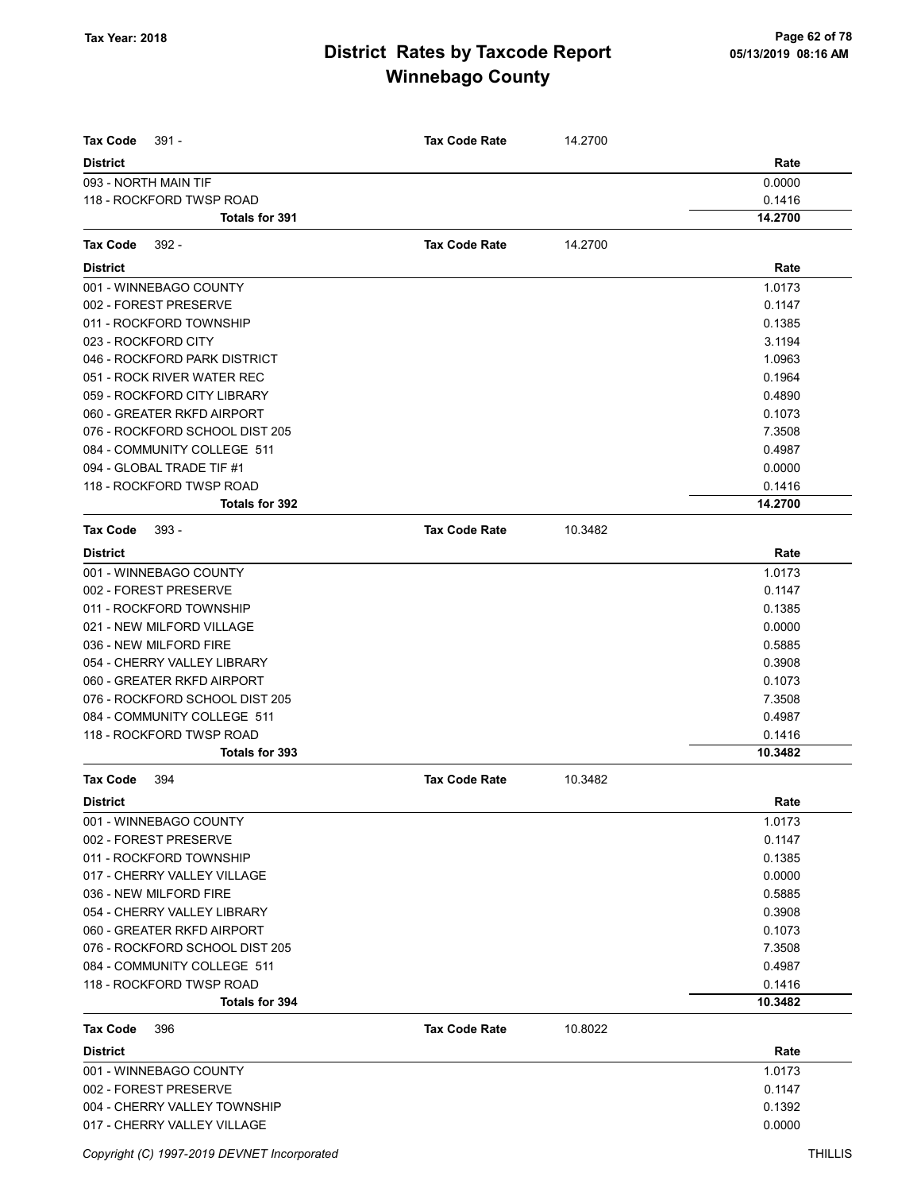# District Rates by Taxcode Report
# Winnebago County

Tax Year: 2018

05/13/2019 08:16 AM

**Tax Code** 391 - **Tax Code Rate** 14.2700

| District | Rate |
|---|---|
| 093 - NORTH MAIN TIF | 0.0000 |
| 118 - ROCKFORD TWSP ROAD | 0.1416 |
| **Totals for 391** | **14.2700** |

**Tax Code** 392 - **Tax Code Rate** 14.2700

| District | Rate |
|---|---|
| 001 - WINNEBAGO COUNTY | 1.0173 |
| 002 - FOREST PRESERVE | 0.1147 |
| 011 - ROCKFORD TOWNSHIP | 0.1385 |
| 023 - ROCKFORD CITY | 3.1194 |
| 046 - ROCKFORD PARK DISTRICT | 1.0963 |
| 051 - ROCK RIVER WATER REC | 0.1964 |
| 059 - ROCKFORD CITY LIBRARY | 0.4890 |
| 060 - GREATER RKFD AIRPORT | 0.1073 |
| 076 - ROCKFORD SCHOOL DIST 205 | 7.3508 |
| 084 - COMMUNITY COLLEGE 511 | 0.4987 |
| 094 - GLOBAL TRADE TIF #1 | 0.0000 |
| 118 - ROCKFORD TWSP ROAD | 0.1416 |
| **Totals for 392** | **14.2700** |

**Tax Code** 393 - **Tax Code Rate** 10.3482

| District | Rate |
|---|---|
| 001 - WINNEBAGO COUNTY | 1.0173 |
| 002 - FOREST PRESERVE | 0.1147 |
| 011 - ROCKFORD TOWNSHIP | 0.1385 |
| 021 - NEW MILFORD VILLAGE | 0.0000 |
| 036 - NEW MILFORD FIRE | 0.5885 |
| 054 - CHERRY VALLEY LIBRARY | 0.3908 |
| 060 - GREATER RKFD AIRPORT | 0.1073 |
| 076 - ROCKFORD SCHOOL DIST 205 | 7.3508 |
| 084 - COMMUNITY COLLEGE 511 | 0.4987 |
| 118 - ROCKFORD TWSP ROAD | 0.1416 |
| **Totals for 393** | **10.3482** |

**Tax Code** 394 **Tax Code Rate** 10.3482

| District | Rate |
|---|---|
| 001 - WINNEBAGO COUNTY | 1.0173 |
| 002 - FOREST PRESERVE | 0.1147 |
| 011 - ROCKFORD TOWNSHIP | 0.1385 |
| 017 - CHERRY VALLEY VILLAGE | 0.0000 |
| 036 - NEW MILFORD FIRE | 0.5885 |
| 054 - CHERRY VALLEY LIBRARY | 0.3908 |
| 060 - GREATER RKFD AIRPORT | 0.1073 |
| 076 - ROCKFORD SCHOOL DIST 205 | 7.3508 |
| 084 - COMMUNITY COLLEGE 511 | 0.4987 |
| 118 - ROCKFORD TWSP ROAD | 0.1416 |
| **Totals for 394** | **10.3482** |

**Tax Code** 396 **Tax Code Rate** 10.8022

| District | Rate |
|---|---|
| 001 - WINNEBAGO COUNTY | 1.0173 |
| 002 - FOREST PRESERVE | 0.1147 |
| 004 - CHERRY VALLEY TOWNSHIP | 0.1392 |
| 017 - CHERRY VALLEY VILLAGE | 0.0000 |

Copyright (C) 1997-2019 DEVNET Incorporated THILLIS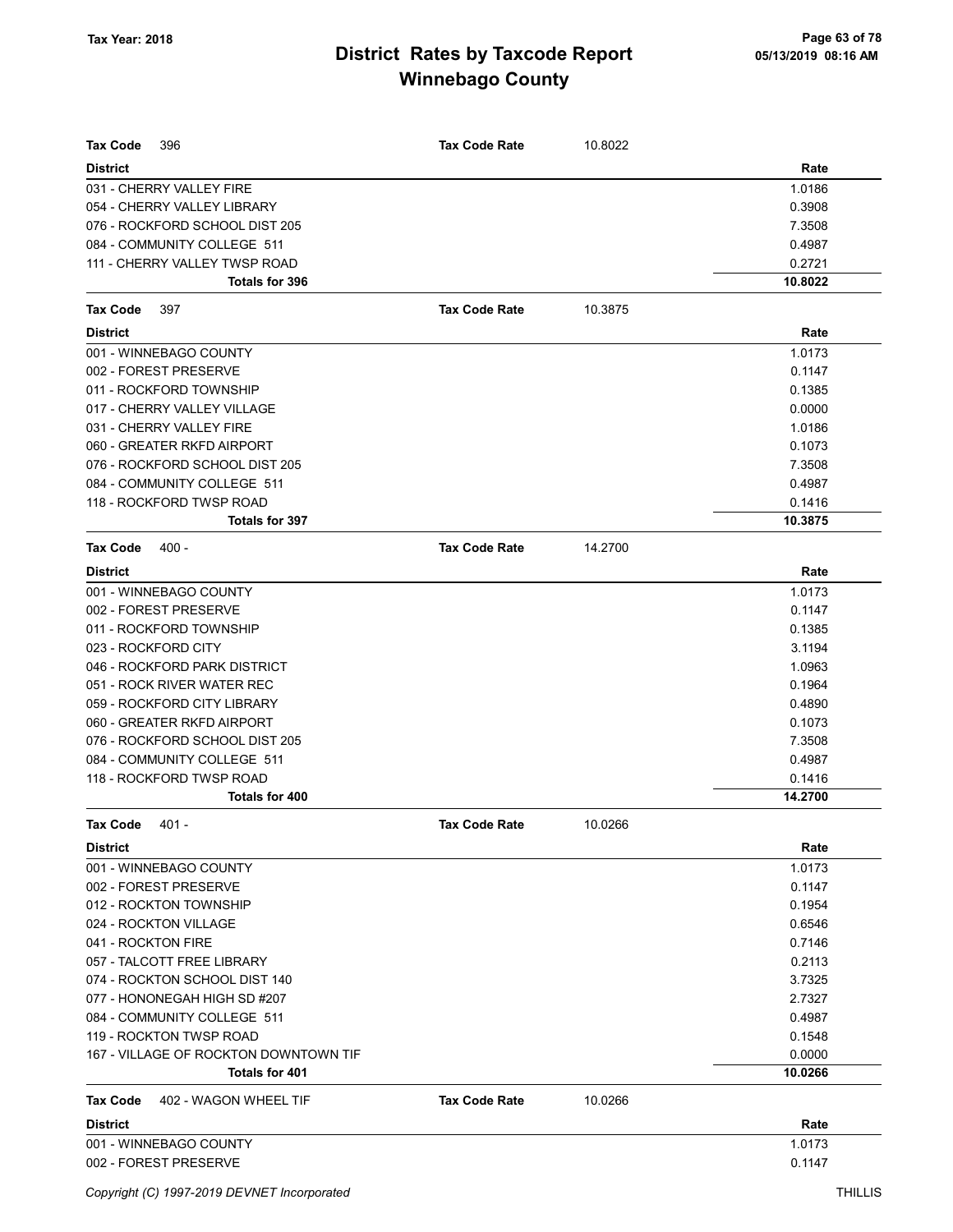# District Rates by Taxcode Report
# Winnebago County

Tax Year: 2018

**Tax Code** 396 — **Tax Code Rate** 10.8022

| District | Rate |
|---|---|
| 031 - CHERRY VALLEY FIRE | 1.0186 |
| 054 - CHERRY VALLEY LIBRARY | 0.3908 |
| 076 - ROCKFORD SCHOOL DIST 205 | 7.3508 |
| 084 - COMMUNITY COLLEGE 511 | 0.4987 |
| 111 - CHERRY VALLEY TWSP ROAD | 0.2721 |
| **Totals for 396** | **10.8022** |

**Tax Code** 397 — **Tax Code Rate** 10.3875

| District | Rate |
|---|---|
| 001 - WINNEBAGO COUNTY | 1.0173 |
| 002 - FOREST PRESERVE | 0.1147 |
| 011 - ROCKFORD TOWNSHIP | 0.1385 |
| 017 - CHERRY VALLEY VILLAGE | 0.0000 |
| 031 - CHERRY VALLEY FIRE | 1.0186 |
| 060 - GREATER RKFD AIRPORT | 0.1073 |
| 076 - ROCKFORD SCHOOL DIST 205 | 7.3508 |
| 084 - COMMUNITY COLLEGE 511 | 0.4987 |
| 118 - ROCKFORD TWSP ROAD | 0.1416 |
| **Totals for 397** | **10.3875** |

**Tax Code** 400 - — **Tax Code Rate** 14.2700

| District | Rate |
|---|---|
| 001 - WINNEBAGO COUNTY | 1.0173 |
| 002 - FOREST PRESERVE | 0.1147 |
| 011 - ROCKFORD TOWNSHIP | 0.1385 |
| 023 - ROCKFORD CITY | 3.1194 |
| 046 - ROCKFORD PARK DISTRICT | 1.0963 |
| 051 - ROCK RIVER WATER REC | 0.1964 |
| 059 - ROCKFORD CITY LIBRARY | 0.4890 |
| 060 - GREATER RKFD AIRPORT | 0.1073 |
| 076 - ROCKFORD SCHOOL DIST 205 | 7.3508 |
| 084 - COMMUNITY COLLEGE 511 | 0.4987 |
| 118 - ROCKFORD TWSP ROAD | 0.1416 |
| **Totals for 400** | **14.2700** |

**Tax Code** 401 - — **Tax Code Rate** 10.0266

| District | Rate |
|---|---|
| 001 - WINNEBAGO COUNTY | 1.0173 |
| 002 - FOREST PRESERVE | 0.1147 |
| 012 - ROCKTON TOWNSHIP | 0.1954 |
| 024 - ROCKTON VILLAGE | 0.6546 |
| 041 - ROCKTON FIRE | 0.7146 |
| 057 - TALCOTT FREE LIBRARY | 0.2113 |
| 074 - ROCKTON SCHOOL DIST 140 | 3.7325 |
| 077 - HONONEGAH HIGH SD #207 | 2.7327 |
| 084 - COMMUNITY COLLEGE 511 | 0.4987 |
| 119 - ROCKTON TWSP ROAD | 0.1548 |
| 167 - VILLAGE OF ROCKTON DOWNTOWN TIF | 0.0000 |
| **Totals for 401** | **10.0266** |

**Tax Code** 402 - WAGON WHEEL TIF — **Tax Code Rate** 10.0266

| District | Rate |
|---|---|
| 001 - WINNEBAGO COUNTY | 1.0173 |
| 002 - FOREST PRESERVE | 0.1147 |

Copyright (C) 1997-2019 DEVNET Incorporated — THILLIS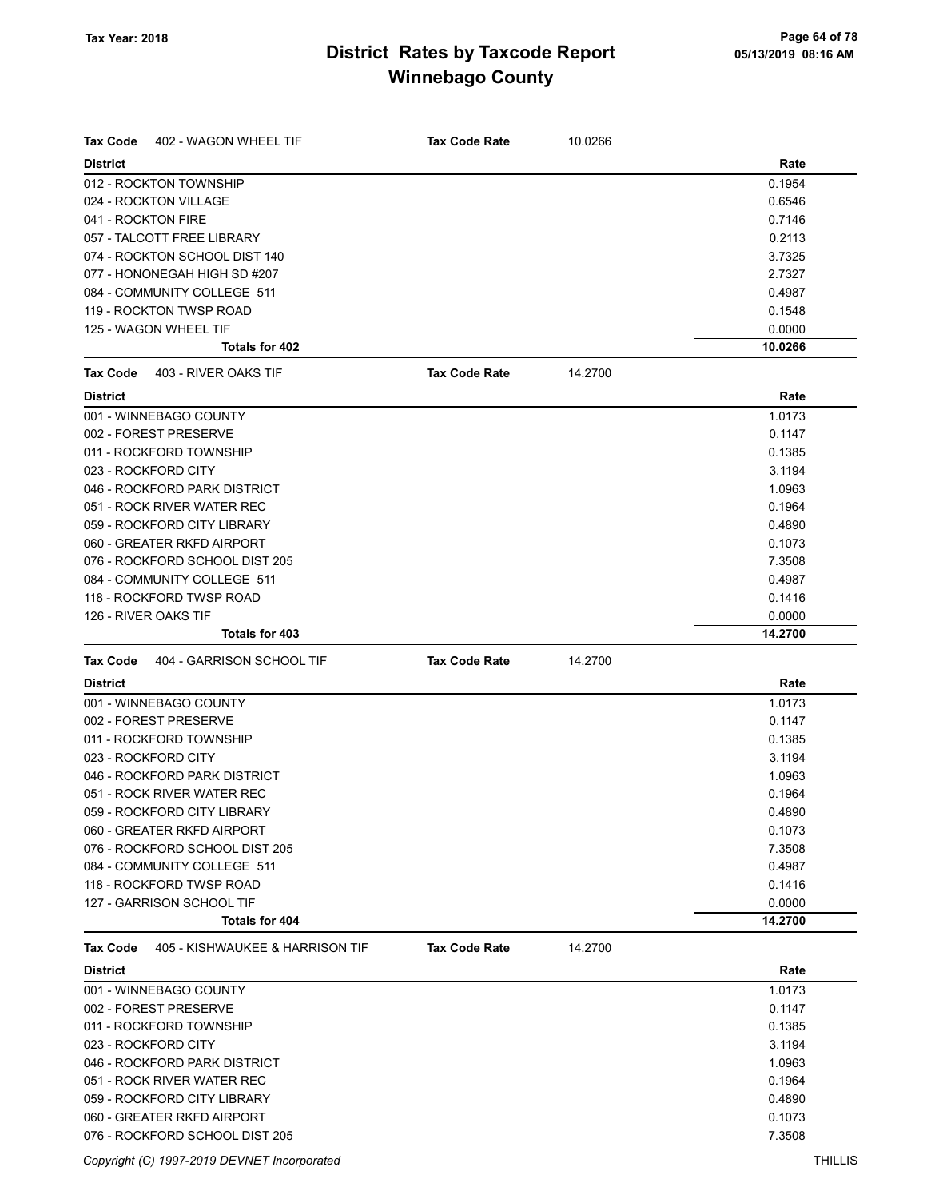# District Rates by Taxcode Report
## Winnebago County

Tax Year: 2018

| Tax Code 402 - WAGON WHEEL TIF | Tax Code Rate | 10.0266 |
|---|---|---|
| **District** | | **Rate** |
| 012 - ROCKTON TOWNSHIP | | 0.1954 |
| 024 - ROCKTON VILLAGE | | 0.6546 |
| 041 - ROCKTON FIRE | | 0.7146 |
| 057 - TALCOTT FREE LIBRARY | | 0.2113 |
| 074 - ROCKTON SCHOOL DIST 140 | | 3.7325 |
| 077 - HONONEGAH HIGH SD #207 | | 2.7327 |
| 084 - COMMUNITY COLLEGE 511 | | 0.4987 |
| 119 - ROCKTON TWSP ROAD | | 0.1548 |
| 125 - WAGON WHEEL TIF | | 0.0000 |
| **Totals for 402** | | **10.0266** |

| Tax Code 403 - RIVER OAKS TIF | Tax Code Rate | 14.2700 |
|---|---|---|
| **District** | | **Rate** |
| 001 - WINNEBAGO COUNTY | | 1.0173 |
| 002 - FOREST PRESERVE | | 0.1147 |
| 011 - ROCKFORD TOWNSHIP | | 0.1385 |
| 023 - ROCKFORD CITY | | 3.1194 |
| 046 - ROCKFORD PARK DISTRICT | | 1.0963 |
| 051 - ROCK RIVER WATER REC | | 0.1964 |
| 059 - ROCKFORD CITY LIBRARY | | 0.4890 |
| 060 - GREATER RKFD AIRPORT | | 0.1073 |
| 076 - ROCKFORD SCHOOL DIST 205 | | 7.3508 |
| 084 - COMMUNITY COLLEGE 511 | | 0.4987 |
| 118 - ROCKFORD TWSP ROAD | | 0.1416 |
| 126 - RIVER OAKS TIF | | 0.0000 |
| **Totals for 403** | | **14.2700** |

| Tax Code 404 - GARRISON SCHOOL TIF | Tax Code Rate | 14.2700 |
|---|---|---|
| **District** | | **Rate** |
| 001 - WINNEBAGO COUNTY | | 1.0173 |
| 002 - FOREST PRESERVE | | 0.1147 |
| 011 - ROCKFORD TOWNSHIP | | 0.1385 |
| 023 - ROCKFORD CITY | | 3.1194 |
| 046 - ROCKFORD PARK DISTRICT | | 1.0963 |
| 051 - ROCK RIVER WATER REC | | 0.1964 |
| 059 - ROCKFORD CITY LIBRARY | | 0.4890 |
| 060 - GREATER RKFD AIRPORT | | 0.1073 |
| 076 - ROCKFORD SCHOOL DIST 205 | | 7.3508 |
| 084 - COMMUNITY COLLEGE 511 | | 0.4987 |
| 118 - ROCKFORD TWSP ROAD | | 0.1416 |
| 127 - GARRISON SCHOOL TIF | | 0.0000 |
| **Totals for 404** | | **14.2700** |

| Tax Code 405 - KISHWAUKEE & HARRISON TIF | Tax Code Rate | 14.2700 |
|---|---|---|
| **District** | | **Rate** |
| 001 - WINNEBAGO COUNTY | | 1.0173 |
| 002 - FOREST PRESERVE | | 0.1147 |
| 011 - ROCKFORD TOWNSHIP | | 0.1385 |
| 023 - ROCKFORD CITY | | 3.1194 |
| 046 - ROCKFORD PARK DISTRICT | | 1.0963 |
| 051 - ROCK RIVER WATER REC | | 0.1964 |
| 059 - ROCKFORD CITY LIBRARY | | 0.4890 |
| 060 - GREATER RKFD AIRPORT | | 0.1073 |
| 076 - ROCKFORD SCHOOL DIST 205 | | 7.3508 |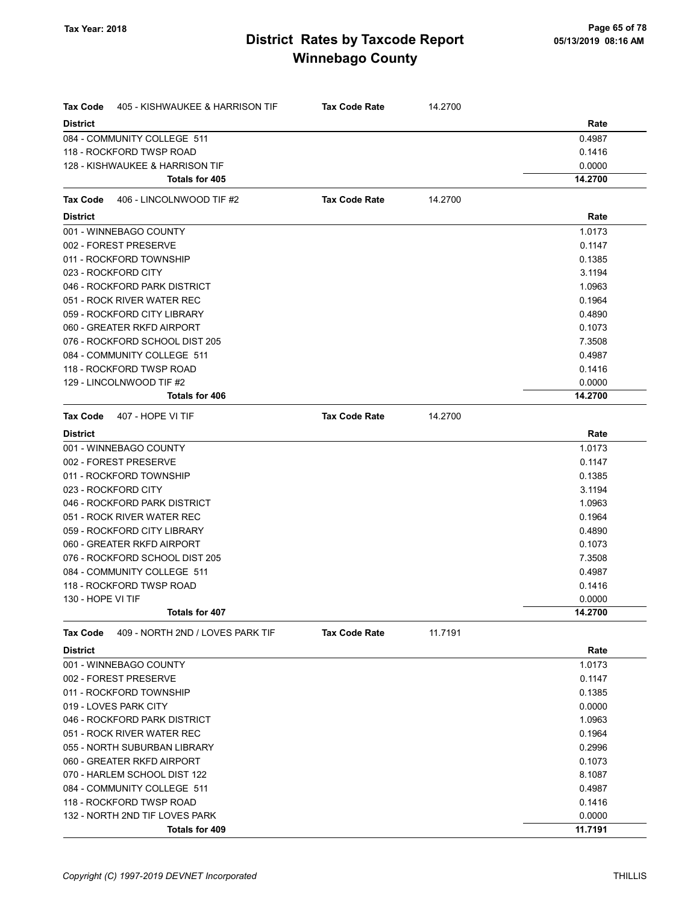| Tax Code | 405 - KISHWAUKEE & HARRISON TIF | Tax Code Rate | 14.2700 |
|---|---|---|---|
| **District** | | | **Rate** |
| 084 - COMMUNITY COLLEGE 511 | | | 0.4987 |
| 118 - ROCKFORD TWSP ROAD | | | 0.1416 |
| 128 - KISHWAUKEE & HARRISON TIF | | | 0.0000 |
| **Totals for 405** | | | **14.2700** |

| Tax Code | 406 - LINCOLNWOOD TIF #2 | Tax Code Rate | 14.2700 |
|---|---|---|---|
| **District** | | | **Rate** |
| 001 - WINNEBAGO COUNTY | | | 1.0173 |
| 002 - FOREST PRESERVE | | | 0.1147 |
| 011 - ROCKFORD TOWNSHIP | | | 0.1385 |
| 023 - ROCKFORD CITY | | | 3.1194 |
| 046 - ROCKFORD PARK DISTRICT | | | 1.0963 |
| 051 - ROCK RIVER WATER REC | | | 0.1964 |
| 059 - ROCKFORD CITY LIBRARY | | | 0.4890 |
| 060 - GREATER RKFD AIRPORT | | | 0.1073 |
| 076 - ROCKFORD SCHOOL DIST 205 | | | 7.3508 |
| 084 - COMMUNITY COLLEGE 511 | | | 0.4987 |
| 118 - ROCKFORD TWSP ROAD | | | 0.1416 |
| 129 - LINCOLNWOOD TIF #2 | | | 0.0000 |
| **Totals for 406** | | | **14.2700** |

| Tax Code | 407 - HOPE VI TIF | Tax Code Rate | 14.2700 |
|---|---|---|---|
| **District** | | | **Rate** |
| 001 - WINNEBAGO COUNTY | | | 1.0173 |
| 002 - FOREST PRESERVE | | | 0.1147 |
| 011 - ROCKFORD TOWNSHIP | | | 0.1385 |
| 023 - ROCKFORD CITY | | | 3.1194 |
| 046 - ROCKFORD PARK DISTRICT | | | 1.0963 |
| 051 - ROCK RIVER WATER REC | | | 0.1964 |
| 059 - ROCKFORD CITY LIBRARY | | | 0.4890 |
| 060 - GREATER RKFD AIRPORT | | | 0.1073 |
| 076 - ROCKFORD SCHOOL DIST 205 | | | 7.3508 |
| 084 - COMMUNITY COLLEGE 511 | | | 0.4987 |
| 118 - ROCKFORD TWSP ROAD | | | 0.1416 |
| 130 - HOPE VI TIF | | | 0.0000 |
| **Totals for 407** | | | **14.2700** |

| Tax Code | 409 - NORTH 2ND / LOVES PARK TIF | Tax Code Rate | 11.7191 |
|---|---|---|---|
| **District** | | | **Rate** |
| 001 - WINNEBAGO COUNTY | | | 1.0173 |
| 002 - FOREST PRESERVE | | | 0.1147 |
| 011 - ROCKFORD TOWNSHIP | | | 0.1385 |
| 019 - LOVES PARK CITY | | | 0.0000 |
| 046 - ROCKFORD PARK DISTRICT | | | 1.0963 |
| 051 - ROCK RIVER WATER REC | | | 0.1964 |
| 055 - NORTH SUBURBAN LIBRARY | | | 0.2996 |
| 060 - GREATER RKFD AIRPORT | | | 0.1073 |
| 070 - HARLEM SCHOOL DIST 122 | | | 8.1087 |
| 084 - COMMUNITY COLLEGE 511 | | | 0.4987 |
| 118 - ROCKFORD TWSP ROAD | | | 0.1416 |
| 132 - NORTH 2ND TIF LOVES PARK | | | 0.0000 |
| **Totals for 409** | | | **11.7191** |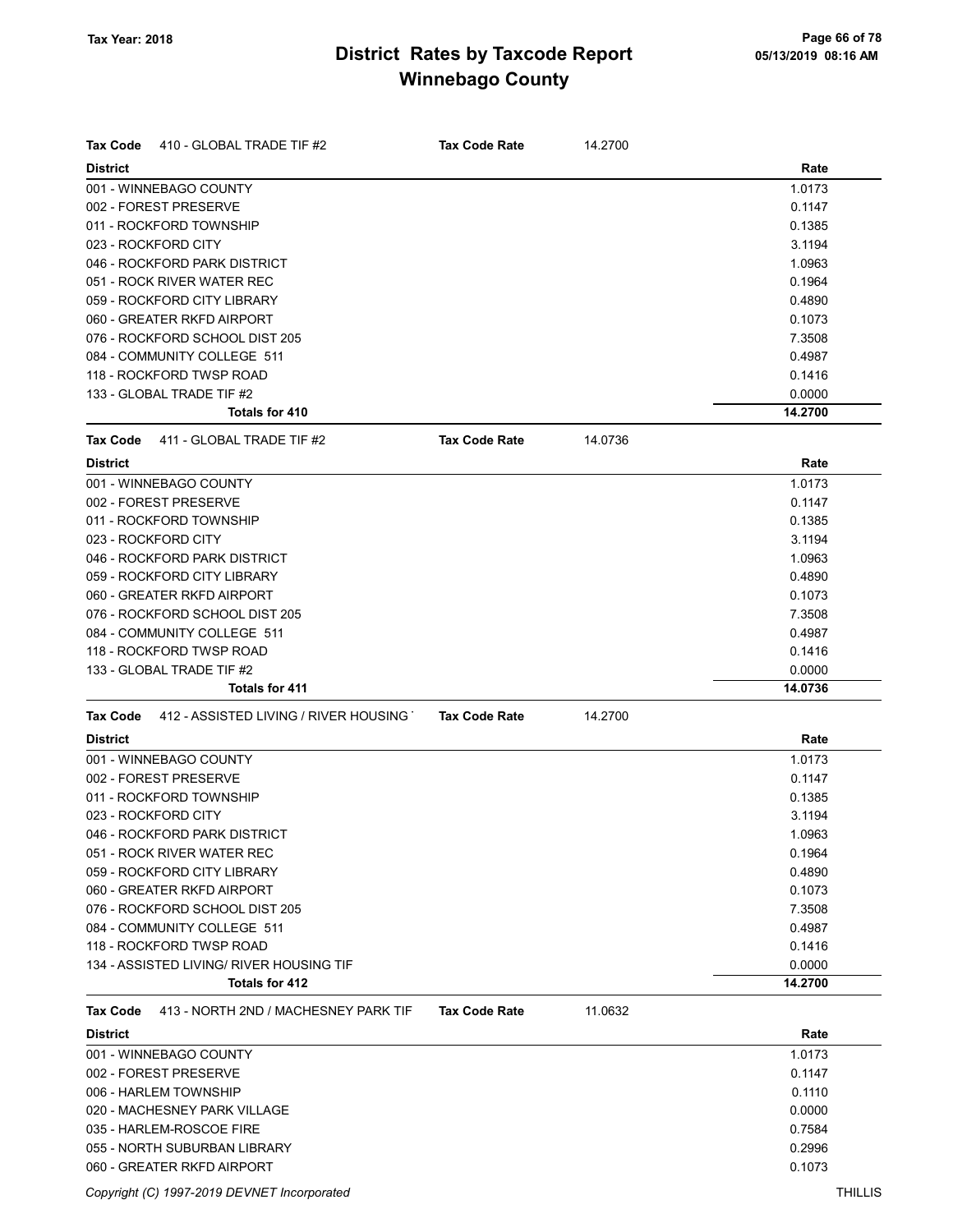# District Rates by Taxcode Report

## Winnebago County

Tax Year: 2018

**Tax Code** 410 - GLOBAL TRADE TIF #2 **Tax Code Rate** 14.2700

| District | Rate |
|---|---|
| 001 - WINNEBAGO COUNTY | 1.0173 |
| 002 - FOREST PRESERVE | 0.1147 |
| 011 - ROCKFORD TOWNSHIP | 0.1385 |
| 023 - ROCKFORD CITY | 3.1194 |
| 046 - ROCKFORD PARK DISTRICT | 1.0963 |
| 051 - ROCK RIVER WATER REC | 0.1964 |
| 059 - ROCKFORD CITY LIBRARY | 0.4890 |
| 060 - GREATER RKFD AIRPORT | 0.1073 |
| 076 - ROCKFORD SCHOOL DIST 205 | 7.3508 |
| 084 - COMMUNITY COLLEGE 511 | 0.4987 |
| 118 - ROCKFORD TWSP ROAD | 0.1416 |
| 133 - GLOBAL TRADE TIF #2 | 0.0000 |
| **Totals for 410** | **14.2700** |

**Tax Code** 411 - GLOBAL TRADE TIF #2 **Tax Code Rate** 14.0736

| District | Rate |
|---|---|
| 001 - WINNEBAGO COUNTY | 1.0173 |
| 002 - FOREST PRESERVE | 0.1147 |
| 011 - ROCKFORD TOWNSHIP | 0.1385 |
| 023 - ROCKFORD CITY | 3.1194 |
| 046 - ROCKFORD PARK DISTRICT | 1.0963 |
| 059 - ROCKFORD CITY LIBRARY | 0.4890 |
| 060 - GREATER RKFD AIRPORT | 0.1073 |
| 076 - ROCKFORD SCHOOL DIST 205 | 7.3508 |
| 084 - COMMUNITY COLLEGE 511 | 0.4987 |
| 118 - ROCKFORD TWSP ROAD | 0.1416 |
| 133 - GLOBAL TRADE TIF #2 | 0.0000 |
| **Totals for 411** | **14.0736** |

**Tax Code** 412 - ASSISTED LIVING / RIVER HOUSING **Tax Code Rate** 14.2700

| District | Rate |
|---|---|
| 001 - WINNEBAGO COUNTY | 1.0173 |
| 002 - FOREST PRESERVE | 0.1147 |
| 011 - ROCKFORD TOWNSHIP | 0.1385 |
| 023 - ROCKFORD CITY | 3.1194 |
| 046 - ROCKFORD PARK DISTRICT | 1.0963 |
| 051 - ROCK RIVER WATER REC | 0.1964 |
| 059 - ROCKFORD CITY LIBRARY | 0.4890 |
| 060 - GREATER RKFD AIRPORT | 0.1073 |
| 076 - ROCKFORD SCHOOL DIST 205 | 7.3508 |
| 084 - COMMUNITY COLLEGE 511 | 0.4987 |
| 118 - ROCKFORD TWSP ROAD | 0.1416 |
| 134 - ASSISTED LIVING/ RIVER HOUSING TIF | 0.0000 |
| **Totals for 412** | **14.2700** |

**Tax Code** 413 - NORTH 2ND / MACHESNEY PARK TIF **Tax Code Rate** 11.0632

| District | Rate |
|---|---|
| 001 - WINNEBAGO COUNTY | 1.0173 |
| 002 - FOREST PRESERVE | 0.1147 |
| 006 - HARLEM TOWNSHIP | 0.1110 |
| 020 - MACHESNEY PARK VILLAGE | 0.0000 |
| 035 - HARLEM-ROSCOE FIRE | 0.7584 |
| 055 - NORTH SUBURBAN LIBRARY | 0.2996 |
| 060 - GREATER RKFD AIRPORT | 0.1073 |

Copyright (C) 1997-2019 DEVNET Incorporated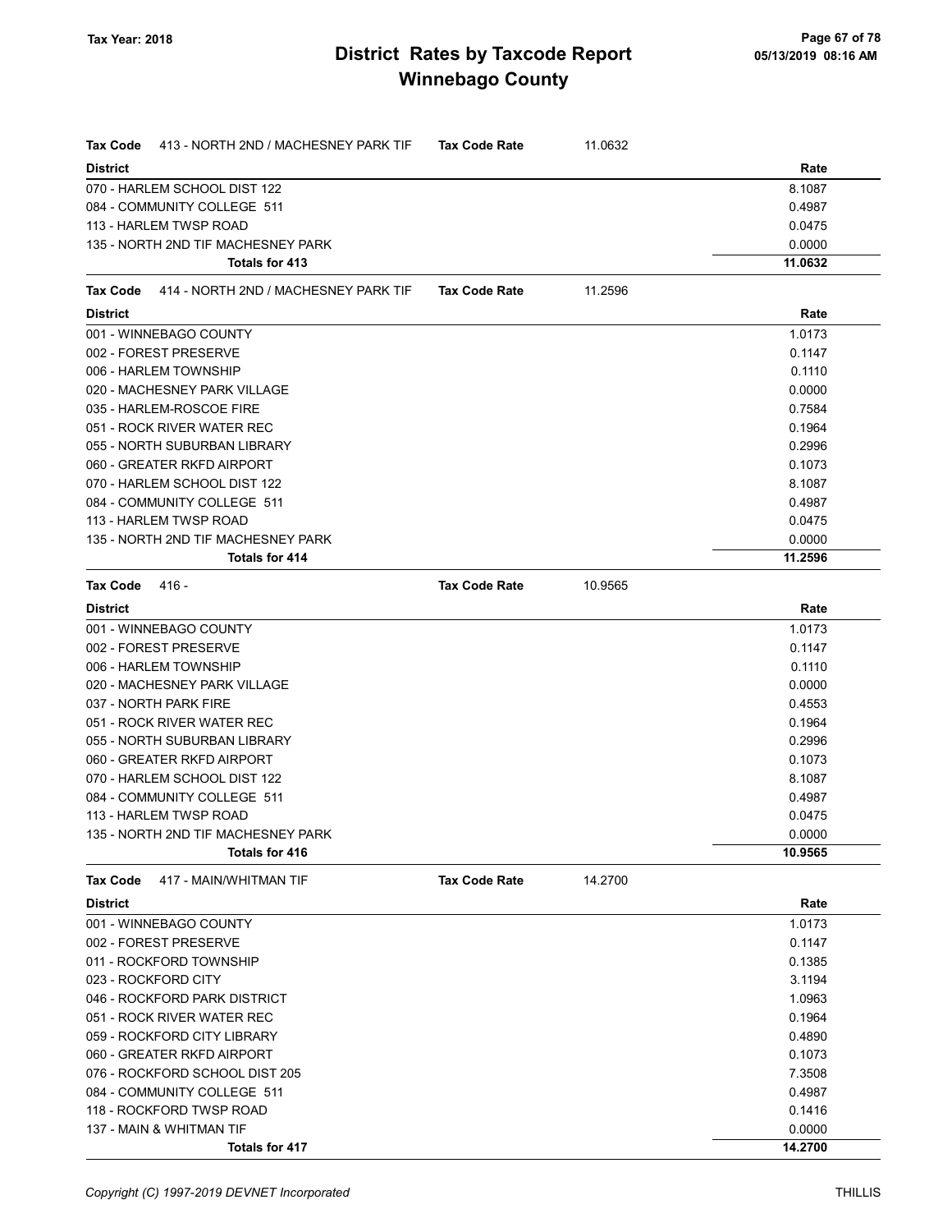# District Rates by Taxcode Report
# Winnebago County

Tax Year: 2018

05/13/2019 08:16 AM

**Tax Code** 413 - NORTH 2ND / MACHESNEY PARK TIF **Tax Code Rate** 11.0632

| District | Rate |
|---|---|
| 070 - HARLEM SCHOOL DIST 122 | 8.1087 |
| 084 - COMMUNITY COLLEGE 511 | 0.4987 |
| 113 - HARLEM TWSP ROAD | 0.0475 |
| 135 - NORTH 2ND TIF MACHESNEY PARK | 0.0000 |
| **Totals for 413** | **11.0632** |

**Tax Code** 414 - NORTH 2ND / MACHESNEY PARK TIF **Tax Code Rate** 11.2596

| District | Rate |
|---|---|
| 001 - WINNEBAGO COUNTY | 1.0173 |
| 002 - FOREST PRESERVE | 0.1147 |
| 006 - HARLEM TOWNSHIP | 0.1110 |
| 020 - MACHESNEY PARK VILLAGE | 0.0000 |
| 035 - HARLEM-ROSCOE FIRE | 0.7584 |
| 051 - ROCK RIVER WATER REC | 0.1964 |
| 055 - NORTH SUBURBAN LIBRARY | 0.2996 |
| 060 - GREATER RKFD AIRPORT | 0.1073 |
| 070 - HARLEM SCHOOL DIST 122 | 8.1087 |
| 084 - COMMUNITY COLLEGE 511 | 0.4987 |
| 113 - HARLEM TWSP ROAD | 0.0475 |
| 135 - NORTH 2ND TIF MACHESNEY PARK | 0.0000 |
| **Totals for 414** | **11.2596** |

**Tax Code** 416 - **Tax Code Rate** 10.9565

| District | Rate |
|---|---|
| 001 - WINNEBAGO COUNTY | 1.0173 |
| 002 - FOREST PRESERVE | 0.1147 |
| 006 - HARLEM TOWNSHIP | 0.1110 |
| 020 - MACHESNEY PARK VILLAGE | 0.0000 |
| 037 - NORTH PARK FIRE | 0.4553 |
| 051 - ROCK RIVER WATER REC | 0.1964 |
| 055 - NORTH SUBURBAN LIBRARY | 0.2996 |
| 060 - GREATER RKFD AIRPORT | 0.1073 |
| 070 - HARLEM SCHOOL DIST 122 | 8.1087 |
| 084 - COMMUNITY COLLEGE 511 | 0.4987 |
| 113 - HARLEM TWSP ROAD | 0.0475 |
| 135 - NORTH 2ND TIF MACHESNEY PARK | 0.0000 |
| **Totals for 416** | **10.9565** |

**Tax Code** 417 - MAIN/WHITMAN TIF **Tax Code Rate** 14.2700

| District | Rate |
|---|---|
| 001 - WINNEBAGO COUNTY | 1.0173 |
| 002 - FOREST PRESERVE | 0.1147 |
| 011 - ROCKFORD TOWNSHIP | 0.1385 |
| 023 - ROCKFORD CITY | 3.1194 |
| 046 - ROCKFORD PARK DISTRICT | 1.0963 |
| 051 - ROCK RIVER WATER REC | 0.1964 |
| 059 - ROCKFORD CITY LIBRARY | 0.4890 |
| 060 - GREATER RKFD AIRPORT | 0.1073 |
| 076 - ROCKFORD SCHOOL DIST 205 | 7.3508 |
| 084 - COMMUNITY COLLEGE 511 | 0.4987 |
| 118 - ROCKFORD TWSP ROAD | 0.1416 |
| 137 - MAIN & WHITMAN TIF | 0.0000 |
| **Totals for 417** | **14.2700** |

*Copyright (C) 1997-2019 DEVNET Incorporated* THILLIS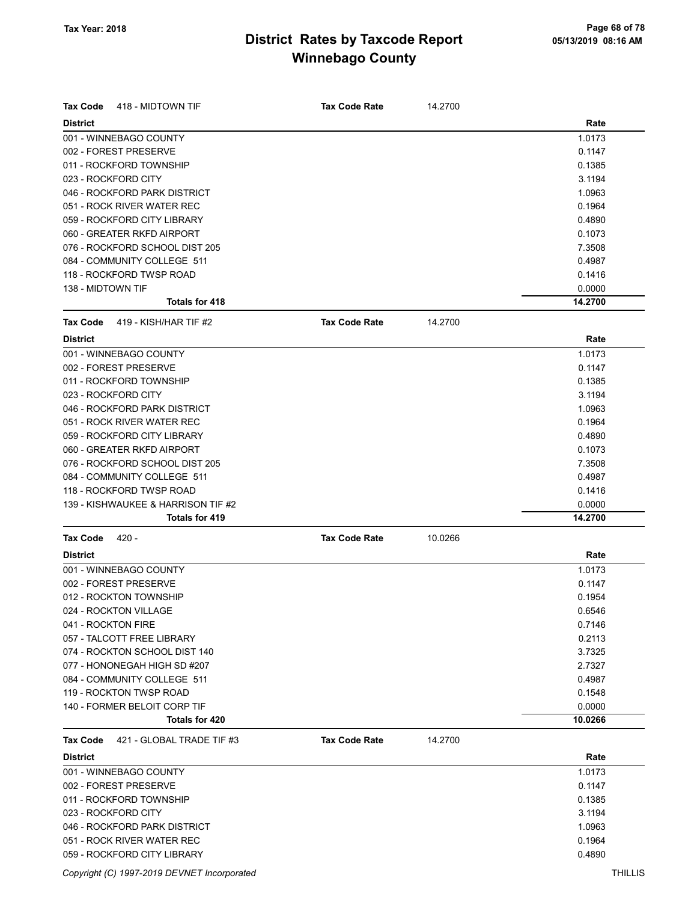# District Rates by Taxcode Report
## Winnebago County

Tax Year: 2018

05/13/2019 08:16 AM

**Tax Code** 418 - MIDTOWN TIF — **Tax Code Rate** 14.2700

| District | Rate |
|---|---|
| 001 - WINNEBAGO COUNTY | 1.0173 |
| 002 - FOREST PRESERVE | 0.1147 |
| 011 - ROCKFORD TOWNSHIP | 0.1385 |
| 023 - ROCKFORD CITY | 3.1194 |
| 046 - ROCKFORD PARK DISTRICT | 1.0963 |
| 051 - ROCK RIVER WATER REC | 0.1964 |
| 059 - ROCKFORD CITY LIBRARY | 0.4890 |
| 060 - GREATER RKFD AIRPORT | 0.1073 |
| 076 - ROCKFORD SCHOOL DIST 205 | 7.3508 |
| 084 - COMMUNITY COLLEGE 511 | 0.4987 |
| 118 - ROCKFORD TWSP ROAD | 0.1416 |
| 138 - MIDTOWN TIF | 0.0000 |
| **Totals for 418** | **14.2700** |

**Tax Code** 419 - KISH/HAR TIF #2 — **Tax Code Rate** 14.2700

| District | Rate |
|---|---|
| 001 - WINNEBAGO COUNTY | 1.0173 |
| 002 - FOREST PRESERVE | 0.1147 |
| 011 - ROCKFORD TOWNSHIP | 0.1385 |
| 023 - ROCKFORD CITY | 3.1194 |
| 046 - ROCKFORD PARK DISTRICT | 1.0963 |
| 051 - ROCK RIVER WATER REC | 0.1964 |
| 059 - ROCKFORD CITY LIBRARY | 0.4890 |
| 060 - GREATER RKFD AIRPORT | 0.1073 |
| 076 - ROCKFORD SCHOOL DIST 205 | 7.3508 |
| 084 - COMMUNITY COLLEGE 511 | 0.4987 |
| 118 - ROCKFORD TWSP ROAD | 0.1416 |
| 139 - KISHWAUKEE & HARRISON TIF #2 | 0.0000 |
| **Totals for 419** | **14.2700** |

**Tax Code** 420 - — **Tax Code Rate** 10.0266

| District | Rate |
|---|---|
| 001 - WINNEBAGO COUNTY | 1.0173 |
| 002 - FOREST PRESERVE | 0.1147 |
| 012 - ROCKTON TOWNSHIP | 0.1954 |
| 024 - ROCKTON VILLAGE | 0.6546 |
| 041 - ROCKTON FIRE | 0.7146 |
| 057 - TALCOTT FREE LIBRARY | 0.2113 |
| 074 - ROCKTON SCHOOL DIST 140 | 3.7325 |
| 077 - HONONEGAH HIGH SD #207 | 2.7327 |
| 084 - COMMUNITY COLLEGE 511 | 0.4987 |
| 119 - ROCKTON TWSP ROAD | 0.1548 |
| 140 - FORMER BELOIT CORP TIF | 0.0000 |
| **Totals for 420** | **10.0266** |

**Tax Code** 421 - GLOBAL TRADE TIF #3 — **Tax Code Rate** 14.2700

| District | Rate |
|---|---|
| 001 - WINNEBAGO COUNTY | 1.0173 |
| 002 - FOREST PRESERVE | 0.1147 |
| 011 - ROCKFORD TOWNSHIP | 0.1385 |
| 023 - ROCKFORD CITY | 3.1194 |
| 046 - ROCKFORD PARK DISTRICT | 1.0963 |
| 051 - ROCK RIVER WATER REC | 0.1964 |
| 059 - ROCKFORD CITY LIBRARY | 0.4890 |

Copyright (C) 1997-2019 DEVNET Incorporated — THILLIS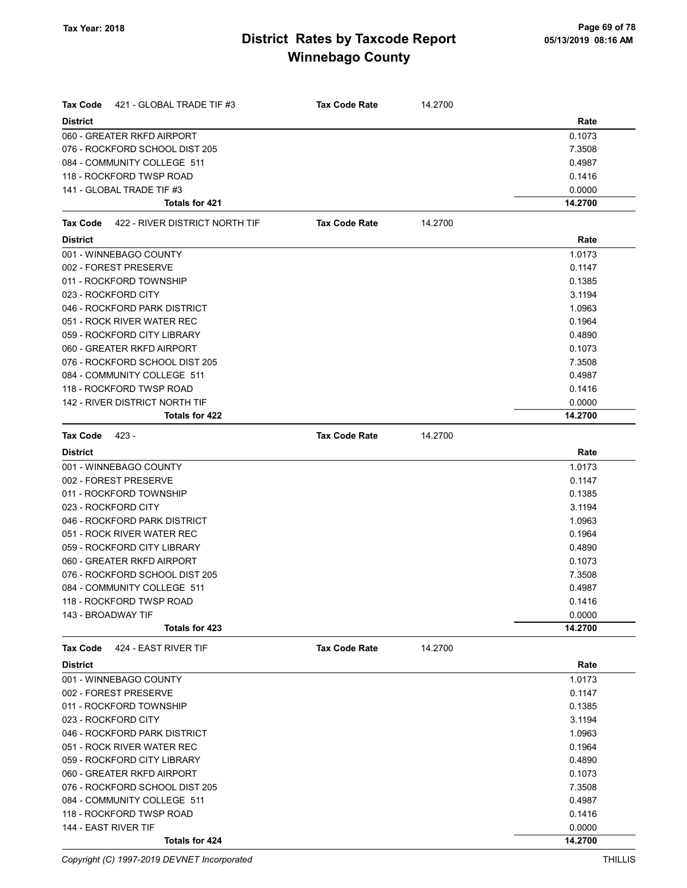# District Rates by Taxcode Report
## Winnebago County

Tax Year: 2018

**Tax Code** 421 - GLOBAL TRADE TIF #3 — **Tax Code Rate** 14.2700

| District | Rate |
|---|---|
| 060 - GREATER RKFD AIRPORT | 0.1073 |
| 076 - ROCKFORD SCHOOL DIST 205 | 7.3508 |
| 084 - COMMUNITY COLLEGE 511 | 0.4987 |
| 118 - ROCKFORD TWSP ROAD | 0.1416 |
| 141 - GLOBAL TRADE TIF #3 | 0.0000 |
| **Totals for 421** | **14.2700** |

**Tax Code** 422 - RIVER DISTRICT NORTH TIF — **Tax Code Rate** 14.2700

| District | Rate |
|---|---|
| 001 - WINNEBAGO COUNTY | 1.0173 |
| 002 - FOREST PRESERVE | 0.1147 |
| 011 - ROCKFORD TOWNSHIP | 0.1385 |
| 023 - ROCKFORD CITY | 3.1194 |
| 046 - ROCKFORD PARK DISTRICT | 1.0963 |
| 051 - ROCK RIVER WATER REC | 0.1964 |
| 059 - ROCKFORD CITY LIBRARY | 0.4890 |
| 060 - GREATER RKFD AIRPORT | 0.1073 |
| 076 - ROCKFORD SCHOOL DIST 205 | 7.3508 |
| 084 - COMMUNITY COLLEGE 511 | 0.4987 |
| 118 - ROCKFORD TWSP ROAD | 0.1416 |
| 142 - RIVER DISTRICT NORTH TIF | 0.0000 |
| **Totals for 422** | **14.2700** |

**Tax Code** 423 - — **Tax Code Rate** 14.2700

| District | Rate |
|---|---|
| 001 - WINNEBAGO COUNTY | 1.0173 |
| 002 - FOREST PRESERVE | 0.1147 |
| 011 - ROCKFORD TOWNSHIP | 0.1385 |
| 023 - ROCKFORD CITY | 3.1194 |
| 046 - ROCKFORD PARK DISTRICT | 1.0963 |
| 051 - ROCK RIVER WATER REC | 0.1964 |
| 059 - ROCKFORD CITY LIBRARY | 0.4890 |
| 060 - GREATER RKFD AIRPORT | 0.1073 |
| 076 - ROCKFORD SCHOOL DIST 205 | 7.3508 |
| 084 - COMMUNITY COLLEGE 511 | 0.4987 |
| 118 - ROCKFORD TWSP ROAD | 0.1416 |
| 143 - BROADWAY TIF | 0.0000 |
| **Totals for 423** | **14.2700** |

**Tax Code** 424 - EAST RIVER TIF — **Tax Code Rate** 14.2700

| District | Rate |
|---|---|
| 001 - WINNEBAGO COUNTY | 1.0173 |
| 002 - FOREST PRESERVE | 0.1147 |
| 011 - ROCKFORD TOWNSHIP | 0.1385 |
| 023 - ROCKFORD CITY | 3.1194 |
| 046 - ROCKFORD PARK DISTRICT | 1.0963 |
| 051 - ROCK RIVER WATER REC | 0.1964 |
| 059 - ROCKFORD CITY LIBRARY | 0.4890 |
| 060 - GREATER RKFD AIRPORT | 0.1073 |
| 076 - ROCKFORD SCHOOL DIST 205 | 7.3508 |
| 084 - COMMUNITY COLLEGE 511 | 0.4987 |
| 118 - ROCKFORD TWSP ROAD | 0.1416 |
| 144 - EAST RIVER TIF | 0.0000 |
| **Totals for 424** | **14.2700** |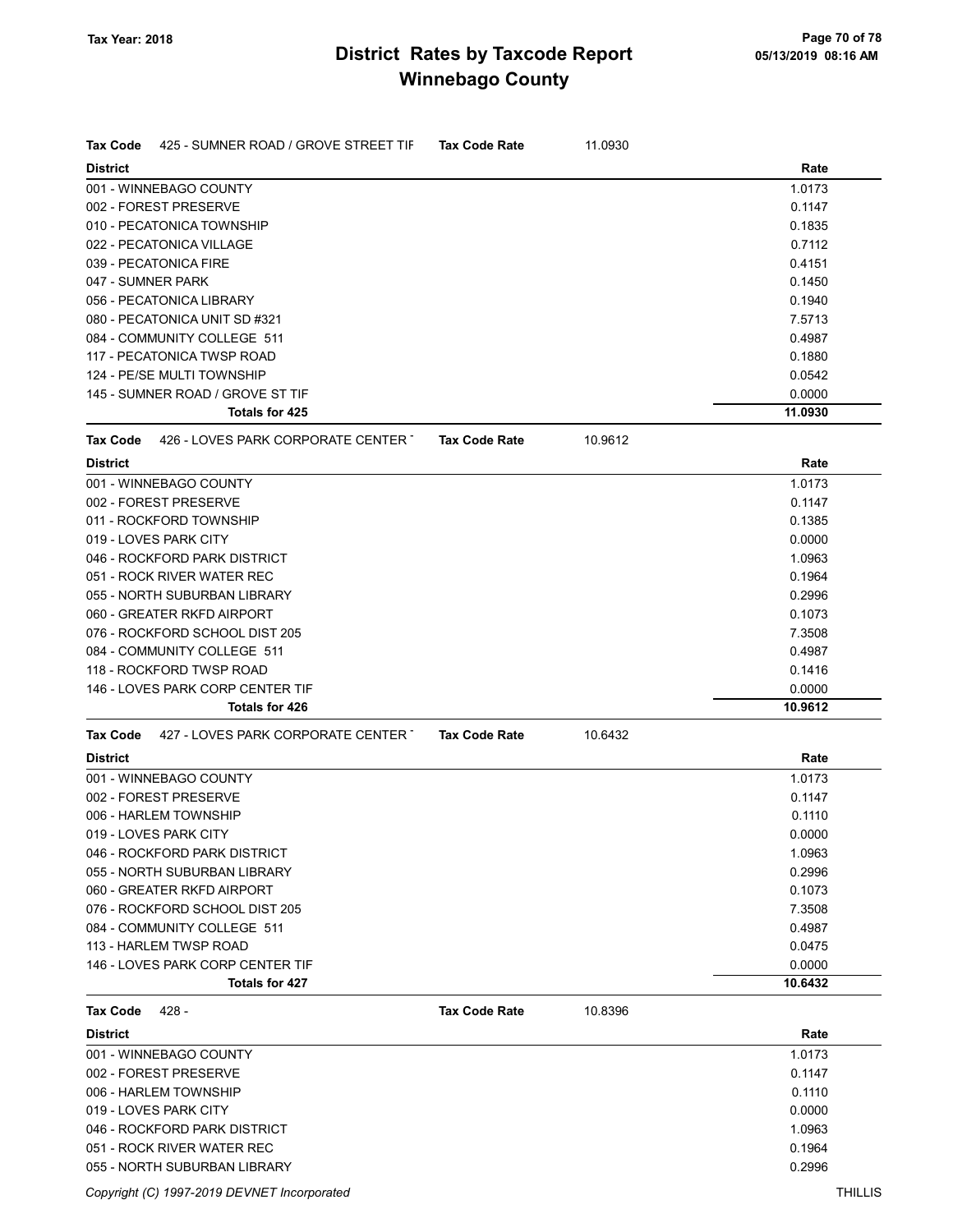# District Rates by Taxcode Report

## Winnebago County

Tax Year: 2018

05/13/2019 08:16 AM

**Tax Code** 425 - SUMNER ROAD / GROVE STREET TIF **Tax Code Rate** 11.0930

| District | Rate |
|---|---|
| 001 - WINNEBAGO COUNTY | 1.0173 |
| 002 - FOREST PRESERVE | 0.1147 |
| 010 - PECATONICA TOWNSHIP | 0.1835 |
| 022 - PECATONICA VILLAGE | 0.7112 |
| 039 - PECATONICA FIRE | 0.4151 |
| 047 - SUMNER PARK | 0.1450 |
| 056 - PECATONICA LIBRARY | 0.1940 |
| 080 - PECATONICA UNIT SD #321 | 7.5713 |
| 084 - COMMUNITY COLLEGE 511 | 0.4987 |
| 117 - PECATONICA TWSP ROAD | 0.1880 |
| 124 - PE/SE MULTI TOWNSHIP | 0.0542 |
| 145 - SUMNER ROAD / GROVE ST TIF | 0.0000 |
| **Totals for 425** | **11.0930** |

**Tax Code** 426 - LOVES PARK CORPORATE CENTER T **Tax Code Rate** 10.9612

| District | Rate |
|---|---|
| 001 - WINNEBAGO COUNTY | 1.0173 |
| 002 - FOREST PRESERVE | 0.1147 |
| 011 - ROCKFORD TOWNSHIP | 0.1385 |
| 019 - LOVES PARK CITY | 0.0000 |
| 046 - ROCKFORD PARK DISTRICT | 1.0963 |
| 051 - ROCK RIVER WATER REC | 0.1964 |
| 055 - NORTH SUBURBAN LIBRARY | 0.2996 |
| 060 - GREATER RKFD AIRPORT | 0.1073 |
| 076 - ROCKFORD SCHOOL DIST 205 | 7.3508 |
| 084 - COMMUNITY COLLEGE 511 | 0.4987 |
| 118 - ROCKFORD TWSP ROAD | 0.1416 |
| 146 - LOVES PARK CORP CENTER TIF | 0.0000 |
| **Totals for 426** | **10.9612** |

**Tax Code** 427 - LOVES PARK CORPORATE CENTER T **Tax Code Rate** 10.6432

| District | Rate |
|---|---|
| 001 - WINNEBAGO COUNTY | 1.0173 |
| 002 - FOREST PRESERVE | 0.1147 |
| 006 - HARLEM TOWNSHIP | 0.1110 |
| 019 - LOVES PARK CITY | 0.0000 |
| 046 - ROCKFORD PARK DISTRICT | 1.0963 |
| 055 - NORTH SUBURBAN LIBRARY | 0.2996 |
| 060 - GREATER RKFD AIRPORT | 0.1073 |
| 076 - ROCKFORD SCHOOL DIST 205 | 7.3508 |
| 084 - COMMUNITY COLLEGE 511 | 0.4987 |
| 113 - HARLEM TWSP ROAD | 0.0475 |
| 146 - LOVES PARK CORP CENTER TIF | 0.0000 |
| **Totals for 427** | **10.6432** |

**Tax Code** 428 - **Tax Code Rate** 10.8396

| District | Rate |
|---|---|
| 001 - WINNEBAGO COUNTY | 1.0173 |
| 002 - FOREST PRESERVE | 0.1147 |
| 006 - HARLEM TOWNSHIP | 0.1110 |
| 019 - LOVES PARK CITY | 0.0000 |
| 046 - ROCKFORD PARK DISTRICT | 1.0963 |
| 051 - ROCK RIVER WATER REC | 0.1964 |
| 055 - NORTH SUBURBAN LIBRARY | 0.2996 |

Copyright (C) 1997-2019 DEVNET Incorporated THILLIS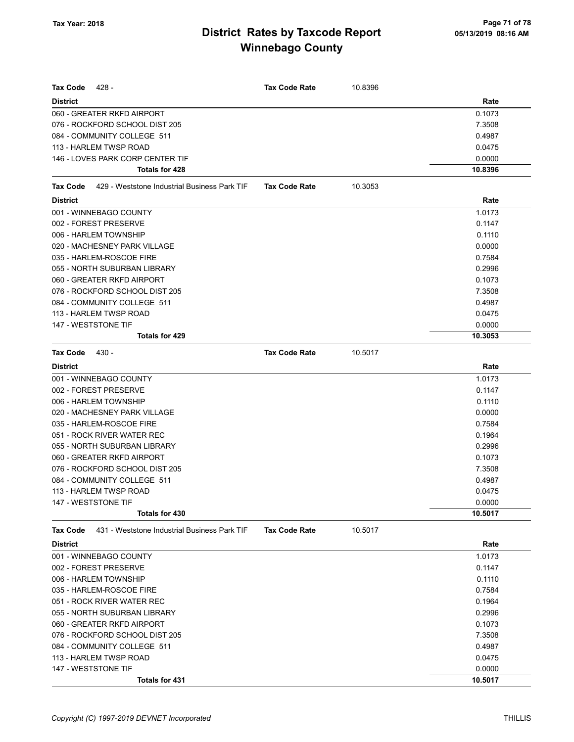# District Rates by Taxcode Report
# Winnebago County

Tax Year: 2018

05/13/2019 08:16 AM

**Tax Code** 428 - **Tax Code Rate** 10.8396

| District | Rate |
|---|---|
| 060 - GREATER RKFD AIRPORT | 0.1073 |
| 076 - ROCKFORD SCHOOL DIST 205 | 7.3508 |
| 084 - COMMUNITY COLLEGE 511 | 0.4987 |
| 113 - HARLEM TWSP ROAD | 0.0475 |
| 146 - LOVES PARK CORP CENTER TIF | 0.0000 |
| **Totals for 428** | **10.8396** |

**Tax Code** 429 - Weststone Industrial Business Park TIF **Tax Code Rate** 10.3053

| District | Rate |
|---|---|
| 001 - WINNEBAGO COUNTY | 1.0173 |
| 002 - FOREST PRESERVE | 0.1147 |
| 006 - HARLEM TOWNSHIP | 0.1110 |
| 020 - MACHESNEY PARK VILLAGE | 0.0000 |
| 035 - HARLEM-ROSCOE FIRE | 0.7584 |
| 055 - NORTH SUBURBAN LIBRARY | 0.2996 |
| 060 - GREATER RKFD AIRPORT | 0.1073 |
| 076 - ROCKFORD SCHOOL DIST 205 | 7.3508 |
| 084 - COMMUNITY COLLEGE 511 | 0.4987 |
| 113 - HARLEM TWSP ROAD | 0.0475 |
| 147 - WESTSTONE TIF | 0.0000 |
| **Totals for 429** | **10.3053** |

**Tax Code** 430 - **Tax Code Rate** 10.5017

| District | Rate |
|---|---|
| 001 - WINNEBAGO COUNTY | 1.0173 |
| 002 - FOREST PRESERVE | 0.1147 |
| 006 - HARLEM TOWNSHIP | 0.1110 |
| 020 - MACHESNEY PARK VILLAGE | 0.0000 |
| 035 - HARLEM-ROSCOE FIRE | 0.7584 |
| 051 - ROCK RIVER WATER REC | 0.1964 |
| 055 - NORTH SUBURBAN LIBRARY | 0.2996 |
| 060 - GREATER RKFD AIRPORT | 0.1073 |
| 076 - ROCKFORD SCHOOL DIST 205 | 7.3508 |
| 084 - COMMUNITY COLLEGE 511 | 0.4987 |
| 113 - HARLEM TWSP ROAD | 0.0475 |
| 147 - WESTSTONE TIF | 0.0000 |
| **Totals for 430** | **10.5017** |

**Tax Code** 431 - Weststone Industrial Business Park TIF **Tax Code Rate** 10.5017

| District | Rate |
|---|---|
| 001 - WINNEBAGO COUNTY | 1.0173 |
| 002 - FOREST PRESERVE | 0.1147 |
| 006 - HARLEM TOWNSHIP | 0.1110 |
| 035 - HARLEM-ROSCOE FIRE | 0.7584 |
| 051 - ROCK RIVER WATER REC | 0.1964 |
| 055 - NORTH SUBURBAN LIBRARY | 0.2996 |
| 060 - GREATER RKFD AIRPORT | 0.1073 |
| 076 - ROCKFORD SCHOOL DIST 205 | 7.3508 |
| 084 - COMMUNITY COLLEGE 511 | 0.4987 |
| 113 - HARLEM TWSP ROAD | 0.0475 |
| 147 - WESTSTONE TIF | 0.0000 |
| **Totals for 431** | **10.5017** |

*Copyright (C) 1997-2019 DEVNET Incorporated* THILLIS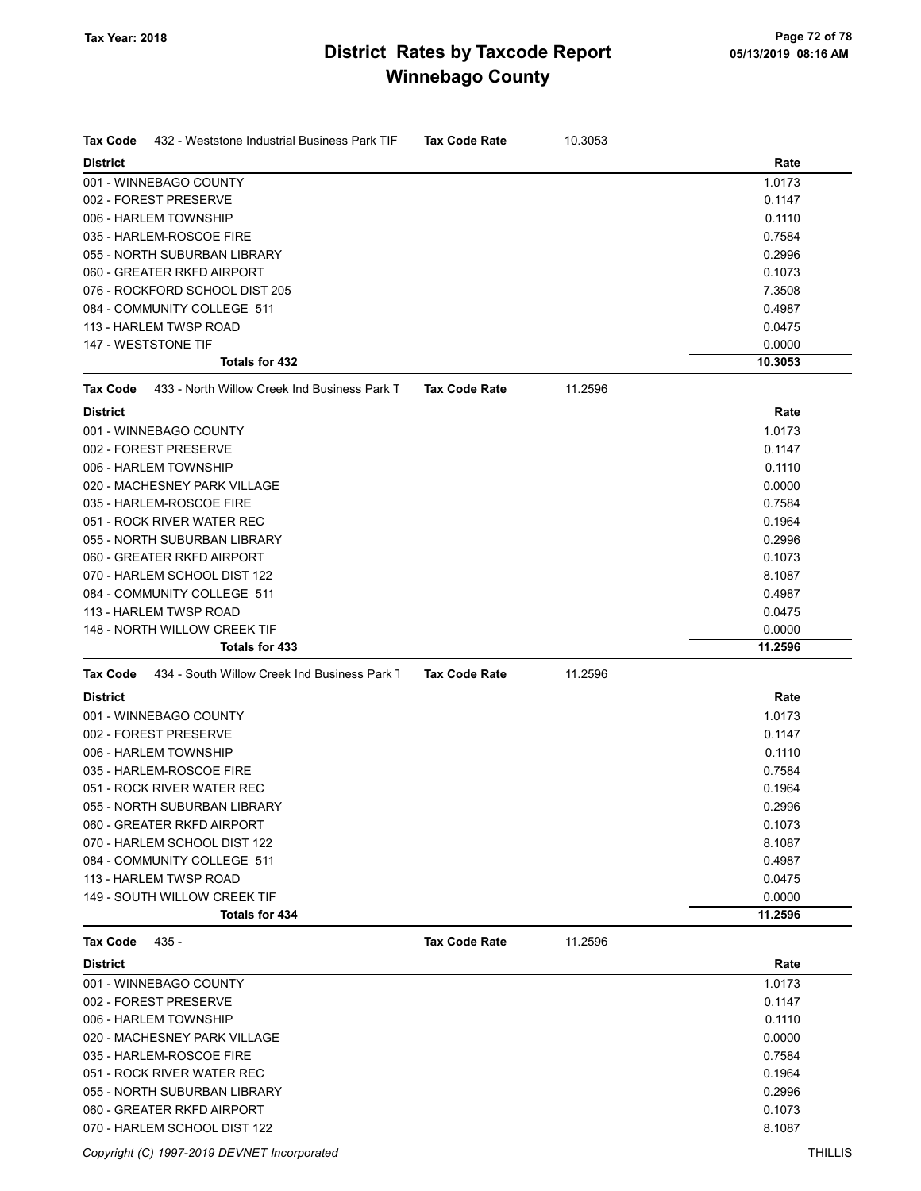# District Rates by Taxcode Report
## Winnebago County

Tax Year: 2018

**Tax Code** 432 - Weststone Industrial Business Park TIF **Tax Code Rate** 10.3053

| District | Rate |
|---|---|
| 001 - WINNEBAGO COUNTY | 1.0173 |
| 002 - FOREST PRESERVE | 0.1147 |
| 006 - HARLEM TOWNSHIP | 0.1110 |
| 035 - HARLEM-ROSCOE FIRE | 0.7584 |
| 055 - NORTH SUBURBAN LIBRARY | 0.2996 |
| 060 - GREATER RKFD AIRPORT | 0.1073 |
| 076 - ROCKFORD SCHOOL DIST 205 | 7.3508 |
| 084 - COMMUNITY COLLEGE 511 | 0.4987 |
| 113 - HARLEM TWSP ROAD | 0.0475 |
| 147 - WESTSTONE TIF | 0.0000 |
| **Totals for 432** | **10.3053** |

**Tax Code** 433 - North Willow Creek Ind Business Park T **Tax Code Rate** 11.2596

| District | Rate |
|---|---|
| 001 - WINNEBAGO COUNTY | 1.0173 |
| 002 - FOREST PRESERVE | 0.1147 |
| 006 - HARLEM TOWNSHIP | 0.1110 |
| 020 - MACHESNEY PARK VILLAGE | 0.0000 |
| 035 - HARLEM-ROSCOE FIRE | 0.7584 |
| 051 - ROCK RIVER WATER REC | 0.1964 |
| 055 - NORTH SUBURBAN LIBRARY | 0.2996 |
| 060 - GREATER RKFD AIRPORT | 0.1073 |
| 070 - HARLEM SCHOOL DIST 122 | 8.1087 |
| 084 - COMMUNITY COLLEGE 511 | 0.4987 |
| 113 - HARLEM TWSP ROAD | 0.0475 |
| 148 - NORTH WILLOW CREEK TIF | 0.0000 |
| **Totals for 433** | **11.2596** |

**Tax Code** 434 - South Willow Creek Ind Business Park T **Tax Code Rate** 11.2596

| District | Rate |
|---|---|
| 001 - WINNEBAGO COUNTY | 1.0173 |
| 002 - FOREST PRESERVE | 0.1147 |
| 006 - HARLEM TOWNSHIP | 0.1110 |
| 035 - HARLEM-ROSCOE FIRE | 0.7584 |
| 051 - ROCK RIVER WATER REC | 0.1964 |
| 055 - NORTH SUBURBAN LIBRARY | 0.2996 |
| 060 - GREATER RKFD AIRPORT | 0.1073 |
| 070 - HARLEM SCHOOL DIST 122 | 8.1087 |
| 084 - COMMUNITY COLLEGE 511 | 0.4987 |
| 113 - HARLEM TWSP ROAD | 0.0475 |
| 149 - SOUTH WILLOW CREEK TIF | 0.0000 |
| **Totals for 434** | **11.2596** |

**Tax Code** 435 - **Tax Code Rate** 11.2596

| District | Rate |
|---|---|
| 001 - WINNEBAGO COUNTY | 1.0173 |
| 002 - FOREST PRESERVE | 0.1147 |
| 006 - HARLEM TOWNSHIP | 0.1110 |
| 020 - MACHESNEY PARK VILLAGE | 0.0000 |
| 035 - HARLEM-ROSCOE FIRE | 0.7584 |
| 051 - ROCK RIVER WATER REC | 0.1964 |
| 055 - NORTH SUBURBAN LIBRARY | 0.2996 |
| 060 - GREATER RKFD AIRPORT | 0.1073 |
| 070 - HARLEM SCHOOL DIST 122 | 8.1087 |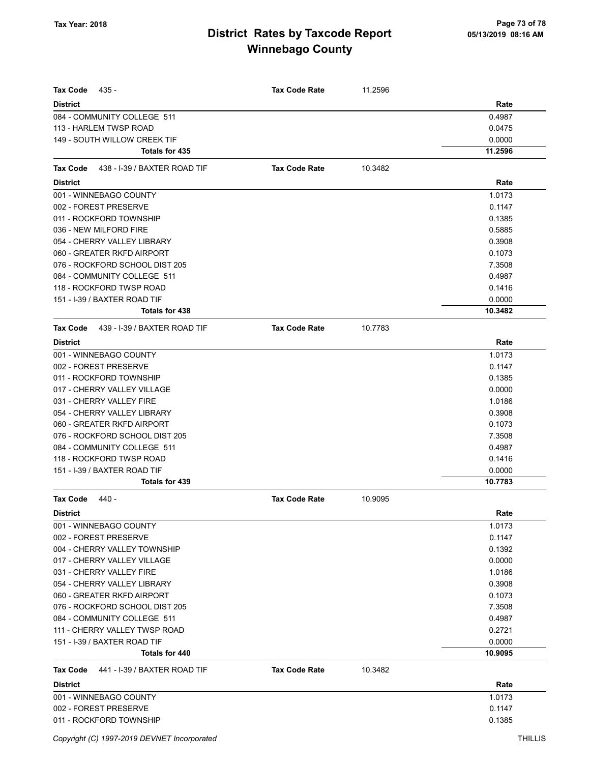| Tax Code 435 - | Tax Code Rate | 11.2596 |
|---|---|---|
| **District** | | **Rate** |
| 084 - COMMUNITY COLLEGE 511 | | 0.4987 |
| 113 - HARLEM TWSP ROAD | | 0.0475 |
| 149 - SOUTH WILLOW CREEK TIF | | 0.0000 |
| **Totals for 435** | | **11.2596** |

| Tax Code 438 - I-39 / BAXTER ROAD TIF | Tax Code Rate | 10.3482 |
|---|---|---|
| **District** | | **Rate** |
| 001 - WINNEBAGO COUNTY | | 1.0173 |
| 002 - FOREST PRESERVE | | 0.1147 |
| 011 - ROCKFORD TOWNSHIP | | 0.1385 |
| 036 - NEW MILFORD FIRE | | 0.5885 |
| 054 - CHERRY VALLEY LIBRARY | | 0.3908 |
| 060 - GREATER RKFD AIRPORT | | 0.1073 |
| 076 - ROCKFORD SCHOOL DIST 205 | | 7.3508 |
| 084 - COMMUNITY COLLEGE 511 | | 0.4987 |
| 118 - ROCKFORD TWSP ROAD | | 0.1416 |
| 151 - I-39 / BAXTER ROAD TIF | | 0.0000 |
| **Totals for 438** | | **10.3482** |

| Tax Code 439 - I-39 / BAXTER ROAD TIF | Tax Code Rate | 10.7783 |
|---|---|---|
| **District** | | **Rate** |
| 001 - WINNEBAGO COUNTY | | 1.0173 |
| 002 - FOREST PRESERVE | | 0.1147 |
| 011 - ROCKFORD TOWNSHIP | | 0.1385 |
| 017 - CHERRY VALLEY VILLAGE | | 0.0000 |
| 031 - CHERRY VALLEY FIRE | | 1.0186 |
| 054 - CHERRY VALLEY LIBRARY | | 0.3908 |
| 060 - GREATER RKFD AIRPORT | | 0.1073 |
| 076 - ROCKFORD SCHOOL DIST 205 | | 7.3508 |
| 084 - COMMUNITY COLLEGE 511 | | 0.4987 |
| 118 - ROCKFORD TWSP ROAD | | 0.1416 |
| 151 - I-39 / BAXTER ROAD TIF | | 0.0000 |
| **Totals for 439** | | **10.7783** |

| Tax Code 440 - | Tax Code Rate | 10.9095 |
|---|---|---|
| **District** | | **Rate** |
| 001 - WINNEBAGO COUNTY | | 1.0173 |
| 002 - FOREST PRESERVE | | 0.1147 |
| 004 - CHERRY VALLEY TOWNSHIP | | 0.1392 |
| 017 - CHERRY VALLEY VILLAGE | | 0.0000 |
| 031 - CHERRY VALLEY FIRE | | 1.0186 |
| 054 - CHERRY VALLEY LIBRARY | | 0.3908 |
| 060 - GREATER RKFD AIRPORT | | 0.1073 |
| 076 - ROCKFORD SCHOOL DIST 205 | | 7.3508 |
| 084 - COMMUNITY COLLEGE 511 | | 0.4987 |
| 111 - CHERRY VALLEY TWSP ROAD | | 0.2721 |
| 151 - I-39 / BAXTER ROAD TIF | | 0.0000 |
| **Totals for 440** | | **10.9095** |

| Tax Code 441 - I-39 / BAXTER ROAD TIF | Tax Code Rate | 10.3482 |
|---|---|---|
| **District** | | **Rate** |
| 001 - WINNEBAGO COUNTY | | 1.0173 |
| 002 - FOREST PRESERVE | | 0.1147 |
| 011 - ROCKFORD TOWNSHIP | | 0.1385 |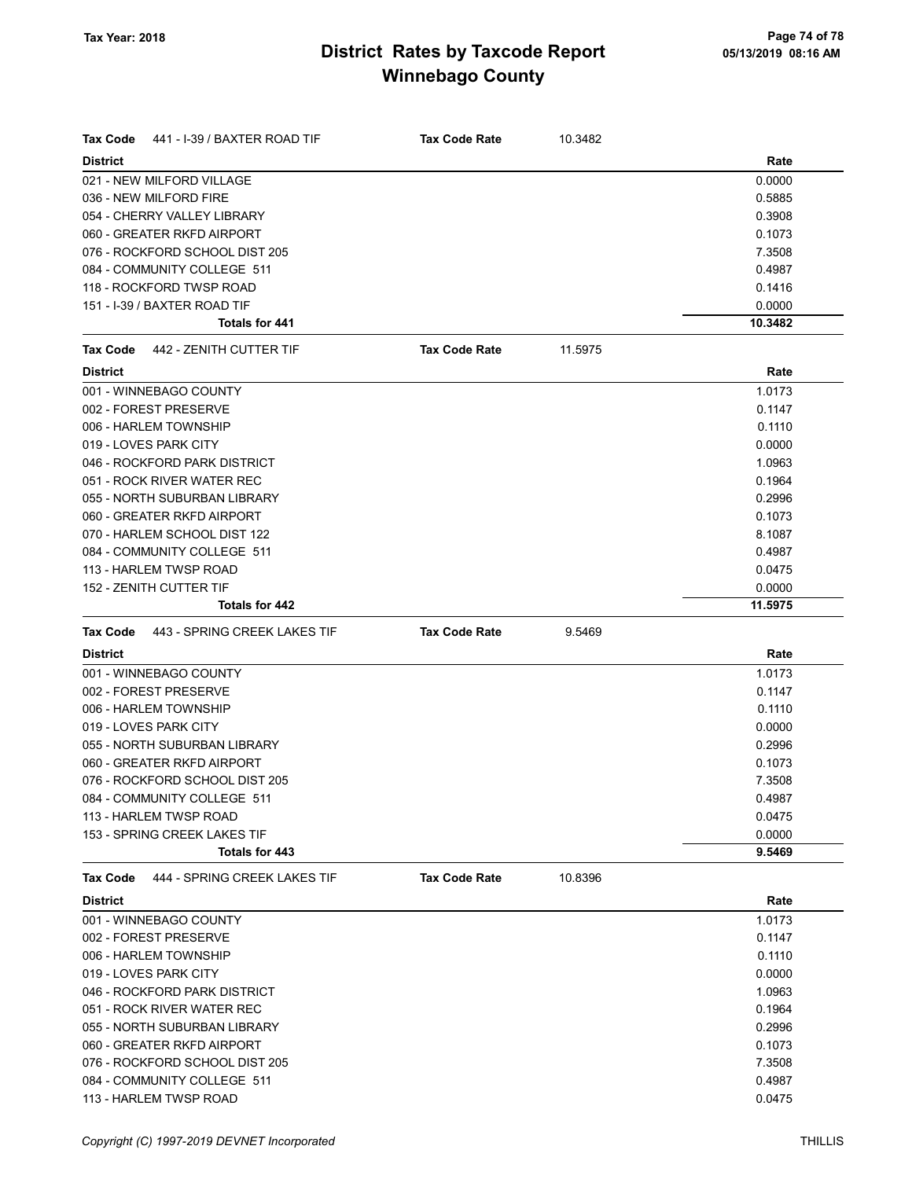# District Rates by Taxcode Report
## Winnebago County

Tax Year: 2018

05/13/2019 08:16 AM

**Tax Code** 441 - I-39 / BAXTER ROAD TIF **Tax Code Rate** 10.3482

| District | Rate |
|---|---|
| 021 - NEW MILFORD VILLAGE | 0.0000 |
| 036 - NEW MILFORD FIRE | 0.5885 |
| 054 - CHERRY VALLEY LIBRARY | 0.3908 |
| 060 - GREATER RKFD AIRPORT | 0.1073 |
| 076 - ROCKFORD SCHOOL DIST 205 | 7.3508 |
| 084 - COMMUNITY COLLEGE 511 | 0.4987 |
| 118 - ROCKFORD TWSP ROAD | 0.1416 |
| 151 - I-39 / BAXTER ROAD TIF | 0.0000 |
| **Totals for 441** | **10.3482** |

**Tax Code** 442 - ZENITH CUTTER TIF **Tax Code Rate** 11.5975

| District | Rate |
|---|---|
| 001 - WINNEBAGO COUNTY | 1.0173 |
| 002 - FOREST PRESERVE | 0.1147 |
| 006 - HARLEM TOWNSHIP | 0.1110 |
| 019 - LOVES PARK CITY | 0.0000 |
| 046 - ROCKFORD PARK DISTRICT | 1.0963 |
| 051 - ROCK RIVER WATER REC | 0.1964 |
| 055 - NORTH SUBURBAN LIBRARY | 0.2996 |
| 060 - GREATER RKFD AIRPORT | 0.1073 |
| 070 - HARLEM SCHOOL DIST 122 | 8.1087 |
| 084 - COMMUNITY COLLEGE 511 | 0.4987 |
| 113 - HARLEM TWSP ROAD | 0.0475 |
| 152 - ZENITH CUTTER TIF | 0.0000 |
| **Totals for 442** | **11.5975** |

**Tax Code** 443 - SPRING CREEK LAKES TIF **Tax Code Rate** 9.5469

| District | Rate |
|---|---|
| 001 - WINNEBAGO COUNTY | 1.0173 |
| 002 - FOREST PRESERVE | 0.1147 |
| 006 - HARLEM TOWNSHIP | 0.1110 |
| 019 - LOVES PARK CITY | 0.0000 |
| 055 - NORTH SUBURBAN LIBRARY | 0.2996 |
| 060 - GREATER RKFD AIRPORT | 0.1073 |
| 076 - ROCKFORD SCHOOL DIST 205 | 7.3508 |
| 084 - COMMUNITY COLLEGE 511 | 0.4987 |
| 113 - HARLEM TWSP ROAD | 0.0475 |
| 153 - SPRING CREEK LAKES TIF | 0.0000 |
| **Totals for 443** | **9.5469** |

**Tax Code** 444 - SPRING CREEK LAKES TIF **Tax Code Rate** 10.8396

| District | Rate |
|---|---|
| 001 - WINNEBAGO COUNTY | 1.0173 |
| 002 - FOREST PRESERVE | 0.1147 |
| 006 - HARLEM TOWNSHIP | 0.1110 |
| 019 - LOVES PARK CITY | 0.0000 |
| 046 - ROCKFORD PARK DISTRICT | 1.0963 |
| 051 - ROCK RIVER WATER REC | 0.1964 |
| 055 - NORTH SUBURBAN LIBRARY | 0.2996 |
| 060 - GREATER RKFD AIRPORT | 0.1073 |
| 076 - ROCKFORD SCHOOL DIST 205 | 7.3508 |
| 084 - COMMUNITY COLLEGE 511 | 0.4987 |
| 113 - HARLEM TWSP ROAD | 0.0475 |

*Copyright (C) 1997-2019 DEVNET Incorporated* THILLIS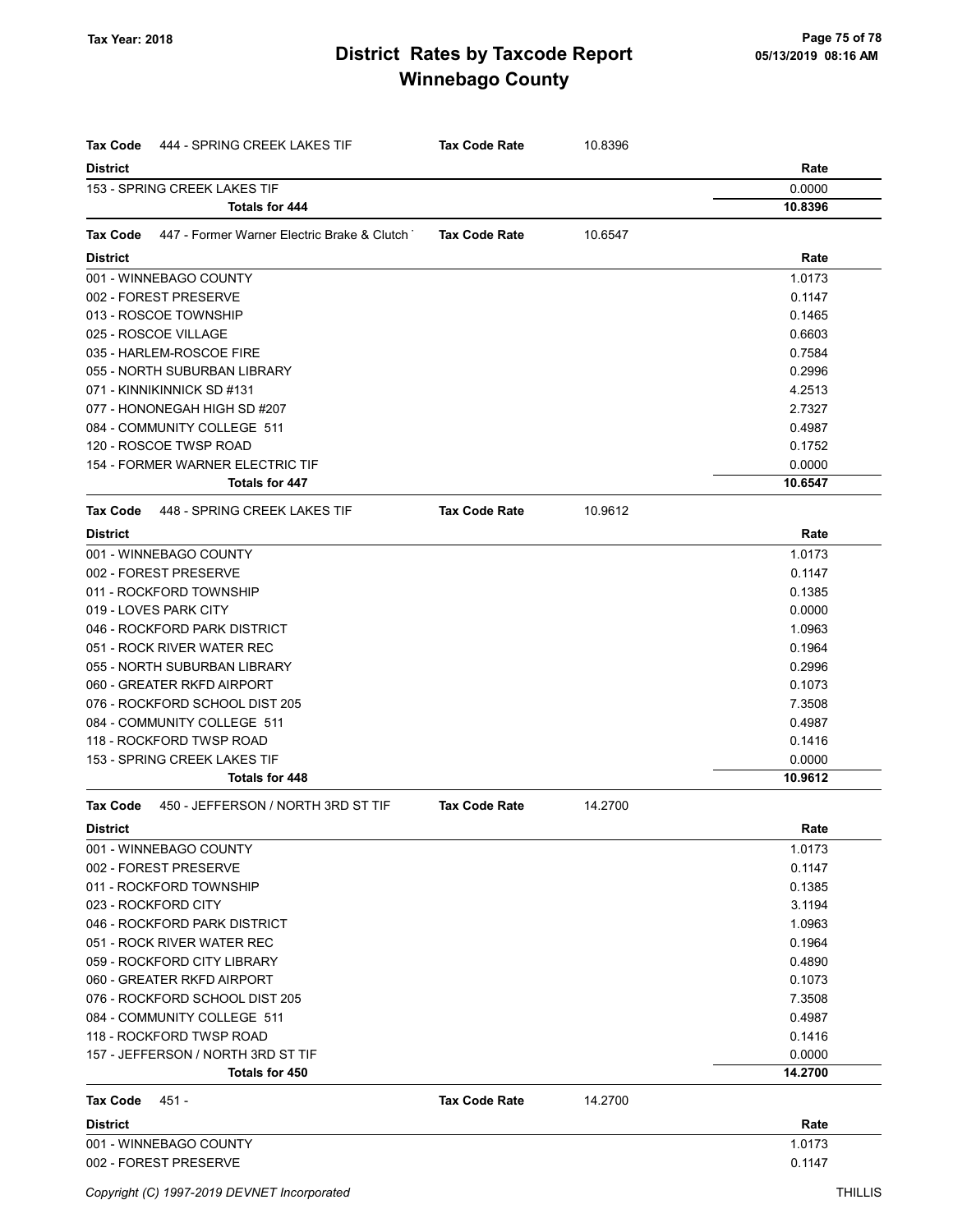## District Rates by Taxcode Report
## Winnebago County

Tax Year: 2018

| Tax Code | 444 - SPRING CREEK LAKES TIF | Tax Code Rate | 10.8396 |
|---|---|---|---|
| **District** | | | **Rate** |
| 153 - SPRING CREEK LAKES TIF | | | 0.0000 |
| **Totals for 444** | | | **10.8396** |

| Tax Code | 447 - Former Warner Electric Brake & Clutch | Tax Code Rate | 10.6547 |
|---|---|---|---|
| **District** | | | **Rate** |
| 001 - WINNEBAGO COUNTY | | | 1.0173 |
| 002 - FOREST PRESERVE | | | 0.1147 |
| 013 - ROSCOE TOWNSHIP | | | 0.1465 |
| 025 - ROSCOE VILLAGE | | | 0.6603 |
| 035 - HARLEM-ROSCOE FIRE | | | 0.7584 |
| 055 - NORTH SUBURBAN LIBRARY | | | 0.2996 |
| 071 - KINNIKINNICK SD #131 | | | 4.2513 |
| 077 - HONONEGAH HIGH SD #207 | | | 2.7327 |
| 084 - COMMUNITY COLLEGE 511 | | | 0.4987 |
| 120 - ROSCOE TWSP ROAD | | | 0.1752 |
| 154 - FORMER WARNER ELECTRIC TIF | | | 0.0000 |
| **Totals for 447** | | | **10.6547** |

| Tax Code | 448 - SPRING CREEK LAKES TIF | Tax Code Rate | 10.9612 |
|---|---|---|---|
| **District** | | | **Rate** |
| 001 - WINNEBAGO COUNTY | | | 1.0173 |
| 002 - FOREST PRESERVE | | | 0.1147 |
| 011 - ROCKFORD TOWNSHIP | | | 0.1385 |
| 019 - LOVES PARK CITY | | | 0.0000 |
| 046 - ROCKFORD PARK DISTRICT | | | 1.0963 |
| 051 - ROCK RIVER WATER REC | | | 0.1964 |
| 055 - NORTH SUBURBAN LIBRARY | | | 0.2996 |
| 060 - GREATER RKFD AIRPORT | | | 0.1073 |
| 076 - ROCKFORD SCHOOL DIST 205 | | | 7.3508 |
| 084 - COMMUNITY COLLEGE 511 | | | 0.4987 |
| 118 - ROCKFORD TWSP ROAD | | | 0.1416 |
| 153 - SPRING CREEK LAKES TIF | | | 0.0000 |
| **Totals for 448** | | | **10.9612** |

| Tax Code | 450 - JEFFERSON / NORTH 3RD ST TIF | Tax Code Rate | 14.2700 |
|---|---|---|---|
| **District** | | | **Rate** |
| 001 - WINNEBAGO COUNTY | | | 1.0173 |
| 002 - FOREST PRESERVE | | | 0.1147 |
| 011 - ROCKFORD TOWNSHIP | | | 0.1385 |
| 023 - ROCKFORD CITY | | | 3.1194 |
| 046 - ROCKFORD PARK DISTRICT | | | 1.0963 |
| 051 - ROCK RIVER WATER REC | | | 0.1964 |
| 059 - ROCKFORD CITY LIBRARY | | | 0.4890 |
| 060 - GREATER RKFD AIRPORT | | | 0.1073 |
| 076 - ROCKFORD SCHOOL DIST 205 | | | 7.3508 |
| 084 - COMMUNITY COLLEGE 511 | | | 0.4987 |
| 118 - ROCKFORD TWSP ROAD | | | 0.1416 |
| 157 - JEFFERSON / NORTH 3RD ST TIF | | | 0.0000 |
| **Totals for 450** | | | **14.2700** |

| Tax Code | 451 - | Tax Code Rate | 14.2700 |
|---|---|---|---|
| **District** | | | **Rate** |
| 001 - WINNEBAGO COUNTY | | | 1.0173 |
| 002 - FOREST PRESERVE | | | 0.1147 |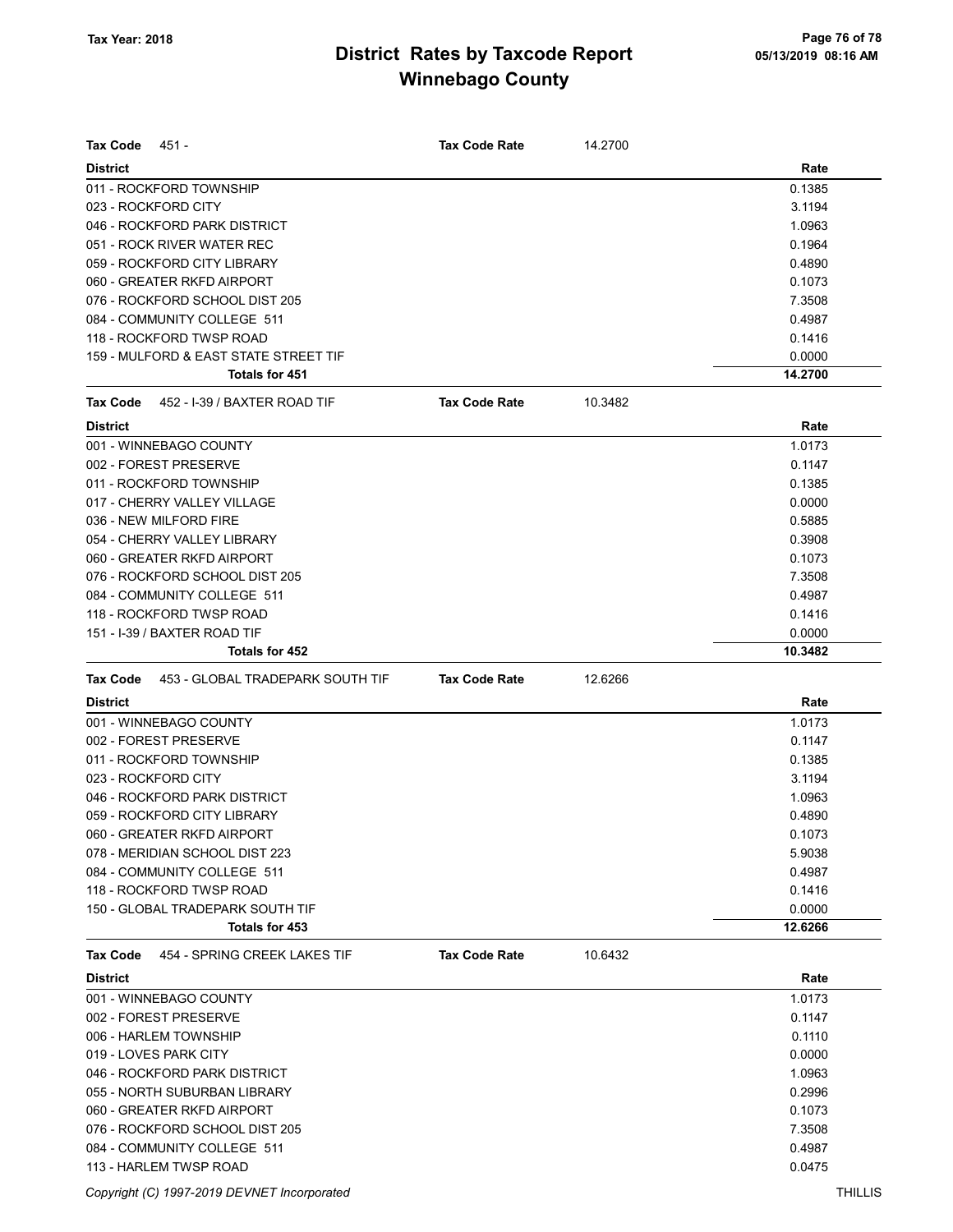# District Rates by Taxcode Report

## Winnebago County

Tax Year: 2018

05/13/2019 08:16 AM

**Tax Code** 451 - **Tax Code Rate** 14.2700

| District | Rate |
|---|---|
| 011 - ROCKFORD TOWNSHIP | 0.1385 |
| 023 - ROCKFORD CITY | 3.1194 |
| 046 - ROCKFORD PARK DISTRICT | 1.0963 |
| 051 - ROCK RIVER WATER REC | 0.1964 |
| 059 - ROCKFORD CITY LIBRARY | 0.4890 |
| 060 - GREATER RKFD AIRPORT | 0.1073 |
| 076 - ROCKFORD SCHOOL DIST 205 | 7.3508 |
| 084 - COMMUNITY COLLEGE 511 | 0.4987 |
| 118 - ROCKFORD TWSP ROAD | 0.1416 |
| 159 - MULFORD & EAST STATE STREET TIF | 0.0000 |
| **Totals for 451** | **14.2700** |

**Tax Code** 452 - I-39 / BAXTER ROAD TIF **Tax Code Rate** 10.3482

| District | Rate |
|---|---|
| 001 - WINNEBAGO COUNTY | 1.0173 |
| 002 - FOREST PRESERVE | 0.1147 |
| 011 - ROCKFORD TOWNSHIP | 0.1385 |
| 017 - CHERRY VALLEY VILLAGE | 0.0000 |
| 036 - NEW MILFORD FIRE | 0.5885 |
| 054 - CHERRY VALLEY LIBRARY | 0.3908 |
| 060 - GREATER RKFD AIRPORT | 0.1073 |
| 076 - ROCKFORD SCHOOL DIST 205 | 7.3508 |
| 084 - COMMUNITY COLLEGE 511 | 0.4987 |
| 118 - ROCKFORD TWSP ROAD | 0.1416 |
| 151 - I-39 / BAXTER ROAD TIF | 0.0000 |
| **Totals for 452** | **10.3482** |

**Tax Code** 453 - GLOBAL TRADEPARK SOUTH TIF **Tax Code Rate** 12.6266

| District | Rate |
|---|---|
| 001 - WINNEBAGO COUNTY | 1.0173 |
| 002 - FOREST PRESERVE | 0.1147 |
| 011 - ROCKFORD TOWNSHIP | 0.1385 |
| 023 - ROCKFORD CITY | 3.1194 |
| 046 - ROCKFORD PARK DISTRICT | 1.0963 |
| 059 - ROCKFORD CITY LIBRARY | 0.4890 |
| 060 - GREATER RKFD AIRPORT | 0.1073 |
| 078 - MERIDIAN SCHOOL DIST 223 | 5.9038 |
| 084 - COMMUNITY COLLEGE 511 | 0.4987 |
| 118 - ROCKFORD TWSP ROAD | 0.1416 |
| 150 - GLOBAL TRADEPARK SOUTH TIF | 0.0000 |
| **Totals for 453** | **12.6266** |

**Tax Code** 454 - SPRING CREEK LAKES TIF **Tax Code Rate** 10.6432

| District | Rate |
|---|---|
| 001 - WINNEBAGO COUNTY | 1.0173 |
| 002 - FOREST PRESERVE | 0.1147 |
| 006 - HARLEM TOWNSHIP | 0.1110 |
| 019 - LOVES PARK CITY | 0.0000 |
| 046 - ROCKFORD PARK DISTRICT | 1.0963 |
| 055 - NORTH SUBURBAN LIBRARY | 0.2996 |
| 060 - GREATER RKFD AIRPORT | 0.1073 |
| 076 - ROCKFORD SCHOOL DIST 205 | 7.3508 |
| 084 - COMMUNITY COLLEGE 511 | 0.4987 |
| 113 - HARLEM TWSP ROAD | 0.0475 |

Copyright (C) 1997-2019 DEVNET Incorporated

THILLIS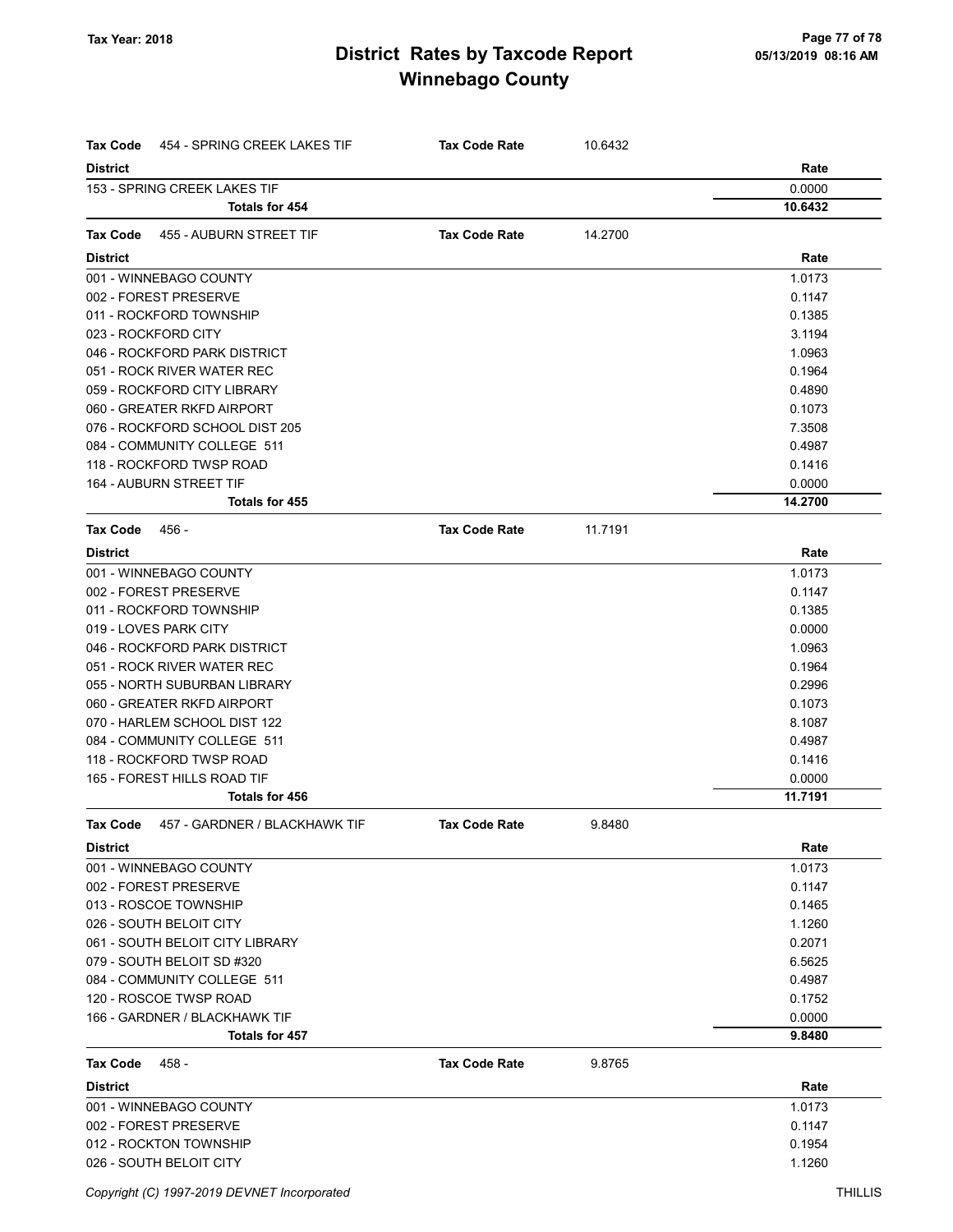# District Rates by Taxcode Report
## Winnebago County

Tax Year: 2018

**Tax Code** 454 - SPRING CREEK LAKES TIF — **Tax Code Rate** 10.6432

| District | Rate |
|---|---|
| 153 - SPRING CREEK LAKES TIF | 0.0000 |
| **Totals for 454** | **10.6432** |

**Tax Code** 455 - AUBURN STREET TIF — **Tax Code Rate** 14.2700

| District | Rate |
|---|---|
| 001 - WINNEBAGO COUNTY | 1.0173 |
| 002 - FOREST PRESERVE | 0.1147 |
| 011 - ROCKFORD TOWNSHIP | 0.1385 |
| 023 - ROCKFORD CITY | 3.1194 |
| 046 - ROCKFORD PARK DISTRICT | 1.0963 |
| 051 - ROCK RIVER WATER REC | 0.1964 |
| 059 - ROCKFORD CITY LIBRARY | 0.4890 |
| 060 - GREATER RKFD AIRPORT | 0.1073 |
| 076 - ROCKFORD SCHOOL DIST 205 | 7.3508 |
| 084 - COMMUNITY COLLEGE 511 | 0.4987 |
| 118 - ROCKFORD TWSP ROAD | 0.1416 |
| 164 - AUBURN STREET TIF | 0.0000 |
| **Totals for 455** | **14.2700** |

**Tax Code** 456 - — **Tax Code Rate** 11.7191

| District | Rate |
|---|---|
| 001 - WINNEBAGO COUNTY | 1.0173 |
| 002 - FOREST PRESERVE | 0.1147 |
| 011 - ROCKFORD TOWNSHIP | 0.1385 |
| 019 - LOVES PARK CITY | 0.0000 |
| 046 - ROCKFORD PARK DISTRICT | 1.0963 |
| 051 - ROCK RIVER WATER REC | 0.1964 |
| 055 - NORTH SUBURBAN LIBRARY | 0.2996 |
| 060 - GREATER RKFD AIRPORT | 0.1073 |
| 070 - HARLEM SCHOOL DIST 122 | 8.1087 |
| 084 - COMMUNITY COLLEGE 511 | 0.4987 |
| 118 - ROCKFORD TWSP ROAD | 0.1416 |
| 165 - FOREST HILLS ROAD TIF | 0.0000 |
| **Totals for 456** | **11.7191** |

**Tax Code** 457 - GARDNER / BLACKHAWK TIF — **Tax Code Rate** 9.8480

| District | Rate |
|---|---|
| 001 - WINNEBAGO COUNTY | 1.0173 |
| 002 - FOREST PRESERVE | 0.1147 |
| 013 - ROSCOE TOWNSHIP | 0.1465 |
| 026 - SOUTH BELOIT CITY | 1.1260 |
| 061 - SOUTH BELOIT CITY LIBRARY | 0.2071 |
| 079 - SOUTH BELOIT SD #320 | 6.5625 |
| 084 - COMMUNITY COLLEGE 511 | 0.4987 |
| 120 - ROSCOE TWSP ROAD | 0.1752 |
| 166 - GARDNER / BLACKHAWK TIF | 0.0000 |
| **Totals for 457** | **9.8480** |

**Tax Code** 458 - — **Tax Code Rate** 9.8765

| District | Rate |
|---|---|
| 001 - WINNEBAGO COUNTY | 1.0173 |
| 002 - FOREST PRESERVE | 0.1147 |
| 012 - ROCKTON TOWNSHIP | 0.1954 |
| 026 - SOUTH BELOIT CITY | 1.1260 |

Copyright (C) 1997-2019 DEVNET Incorporated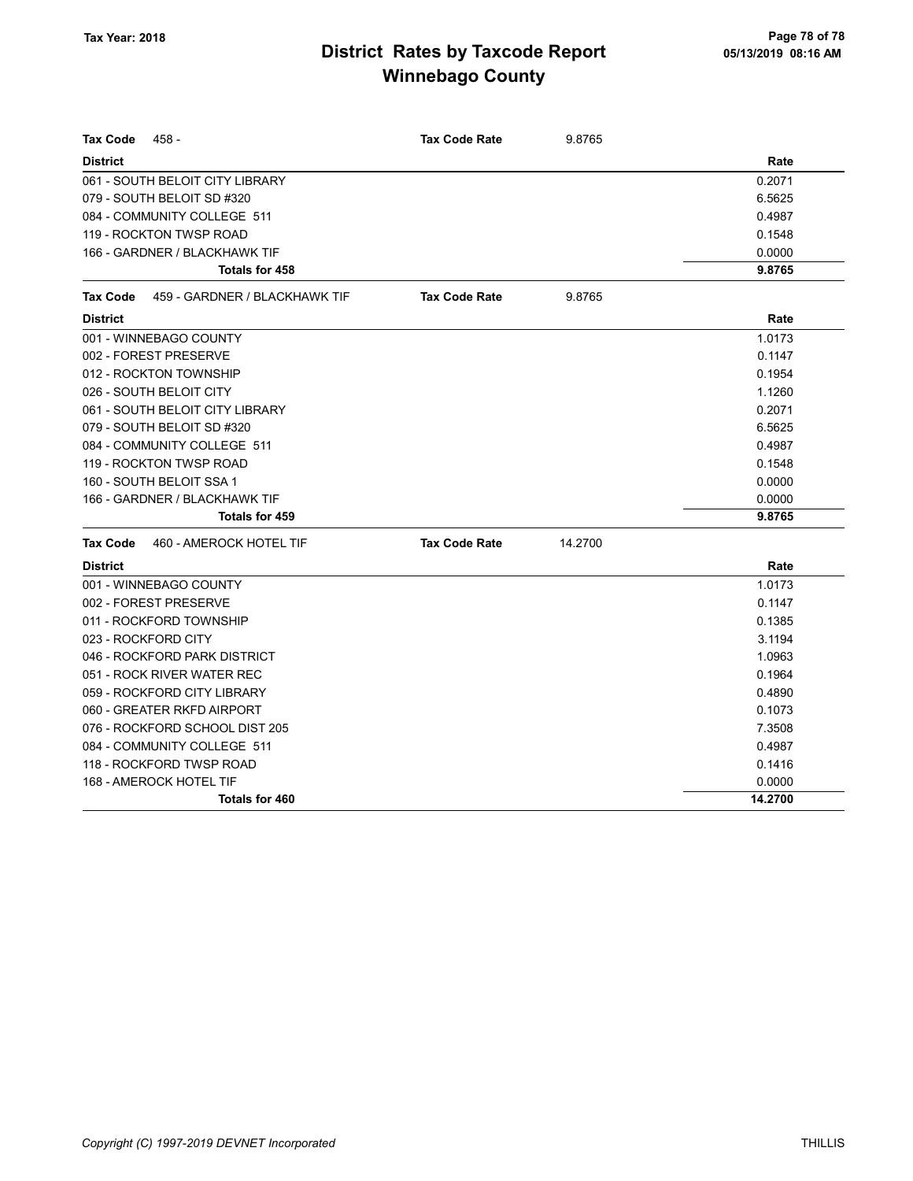# District Rates by Taxcode Report
# Winnebago County

Tax Year: 2018

**Tax Code** 458 - **Tax Code Rate** 9.8765

| District | Rate |
|---|---|
| 061 - SOUTH BELOIT CITY LIBRARY | 0.2071 |
| 079 - SOUTH BELOIT SD #320 | 6.5625 |
| 084 - COMMUNITY COLLEGE 511 | 0.4987 |
| 119 - ROCKTON TWSP ROAD | 0.1548 |
| 166 - GARDNER / BLACKHAWK TIF | 0.0000 |
| **Totals for 458** | **9.8765** |

**Tax Code** 459 - GARDNER / BLACKHAWK TIF **Tax Code Rate** 9.8765

| District | Rate |
|---|---|
| 001 - WINNEBAGO COUNTY | 1.0173 |
| 002 - FOREST PRESERVE | 0.1147 |
| 012 - ROCKTON TOWNSHIP | 0.1954 |
| 026 - SOUTH BELOIT CITY | 1.1260 |
| 061 - SOUTH BELOIT CITY LIBRARY | 0.2071 |
| 079 - SOUTH BELOIT SD #320 | 6.5625 |
| 084 - COMMUNITY COLLEGE 511 | 0.4987 |
| 119 - ROCKTON TWSP ROAD | 0.1548 |
| 160 - SOUTH BELOIT SSA 1 | 0.0000 |
| 166 - GARDNER / BLACKHAWK TIF | 0.0000 |
| **Totals for 459** | **9.8765** |

**Tax Code** 460 - AMEROCK HOTEL TIF **Tax Code Rate** 14.2700

| District | Rate |
|---|---|
| 001 - WINNEBAGO COUNTY | 1.0173 |
| 002 - FOREST PRESERVE | 0.1147 |
| 011 - ROCKFORD TOWNSHIP | 0.1385 |
| 023 - ROCKFORD CITY | 3.1194 |
| 046 - ROCKFORD PARK DISTRICT | 1.0963 |
| 051 - ROCK RIVER WATER REC | 0.1964 |
| 059 - ROCKFORD CITY LIBRARY | 0.4890 |
| 060 - GREATER RKFD AIRPORT | 0.1073 |
| 076 - ROCKFORD SCHOOL DIST 205 | 7.3508 |
| 084 - COMMUNITY COLLEGE 511 | 0.4987 |
| 118 - ROCKFORD TWSP ROAD | 0.1416 |
| 168 - AMEROCK HOTEL TIF | 0.0000 |
| **Totals for 460** | **14.2700** |